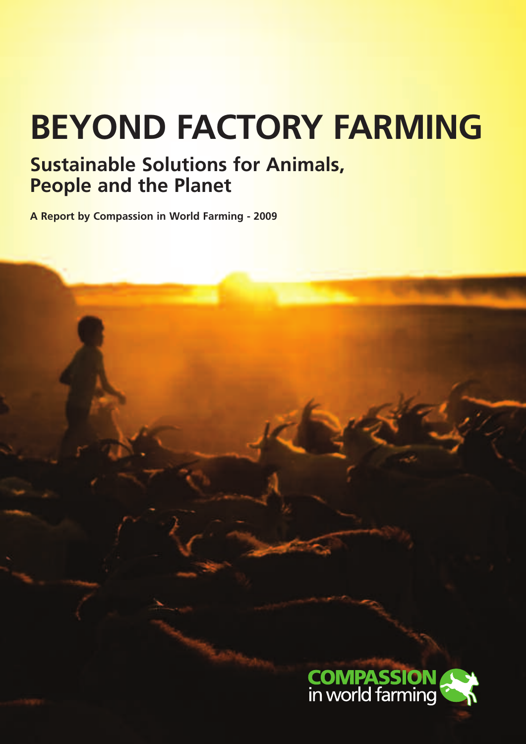# BEYOND FACTORY FARMING

## Sustainable Solutions for Animals, People and the Planet

**A Report by Compassion in World Farming - 2009**

COMPASSION in world farming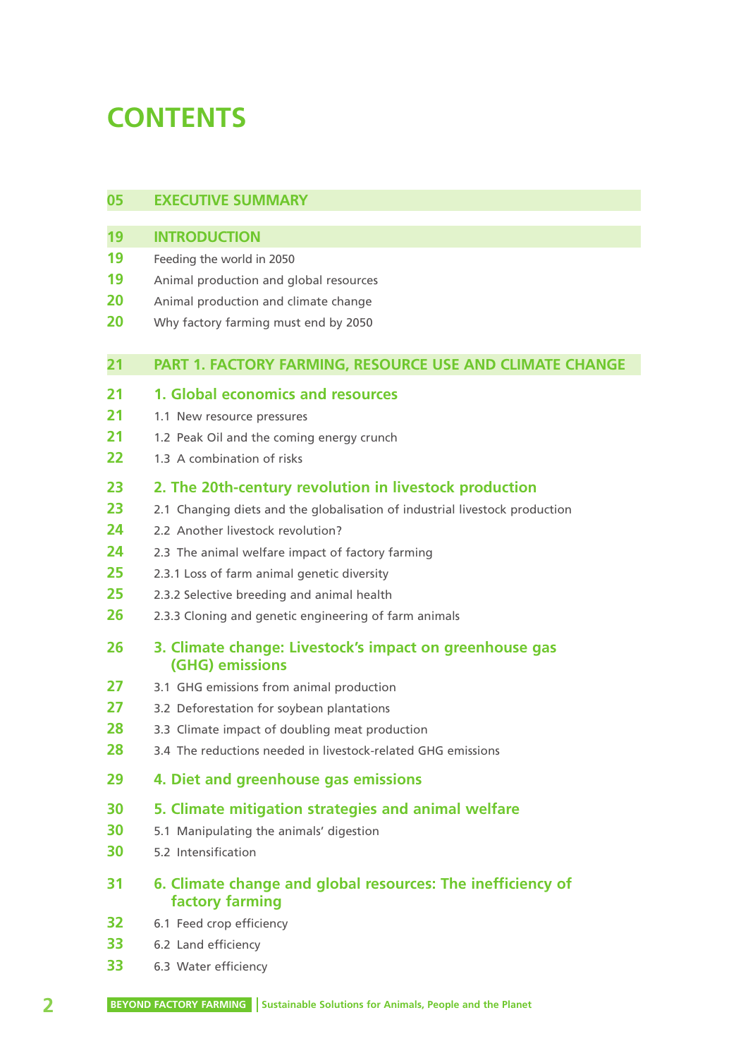# CONTENTS

| | |
|---|---|
| 05 | **EXECUTIVE SUMMARY** |
| 19 | **INTRODUCTION** |
| 19 | Feeding the world in 2050 |
| 19 | Animal production and global resources |
| 20 | Animal production and climate change |
| 20 | Why factory farming must end by 2050 |
| 21 | **PART 1. FACTORY FARMING, RESOURCE USE AND CLIMATE CHANGE** |
| 21 | **1. Global economics and resources** |
| 21 | 1.1 New resource pressures |
| 21 | 1.2 Peak Oil and the coming energy crunch |
| 22 | 1.3 A combination of risks |
| 23 | **2. The 20th-century revolution in livestock production** |
| 23 | 2.1 Changing diets and the globalisation of industrial livestock production |
| 24 | 2.2 Another livestock revolution? |
| 24 | 2.3 The animal welfare impact of factory farming |
| 25 | 2.3.1 Loss of farm animal genetic diversity |
| 25 | 2.3.2 Selective breeding and animal health |
| 26 | 2.3.3 Cloning and genetic engineering of farm animals |
| 26 | **3. Climate change: Livestock's impact on greenhouse gas (GHG) emissions** |
| 27 | 3.1 GHG emissions from animal production |
| 27 | 3.2 Deforestation for soybean plantations |
| 28 | 3.3 Climate impact of doubling meat production |
| 28 | 3.4 The reductions needed in livestock-related GHG emissions |
| 29 | **4. Diet and greenhouse gas emissions** |
| 30 | **5. Climate mitigation strategies and animal welfare** |
| 30 | 5.1 Manipulating the animals' digestion |
| 30 | 5.2 Intensification |
| 31 | **6. Climate change and global resources: The inefficiency of factory farming** |
| 32 | 6.1 Feed crop efficiency |
| 33 | 6.2 Land efficiency |
| 33 | 6.3 Water efficiency |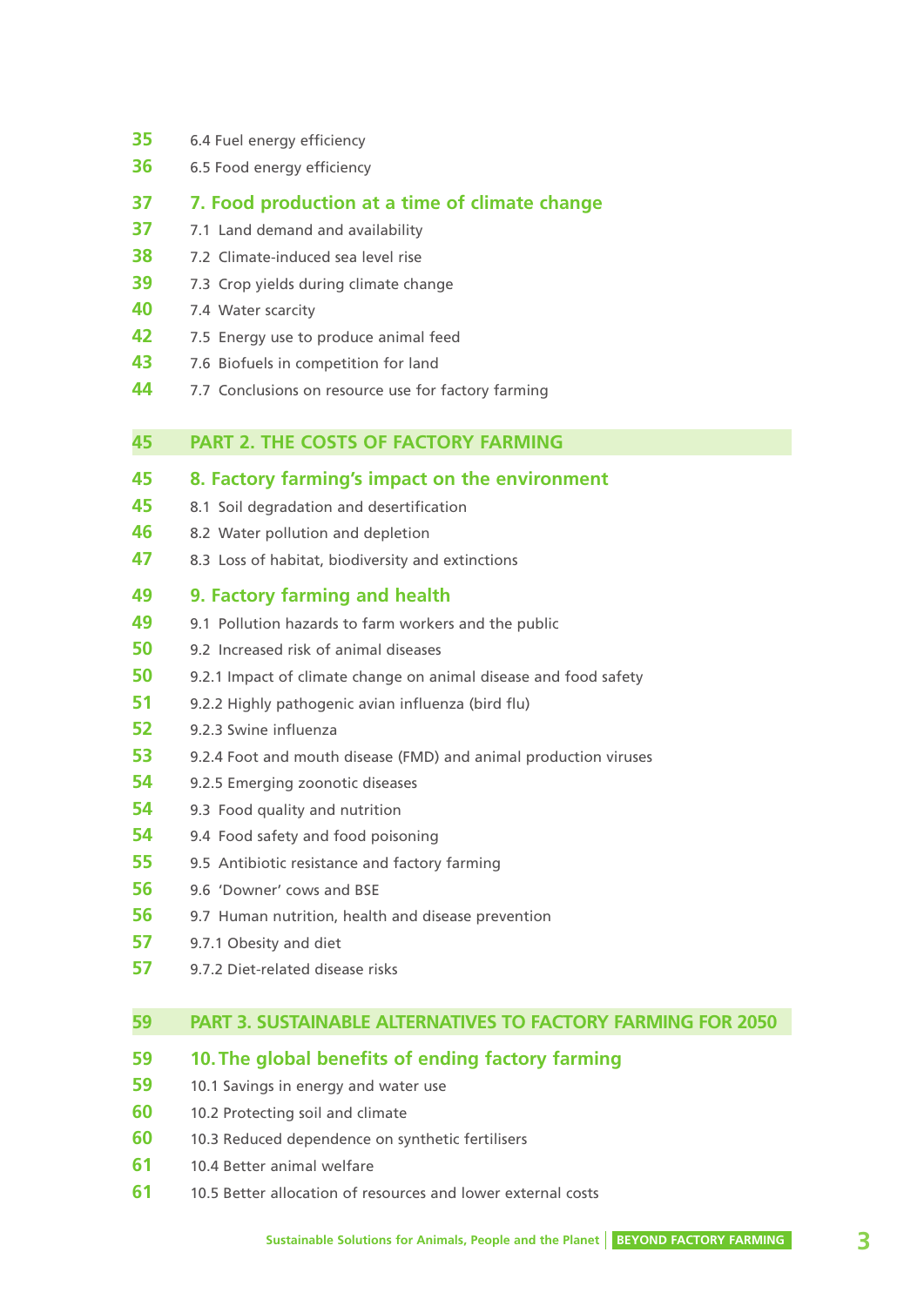| | |
|---|---|
| 35 | 6.4 Fuel energy efficiency |
| 36 | 6.5 Food energy efficiency |
| **37** | **7. Food production at a time of climate change** |
| 37 | 7.1 Land demand and availability |
| 38 | 7.2 Climate-induced sea level rise |
| 39 | 7.3 Crop yields during climate change |
| 40 | 7.4 Water scarcity |
| 42 | 7.5 Energy use to produce animal feed |
| 43 | 7.6 Biofuels in competition for land |
| 44 | 7.7 Conclusions on resource use for factory farming |
| **45** | **PART 2. THE COSTS OF FACTORY FARMING** |
| **45** | **8. Factory farming's impact on the environment** |
| 45 | 8.1 Soil degradation and desertification |
| 46 | 8.2 Water pollution and depletion |
| 47 | 8.3 Loss of habitat, biodiversity and extinctions |
| **49** | **9. Factory farming and health** |
| 49 | 9.1 Pollution hazards to farm workers and the public |
| 50 | 9.2 Increased risk of animal diseases |
| 50 | 9.2.1 Impact of climate change on animal disease and food safety |
| 51 | 9.2.2 Highly pathogenic avian influenza (bird flu) |
| 52 | 9.2.3 Swine influenza |
| 53 | 9.2.4 Foot and mouth disease (FMD) and animal production viruses |
| 54 | 9.2.5 Emerging zoonotic diseases |
| 54 | 9.3 Food quality and nutrition |
| 54 | 9.4 Food safety and food poisoning |
| 55 | 9.5 Antibiotic resistance and factory farming |
| 56 | 9.6 'Downer' cows and BSE |
| 56 | 9.7 Human nutrition, health and disease prevention |
| 57 | 9.7.1 Obesity and diet |
| 57 | 9.7.2 Diet-related disease risks |
| **59** | **PART 3. SUSTAINABLE ALTERNATIVES TO FACTORY FARMING FOR 2050** |
| **59** | **10. The global benefits of ending factory farming** |
| 59 | 10.1 Savings in energy and water use |
| 60 | 10.2 Protecting soil and climate |
| 60 | 10.3 Reduced dependence on synthetic fertilisers |
| 61 | 10.4 Better animal welfare |
| 61 | 10.5 Better allocation of resources and lower external costs |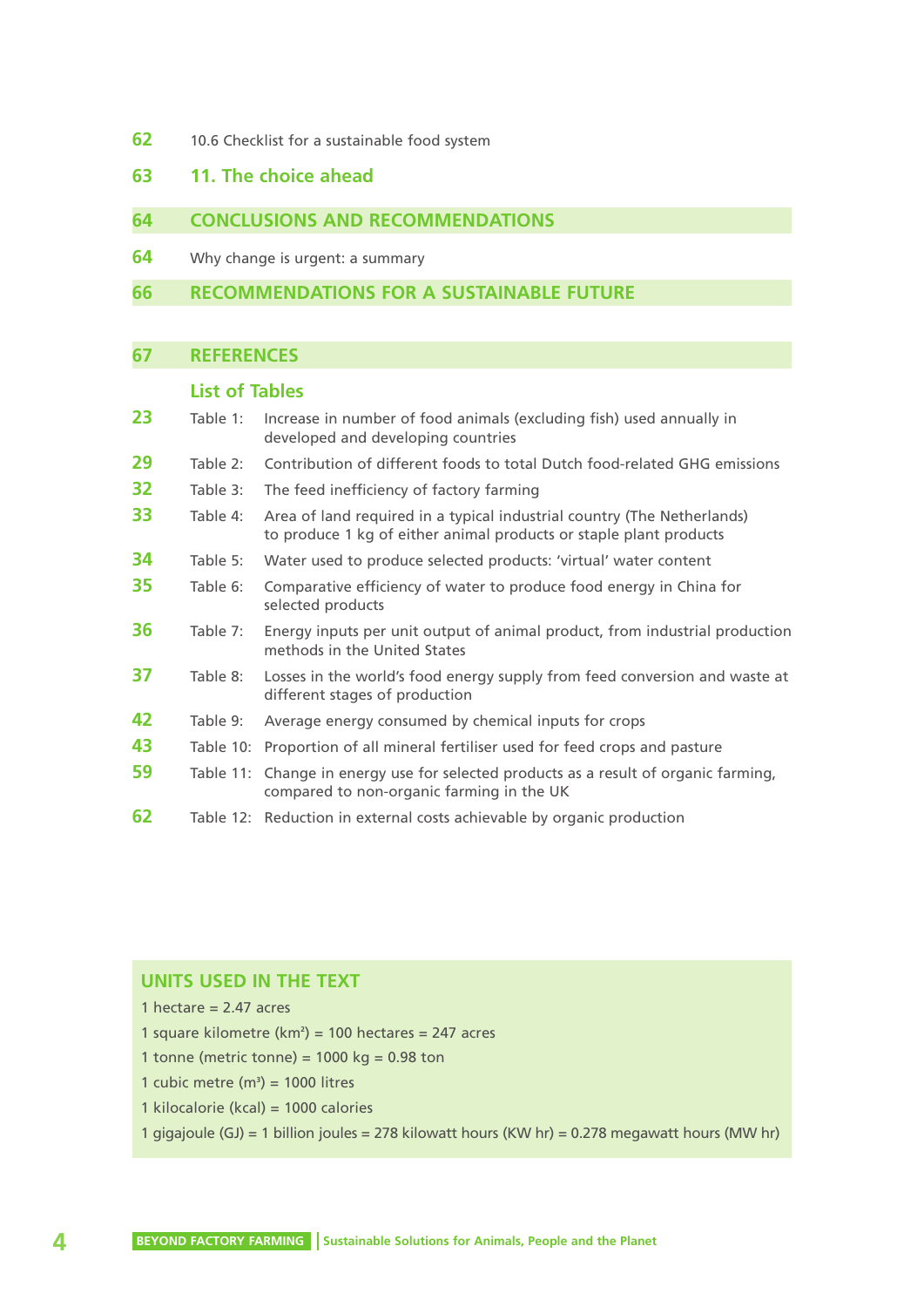62 10.6 Checklist for a sustainable food system

63 **11. The choice ahead**

## 64 CONCLUSIONS AND RECOMMENDATIONS

64 Why change is urgent: a summary

## 66 RECOMMENDATIONS FOR A SUSTAINABLE FUTURE

## 67 REFERENCES

### List of Tables

23 Table 1: Increase in number of food animals (excluding fish) used annually in developed and developing countries

29 Table 2: Contribution of different foods to total Dutch food-related GHG emissions

32 Table 3: The feed inefficiency of factory farming

33 Table 4: Area of land required in a typical industrial country (The Netherlands) to produce 1 kg of either animal products or staple plant products

34 Table 5: Water used to produce selected products: 'virtual' water content

35 Table 6: Comparative efficiency of water to produce food energy in China for selected products

36 Table 7: Energy inputs per unit output of animal product, from industrial production methods in the United States

37 Table 8: Losses in the world's food energy supply from feed conversion and waste at different stages of production

42 Table 9: Average energy consumed by chemical inputs for crops

43 Table 10: Proportion of all mineral fertiliser used for feed crops and pasture

59 Table 11: Change in energy use for selected products as a result of organic farming, compared to non-organic farming in the UK

62 Table 12: Reduction in external costs achievable by organic production

## UNITS USED IN THE TEXT

1 hectare = 2.47 acres

1 square kilometre ($km^2$) = 100 hectares = 247 acres

1 tonne (metric tonne) = 1000 kg = 0.98 ton

1 cubic metre ($m^3$) = 1000 litres

1 kilocalorie (kcal) = 1000 calories

1 gigajoule (GJ) = 1 billion joules = 278 kilowatt hours (KW hr) = 0.278 megawatt hours (MW hr)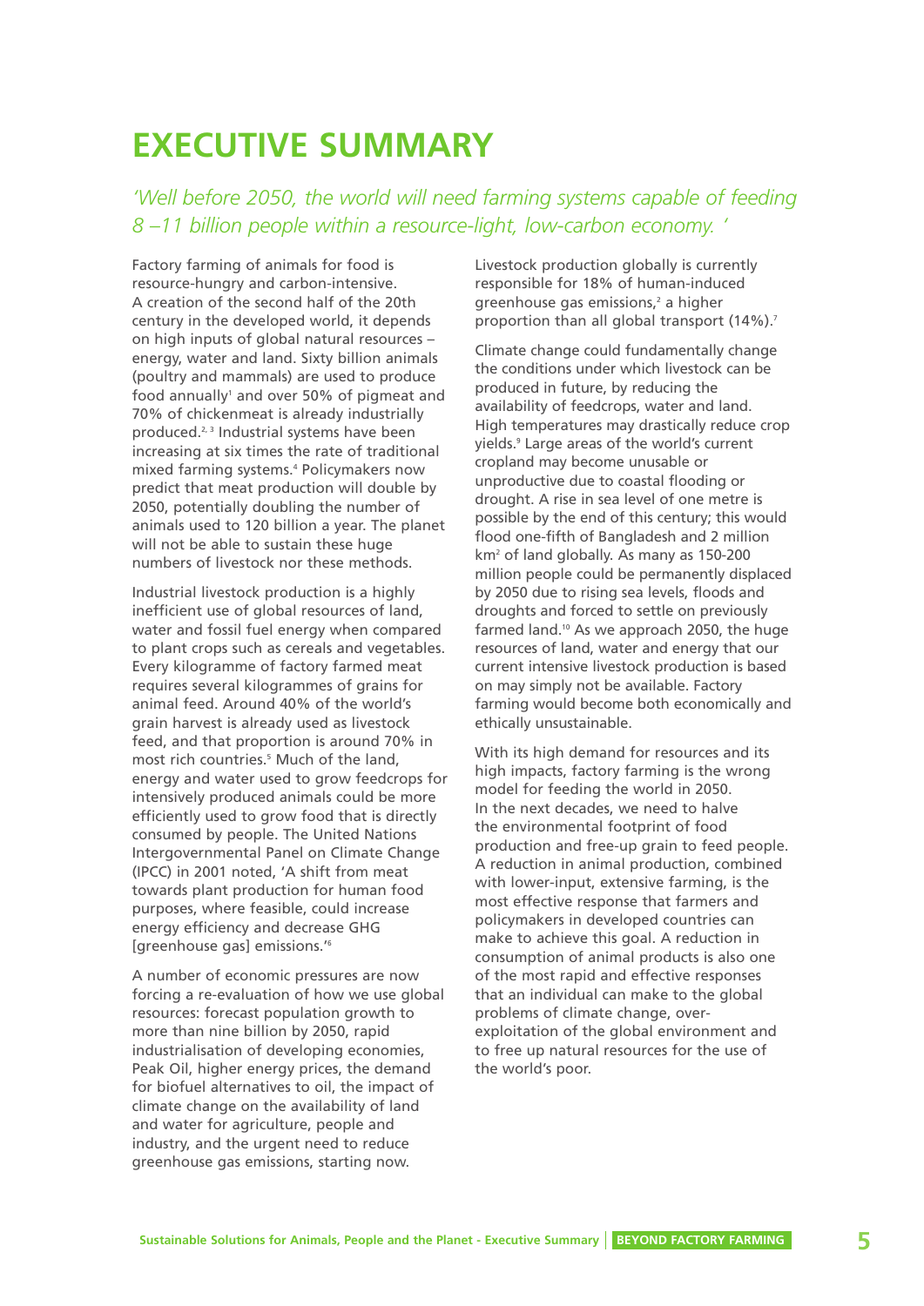# EXECUTIVE SUMMARY

*'Well before 2050, the world will need farming systems capable of feeding 8 –11 billion people within a resource-light, low-carbon economy. '*

Factory farming of animals for food is resource-hungry and carbon-intensive. A creation of the second half of the 20th century in the developed world, it depends on high inputs of global natural resources – energy, water and land. Sixty billion animals (poultry and mammals) are used to produce food annually[1] and over 50% of pigmeat and 70% of chickenmeat is already industrially produced.[2, 3] Industrial systems have been increasing at six times the rate of traditional mixed farming systems.[4] Policymakers now predict that meat production will double by 2050, potentially doubling the number of animals used to 120 billion a year. The planet will not be able to sustain these huge numbers of livestock nor these methods.

Industrial livestock production is a highly inefficient use of global resources of land, water and fossil fuel energy when compared to plant crops such as cereals and vegetables. Every kilogramme of factory farmed meat requires several kilogrammes of grains for animal feed. Around 40% of the world's grain harvest is already used as livestock feed, and that proportion is around 70% in most rich countries.[5] Much of the land, energy and water used to grow feedcrops for intensively produced animals could be more efficiently used to grow food that is directly consumed by people. The United Nations Intergovernmental Panel on Climate Change (IPCC) in 2001 noted, 'A shift from meat towards plant production for human food purposes, where feasible, could increase energy efficiency and decrease GHG [greenhouse gas] emissions.'[6]

A number of economic pressures are now forcing a re-evaluation of how we use global resources: forecast population growth to more than nine billion by 2050, rapid industrialisation of developing economies, Peak Oil, higher energy prices, the demand for biofuel alternatives to oil, the impact of climate change on the availability of land and water for agriculture, people and industry, and the urgent need to reduce greenhouse gas emissions, starting now.

Livestock production globally is currently responsible for 18% of human-induced greenhouse gas emissions,[2] a higher proportion than all global transport (14%).[7]

Climate change could fundamentally change the conditions under which livestock can be produced in future, by reducing the availability of feedcrops, water and land. High temperatures may drastically reduce crop yields.[9] Large areas of the world's current cropland may become unusable or unproductive due to coastal flooding or drought. A rise in sea level of one metre is possible by the end of this century; this would flood one-fifth of Bangladesh and 2 million km$^2$ of land globally. As many as 150-200 million people could be permanently displaced by 2050 due to rising sea levels, floods and droughts and forced to settle on previously farmed land.[10] As we approach 2050, the huge resources of land, water and energy that our current intensive livestock production is based on may simply not be available. Factory farming would become both economically and ethically unsustainable.

With its high demand for resources and its high impacts, factory farming is the wrong model for feeding the world in 2050. In the next decades, we need to halve the environmental footprint of food production and free-up grain to feed people. A reduction in animal production, combined with lower-input, extensive farming, is the most effective response that farmers and policymakers in developed countries can make to achieve this goal. A reduction in consumption of animal products is also one of the most rapid and effective responses that an individual can make to the global problems of climate change, over-exploitation of the global environment and to free up natural resources for the use of the world's poor.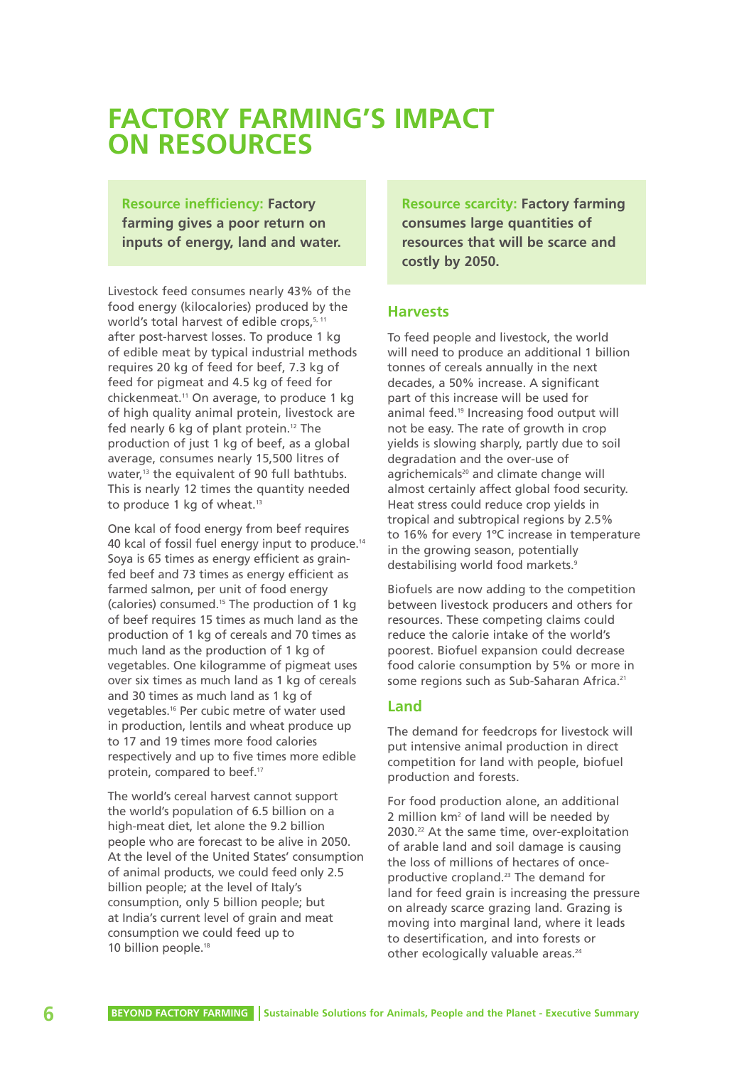# FACTORY FARMING'S IMPACT ON RESOURCES

**Resource inefficiency: Factory farming gives a poor return on inputs of energy, land and water.**

Livestock feed consumes nearly 43% of the food energy (kilocalories) produced by the world's total harvest of edible crops,[5, 11] after post-harvest losses. To produce 1 kg of edible meat by typical industrial methods requires 20 kg of feed for beef, 7.3 kg of feed for pigmeat and 4.5 kg of feed for chickenmeat.[11] On average, to produce 1 kg of high quality animal protein, livestock are fed nearly 6 kg of plant protein.[12] The production of just 1 kg of beef, as a global average, consumes nearly 15,500 litres of water,[13] the equivalent of 90 full bathtubs. This is nearly 12 times the quantity needed to produce 1 kg of wheat.[13]

One kcal of food energy from beef requires 40 kcal of fossil fuel energy input to produce.[14] Soya is 65 times as energy efficient as grain-fed beef and 73 times as energy efficient as farmed salmon, per unit of food energy (calories) consumed.[15] The production of 1 kg of beef requires 15 times as much land as the production of 1 kg of cereals and 70 times as much land as the production of 1 kg of vegetables. One kilogramme of pigmeat uses over six times as much land as 1 kg of cereals and 30 times as much land as 1 kg of vegetables.[16] Per cubic metre of water used in production, lentils and wheat produce up to 17 and 19 times more food calories respectively and up to five times more edible protein, compared to beef.[17]

The world's cereal harvest cannot support the world's population of 6.5 billion on a high-meat diet, let alone the 9.2 billion people who are forecast to be alive in 2050. At the level of the United States' consumption of animal products, we could feed only 2.5 billion people; at the level of Italy's consumption, only 5 billion people; but at India's current level of grain and meat consumption we could feed up to 10 billion people.[18]

**Resource scarcity: Factory farming consumes large quantities of resources that will be scarce and costly by 2050.**

## Harvests

To feed people and livestock, the world will need to produce an additional 1 billion tonnes of cereals annually in the next decades, a 50% increase. A significant part of this increase will be used for animal feed.[19] Increasing food output will not be easy. The rate of growth in crop yields is slowing sharply, partly due to soil degradation and the over-use of agrichemicals[20] and climate change will almost certainly affect global food security. Heat stress could reduce crop yields in tropical and subtropical regions by 2.5% to 16% for every 1°C increase in temperature in the growing season, potentially destabilising world food markets.[9]

Biofuels are now adding to the competition between livestock producers and others for resources. These competing claims could reduce the calorie intake of the world's poorest. Biofuel expansion could decrease food calorie consumption by 5% or more in some regions such as Sub-Saharan Africa.[21]

## Land

The demand for feedcrops for livestock will put intensive animal production in direct competition for land with people, biofuel production and forests.

For food production alone, an additional 2 million km$^2$ of land will be needed by 2030.[22] At the same time, over-exploitation of arable land and soil damage is causing the loss of millions of hectares of once-productive cropland.[23] The demand for land for feed grain is increasing the pressure on already scarce grazing land. Grazing is moving into marginal land, where it leads to desertification, and into forests or other ecologically valuable areas.[24]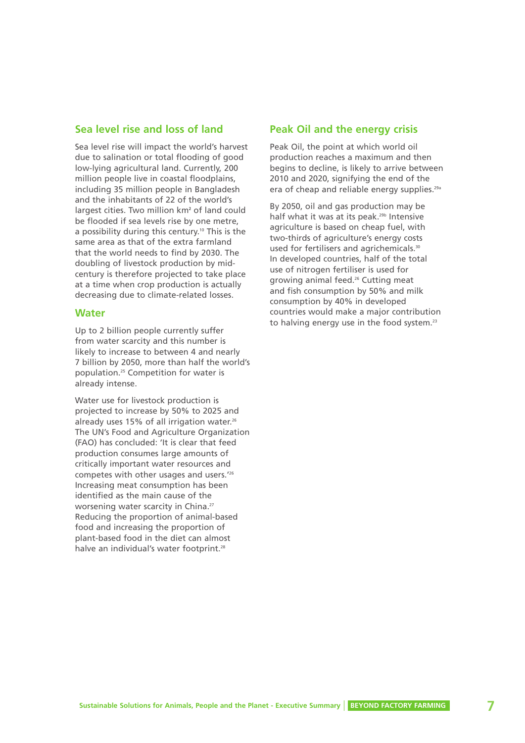## Sea level rise and loss of land

Sea level rise will impact the world's harvest due to salination or total flooding of good low-lying agricultural land. Currently, 200 million people live in coastal floodplains, including 35 million people in Bangladesh and the inhabitants of 22 of the world's largest cities. Two million km² of land could be flooded if sea levels rise by one metre, a possibility during this century.[10] This is the same area as that of the extra farmland that the world needs to find by 2030. The doubling of livestock production by mid-century is therefore projected to take place at a time when crop production is actually decreasing due to climate-related losses.

## Water

Up to 2 billion people currently suffer from water scarcity and this number is likely to increase to between 4 and nearly 7 billion by 2050, more than half the world's population.[25] Competition for water is already intense.

Water use for livestock production is projected to increase by 50% to 2025 and already uses 15% of all irrigation water.[26] The UN's Food and Agriculture Organization (FAO) has concluded: 'It is clear that feed production consumes large amounts of critically important water resources and competes with other usages and users.'[26] Increasing meat consumption has been identified as the main cause of the worsening water scarcity in China.[27] Reducing the proportion of animal-based food and increasing the proportion of plant-based food in the diet can almost halve an individual's water footprint.[28]

## Peak Oil and the energy crisis

Peak Oil, the point at which world oil production reaches a maximum and then begins to decline, is likely to arrive between 2010 and 2020, signifying the end of the era of cheap and reliable energy supplies.[29a]

By 2050, oil and gas production may be half what it was at its peak.[29b] Intensive agriculture is based on cheap fuel, with two-thirds of agriculture's energy costs used for fertilisers and agrichemicals.[30] In developed countries, half of the total use of nitrogen fertiliser is used for growing animal feed.[26] Cutting meat and fish consumption by 50% and milk consumption by 40% in developed countries would make a major contribution to halving energy use in the food system.[23]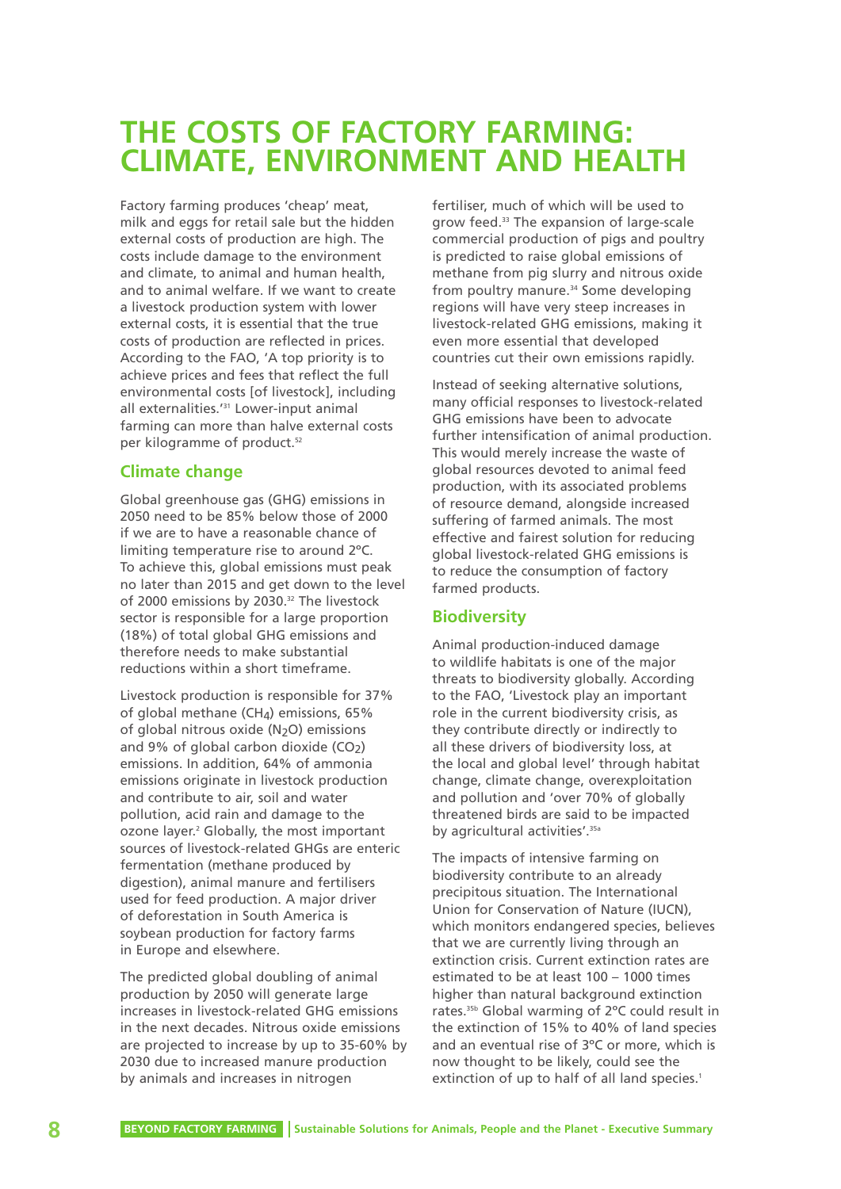# THE COSTS OF FACTORY FARMING: CLIMATE, ENVIRONMENT AND HEALTH

Factory farming produces 'cheap' meat, milk and eggs for retail sale but the hidden external costs of production are high. The costs include damage to the environment and climate, to animal and human health, and to animal welfare. If we want to create a livestock production system with lower external costs, it is essential that the true costs of production are reflected in prices. According to the FAO, 'A top priority is to achieve prices and fees that reflect the full environmental costs [of livestock], including all externalities.'[31] Lower-input animal farming can more than halve external costs per kilogramme of product.[52]

## Climate change

Global greenhouse gas (GHG) emissions in 2050 need to be 85% below those of 2000 if we are to have a reasonable chance of limiting temperature rise to around 2ºC. To achieve this, global emissions must peak no later than 2015 and get down to the level of 2000 emissions by 2030.[32] The livestock sector is responsible for a large proportion (18%) of total global GHG emissions and therefore needs to make substantial reductions within a short timeframe.

Livestock production is responsible for 37% of global methane ($CH_4$) emissions, 65% of global nitrous oxide ($N_2O$) emissions and 9% of global carbon dioxide ($CO_2$) emissions. In addition, 64% of ammonia emissions originate in livestock production and contribute to air, soil and water pollution, acid rain and damage to the ozone layer.[2] Globally, the most important sources of livestock-related GHGs are enteric fermentation (methane produced by digestion), animal manure and fertilisers used for feed production. A major driver of deforestation in South America is soybean production for factory farms in Europe and elsewhere.

The predicted global doubling of animal production by 2050 will generate large increases in livestock-related GHG emissions in the next decades. Nitrous oxide emissions are projected to increase by up to 35-60% by 2030 due to increased manure production by animals and increases in nitrogen fertiliser, much of which will be used to grow feed.[33] The expansion of large-scale commercial production of pigs and poultry is predicted to raise global emissions of methane from pig slurry and nitrous oxide from poultry manure.[34] Some developing regions will have very steep increases in livestock-related GHG emissions, making it even more essential that developed countries cut their own emissions rapidly.

Instead of seeking alternative solutions, many official responses to livestock-related GHG emissions have been to advocate further intensification of animal production. This would merely increase the waste of global resources devoted to animal feed production, with its associated problems of resource demand, alongside increased suffering of farmed animals. The most effective and fairest solution for reducing global livestock-related GHG emissions is to reduce the consumption of factory farmed products.

## Biodiversity

Animal production-induced damage to wildlife habitats is one of the major threats to biodiversity globally. According to the FAO, 'Livestock play an important role in the current biodiversity crisis, as they contribute directly or indirectly to all these drivers of biodiversity loss, at the local and global level' through habitat change, climate change, overexploitation and pollution and 'over 70% of globally threatened birds are said to be impacted by agricultural activities'.[35a]

The impacts of intensive farming on biodiversity contribute to an already precipitous situation. The International Union for Conservation of Nature (IUCN), which monitors endangered species, believes that we are currently living through an extinction crisis. Current extinction rates are estimated to be at least 100 – 1000 times higher than natural background extinction rates.[35b] Global warming of 2ºC could result in the extinction of 15% to 40% of land species and an eventual rise of 3ºC or more, which is now thought to be likely, could see the extinction of up to half of all land species.[1]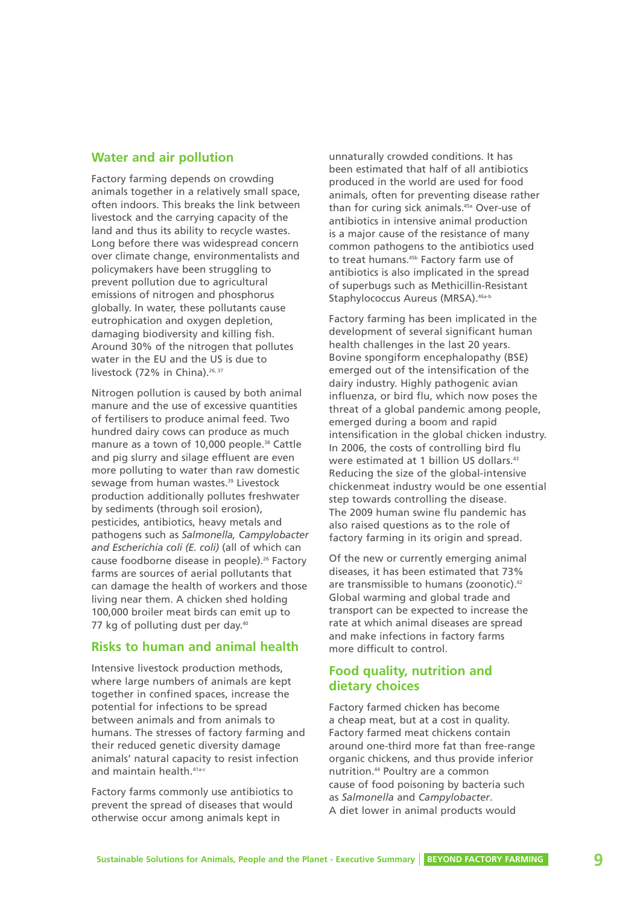## Water and air pollution

Factory farming depends on crowding animals together in a relatively small space, often indoors. This breaks the link between livestock and the carrying capacity of the land and thus its ability to recycle wastes. Long before there was widespread concern over climate change, environmentalists and policymakers have been struggling to prevent pollution due to agricultural emissions of nitrogen and phosphorus globally. In water, these pollutants cause eutrophication and oxygen depletion, damaging biodiversity and killing fish. Around 30% of the nitrogen that pollutes water in the EU and the US is due to livestock (72% in China).[26, 37]

Nitrogen pollution is caused by both animal manure and the use of excessive quantities of fertilisers to produce animal feed. Two hundred dairy cows can produce as much manure as a town of 10,000 people.[38] Cattle and pig slurry and silage effluent are even more polluting to water than raw domestic sewage from human wastes.[39] Livestock production additionally pollutes freshwater by sediments (through soil erosion), pesticides, antibiotics, heavy metals and pathogens such as *Salmonella, Campylobacter and Escherichia coli (E. coli)* (all of which can cause foodborne disease in people).[26] Factory farms are sources of aerial pollutants that can damage the health of workers and those living near them. A chicken shed holding 100,000 broiler meat birds can emit up to 77 kg of polluting dust per day.[40]

## Risks to human and animal health

Intensive livestock production methods, where large numbers of animals are kept together in confined spaces, increase the potential for infections to be spread between animals and from animals to humans. The stresses of factory farming and their reduced genetic diversity damage animals' natural capacity to resist infection and maintain health.[41a-c]

Factory farms commonly use antibiotics to prevent the spread of diseases that would otherwise occur among animals kept in unnaturally crowded conditions. It has been estimated that half of all antibiotics produced in the world are used for food animals, often for preventing disease rather than for curing sick animals.[45a] Over-use of antibiotics in intensive animal production is a major cause of the resistance of many common pathogens to the antibiotics used to treat humans.[45b] Factory farm use of antibiotics is also implicated in the spread of superbugs such as Methicillin-Resistant Staphylococcus Aureus (MRSA).[46a-b]

Factory farming has been implicated in the development of several significant human health challenges in the last 20 years. Bovine spongiform encephalopathy (BSE) emerged out of the intensification of the dairy industry. Highly pathogenic avian influenza, or bird flu, which now poses the threat of a global pandemic among people, emerged during a boom and rapid intensification in the global chicken industry. In 2006, the costs of controlling bird flu were estimated at 1 billion US dollars.[43] Reducing the size of the global-intensive chickenmeat industry would be one essential step towards controlling the disease. The 2009 human swine flu pandemic has also raised questions as to the role of factory farming in its origin and spread.

Of the new or currently emerging animal diseases, it has been estimated that 73% are transmissible to humans (zoonotic).[42] Global warming and global trade and transport can be expected to increase the rate at which animal diseases are spread and make infections in factory farms more difficult to control.

## Food quality, nutrition and dietary choices

Factory farmed chicken has become a cheap meat, but at a cost in quality. Factory farmed meat chickens contain around one-third more fat than free-range organic chickens, and thus provide inferior nutrition.[44] Poultry are a common cause of food poisoning by bacteria such as *Salmonella* and *Campylobacter*. A diet lower in animal products would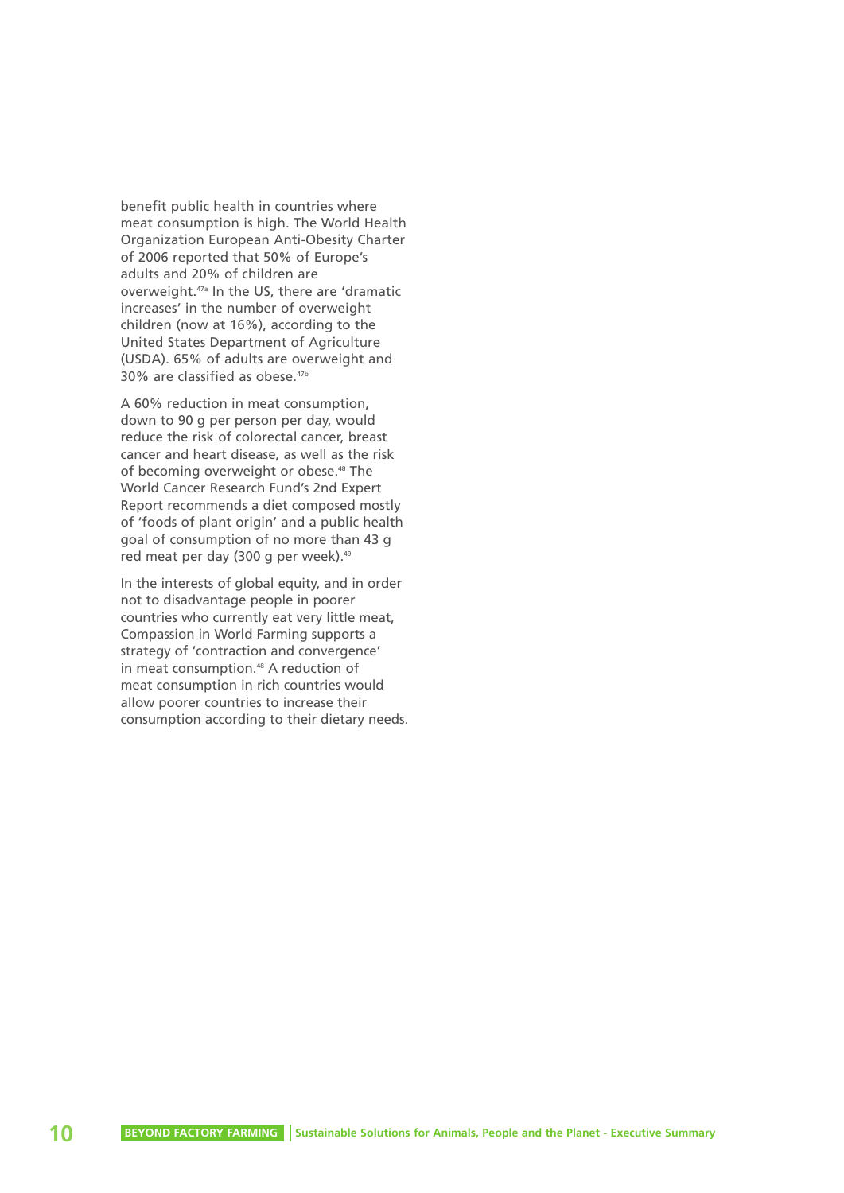benefit public health in countries where meat consumption is high. The World Health Organization European Anti-Obesity Charter of 2006 reported that 50% of Europe's adults and 20% of children are overweight.[47a] In the US, there are 'dramatic increases' in the number of overweight children (now at 16%), according to the United States Department of Agriculture (USDA). 65% of adults are overweight and 30% are classified as obese.[47b]

A 60% reduction in meat consumption, down to 90 g per person per day, would reduce the risk of colorectal cancer, breast cancer and heart disease, as well as the risk of becoming overweight or obese.[48] The World Cancer Research Fund's 2nd Expert Report recommends a diet composed mostly of 'foods of plant origin' and a public health goal of consumption of no more than 43 g red meat per day (300 g per week).[49]

In the interests of global equity, and in order not to disadvantage people in poorer countries who currently eat very little meat, Compassion in World Farming supports a strategy of 'contraction and convergence' in meat consumption.[48] A reduction of meat consumption in rich countries would allow poorer countries to increase their consumption according to their dietary needs.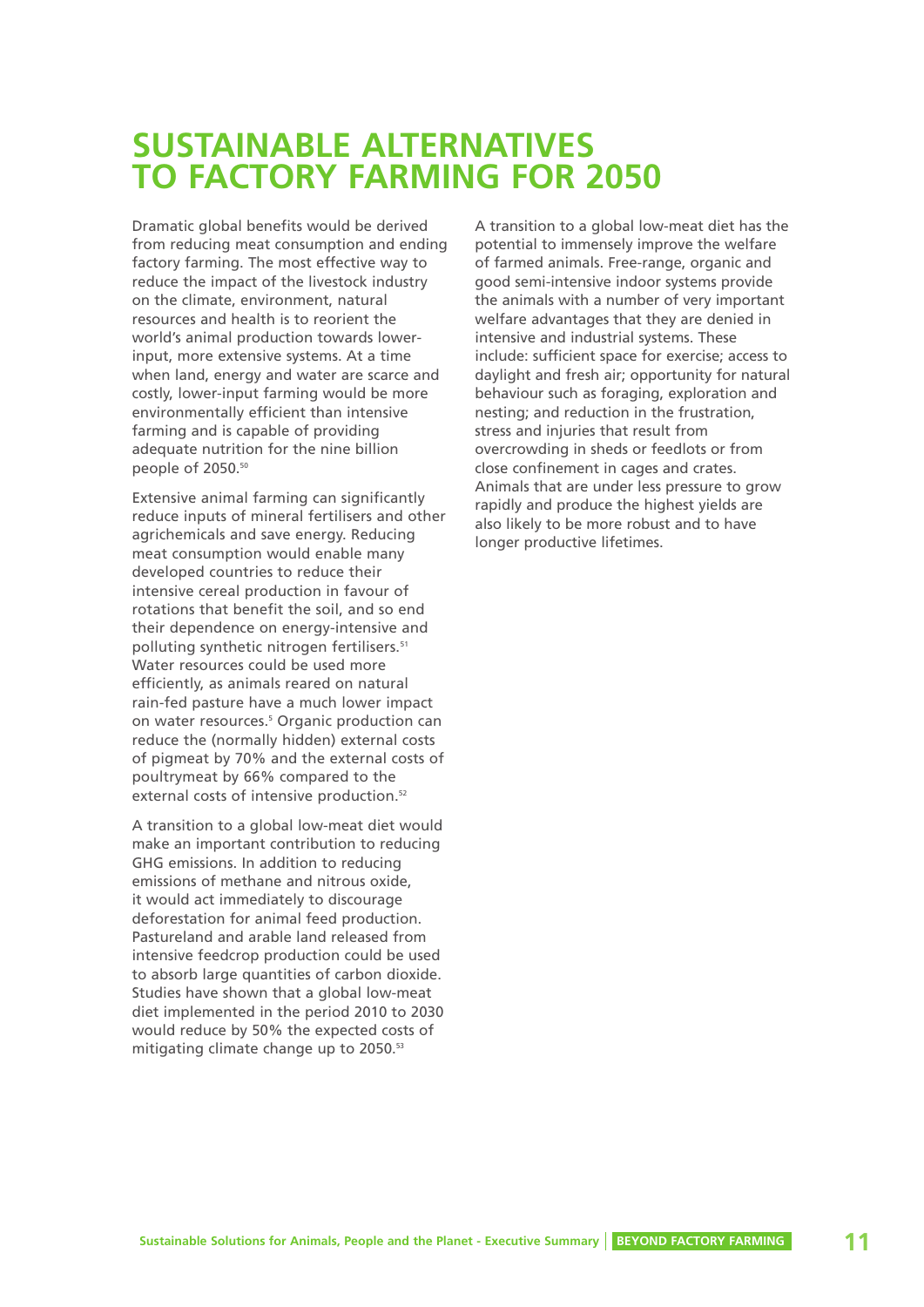# SUSTAINABLE ALTERNATIVES TO FACTORY FARMING FOR 2050

Dramatic global benefits would be derived from reducing meat consumption and ending factory farming. The most effective way to reduce the impact of the livestock industry on the climate, environment, natural resources and health is to reorient the world's animal production towards lower-input, more extensive systems. At a time when land, energy and water are scarce and costly, lower-input farming would be more environmentally efficient than intensive farming and is capable of providing adequate nutrition for the nine billion people of 2050.[50]

Extensive animal farming can significantly reduce inputs of mineral fertilisers and other agrichemicals and save energy. Reducing meat consumption would enable many developed countries to reduce their intensive cereal production in favour of rotations that benefit the soil, and so end their dependence on energy-intensive and polluting synthetic nitrogen fertilisers.[51] Water resources could be used more efficiently, as animals reared on natural rain-fed pasture have a much lower impact on water resources.[5] Organic production can reduce the (normally hidden) external costs of pigmeat by 70% and the external costs of poultrymeat by 66% compared to the external costs of intensive production.[52]

A transition to a global low-meat diet would make an important contribution to reducing GHG emissions. In addition to reducing emissions of methane and nitrous oxide, it would act immediately to discourage deforestation for animal feed production. Pastureland and arable land released from intensive feedcrop production could be used to absorb large quantities of carbon dioxide. Studies have shown that a global low-meat diet implemented in the period 2010 to 2030 would reduce by 50% the expected costs of mitigating climate change up to 2050.[53]

A transition to a global low-meat diet has the potential to immensely improve the welfare of farmed animals. Free-range, organic and good semi-intensive indoor systems provide the animals with a number of very important welfare advantages that they are denied in intensive and industrial systems. These include: sufficient space for exercise; access to daylight and fresh air; opportunity for natural behaviour such as foraging, exploration and nesting; and reduction in the frustration, stress and injuries that result from overcrowding in sheds or feedlots or from close confinement in cages and crates. Animals that are under less pressure to grow rapidly and produce the highest yields are also likely to be more robust and to have longer productive lifetimes.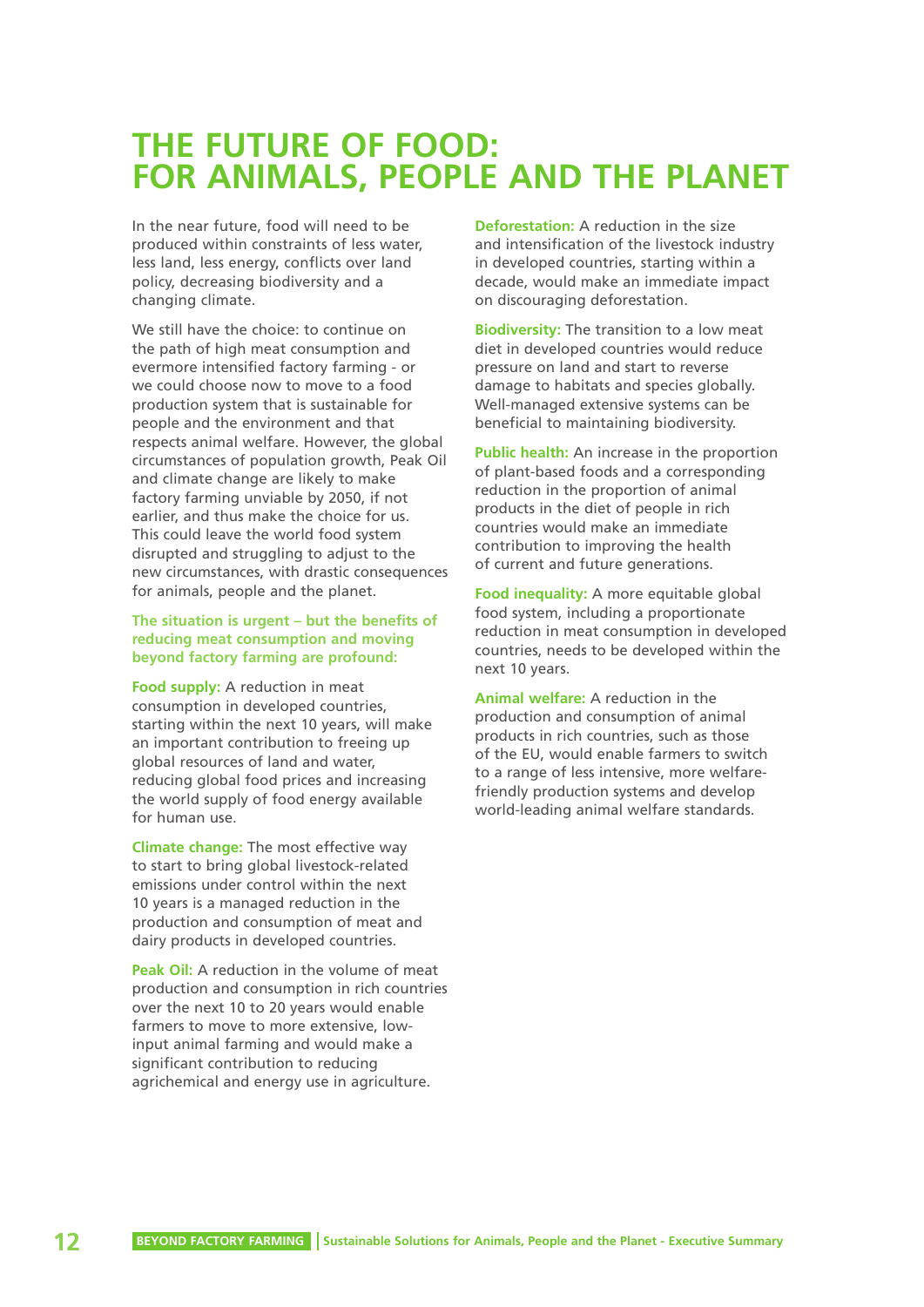# THE FUTURE OF FOOD: FOR ANIMALS, PEOPLE AND THE PLANET

In the near future, food will need to be produced within constraints of less water, less land, less energy, conflicts over land policy, decreasing biodiversity and a changing climate.

We still have the choice: to continue on the path of high meat consumption and evermore intensified factory farming - or we could choose now to move to a food production system that is sustainable for people and the environment and that respects animal welfare. However, the global circumstances of population growth, Peak Oil and climate change are likely to make factory farming unviable by 2050, if not earlier, and thus make the choice for us. This could leave the world food system disrupted and struggling to adjust to the new circumstances, with drastic consequences for animals, people and the planet.

**The situation is urgent – but the benefits of reducing meat consumption and moving beyond factory farming are profound:**

**Food supply:** A reduction in meat consumption in developed countries, starting within the next 10 years, will make an important contribution to freeing up global resources of land and water, reducing global food prices and increasing the world supply of food energy available for human use.

**Climate change:** The most effective way to start to bring global livestock-related emissions under control within the next 10 years is a managed reduction in the production and consumption of meat and dairy products in developed countries.

**Peak Oil:** A reduction in the volume of meat production and consumption in rich countries over the next 10 to 20 years would enable farmers to move to more extensive, low-input animal farming and would make a significant contribution to reducing agrichemical and energy use in agriculture.

**Deforestation:** A reduction in the size and intensification of the livestock industry in developed countries, starting within a decade, would make an immediate impact on discouraging deforestation.

**Biodiversity:** The transition to a low meat diet in developed countries would reduce pressure on land and start to reverse damage to habitats and species globally. Well-managed extensive systems can be beneficial to maintaining biodiversity.

**Public health:** An increase in the proportion of plant-based foods and a corresponding reduction in the proportion of animal products in the diet of people in rich countries would make an immediate contribution to improving the health of current and future generations.

**Food inequality:** A more equitable global food system, including a proportionate reduction in meat consumption in developed countries, needs to be developed within the next 10 years.

**Animal welfare:** A reduction in the production and consumption of animal products in rich countries, such as those of the EU, would enable farmers to switch to a range of less intensive, more welfare-friendly production systems and develop world-leading animal welfare standards.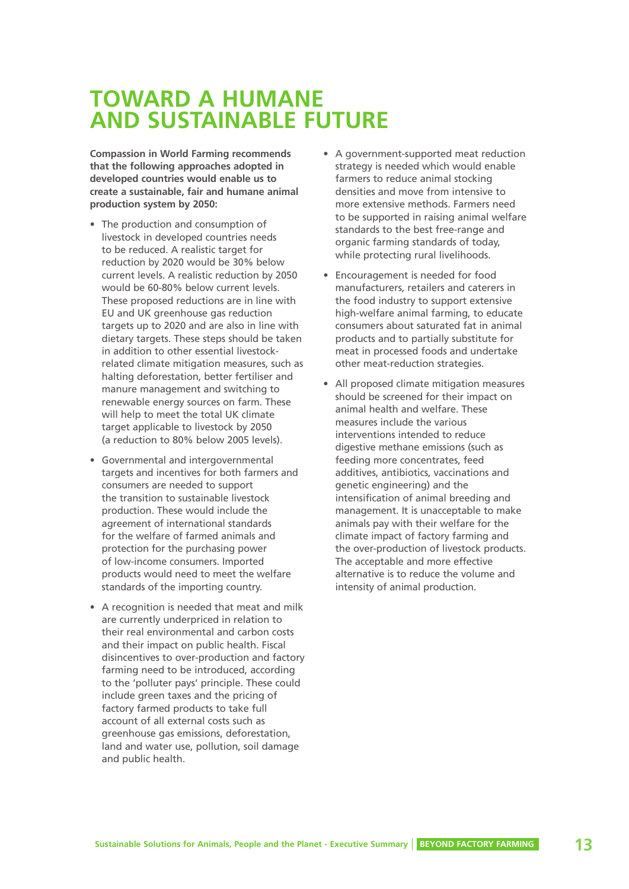# TOWARD A HUMANE AND SUSTAINABLE FUTURE

**Compassion in World Farming recommends that the following approaches adopted in developed countries would enable us to create a sustainable, fair and humane animal production system by 2050:**

- The production and consumption of livestock in developed countries needs to be reduced. A realistic target for reduction by 2020 would be 30% below current levels. A realistic reduction by 2050 would be 60-80% below current levels. These proposed reductions are in line with EU and UK greenhouse gas reduction targets up to 2020 and are also in line with dietary targets. These steps should be taken in addition to other essential livestock-related climate mitigation measures, such as halting deforestation, better fertiliser and manure management and switching to renewable energy sources on farm. These will help to meet the total UK climate target applicable to livestock by 2050 (a reduction to 80% below 2005 levels).

- Governmental and intergovernmental targets and incentives for both farmers and consumers are needed to support the transition to sustainable livestock production. These would include the agreement of international standards for the welfare of farmed animals and protection for the purchasing power of low-income consumers. Imported products would need to meet the welfare standards of the importing country.

- A recognition is needed that meat and milk are currently underpriced in relation to their real environmental and carbon costs and their impact on public health. Fiscal disincentives to over-production and factory farming need to be introduced, according to the 'polluter pays' principle. These could include green taxes and the pricing of factory farmed products to take full account of all external costs such as greenhouse gas emissions, deforestation, land and water use, pollution, soil damage and public health.

- A government-supported meat reduction strategy is needed which would enable farmers to reduce animal stocking densities and move from intensive to more extensive methods. Farmers need to be supported in raising animal welfare standards to the best free-range and organic farming standards of today, while protecting rural livelihoods.

- Encouragement is needed for food manufacturers, retailers and caterers in the food industry to support extensive high-welfare animal farming, to educate consumers about saturated fat in animal products and to partially substitute for meat in processed foods and undertake other meat-reduction strategies.

- All proposed climate mitigation measures should be screened for their impact on animal health and welfare. These measures include the various interventions intended to reduce digestive methane emissions (such as feeding more concentrates, feed additives, antibiotics, vaccinations and genetic engineering) and the intensification of animal breeding and management. It is unacceptable to make animals pay with their welfare for the climate impact of factory farming and the over-production of livestock products. The acceptable and more effective alternative is to reduce the volume and intensity of animal production.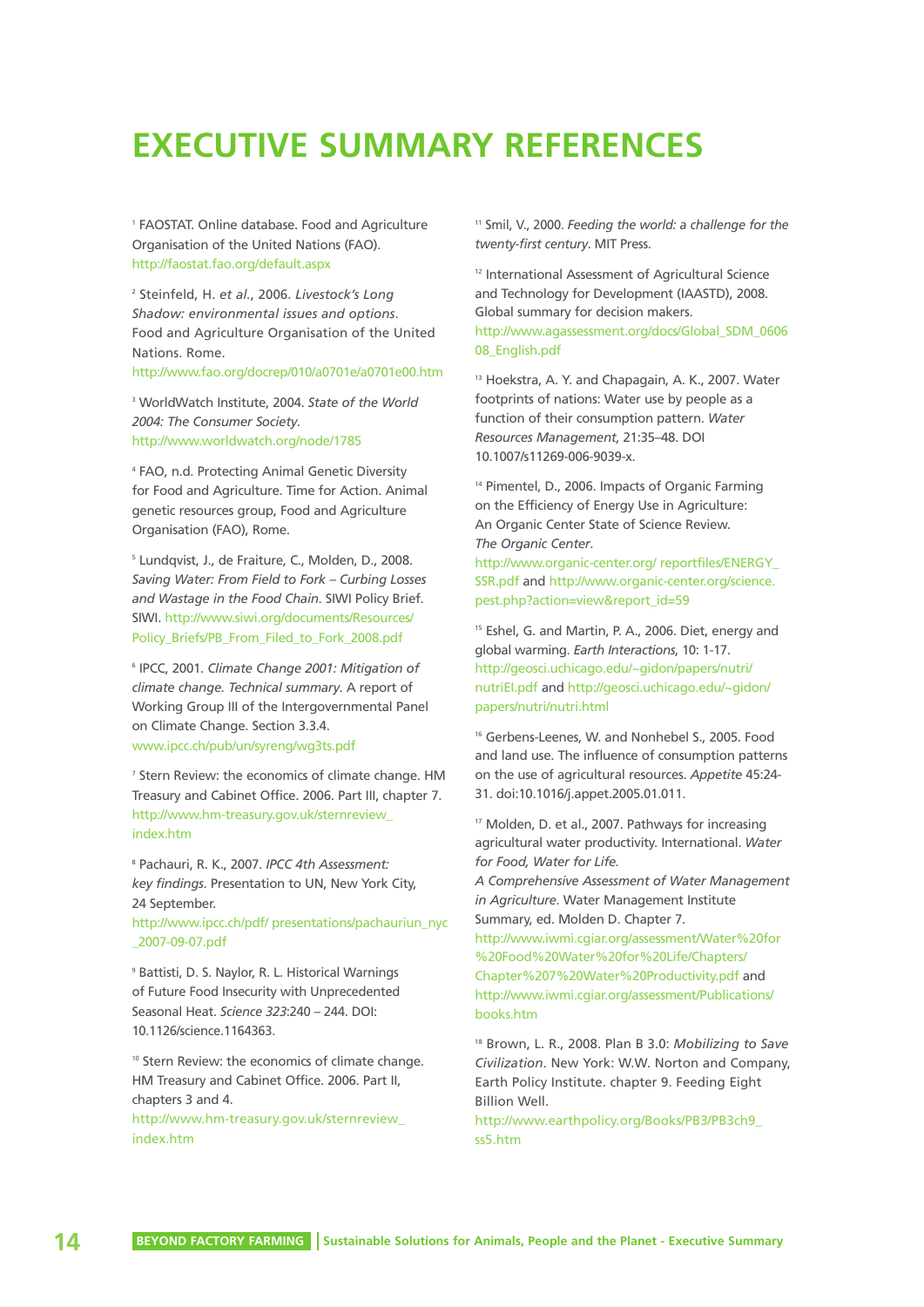# EXECUTIVE SUMMARY REFERENCES

[1] FAOSTAT. Online database. Food and Agriculture Organisation of the United Nations (FAO). http://faostat.fao.org/default.aspx

[2] Steinfeld, H. *et al.*, 2006. *Livestock's Long Shadow: environmental issues and options*. Food and Agriculture Organisation of the United Nations. Rome. http://www.fao.org/docrep/010/a0701e/a0701e00.htm

[3] WorldWatch Institute, 2004. *State of the World 2004: The Consumer Society*. http://www.worldwatch.org/node/1785

[4] FAO, n.d. Protecting Animal Genetic Diversity for Food and Agriculture. Time for Action. Animal genetic resources group, Food and Agriculture Organisation (FAO), Rome.

[5] Lundqvist, J., de Fraiture, C., Molden, D., 2008. *Saving Water: From Field to Fork – Curbing Losses and Wastage in the Food Chain*. SIWI Policy Brief. SIWI. http://www.siwi.org/documents/Resources/Policy_Briefs/PB_From_Filed_to_Fork_2008.pdf

[6] IPCC, 2001. *Climate Change 2001: Mitigation of climate change. Technical summary*. A report of Working Group III of the Intergovernmental Panel on Climate Change. Section 3.3.4. www.ipcc.ch/pub/un/syreng/wg3ts.pdf

[7] Stern Review: the economics of climate change. HM Treasury and Cabinet Office. 2006. Part III, chapter 7. http://www.hm-treasury.gov.uk/sternreview_index.htm

[8] Pachauri, R. K., 2007. *IPCC 4th Assessment: key findings*. Presentation to UN, New York City, 24 September. http://www.ipcc.ch/pdf/ presentations/pachauriun_nyc_2007-09-07.pdf

[9] Battisti, D. S. Naylor, R. L. Historical Warnings of Future Food Insecurity with Unprecedented Seasonal Heat. *Science 323*:240 – 244. DOI: 10.1126/science.1164363.

[10] Stern Review: the economics of climate change. HM Treasury and Cabinet Office. 2006. Part II, chapters 3 and 4. http://www.hm-treasury.gov.uk/sternreview_index.htm

[11] Smil, V., 2000. *Feeding the world: a challenge for the twenty-first century*. MIT Press.

[12] International Assessment of Agricultural Science and Technology for Development (IAASTD), 2008. Global summary for decision makers. http://www.agassessment.org/docs/Global_SDM_060608_English.pdf

[13] Hoekstra, A. Y. and Chapagain, A. K., 2007. Water footprints of nations: Water use by people as a function of their consumption pattern. *Water Resources Management*, 21:35–48. DOI 10.1007/s11269-006-9039-x.

[14] Pimentel, D., 2006. Impacts of Organic Farming on the Efficiency of Energy Use in Agriculture: An Organic Center State of Science Review. *The Organic Center*. http://www.organic-center.org/ reportfiles/ENERGY_SSR.pdf and http://www.organic-center.org/science.pest.php?action=view&report_id=59

[15] Eshel, G. and Martin, P. A., 2006. Diet, energy and global warming. *Earth Interactions*, 10: 1-17. http://geosci.uchicago.edu/~gidon/papers/nutri/nutriEI.pdf and http://geosci.uchicago.edu/~gidon/papers/nutri/nutri.html

[16] Gerbens-Leenes, W. and Nonhebel S., 2005. Food and land use. The influence of consumption patterns on the use of agricultural resources. *Appetite* 45:24-31. doi:10.1016/j.appet.2005.01.011.

[17] Molden, D. et al., 2007. Pathways for increasing agricultural water productivity. International. *Water for Food, Water for Life. A Comprehensive Assessment of Water Management in Agriculture*. Water Management Institute Summary, ed. Molden D. Chapter 7. http://www.iwmi.cgiar.org/assessment/Water%20for%20Food%20Water%20for%20Life/Chapters/Chapter%207%20Water%20Productivity.pdf and http://www.iwmi.cgiar.org/assessment/Publications/books.htm

[18] Brown, L. R., 2008. Plan B 3.0: *Mobilizing to Save Civilization*. New York: W.W. Norton and Company, Earth Policy Institute. chapter 9. Feeding Eight Billion Well. http://www.earthpolicy.org/Books/PB3/PB3ch9_ss5.htm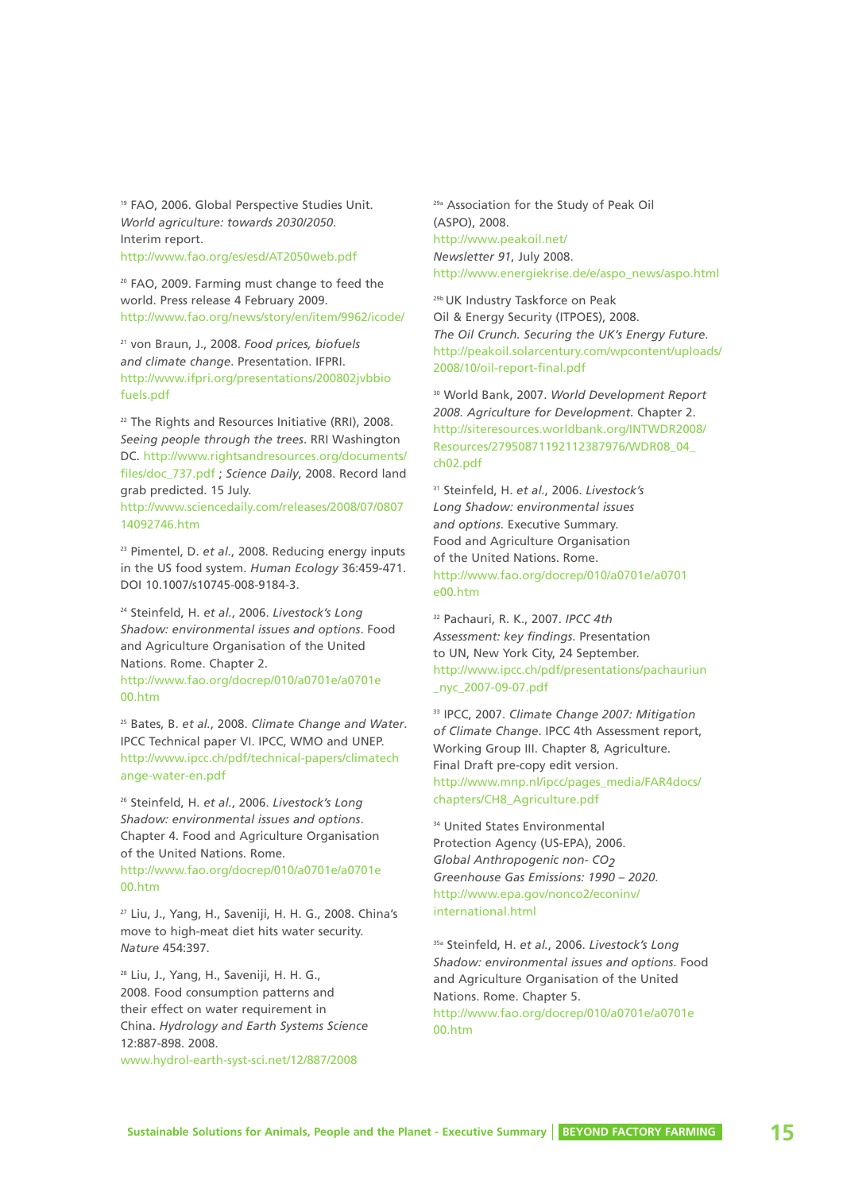[19] FAO, 2006. Global Perspective Studies Unit. *World agriculture: towards 2030/2050*. Interim report. http://www.fao.org/es/esd/AT2050web.pdf

[20] FAO, 2009. Farming must change to feed the world. Press release 4 February 2009. http://www.fao.org/news/story/en/item/9962/icode/

[21] von Braun, J., 2008. *Food prices, biofuels and climate change*. Presentation. IFPRI. http://www.ifpri.org/presentations/200802jvbbiofuels.pdf

[22] The Rights and Resources Initiative (RRI), 2008. *Seeing people through the trees*. RRI Washington DC. http://www.rightsandresources.org/documents/files/doc_737.pdf ; *Science Daily*, 2008. Record land grab predicted. 15 July. http://www.sciencedaily.com/releases/2008/07/080714092746.htm

[23] Pimentel, D. *et al.*, 2008. Reducing energy inputs in the US food system. *Human Ecology* 36:459-471. DOI 10.1007/s10745-008-9184-3.

[24] Steinfeld, H. *et al.*, 2006. *Livestock's Long Shadow: environmental issues and options*. Food and Agriculture Organisation of the United Nations. Rome. Chapter 2. http://www.fao.org/docrep/010/a0701e/a0701e00.htm

[25] Bates, B. *et al.*, 2008. *Climate Change and Water*. IPCC Technical paper VI. IPCC, WMO and UNEP. http://www.ipcc.ch/pdf/technical-papers/climatechange-water-en.pdf

[26] Steinfeld, H. *et al.*, 2006. *Livestock's Long Shadow: environmental issues and options*. Chapter 4. Food and Agriculture Organisation of the United Nations. Rome. http://www.fao.org/docrep/010/a0701e/a0701e00.htm

[27] Liu, J., Yang, H., Saveniji, H. H. G., 2008. China's move to high-meat diet hits water security. *Nature* 454:397.

[28] Liu, J., Yang, H., Saveniji, H. H. G., 2008. Food consumption patterns and their effect on water requirement in China. *Hydrology and Earth Systems Science* 12:887-898. 2008. www.hydrol-earth-syst-sci.net/12/887/2008

[29a] Association for the Study of Peak Oil (ASPO), 2008. http://www.peakoil.net/ *Newsletter 91*, July 2008. http://www.energiekrise.de/e/aspo_news/aspo.html

[29b] UK Industry Taskforce on Peak Oil & Energy Security (ITPOES), 2008. *The Oil Crunch. Securing the UK's Energy Future.* http://peakoil.solarcentury.com/wpcontent/uploads/2008/10/oil-report-final.pdf

[30] World Bank, 2007. *World Development Report 2008. Agriculture for Development*. Chapter 2. http://siteresources.worldbank.org/INTWDR2008/Resources/2795087-1192112387976/WDR08_04_ch02.pdf

[31] Steinfeld, H. *et al.*, 2006. *Livestock's Long Shadow: environmental issues and options*. Executive Summary. Food and Agriculture Organisation of the United Nations. Rome. http://www.fao.org/docrep/010/a0701e/a0701e00.htm

[32] Pachauri, R. K., 2007. *IPCC 4th Assessment: key findings.* Presentation to UN, New York City, 24 September. http://www.ipcc.ch/pdf/presentations/pachauriun_nyc_2007-09-07.pdf

[33] IPCC, 2007. *Climate Change 2007: Mitigation of Climate Change*. IPCC 4th Assessment report, Working Group III. Chapter 8, Agriculture. Final Draft pre-copy edit version. http://www.mnp.nl/ipcc/pages_media/FAR4docs/chapters/CH8_Agriculture.pdf

[34] United States Environmental Protection Agency (US-EPA), 2006. *Global Anthropogenic non- $CO_2$ Greenhouse Gas Emissions: 1990 – 2020.* http://www.epa.gov/nonco2/econinv/international.html

[35a] Steinfeld, H. *et al.*, 2006. *Livestock's Long Shadow: environmental issues and options*. Food and Agriculture Organisation of the United Nations. Rome. Chapter 5. http://www.fao.org/docrep/010/a0701e/a0701e00.htm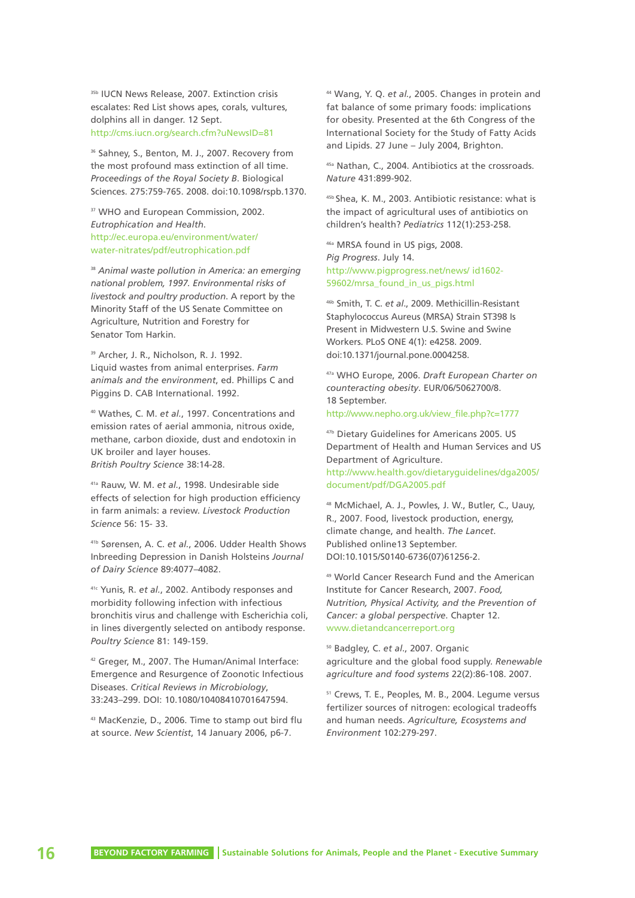[35b] IUCN News Release, 2007. Extinction crisis escalates: Red List shows apes, corals, vultures, dolphins all in danger. 12 Sept. http://cms.iucn.org/search.cfm?uNewsID=81

[36] Sahney, S., Benton, M. J., 2007. Recovery from the most profound mass extinction of all time. *Proceedings of the Royal Society B*. Biological Sciences. 275:759-765. 2008. doi:10.1098/rspb.1370.

[37] WHO and European Commission, 2002. *Eutrophication and Health*. http://ec.europa.eu/environment/water/water-nitrates/pdf/eutrophication.pdf

[38] *Animal waste pollution in America: an emerging national problem, 1997. Environmental risks of livestock and poultry production*. A report by the Minority Staff of the US Senate Committee on Agriculture, Nutrition and Forestry for Senator Tom Harkin.

[39] Archer, J. R., Nicholson, R. J. 1992. Liquid wastes from animal enterprises. *Farm animals and the environment*, ed. Phillips C and Piggins D. CAB International. 1992.

[40] Wathes, C. M. *et al.*, 1997. Concentrations and emission rates of aerial ammonia, nitrous oxide, methane, carbon dioxide, dust and endotoxin in UK broiler and layer houses. *British Poultry Science* 38:14-28.

[41a] Rauw, W. M. *et al.*, 1998. Undesirable side effects of selection for high production efficiency in farm animals: a review. *Livestock Production Science* 56: 15- 33.

[41b] Sørensen, A. C. *et al.*, 2006. Udder Health Shows Inbreeding Depression in Danish Holsteins *Journal of Dairy Science* 89:4077–4082.

[41c] Yunis, R. *et al.*, 2002. Antibody responses and morbidity following infection with infectious bronchitis virus and challenge with Escherichia coli, in lines divergently selected on antibody response. *Poultry Science* 81: 149-159.

[42] Greger, M., 2007. The Human/Animal Interface: Emergence and Resurgence of Zoonotic Infectious Diseases. *Critical Reviews in Microbiology*, 33:243–299. DOI: 10.1080/10408410701647594.

[43] MacKenzie, D., 2006. Time to stamp out bird flu at source. *New Scientist*, 14 January 2006, p6-7.

[44] Wang, Y. Q. *et al.*, 2005. Changes in protein and fat balance of some primary foods: implications for obesity. Presented at the 6th Congress of the International Society for the Study of Fatty Acids and Lipids. 27 June – July 2004, Brighton.

[45a] Nathan, C., 2004. Antibiotics at the crossroads. *Nature* 431:899-902.

[45b] Shea, K. M., 2003. Antibiotic resistance: what is the impact of agricultural uses of antibiotics on children's health? *Pediatrics* 112(1):253-258.

[46a] MRSA found in US pigs, 2008. *Pig Progress*. July 14. http://www.pigprogress.net/news/ id1602-59602/mrsa_found_in_us_pigs.html

[46b] Smith, T. C. *et al.*, 2009. Methicillin-Resistant Staphylococcus Aureus (MRSA) Strain ST398 Is Present in Midwestern U.S. Swine and Swine Workers. PLoS ONE 4(1): e4258. 2009. doi:10.1371/journal.pone.0004258.

[47a] WHO Europe, 2006. *Draft European Charter on counteracting obesity*. EUR/06/5062700/8. 18 September. http://www.nepho.org.uk/view_file.php?c=1777

[47b] Dietary Guidelines for Americans 2005. US Department of Health and Human Services and US Department of Agriculture. http://www.health.gov/dietaryguidelines/dga2005/document/pdf/DGA2005.pdf

[48] McMichael, A. J., Powles, J. W., Butler, C., Uauy, R., 2007. Food, livestock production, energy, climate change, and health. *The Lancet*. Published online13 September. DOI:10.1015/S0140-6736(07)61256-2.

[49] World Cancer Research Fund and the American Institute for Cancer Research, 2007. *Food, Nutrition, Physical Activity, and the Prevention of Cancer: a global perspective*. Chapter 12. www.dietandcancerreport.org

[50] Badgley, C. *et al.*, 2007. Organic agriculture and the global food supply. *Renewable agriculture and food systems* 22(2):86-108. 2007.

[51] Crews, T. E., Peoples, M. B., 2004. Legume versus fertilizer sources of nitrogen: ecological tradeoffs and human needs. *Agriculture, Ecosystems and Environment* 102:279-297.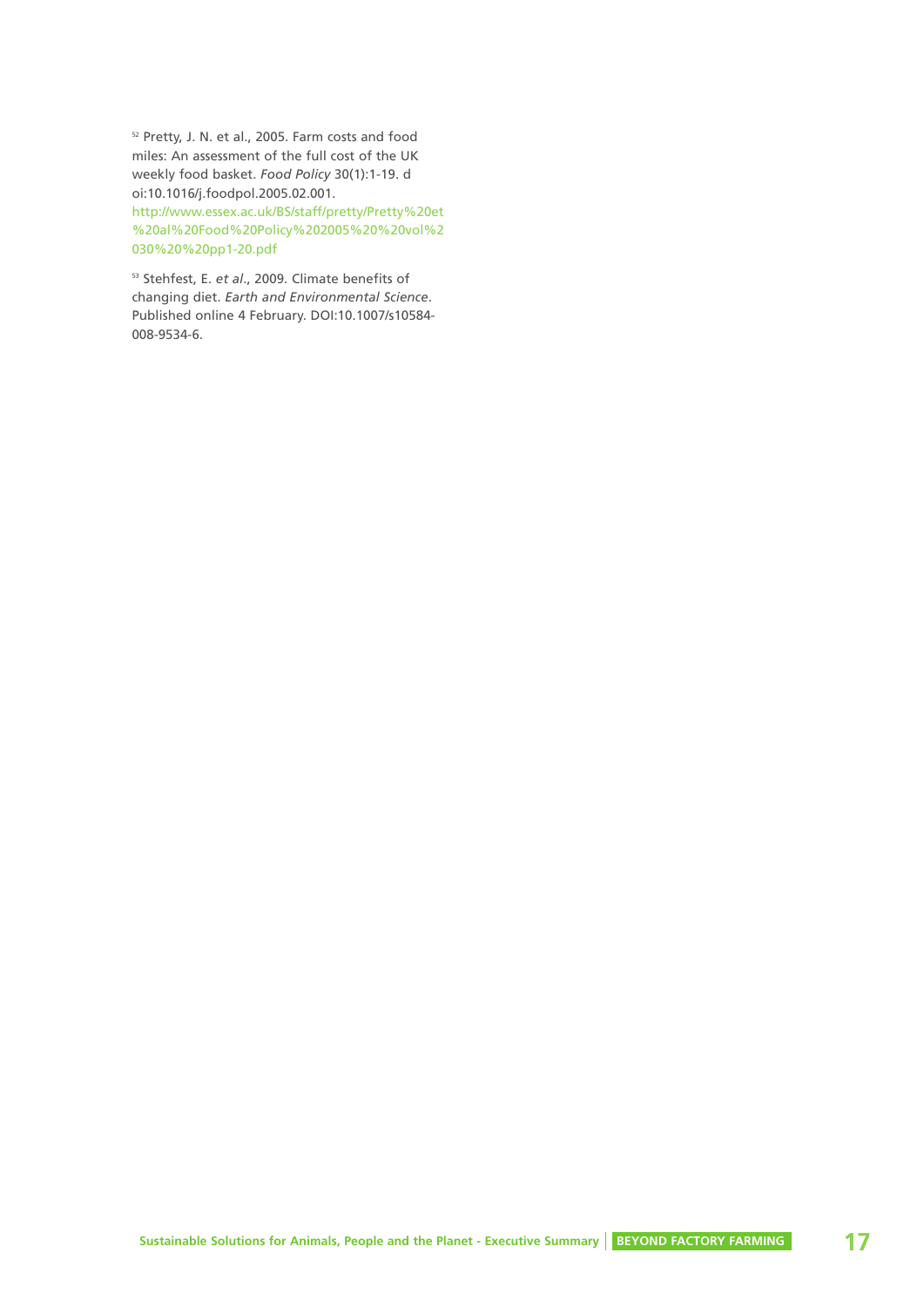[52] Pretty, J. N. et al., 2005. Farm costs and food miles: An assessment of the full cost of the UK weekly food basket. *Food Policy* 30(1):1-19. doi:10.1016/j.foodpol.2005.02.001. http://www.essex.ac.uk/BS/staff/pretty/Pretty%20et%20al%20Food%20Policy%202005%20%20vol%2030%20%20pp1-20.pdf

[53] Stehfest, E. *et al*., 2009. Climate benefits of changing diet. *Earth and Environmental Science*. Published online 4 February. DOI:10.1007/s10584-008-9534-6.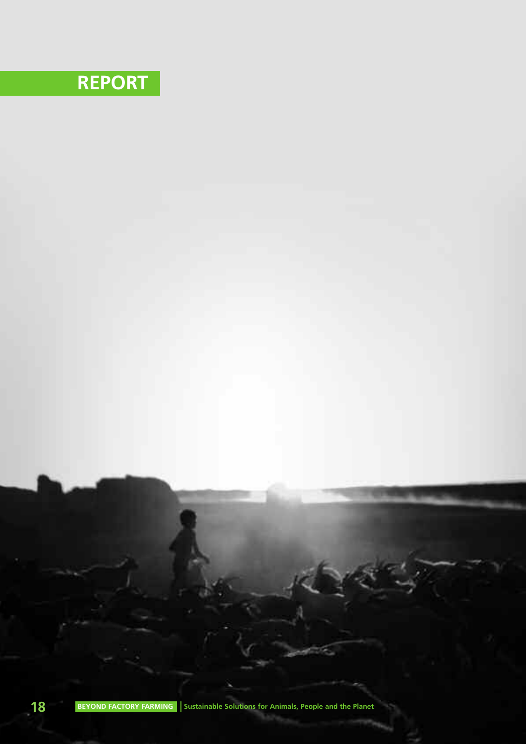REPORT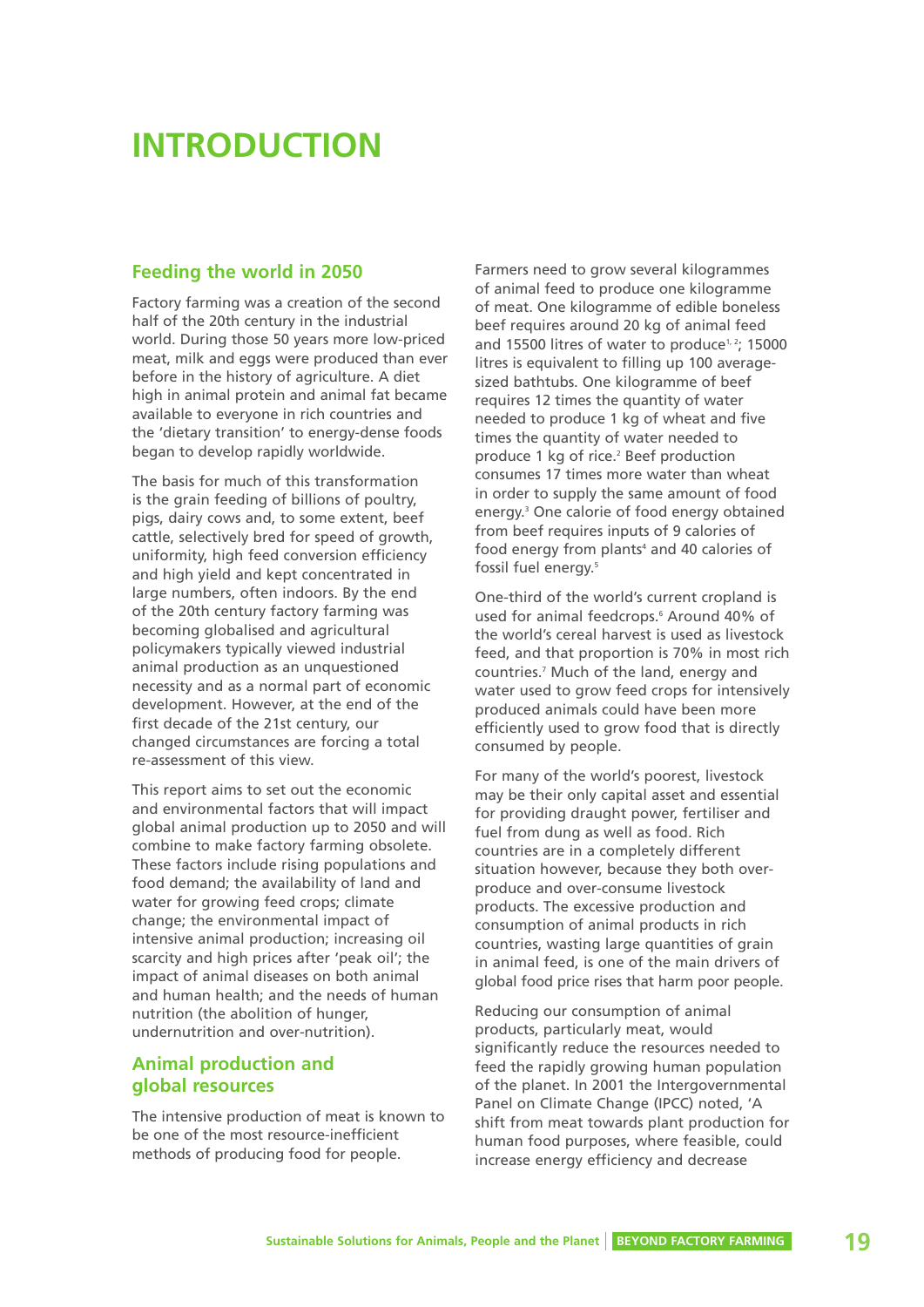# INTRODUCTION

## Feeding the world in 2050

Factory farming was a creation of the second half of the 20th century in the industrial world. During those 50 years more low-priced meat, milk and eggs were produced than ever before in the history of agriculture. A diet high in animal protein and animal fat became available to everyone in rich countries and the 'dietary transition' to energy-dense foods began to develop rapidly worldwide.

The basis for much of this transformation is the grain feeding of billions of poultry, pigs, dairy cows and, to some extent, beef cattle, selectively bred for speed of growth, uniformity, high feed conversion efficiency and high yield and kept concentrated in large numbers, often indoors. By the end of the 20th century factory farming was becoming globalised and agricultural policymakers typically viewed industrial animal production as an unquestioned necessity and as a normal part of economic development. However, at the end of the first decade of the 21st century, our changed circumstances are forcing a total re-assessment of this view.

This report aims to set out the economic and environmental factors that will impact global animal production up to 2050 and will combine to make factory farming obsolete. These factors include rising populations and food demand; the availability of land and water for growing feed crops; climate change; the environmental impact of intensive animal production; increasing oil scarcity and high prices after 'peak oil'; the impact of animal diseases on both animal and human health; and the needs of human nutrition (the abolition of hunger, undernutrition and over-nutrition).

## Animal production and global resources

The intensive production of meat is known to be one of the most resource-inefficient methods of producing food for people.

Farmers need to grow several kilogrammes of animal feed to produce one kilogramme of meat. One kilogramme of edible boneless beef requires around 20 kg of animal feed and 15500 litres of water to produce[1, 2]; 15000 litres is equivalent to filling up 100 average-sized bathtubs. One kilogramme of beef requires 12 times the quantity of water needed to produce 1 kg of wheat and five times the quantity of water needed to produce 1 kg of rice.[2] Beef production consumes 17 times more water than wheat in order to supply the same amount of food energy.[3] One calorie of food energy obtained from beef requires inputs of 9 calories of food energy from plants[4] and 40 calories of fossil fuel energy.[5]

One-third of the world's current cropland is used for animal feedcrops.[6] Around 40% of the world's cereal harvest is used as livestock feed, and that proportion is 70% in most rich countries.[7] Much of the land, energy and water used to grow feed crops for intensively produced animals could have been more efficiently used to grow food that is directly consumed by people.

For many of the world's poorest, livestock may be their only capital asset and essential for providing draught power, fertiliser and fuel from dung as well as food. Rich countries are in a completely different situation however, because they both over-produce and over-consume livestock products. The excessive production and consumption of animal products in rich countries, wasting large quantities of grain in animal feed, is one of the main drivers of global food price rises that harm poor people.

Reducing our consumption of animal products, particularly meat, would significantly reduce the resources needed to feed the rapidly growing human population of the planet. In 2001 the Intergovernmental Panel on Climate Change (IPCC) noted, 'A shift from meat towards plant production for human food purposes, where feasible, could increase energy efficiency and decrease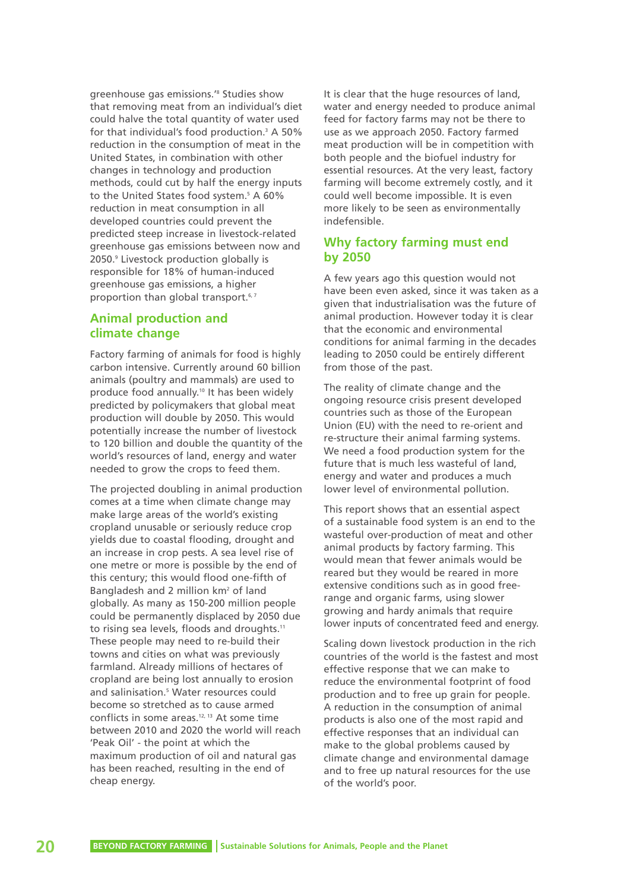greenhouse gas emissions.'[8] Studies show that removing meat from an individual's diet could halve the total quantity of water used for that individual's food production.[3] A 50% reduction in the consumption of meat in the United States, in combination with other changes in technology and production methods, could cut by half the energy inputs to the United States food system.[5] A 60% reduction in meat consumption in all developed countries could prevent the predicted steep increase in livestock-related greenhouse gas emissions between now and 2050.[9] Livestock production globally is responsible for 18% of human-induced greenhouse gas emissions, a higher proportion than global transport.[6, 7]

## Animal production and climate change

Factory farming of animals for food is highly carbon intensive. Currently around 60 billion animals (poultry and mammals) are used to produce food annually.[10] It has been widely predicted by policymakers that global meat production will double by 2050. This would potentially increase the number of livestock to 120 billion and double the quantity of the world's resources of land, energy and water needed to grow the crops to feed them.

The projected doubling in animal production comes at a time when climate change may make large areas of the world's existing cropland unusable or seriously reduce crop yields due to coastal flooding, drought and an increase in crop pests. A sea level rise of one metre or more is possible by the end of this century; this would flood one-fifth of Bangladesh and 2 million km$^2$ of land globally. As many as 150-200 million people could be permanently displaced by 2050 due to rising sea levels, floods and droughts.[11] These people may need to re-build their towns and cities on what was previously farmland. Already millions of hectares of cropland are being lost annually to erosion and salinisation.[5] Water resources could become so stretched as to cause armed conflicts in some areas.[12, 13] At some time between 2010 and 2020 the world will reach 'Peak Oil' - the point at which the maximum production of oil and natural gas has been reached, resulting in the end of cheap energy.

It is clear that the huge resources of land, water and energy needed to produce animal feed for factory farms may not be there to use as we approach 2050. Factory farmed meat production will be in competition with both people and the biofuel industry for essential resources. At the very least, factory farming will become extremely costly, and it could well become impossible. It is even more likely to be seen as environmentally indefensible.

## Why factory farming must end by 2050

A few years ago this question would not have been even asked, since it was taken as a given that industrialisation was the future of animal production. However today it is clear that the economic and environmental conditions for animal farming in the decades leading to 2050 could be entirely different from those of the past.

The reality of climate change and the ongoing resource crisis present developed countries such as those of the European Union (EU) with the need to re-orient and re-structure their animal farming systems. We need a food production system for the future that is much less wasteful of land, energy and water and produces a much lower level of environmental pollution.

This report shows that an essential aspect of a sustainable food system is an end to the wasteful over-production of meat and other animal products by factory farming. This would mean that fewer animals would be reared but they would be reared in more extensive conditions such as in good free-range and organic farms, using slower growing and hardy animals that require lower inputs of concentrated feed and energy.

Scaling down livestock production in the rich countries of the world is the fastest and most effective response that we can make to reduce the environmental footprint of food production and to free up grain for people. A reduction in the consumption of animal products is also one of the most rapid and effective responses that an individual can make to the global problems caused by climate change and environmental damage and to free up natural resources for the use of the world's poor.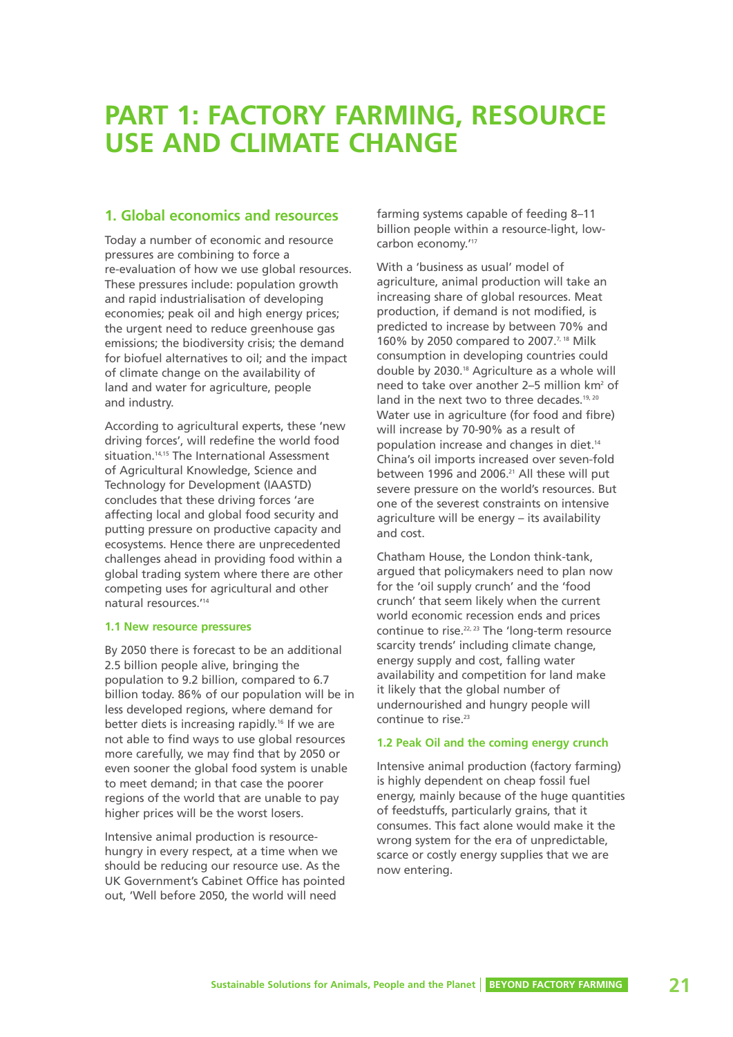# PART 1: FACTORY FARMING, RESOURCE USE AND CLIMATE CHANGE

## 1. Global economics and resources

Today a number of economic and resource pressures are combining to force a re-evaluation of how we use global resources. These pressures include: population growth and rapid industrialisation of developing economies; peak oil and high energy prices; the urgent need to reduce greenhouse gas emissions; the biodiversity crisis; the demand for biofuel alternatives to oil; and the impact of climate change on the availability of land and water for agriculture, people and industry.

According to agricultural experts, these 'new driving forces', will redefine the world food situation.[14,15] The International Assessment of Agricultural Knowledge, Science and Technology for Development (IAASTD) concludes that these driving forces 'are affecting local and global food security and putting pressure on productive capacity and ecosystems. Hence there are unprecedented challenges ahead in providing food within a global trading system where there are other competing uses for agricultural and other natural resources.'[14]

### 1.1 New resource pressures

By 2050 there is forecast to be an additional 2.5 billion people alive, bringing the population to 9.2 billion, compared to 6.7 billion today. 86% of our population will be in less developed regions, where demand for better diets is increasing rapidly.[16] If we are not able to find ways to use global resources more carefully, we may find that by 2050 or even sooner the global food system is unable to meet demand; in that case the poorer regions of the world that are unable to pay higher prices will be the worst losers.

Intensive animal production is resource-hungry in every respect, at a time when we should be reducing our resource use. As the UK Government's Cabinet Office has pointed out, 'Well before 2050, the world will need farming systems capable of feeding 8–11 billion people within a resource-light, low-carbon economy.'[17]

With a 'business as usual' model of agriculture, animal production will take an increasing share of global resources. Meat production, if demand is not modified, is predicted to increase by between 70% and 160% by 2050 compared to 2007.[7,18] Milk consumption in developing countries could double by 2030.[18] Agriculture as a whole will need to take over another 2–5 million km$^2$ of land in the next two to three decades.[19,20] Water use in agriculture (for food and fibre) will increase by 70-90% as a result of population increase and changes in diet.[14] China's oil imports increased over seven-fold between 1996 and 2006.[21] All these will put severe pressure on the world's resources. But one of the severest constraints on intensive agriculture will be energy – its availability and cost.

Chatham House, the London think-tank, argued that policymakers need to plan now for the 'oil supply crunch' and the 'food crunch' that seem likely when the current world economic recession ends and prices continue to rise.[22,23] The 'long-term resource scarcity trends' including climate change, energy supply and cost, falling water availability and competition for land make it likely that the global number of undernourished and hungry people will continue to rise.[23]

### 1.2 Peak Oil and the coming energy crunch

Intensive animal production (factory farming) is highly dependent on cheap fossil fuel energy, mainly because of the huge quantities of feedstuffs, particularly grains, that it consumes. This fact alone would make it the wrong system for the era of unpredictable, scarce or costly energy supplies that we are now entering.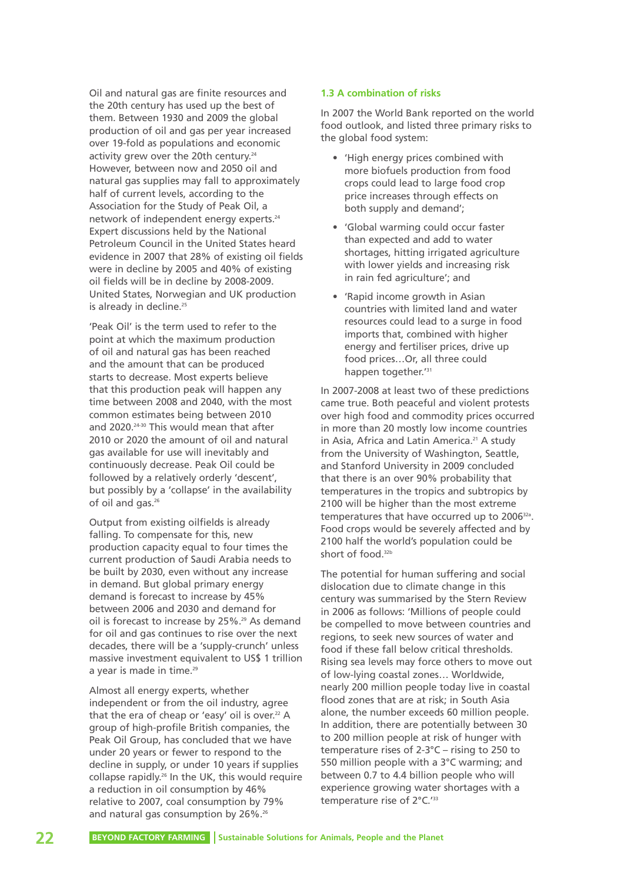Oil and natural gas are finite resources and the 20th century has used up the best of them. Between 1930 and 2009 the global production of oil and gas per year increased over 19-fold as populations and economic activity grew over the 20th century.[24] However, between now and 2050 oil and natural gas supplies may fall to approximately half of current levels, according to the Association for the Study of Peak Oil, a network of independent energy experts.[24] Expert discussions held by the National Petroleum Council in the United States heard evidence in 2007 that 28% of existing oil fields were in decline by 2005 and 40% of existing oil fields will be in decline by 2008-2009. United States, Norwegian and UK production is already in decline.[25]

'Peak Oil' is the term used to refer to the point at which the maximum production of oil and natural gas has been reached and the amount that can be produced starts to decrease. Most experts believe that this production peak will happen any time between 2008 and 2040, with the most common estimates being between 2010 and 2020.[24-30] This would mean that after 2010 or 2020 the amount of oil and natural gas available for use will inevitably and continuously decrease. Peak Oil could be followed by a relatively orderly 'descent', but possibly by a 'collapse' in the availability of oil and gas.[26]

Output from existing oilfields is already falling. To compensate for this, new production capacity equal to four times the current production of Saudi Arabia needs to be built by 2030, even without any increase in demand. But global primary energy demand is forecast to increase by 45% between 2006 and 2030 and demand for oil is forecast to increase by 25%.[29] As demand for oil and gas continues to rise over the next decades, there will be a 'supply-crunch' unless massive investment equivalent to US$ 1 trillion a year is made in time.[29]

Almost all energy experts, whether independent or from the oil industry, agree that the era of cheap or 'easy' oil is over.[22] A group of high-profile British companies, the Peak Oil Group, has concluded that we have under 20 years or fewer to respond to the decline in supply, or under 10 years if supplies collapse rapidly.[26] In the UK, this would require a reduction in oil consumption by 46% relative to 2007, coal consumption by 79% and natural gas consumption by 26%.[26]

### 1.3 A combination of risks

In 2007 the World Bank reported on the world food outlook, and listed three primary risks to the global food system:

- 'High energy prices combined with more biofuels production from food crops could lead to large food crop price increases through effects on both supply and demand';
- 'Global warming could occur faster than expected and add to water shortages, hitting irrigated agriculture with lower yields and increasing risk in rain fed agriculture'; and
- 'Rapid income growth in Asian countries with limited land and water resources could lead to a surge in food imports that, combined with higher energy and fertiliser prices, drive up food prices…Or, all three could happen together.'[31]

In 2007-2008 at least two of these predictions came true. Both peaceful and violent protests over high food and commodity prices occurred in more than 20 mostly low income countries in Asia, Africa and Latin America.[21] A study from the University of Washington, Seattle, and Stanford University in 2009 concluded that there is an over 90% probability that temperatures in the tropics and subtropics by 2100 will be higher than the most extreme temperatures that have occurred up to 2006[32a]. Food crops would be severely affected and by 2100 half the world's population could be short of food.[32b]

The potential for human suffering and social dislocation due to climate change in this century was summarised by the Stern Review in 2006 as follows: 'Millions of people could be compelled to move between countries and regions, to seek new sources of water and food if these fall below critical thresholds. Rising sea levels may force others to move out of low-lying coastal zones… Worldwide, nearly 200 million people today live in coastal flood zones that are at risk; in South Asia alone, the number exceeds 60 million people. In addition, there are potentially between 30 to 200 million people at risk of hunger with temperature rises of 2-3°C – rising to 250 to 550 million people with a 3°C warming; and between 0.7 to 4.4 billion people who will experience growing water shortages with a temperature rise of 2°C.'[33]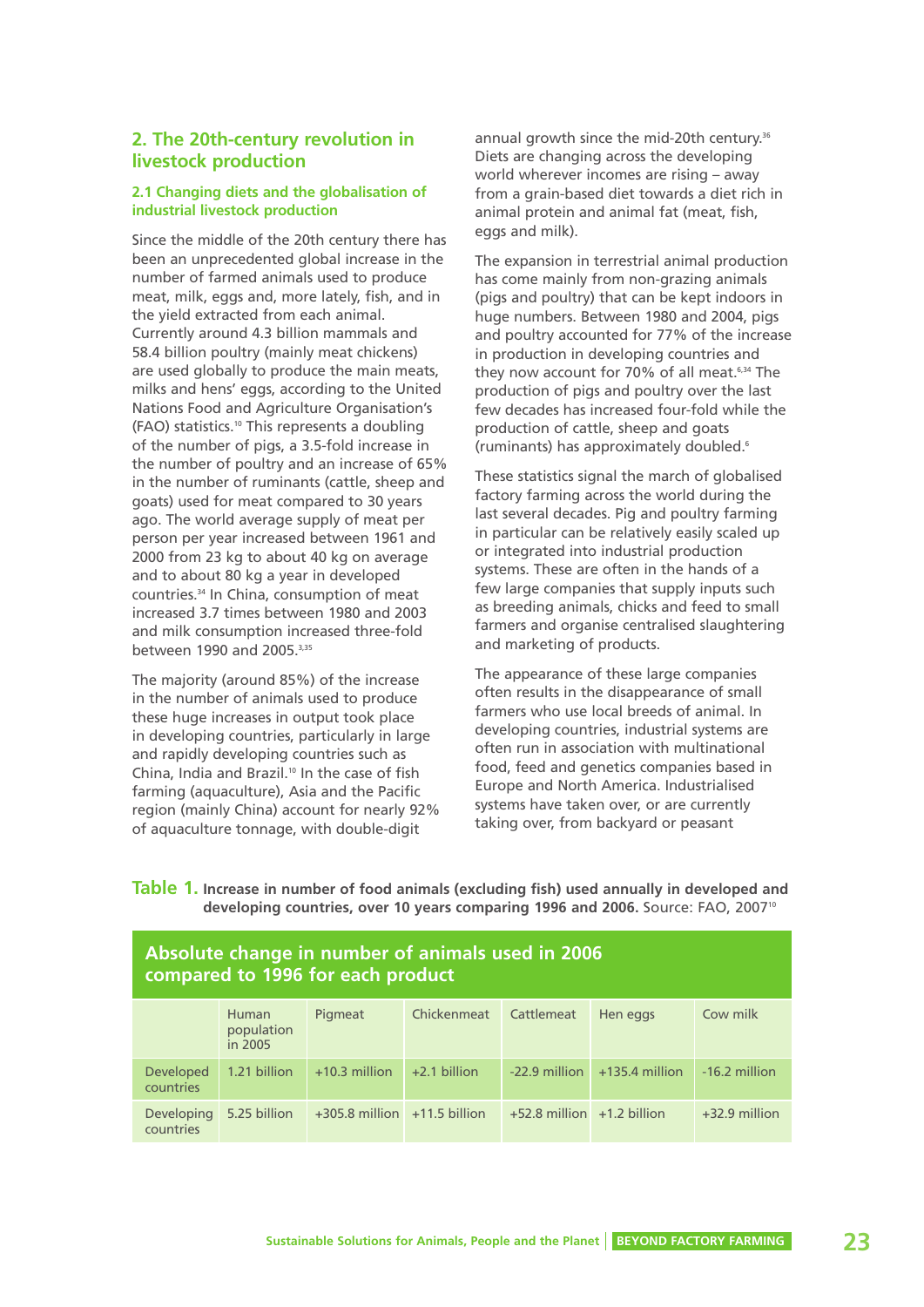## 2. The 20th-century revolution in livestock production

### 2.1 Changing diets and the globalisation of industrial livestock production

Since the middle of the 20th century there has been an unprecedented global increase in the number of farmed animals used to produce meat, milk, eggs and, more lately, fish, and in the yield extracted from each animal. Currently around 4.3 billion mammals and 58.4 billion poultry (mainly meat chickens) are used globally to produce the main meats, milks and hens' eggs, according to the United Nations Food and Agriculture Organisation's (FAO) statistics.[10] This represents a doubling of the number of pigs, a 3.5-fold increase in the number of poultry and an increase of 65% in the number of ruminants (cattle, sheep and goats) used for meat compared to 30 years ago. The world average supply of meat per person per year increased between 1961 and 2000 from 23 kg to about 40 kg on average and to about 80 kg a year in developed countries.[34] In China, consumption of meat increased 3.7 times between 1980 and 2003 and milk consumption increased three-fold between 1990 and 2005.[3,35]

The majority (around 85%) of the increase in the number of animals used to produce these huge increases in output took place in developing countries, particularly in large and rapidly developing countries such as China, India and Brazil.[10] In the case of fish farming (aquaculture), Asia and the Pacific region (mainly China) account for nearly 92% of aquaculture tonnage, with double-digit annual growth since the mid-20th century.[36] Diets are changing across the developing world wherever incomes are rising – away from a grain-based diet towards a diet rich in animal protein and animal fat (meat, fish, eggs and milk).

The expansion in terrestrial animal production has come mainly from non-grazing animals (pigs and poultry) that can be kept indoors in huge numbers. Between 1980 and 2004, pigs and poultry accounted for 77% of the increase in production in developing countries and they now account for 70% of all meat.[6,34] The production of pigs and poultry over the last few decades has increased four-fold while the production of cattle, sheep and goats (ruminants) has approximately doubled.[6]

These statistics signal the march of globalised factory farming across the world during the last several decades. Pig and poultry farming in particular can be relatively easily scaled up or integrated into industrial production systems. These are often in the hands of a few large companies that supply inputs such as breeding animals, chicks and feed to small farmers and organise centralised slaughtering and marketing of products.

The appearance of these large companies often results in the disappearance of small farmers who use local breeds of animal. In developing countries, industrial systems are often run in association with multinational food, feed and genetics companies based in Europe and North America. Industrialised systems have taken over, or are currently taking over, from backyard or peasant

**Table 1. Increase in number of food animals (excluding fish) used annually in developed and developing countries, over 10 years comparing 1996 and 2006.** Source: FAO, 2007[10]

**Absolute change in number of animals used in 2006 compared to 1996 for each product**

| | Human population in 2005 | Pigmeat | Chickenmeat | Cattlemeat | Hen eggs | Cow milk |
|---|---|---|---|---|---|---|
| Developed countries | 1.21 billion | +10.3 million | +2.1 billion | -22.9 million | +135.4 million | -16.2 million |
| Developing countries | 5.25 billion | +305.8 million | +11.5 billion | +52.8 million | +1.2 billion | +32.9 million |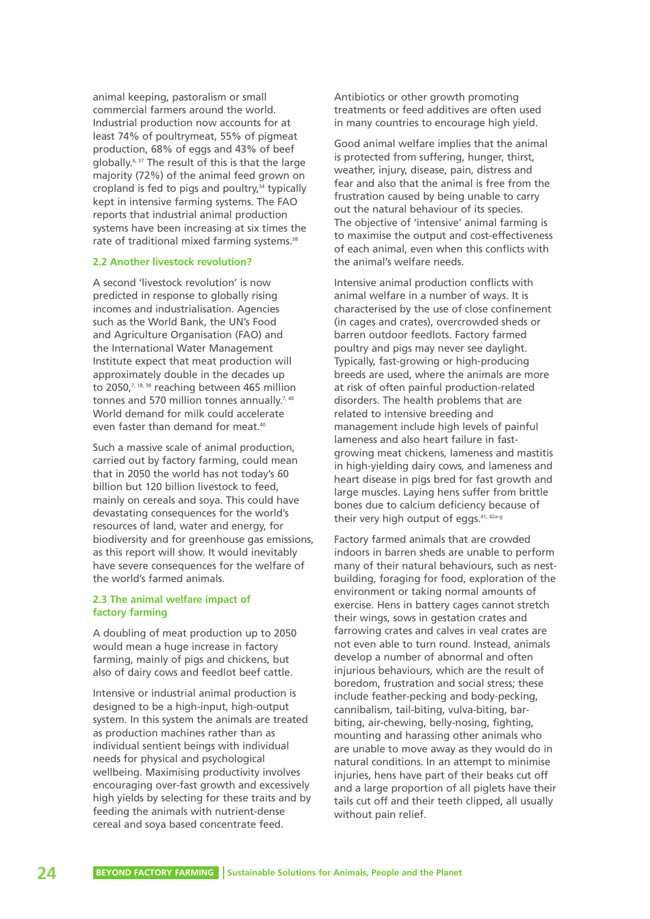animal keeping, pastoralism or small commercial farmers around the world. Industrial production now accounts for at least 74% of poultrymeat, 55% of pigmeat production, 68% of eggs and 43% of beef globally.[6, 37] The result of this is that the large majority (72%) of the animal feed grown on cropland is fed to pigs and poultry,[34] typically kept in intensive farming systems. The FAO reports that industrial animal production systems have been increasing at six times the rate of traditional mixed farming systems.[38]

## 2.2 Another livestock revolution?

A second 'livestock revolution' is now predicted in response to globally rising incomes and industrialisation. Agencies such as the World Bank, the UN's Food and Agriculture Organisation (FAO) and the International Water Management Institute expect that meat production will approximately double in the decades up to 2050,[7, 18, 39] reaching between 465 million tonnes and 570 million tonnes annually.[7, 40] World demand for milk could accelerate even faster than demand for meat.[40]

Such a massive scale of animal production, carried out by factory farming, could mean that in 2050 the world has not today's 60 billion but 120 billion livestock to feed, mainly on cereals and soya. This could have devastating consequences for the world's resources of land, water and energy, for biodiversity and for greenhouse gas emissions, as this report will show. It would inevitably have severe consequences for the welfare of the world's farmed animals.

## 2.3 The animal welfare impact of factory farming

A doubling of meat production up to 2050 would mean a huge increase in factory farming, mainly of pigs and chickens, but also of dairy cows and feedlot beef cattle.

Intensive or industrial animal production is designed to be a high-input, high-output system. In this system the animals are treated as production machines rather than as individual sentient beings with individual needs for physical and psychological wellbeing. Maximising productivity involves encouraging over-fast growth and excessively high yields by selecting for these traits and by feeding the animals with nutrient-dense cereal and soya based concentrate feed. Antibiotics or other growth promoting treatments or feed additives are often used in many countries to encourage high yield.

Good animal welfare implies that the animal is protected from suffering, hunger, thirst, weather, injury, disease, pain, distress and fear and also that the animal is free from the frustration caused by being unable to carry out the natural behaviour of its species. The objective of 'intensive' animal farming is to maximise the output and cost-effectiveness of each animal, even when this conflicts with the animal's welfare needs.

Intensive animal production conflicts with animal welfare in a number of ways. It is characterised by the use of close confinement (in cages and crates), overcrowded sheds or barren outdoor feedlots. Factory farmed poultry and pigs may never see daylight. Typically, fast-growing or high-producing breeds are used, where the animals are more at risk of often painful production-related disorders. The health problems that are related to intensive breeding and management include high levels of painful lameness and also heart failure in fast-growing meat chickens, lameness and mastitis in high-yielding dairy cows, and lameness and heart disease in pigs bred for fast growth and large muscles. Laying hens suffer from brittle bones due to calcium deficiency because of their very high output of eggs.[41, 42a-g]

Factory farmed animals that are crowded indoors in barren sheds are unable to perform many of their natural behaviours, such as nest-building, foraging for food, exploration of the environment or taking normal amounts of exercise. Hens in battery cages cannot stretch their wings, sows in gestation crates and farrowing crates and calves in veal crates are not even able to turn round. Instead, animals develop a number of abnormal and often injurious behaviours, which are the result of boredom, frustration and social stress; these include feather-pecking and body-pecking, cannibalism, tail-biting, vulva-biting, bar-biting, air-chewing, belly-nosing, fighting, mounting and harassing other animals who are unable to move away as they would do in natural conditions. In an attempt to minimise injuries, hens have part of their beaks cut off and a large proportion of all piglets have their tails cut off and their teeth clipped, all usually without pain relief.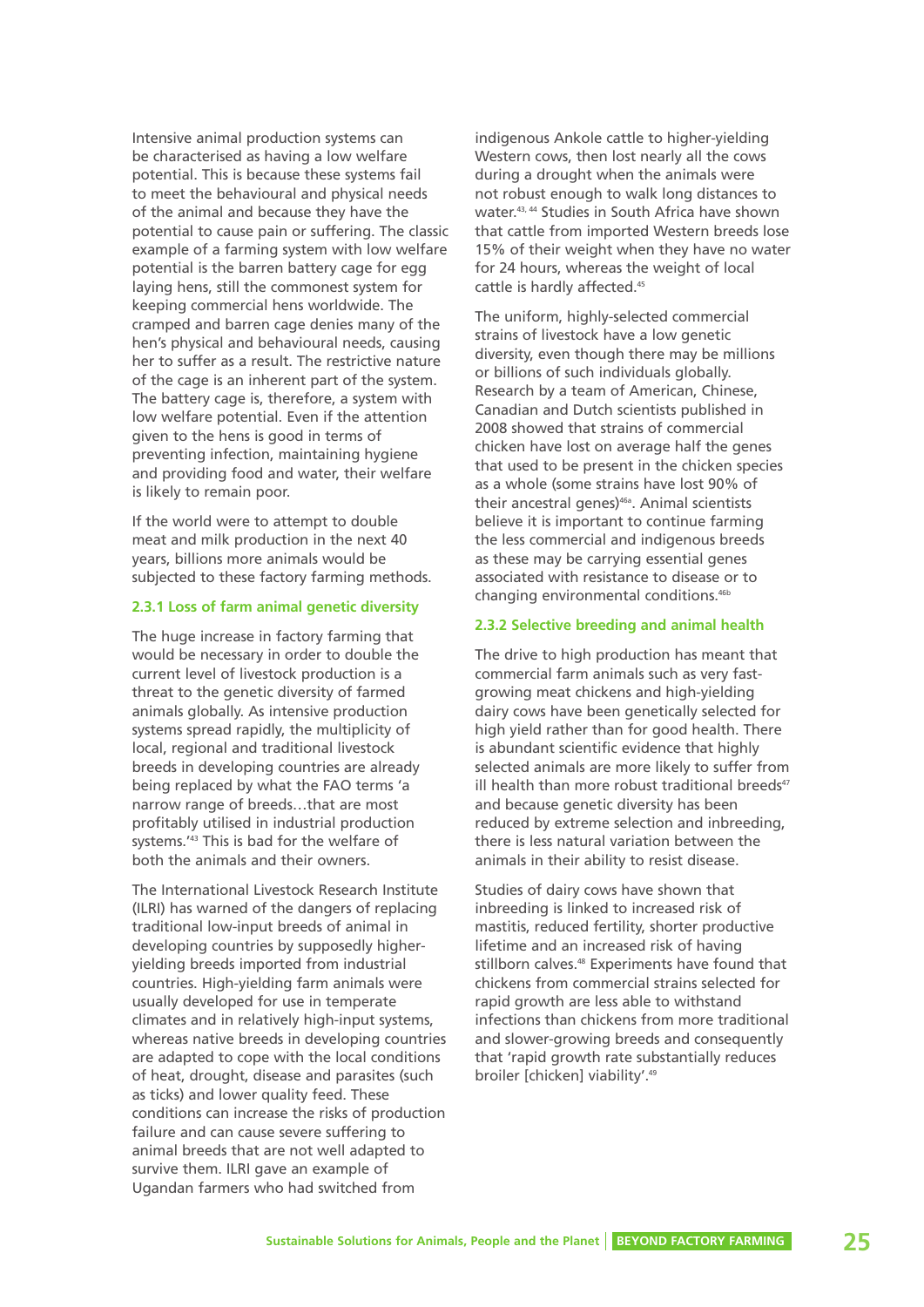Intensive animal production systems can be characterised as having a low welfare potential. This is because these systems fail to meet the behavioural and physical needs of the animal and because they have the potential to cause pain or suffering. The classic example of a farming system with low welfare potential is the barren battery cage for egg laying hens, still the commonest system for keeping commercial hens worldwide. The cramped and barren cage denies many of the hen's physical and behavioural needs, causing her to suffer as a result. The restrictive nature of the cage is an inherent part of the system. The battery cage is, therefore, a system with low welfare potential. Even if the attention given to the hens is good in terms of preventing infection, maintaining hygiene and providing food and water, their welfare is likely to remain poor.

If the world were to attempt to double meat and milk production in the next 40 years, billions more animals would be subjected to these factory farming methods.

### 2.3.1 Loss of farm animal genetic diversity

The huge increase in factory farming that would be necessary in order to double the current level of livestock production is a threat to the genetic diversity of farmed animals globally. As intensive production systems spread rapidly, the multiplicity of local, regional and traditional livestock breeds in developing countries are already being replaced by what the FAO terms 'a narrow range of breeds…that are most profitably utilised in industrial production systems.'[43] This is bad for the welfare of both the animals and their owners.

The International Livestock Research Institute (ILRI) has warned of the dangers of replacing traditional low-input breeds of animal in developing countries by supposedly higher-yielding breeds imported from industrial countries. High-yielding farm animals were usually developed for use in temperate climates and in relatively high-input systems, whereas native breeds in developing countries are adapted to cope with the local conditions of heat, drought, disease and parasites (such as ticks) and lower quality feed. These conditions can increase the risks of production failure and can cause severe suffering to animal breeds that are not well adapted to survive them. ILRI gave an example of Ugandan farmers who had switched from indigenous Ankole cattle to higher-yielding Western cows, then lost nearly all the cows during a drought when the animals were not robust enough to walk long distances to water.[43, 44] Studies in South Africa have shown that cattle from imported Western breeds lose 15% of their weight when they have no water for 24 hours, whereas the weight of local cattle is hardly affected.[45]

The uniform, highly-selected commercial strains of livestock have a low genetic diversity, even though there may be millions or billions of such individuals globally. Research by a team of American, Chinese, Canadian and Dutch scientists published in 2008 showed that strains of commercial chicken have lost on average half the genes that used to be present in the chicken species as a whole (some strains have lost 90% of their ancestral genes)[46a]. Animal scientists believe it is important to continue farming the less commercial and indigenous breeds as these may be carrying essential genes associated with resistance to disease or to changing environmental conditions.[46b]

### 2.3.2 Selective breeding and animal health

The drive to high production has meant that commercial farm animals such as very fast-growing meat chickens and high-yielding dairy cows have been genetically selected for high yield rather than for good health. There is abundant scientific evidence that highly selected animals are more likely to suffer from ill health than more robust traditional breeds[47] and because genetic diversity has been reduced by extreme selection and inbreeding, there is less natural variation between the animals in their ability to resist disease.

Studies of dairy cows have shown that inbreeding is linked to increased risk of mastitis, reduced fertility, shorter productive lifetime and an increased risk of having stillborn calves.[48] Experiments have found that chickens from commercial strains selected for rapid growth are less able to withstand infections than chickens from more traditional and slower-growing breeds and consequently that 'rapid growth rate substantially reduces broiler [chicken] viability'.[49]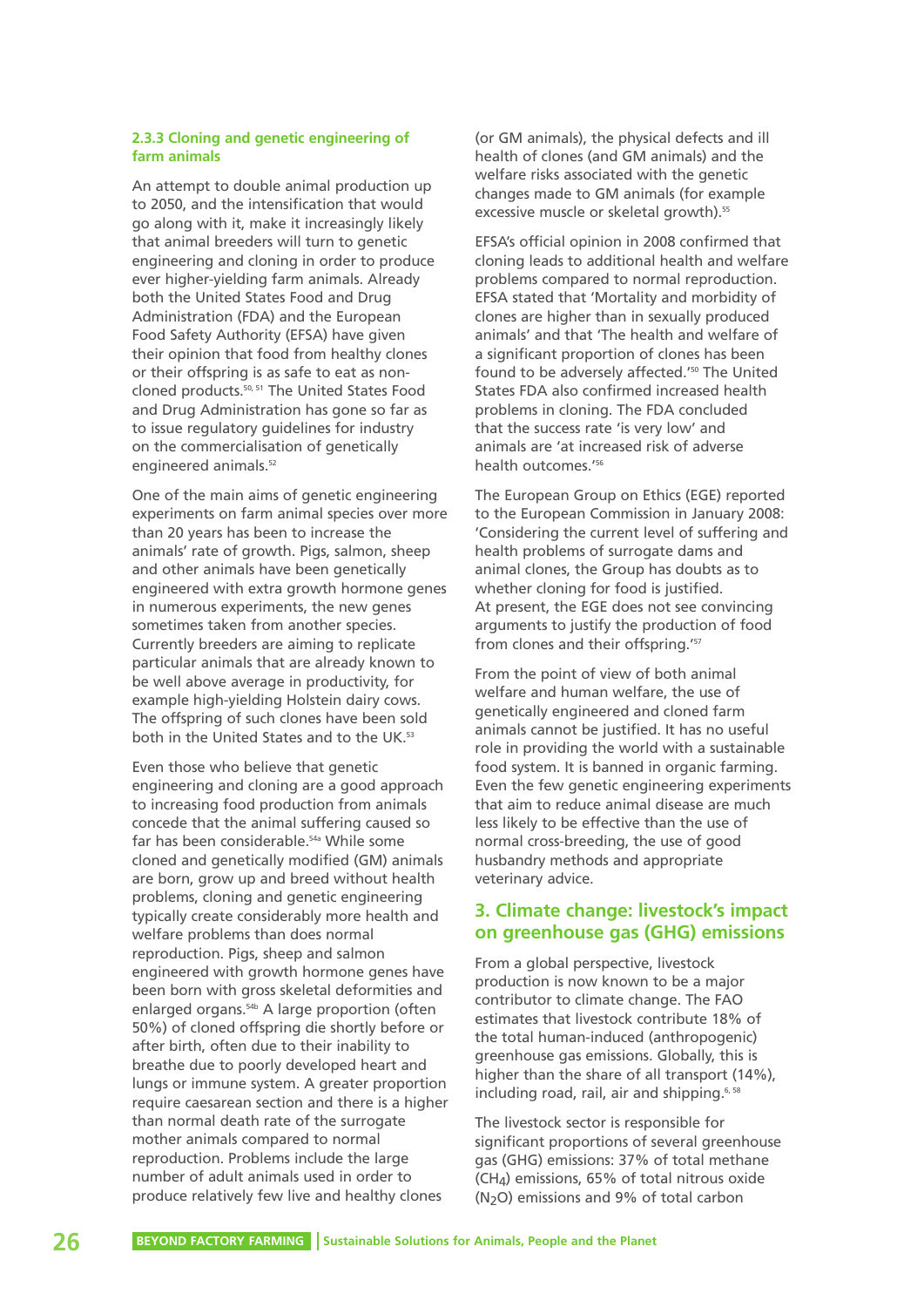### 2.3.3 Cloning and genetic engineering of farm animals

An attempt to double animal production up to 2050, and the intensification that would go along with it, make it increasingly likely that animal breeders will turn to genetic engineering and cloning in order to produce ever higher-yielding farm animals. Already both the United States Food and Drug Administration (FDA) and the European Food Safety Authority (EFSA) have given their opinion that food from healthy clones or their offspring is as safe to eat as non-cloned products.[50, 51] The United States Food and Drug Administration has gone so far as to issue regulatory guidelines for industry on the commercialisation of genetically engineered animals.[52]

One of the main aims of genetic engineering experiments on farm animal species over more than 20 years has been to increase the animals' rate of growth. Pigs, salmon, sheep and other animals have been genetically engineered with extra growth hormone genes in numerous experiments, the new genes sometimes taken from another species. Currently breeders are aiming to replicate particular animals that are already known to be well above average in productivity, for example high-yielding Holstein dairy cows. The offspring of such clones have been sold both in the United States and to the UK.[53]

Even those who believe that genetic engineering and cloning are a good approach to increasing food production from animals concede that the animal suffering caused so far has been considerable.[54a] While some cloned and genetically modified (GM) animals are born, grow up and breed without health problems, cloning and genetic engineering typically create considerably more health and welfare problems than does normal reproduction. Pigs, sheep and salmon engineered with growth hormone genes have been born with gross skeletal deformities and enlarged organs.[54b] A large proportion (often 50%) of cloned offspring die shortly before or after birth, often due to their inability to breathe due to poorly developed heart and lungs or immune system. A greater proportion require caesarean section and there is a higher than normal death rate of the surrogate mother animals compared to normal reproduction. Problems include the large number of adult animals used in order to produce relatively few live and healthy clones (or GM animals), the physical defects and ill health of clones (and GM animals) and the welfare risks associated with the genetic changes made to GM animals (for example excessive muscle or skeletal growth).[55]

EFSA's official opinion in 2008 confirmed that cloning leads to additional health and welfare problems compared to normal reproduction. EFSA stated that 'Mortality and morbidity of clones are higher than in sexually produced animals' and that 'The health and welfare of a significant proportion of clones has been found to be adversely affected.'[50] The United States FDA also confirmed increased health problems in cloning. The FDA concluded that the success rate 'is very low' and animals are 'at increased risk of adverse health outcomes.'[56]

The European Group on Ethics (EGE) reported to the European Commission in January 2008: 'Considering the current level of suffering and health problems of surrogate dams and animal clones, the Group has doubts as to whether cloning for food is justified. At present, the EGE does not see convincing arguments to justify the production of food from clones and their offspring.'[57]

From the point of view of both animal welfare and human welfare, the use of genetically engineered and cloned farm animals cannot be justified. It has no useful role in providing the world with a sustainable food system. It is banned in organic farming. Even the few genetic engineering experiments that aim to reduce animal disease are much less likely to be effective than the use of normal cross-breeding, the use of good husbandry methods and appropriate veterinary advice.

## 3. Climate change: livestock's impact on greenhouse gas (GHG) emissions

From a global perspective, livestock production is now known to be a major contributor to climate change. The FAO estimates that livestock contribute 18% of the total human-induced (anthropogenic) greenhouse gas emissions. Globally, this is higher than the share of all transport (14%), including road, rail, air and shipping.[6, 58]

The livestock sector is responsible for significant proportions of several greenhouse gas (GHG) emissions: 37% of total methane ($CH_4$) emissions, 65% of total nitrous oxide ($N_2O$) emissions and 9% of total carbon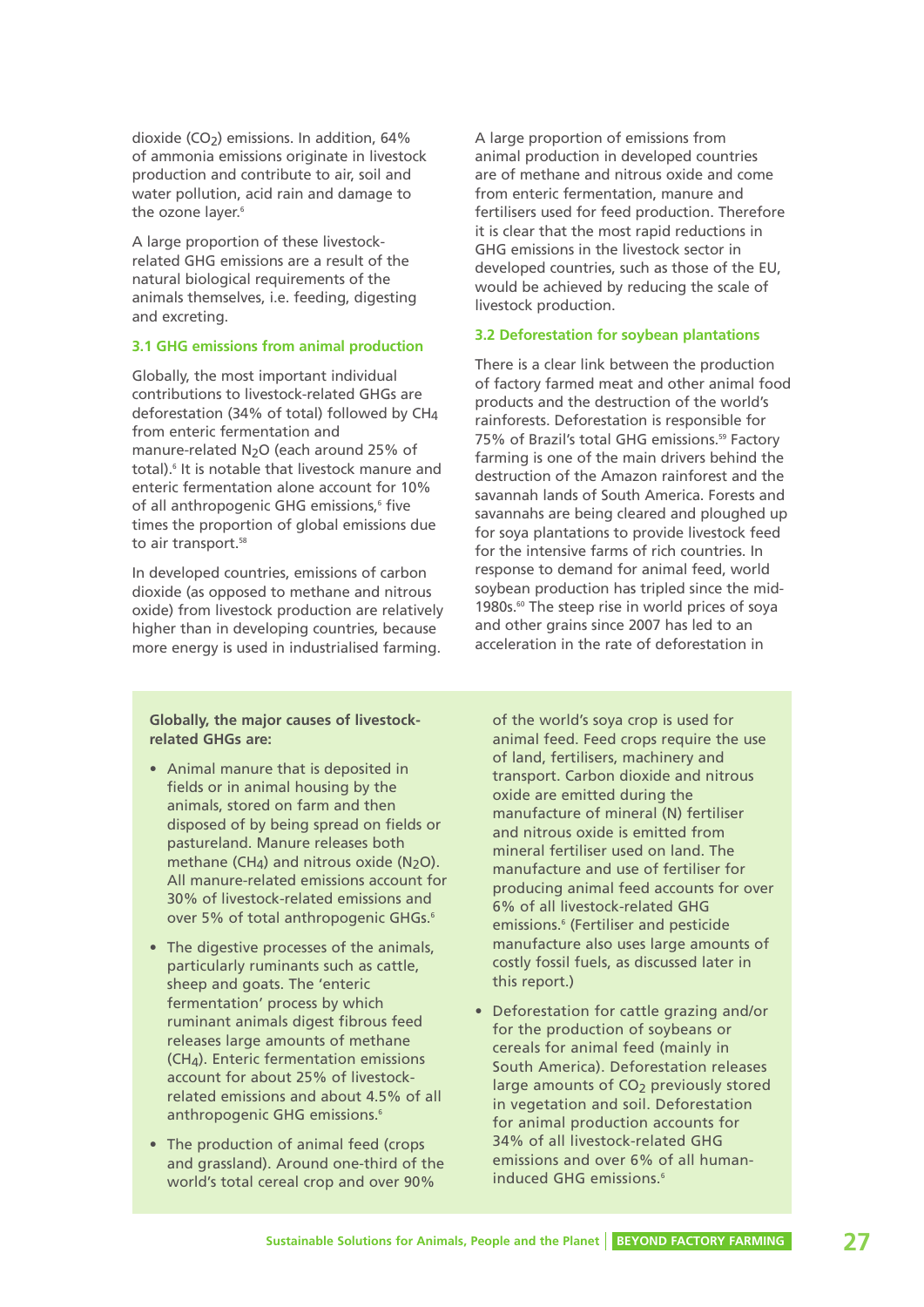dioxide ($CO_2$) emissions. In addition, 64% of ammonia emissions originate in livestock production and contribute to air, soil and water pollution, acid rain and damage to the ozone layer.[6]

A large proportion of these livestock-related GHG emissions are a result of the natural biological requirements of the animals themselves, i.e. feeding, digesting and excreting.

### 3.1 GHG emissions from animal production

Globally, the most important individual contributions to livestock-related GHGs are deforestation (34% of total) followed by $CH_4$ from enteric fermentation and manure-related $N_2O$ (each around 25% of total).[6] It is notable that livestock manure and enteric fermentation alone account for 10% of all anthropogenic GHG emissions,[6] five times the proportion of global emissions due to air transport.[58]

In developed countries, emissions of carbon dioxide (as opposed to methane and nitrous oxide) from livestock production are relatively higher than in developing countries, because more energy is used in industrialised farming.

A large proportion of emissions from animal production in developed countries are of methane and nitrous oxide and come from enteric fermentation, manure and fertilisers used for feed production. Therefore it is clear that the most rapid reductions in GHG emissions in the livestock sector in developed countries, such as those of the EU, would be achieved by reducing the scale of livestock production.

### 3.2 Deforestation for soybean plantations

There is a clear link between the production of factory farmed meat and other animal food products and the destruction of the world's rainforests. Deforestation is responsible for 75% of Brazil's total GHG emissions.[59] Factory farming is one of the main drivers behind the destruction of the Amazon rainforest and the savannah lands of South America. Forests and savannahs are being cleared and ploughed up for soya plantations to provide livestock feed for the intensive farms of rich countries. In response to demand for animal feed, world soybean production has tripled since the mid-1980s.[60] The steep rise in world prices of soya and other grains since 2007 has led to an acceleration in the rate of deforestation in

**Globally, the major causes of livestock-related GHGs are:**

- Animal manure that is deposited in fields or in animal housing by the animals, stored on farm and then disposed of by being spread on fields or pastureland. Manure releases both methane ($CH_4$) and nitrous oxide ($N_2O$). All manure-related emissions account for 30% of livestock-related emissions and over 5% of total anthropogenic GHGs.[6]
- The digestive processes of the animals, particularly ruminants such as cattle, sheep and goats. The 'enteric fermentation' process by which ruminant animals digest fibrous feed releases large amounts of methane ($CH_4$). Enteric fermentation emissions account for about 25% of livestock-related emissions and about 4.5% of all anthropogenic GHG emissions.[6]
- The production of animal feed (crops and grassland). Around one-third of the world's total cereal crop and over 90% of the world's soya crop is used for animal feed. Feed crops require the use of land, fertilisers, machinery and transport. Carbon dioxide and nitrous oxide are emitted during the manufacture of mineral (N) fertiliser and nitrous oxide is emitted from mineral fertiliser used on land. The manufacture and use of fertiliser for producing animal feed accounts for over 6% of all livestock-related GHG emissions.[6] (Fertiliser and pesticide manufacture also uses large amounts of costly fossil fuels, as discussed later in this report.)
- Deforestation for cattle grazing and/or for the production of soybeans or cereals for animal feed (mainly in South America). Deforestation releases large amounts of $CO_2$ previously stored in vegetation and soil. Deforestation for animal production accounts for 34% of all livestock-related GHG emissions and over 6% of all human-induced GHG emissions.[6]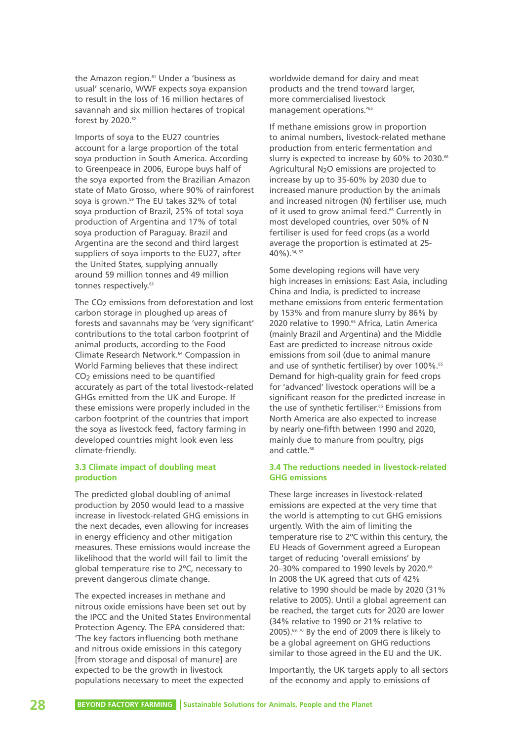the Amazon region.[61] Under a 'business as usual' scenario, WWF expects soya expansion to result in the loss of 16 million hectares of savannah and six million hectares of tropical forest by 2020.[62]

Imports of soya to the EU27 countries account for a large proportion of the total soya production in South America. According to Greenpeace in 2006, Europe buys half of the soya exported from the Brazilian Amazon state of Mato Grosso, where 90% of rainforest soya is grown.[59] The EU takes 32% of total soya production of Brazil, 25% of total soya production of Argentina and 17% of total soya production of Paraguay. Brazil and Argentina are the second and third largest suppliers of soya imports to the EU27, after the United States, supplying annually around 59 million tonnes and 49 million tonnes respectively.[63]

The $CO_2$ emissions from deforestation and lost carbon storage in ploughed up areas of forests and savannahs may be 'very significant' contributions to the total carbon footprint of animal products, according to the Food Climate Research Network.[64] Compassion in World Farming believes that these indirect $CO_2$ emissions need to be quantified accurately as part of the total livestock-related GHGs emitted from the UK and Europe. If these emissions were properly included in the carbon footprint of the countries that import the soya as livestock feed, factory farming in developed countries might look even less climate-friendly.

### 3.3 Climate impact of doubling meat production

The predicted global doubling of animal production by 2050 would lead to a massive increase in livestock-related GHG emissions in the next decades, even allowing for increases in energy efficiency and other mitigation measures. These emissions would increase the likelihood that the world will fail to limit the global temperature rise to 2ºC, necessary to prevent dangerous climate change.

The expected increases in methane and nitrous oxide emissions have been set out by the IPCC and the United States Environmental Protection Agency. The EPA considered that: 'The key factors influencing both methane and nitrous oxide emissions in this category [from storage and disposal of manure] are expected to be the growth in livestock populations necessary to meet the expected worldwide demand for dairy and meat products and the trend toward larger, more commercialised livestock management operations.'[65]

If methane emissions grow in proportion to animal numbers, livestock-related methane production from enteric fermentation and slurry is expected to increase by 60% to 2030.[66] Agricultural $N_2O$ emissions are projected to increase by up to 35-60% by 2030 due to increased manure production by the animals and increased nitrogen (N) fertiliser use, much of it used to grow animal feed.[66] Currently in most developed countries, over 50% of N fertiliser is used for feed crops (as a world average the proportion is estimated at 25-40%).[34, 67]

Some developing regions will have very high increases in emissions: East Asia, including China and India, is predicted to increase methane emissions from enteric fermentation by 153% and from manure slurry by 86% by 2020 relative to 1990.[66] Africa, Latin America (mainly Brazil and Argentina) and the Middle East are predicted to increase nitrous oxide emissions from soil (due to animal manure and use of synthetic fertiliser) by over 100%.[65] Demand for high-quality grain for feed crops for 'advanced' livestock operations will be a significant reason for the predicted increase in the use of synthetic fertiliser.[65] Emissions from North America are also expected to increase by nearly one-fifth between 1990 and 2020, mainly due to manure from poultry, pigs and cattle.[66]

### 3.4 The reductions needed in livestock-related GHG emissions

These large increases in livestock-related emissions are expected at the very time that the world is attempting to cut GHG emissions urgently. With the aim of limiting the temperature rise to 2ºC within this century, the EU Heads of Government agreed a European target of reducing 'overall emissions' by 20–30% compared to 1990 levels by 2020.[68] In 2008 the UK agreed that cuts of 42% relative to 1990 should be made by 2020 (31% relative to 2005). Until a global agreement can be reached, the target cuts for 2020 are lower (34% relative to 1990 or 21% relative to 2005).[69, 70] By the end of 2009 there is likely to be a global agreement on GHG reductions similar to those agreed in the EU and the UK.

Importantly, the UK targets apply to all sectors of the economy and apply to emissions of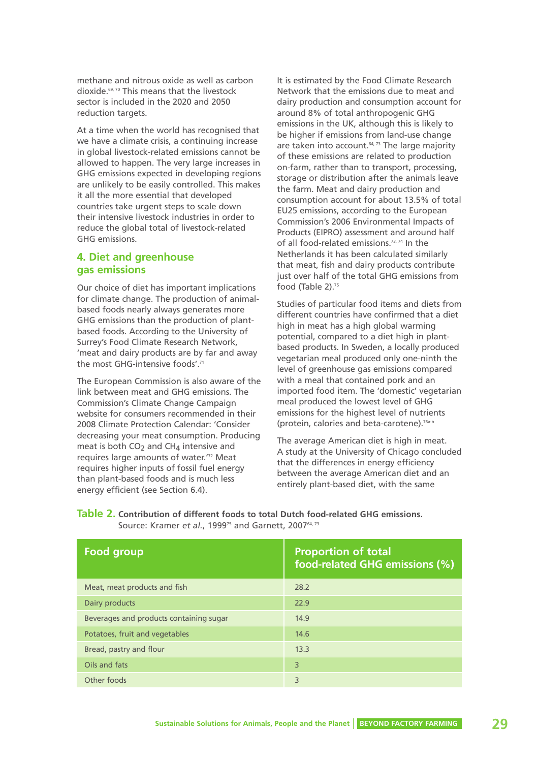methane and nitrous oxide as well as carbon dioxide.[69, 70] This means that the livestock sector is included in the 2020 and 2050 reduction targets.

At a time when the world has recognised that we have a climate crisis, a continuing increase in global livestock-related emissions cannot be allowed to happen. The very large increases in GHG emissions expected in developing regions are unlikely to be easily controlled. This makes it all the more essential that developed countries take urgent steps to scale down their intensive livestock industries in order to reduce the global total of livestock-related GHG emissions.

## 4. Diet and greenhouse gas emissions

Our choice of diet has important implications for climate change. The production of animal-based foods nearly always generates more GHG emissions than the production of plant-based foods. According to the University of Surrey's Food Climate Research Network, 'meat and dairy products are by far and away the most GHG-intensive foods'.[71]

The European Commission is also aware of the link between meat and GHG emissions. The Commission's Climate Change Campaign website for consumers recommended in their 2008 Climate Protection Calendar: 'Consider decreasing your meat consumption. Producing meat is both $CO_2$ and $CH_4$ intensive and requires large amounts of water.'[72] Meat requires higher inputs of fossil fuel energy than plant-based foods and is much less energy efficient (see Section 6.4).

It is estimated by the Food Climate Research Network that the emissions due to meat and dairy production and consumption account for around 8% of total anthropogenic GHG emissions in the UK, although this is likely to be higher if emissions from land-use change are taken into account.[64, 73] The large majority of these emissions are related to production on-farm, rather than to transport, processing, storage or distribution after the animals leave the farm. Meat and dairy production and consumption account for about 13.5% of total EU25 emissions, according to the European Commission's 2006 Environmental Impacts of Products (EIPRO) assessment and around half of all food-related emissions.[73, 74] In the Netherlands it has been calculated similarly that meat, fish and dairy products contribute just over half of the total GHG emissions from food (Table 2).[75]

Studies of particular food items and diets from different countries have confirmed that a diet high in meat has a high global warming potential, compared to a diet high in plant-based products. In Sweden, a locally produced vegetarian meal produced only one-ninth the level of greenhouse gas emissions compared with a meal that contained pork and an imported food item. The 'domestic' vegetarian meal produced the lowest level of GHG emissions for the highest level of nutrients (protein, calories and beta-carotene).[76a-b]

The average American diet is high in meat. A study at the University of Chicago concluded that the differences in energy efficiency between the average American diet and an entirely plant-based diet, with the same

**Table 2. Contribution of different foods to total Dutch food-related GHG emissions.**
Source: Kramer *et al.*, 1999[75] and Garnett, 2007[64, 73]

| Food group | Proportion of total food-related GHG emissions (%) |
|---|---|
| Meat, meat products and fish | 28.2 |
| Dairy products | 22.9 |
| Beverages and products containing sugar | 14.9 |
| Potatoes, fruit and vegetables | 14.6 |
| Bread, pastry and flour | 13.3 |
| Oils and fats | 3 |
| Other foods | 3 |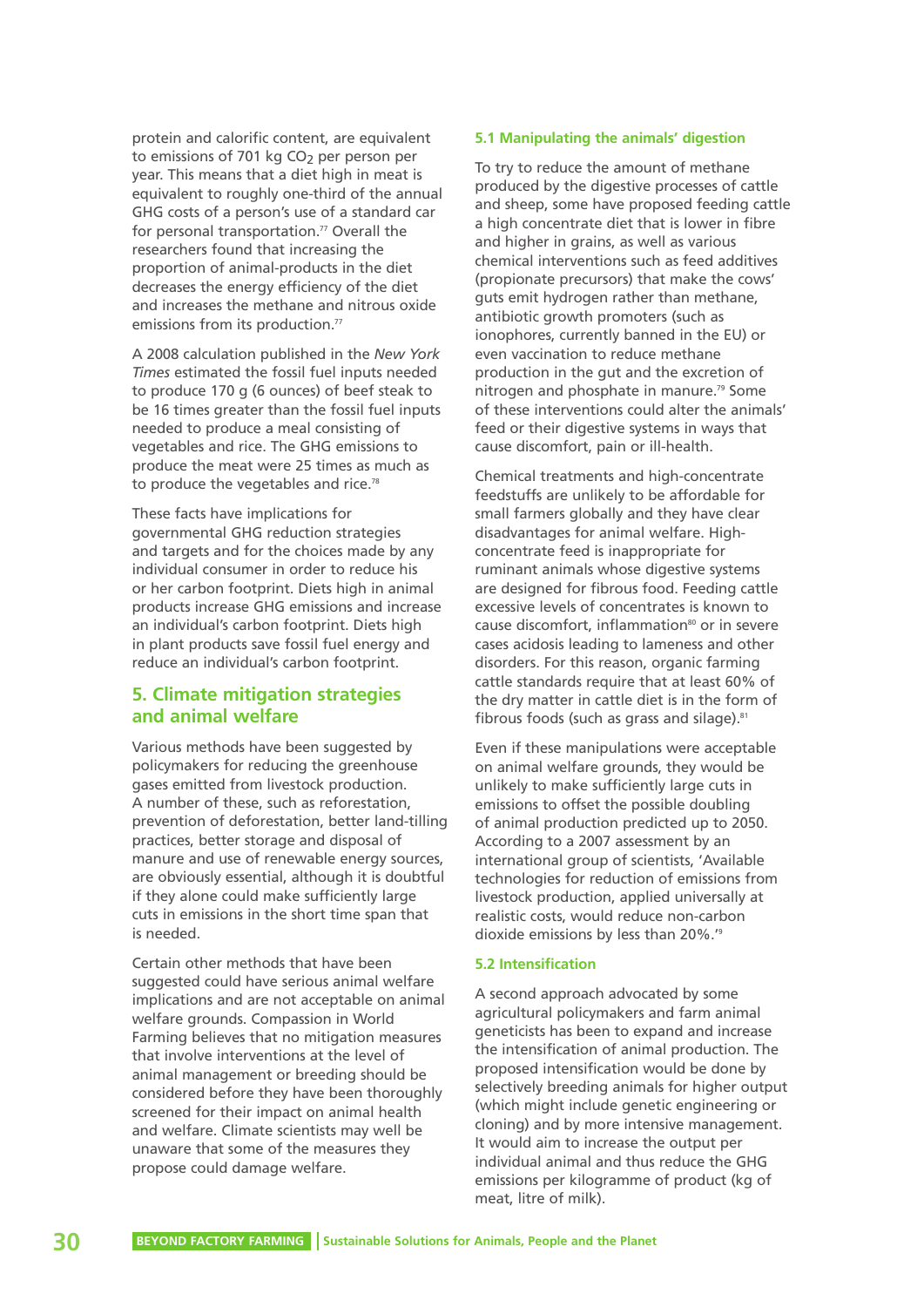protein and calorific content, are equivalent to emissions of 701 kg $CO_2$ per person per year. This means that a diet high in meat is equivalent to roughly one-third of the annual GHG costs of a person's use of a standard car for personal transportation.[77] Overall the researchers found that increasing the proportion of animal-products in the diet decreases the energy efficiency of the diet and increases the methane and nitrous oxide emissions from its production.[77]

A 2008 calculation published in the *New York Times* estimated the fossil fuel inputs needed to produce 170 g (6 ounces) of beef steak to be 16 times greater than the fossil fuel inputs needed to produce a meal consisting of vegetables and rice. The GHG emissions to produce the meat were 25 times as much as to produce the vegetables and rice.[78]

These facts have implications for governmental GHG reduction strategies and targets and for the choices made by any individual consumer in order to reduce his or her carbon footprint. Diets high in animal products increase GHG emissions and increase an individual's carbon footprint. Diets high in plant products save fossil fuel energy and reduce an individual's carbon footprint.

## 5. Climate mitigation strategies and animal welfare

Various methods have been suggested by policymakers for reducing the greenhouse gases emitted from livestock production. A number of these, such as reforestation, prevention of deforestation, better land-tilling practices, better storage and disposal of manure and use of renewable energy sources, are obviously essential, although it is doubtful if they alone could make sufficiently large cuts in emissions in the short time span that is needed.

Certain other methods that have been suggested could have serious animal welfare implications and are not acceptable on animal welfare grounds. Compassion in World Farming believes that no mitigation measures that involve interventions at the level of animal management or breeding should be considered before they have been thoroughly screened for their impact on animal health and welfare. Climate scientists may well be unaware that some of the measures they propose could damage welfare.

### 5.1 Manipulating the animals' digestion

To try to reduce the amount of methane produced by the digestive processes of cattle and sheep, some have proposed feeding cattle a high concentrate diet that is lower in fibre and higher in grains, as well as various chemical interventions such as feed additives (propionate precursors) that make the cows' guts emit hydrogen rather than methane, antibiotic growth promoters (such as ionophores, currently banned in the EU) or even vaccination to reduce methane production in the gut and the excretion of nitrogen and phosphate in manure.[79] Some of these interventions could alter the animals' feed or their digestive systems in ways that cause discomfort, pain or ill-health.

Chemical treatments and high-concentrate feedstuffs are unlikely to be affordable for small farmers globally and they have clear disadvantages for animal welfare. High-concentrate feed is inappropriate for ruminant animals whose digestive systems are designed for fibrous food. Feeding cattle excessive levels of concentrates is known to cause discomfort, inflammation[80] or in severe cases acidosis leading to lameness and other disorders. For this reason, organic farming cattle standards require that at least 60% of the dry matter in cattle diet is in the form of fibrous foods (such as grass and silage).[81]

Even if these manipulations were acceptable on animal welfare grounds, they would be unlikely to make sufficiently large cuts in emissions to offset the possible doubling of animal production predicted up to 2050. According to a 2007 assessment by an international group of scientists, 'Available technologies for reduction of emissions from livestock production, applied universally at realistic costs, would reduce non-carbon dioxide emissions by less than 20%.'[79]

### 5.2 Intensification

A second approach advocated by some agricultural policymakers and farm animal geneticists has been to expand and increase the intensification of animal production. The proposed intensification would be done by selectively breeding animals for higher output (which might include genetic engineering or cloning) and by more intensive management. It would aim to increase the output per individual animal and thus reduce the GHG emissions per kilogramme of product (kg of meat, litre of milk).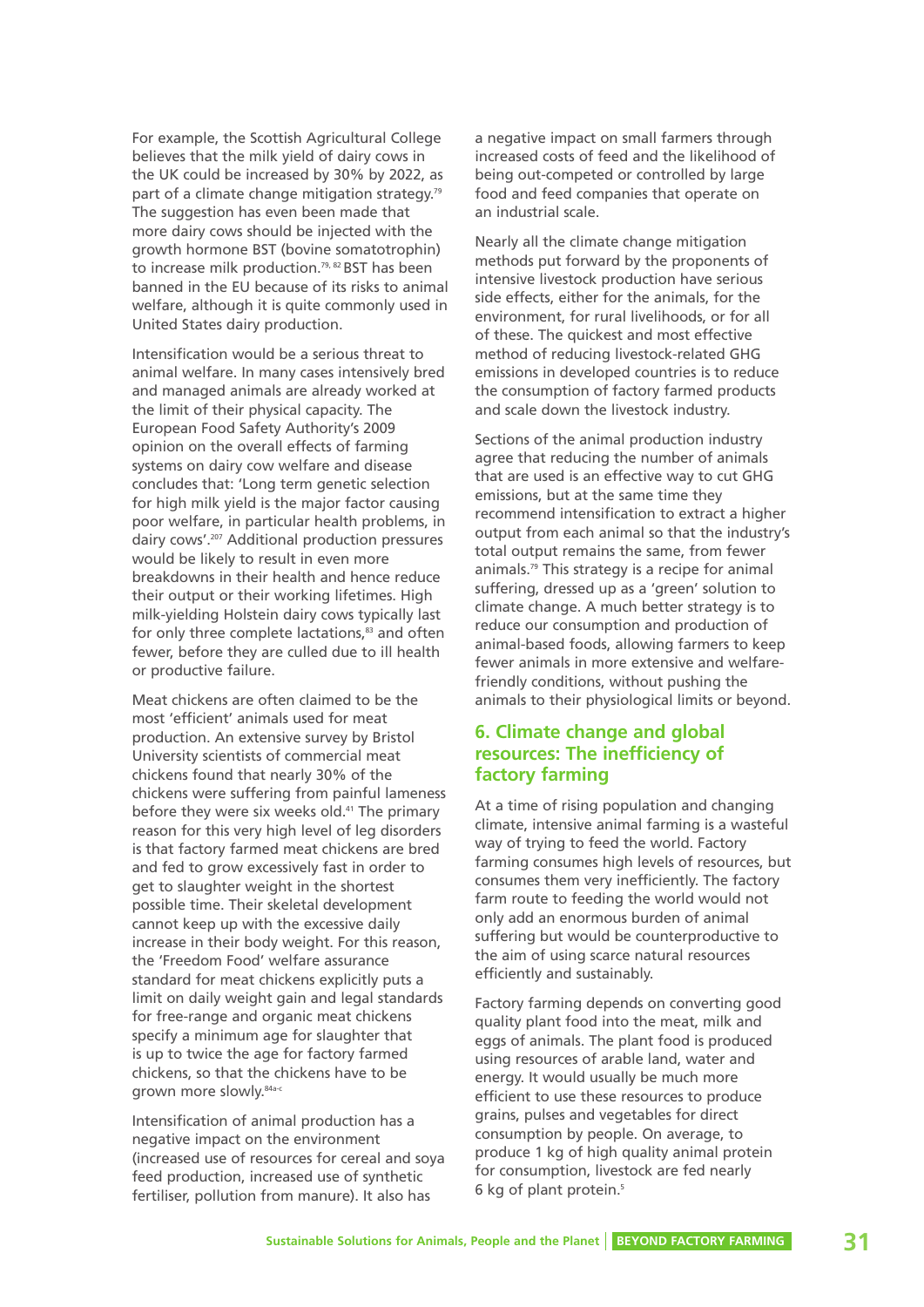For example, the Scottish Agricultural College believes that the milk yield of dairy cows in the UK could be increased by 30% by 2022, as part of a climate change mitigation strategy.[79] The suggestion has even been made that more dairy cows should be injected with the growth hormone BST (bovine somatotrophin) to increase milk production.[79, 82] BST has been banned in the EU because of its risks to animal welfare, although it is quite commonly used in United States dairy production.

Intensification would be a serious threat to animal welfare. In many cases intensively bred and managed animals are already worked at the limit of their physical capacity. The European Food Safety Authority's 2009 opinion on the overall effects of farming systems on dairy cow welfare and disease concludes that: 'Long term genetic selection for high milk yield is the major factor causing poor welfare, in particular health problems, in dairy cows'.[207] Additional production pressures would be likely to result in even more breakdowns in their health and hence reduce their output or their working lifetimes. High milk-yielding Holstein dairy cows typically last for only three complete lactations,[83] and often fewer, before they are culled due to ill health or productive failure.

Meat chickens are often claimed to be the most 'efficient' animals used for meat production. An extensive survey by Bristol University scientists of commercial meat chickens found that nearly 30% of the chickens were suffering from painful lameness before they were six weeks old.[41] The primary reason for this very high level of leg disorders is that factory farmed meat chickens are bred and fed to grow excessively fast in order to get to slaughter weight in the shortest possible time. Their skeletal development cannot keep up with the excessive daily increase in their body weight. For this reason, the 'Freedom Food' welfare assurance standard for meat chickens explicitly puts a limit on daily weight gain and legal standards for free-range and organic meat chickens specify a minimum age for slaughter that is up to twice the age for factory farmed chickens, so that the chickens have to be grown more slowly.[84a-c]

Intensification of animal production has a negative impact on the environment (increased use of resources for cereal and soya feed production, increased use of synthetic fertiliser, pollution from manure). It also has a negative impact on small farmers through increased costs of feed and the likelihood of being out-competed or controlled by large food and feed companies that operate on an industrial scale.

Nearly all the climate change mitigation methods put forward by the proponents of intensive livestock production have serious side effects, either for the animals, for the environment, for rural livelihoods, or for all of these. The quickest and most effective method of reducing livestock-related GHG emissions in developed countries is to reduce the consumption of factory farmed products and scale down the livestock industry.

Sections of the animal production industry agree that reducing the number of animals that are used is an effective way to cut GHG emissions, but at the same time they recommend intensification to extract a higher output from each animal so that the industry's total output remains the same, from fewer animals.[79] This strategy is a recipe for animal suffering, dressed up as a 'green' solution to climate change. A much better strategy is to reduce our consumption and production of animal-based foods, allowing farmers to keep fewer animals in more extensive and welfare-friendly conditions, without pushing the animals to their physiological limits or beyond.

## 6. Climate change and global resources: The inefficiency of factory farming

At a time of rising population and changing climate, intensive animal farming is a wasteful way of trying to feed the world. Factory farming consumes high levels of resources, but consumes them very inefficiently. The factory farm route to feeding the world would not only add an enormous burden of animal suffering but would be counterproductive to the aim of using scarce natural resources efficiently and sustainably.

Factory farming depends on converting good quality plant food into the meat, milk and eggs of animals. The plant food is produced using resources of arable land, water and energy. It would usually be much more efficient to use these resources to produce grains, pulses and vegetables for direct consumption by people. On average, to produce 1 kg of high quality animal protein for consumption, livestock are fed nearly 6 kg of plant protein.[5]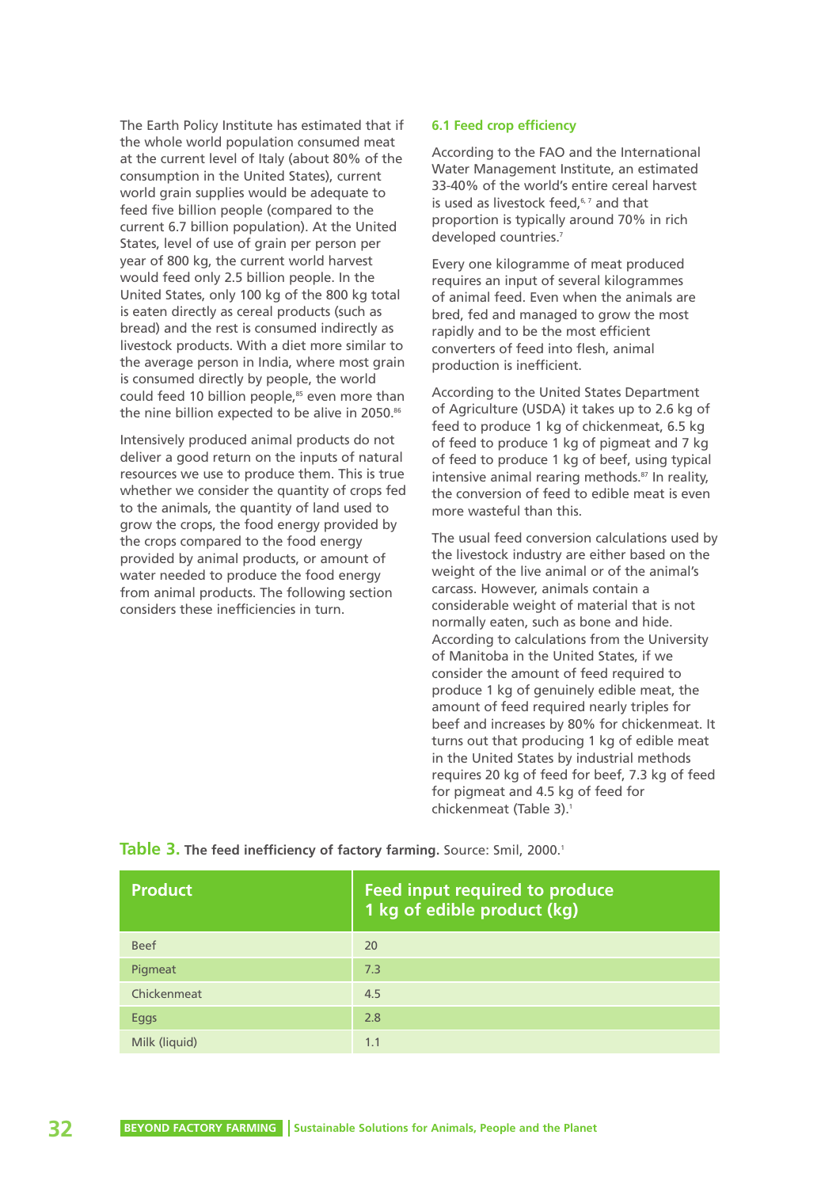The Earth Policy Institute has estimated that if the whole world population consumed meat at the current level of Italy (about 80% of the consumption in the United States), current world grain supplies would be adequate to feed five billion people (compared to the current 6.7 billion population). At the United States, level of use of grain per person per year of 800 kg, the current world harvest would feed only 2.5 billion people. In the United States, only 100 kg of the 800 kg total is eaten directly as cereal products (such as bread) and the rest is consumed indirectly as livestock products. With a diet more similar to the average person in India, where most grain is consumed directly by people, the world could feed 10 billion people,[85] even more than the nine billion expected to be alive in 2050.[86]

Intensively produced animal products do not deliver a good return on the inputs of natural resources we use to produce them. This is true whether we consider the quantity of crops fed to the animals, the quantity of land used to grow the crops, the food energy provided by the crops compared to the food energy provided by animal products, or amount of water needed to produce the food energy from animal products. The following section considers these inefficiencies in turn.

### 6.1 Feed crop efficiency

According to the FAO and the International Water Management Institute, an estimated 33-40% of the world's entire cereal harvest is used as livestock feed,[6, 7] and that proportion is typically around 70% in rich developed countries.[7]

Every one kilogramme of meat produced requires an input of several kilogrammes of animal feed. Even when the animals are bred, fed and managed to grow the most rapidly and to be the most efficient converters of feed into flesh, animal production is inefficient.

According to the United States Department of Agriculture (USDA) it takes up to 2.6 kg of feed to produce 1 kg of chickenmeat, 6.5 kg of feed to produce 1 kg of pigmeat and 7 kg of feed to produce 1 kg of beef, using typical intensive animal rearing methods.[87] In reality, the conversion of feed to edible meat is even more wasteful than this.

The usual feed conversion calculations used by the livestock industry are either based on the weight of the live animal or of the animal's carcass. However, animals contain a considerable weight of material that is not normally eaten, such as bone and hide. According to calculations from the University of Manitoba in the United States, if we consider the amount of feed required to produce 1 kg of genuinely edible meat, the amount of feed required nearly triples for beef and increases by 80% for chickenmeat. It turns out that producing 1 kg of edible meat in the United States by industrial methods requires 20 kg of feed for beef, 7.3 kg of feed for pigmeat and 4.5 kg of feed for chickenmeat (Table 3).[1]

**Table 3.** **The feed inefficiency of factory farming.** Source: Smil, 2000.[1]

| Product | Feed input required to produce 1 kg of edible product (kg) |
|---|---|
| Beef | 20 |
| Pigmeat | 7.3 |
| Chickenmeat | 4.5 |
| Eggs | 2.8 |
| Milk (liquid) | 1.1 |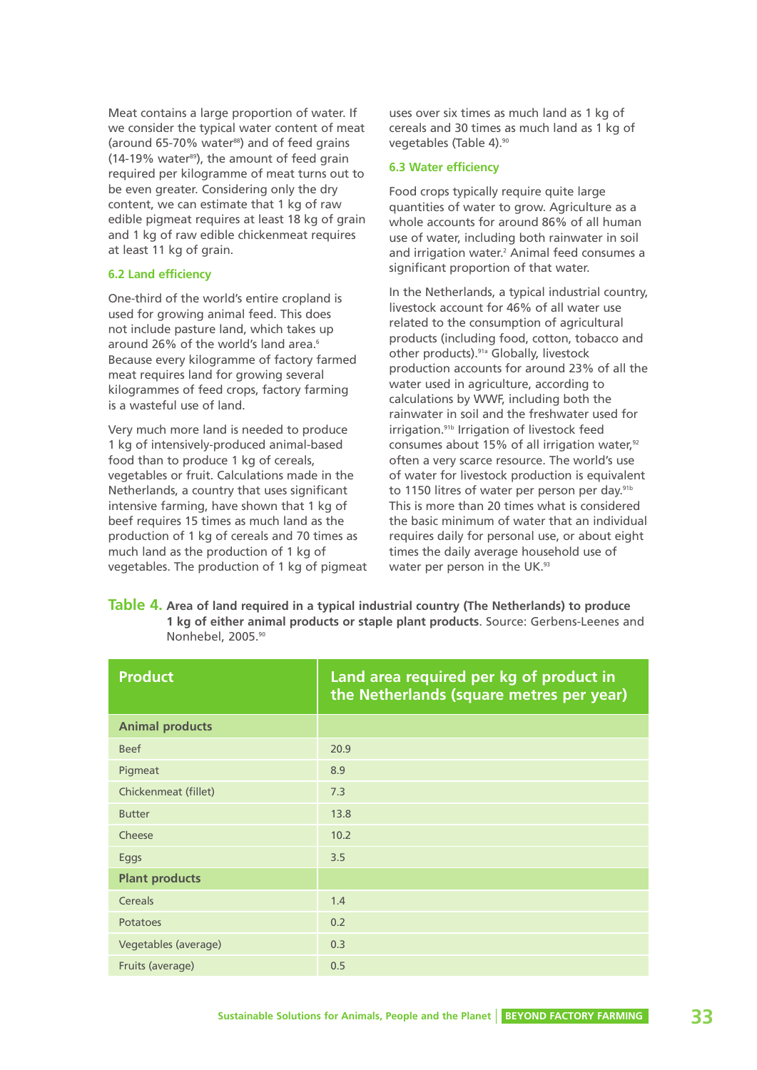Meat contains a large proportion of water. If we consider the typical water content of meat (around 65-70% water[88]) and of feed grains (14-19% water[89]), the amount of feed grain required per kilogramme of meat turns out to be even greater. Considering only the dry content, we can estimate that 1 kg of raw edible pigmeat requires at least 18 kg of grain and 1 kg of raw edible chickenmeat requires at least 11 kg of grain.

### 6.2 Land efficiency

One-third of the world's entire cropland is used for growing animal feed. This does not include pasture land, which takes up around 26% of the world's land area.[6] Because every kilogramme of factory farmed meat requires land for growing several kilogrammes of feed crops, factory farming is a wasteful use of land.

Very much more land is needed to produce 1 kg of intensively-produced animal-based food than to produce 1 kg of cereals, vegetables or fruit. Calculations made in the Netherlands, a country that uses significant intensive farming, have shown that 1 kg of beef requires 15 times as much land as the production of 1 kg of cereals and 70 times as much land as the production of 1 kg of vegetables. The production of 1 kg of pigmeat uses over six times as much land as 1 kg of cereals and 30 times as much land as 1 kg of vegetables (Table 4).[90]

### 6.3 Water efficiency

Food crops typically require quite large quantities of water to grow. Agriculture as a whole accounts for around 86% of all human use of water, including both rainwater in soil and irrigation water.[2] Animal feed consumes a significant proportion of that water.

In the Netherlands, a typical industrial country, livestock account for 46% of all water use related to the consumption of agricultural products (including food, cotton, tobacco and other products).[91a] Globally, livestock production accounts for around 23% of all the water used in agriculture, according to calculations by WWF, including both the rainwater in soil and the freshwater used for irrigation.[91b] Irrigation of livestock feed consumes about 15% of all irrigation water,[92] often a very scarce resource. The world's use of water for livestock production is equivalent to 1150 litres of water per person per day.[91b] This is more than 20 times what is considered the basic minimum of water that an individual requires daily for personal use, or about eight times the daily average household use of water per person in the UK.[93]

**Table 4. Area of land required in a typical industrial country (The Netherlands) to produce 1 kg of either animal products or staple plant products**. Source: Gerbens-Leenes and Nonhebel, 2005.[90]

| Product | Land area required per kg of product in the Netherlands (square metres per year) |
|---|---|
| **Animal products** | |
| Beef | 20.9 |
| Pigmeat | 8.9 |
| Chickenmeat (fillet) | 7.3 |
| Butter | 13.8 |
| Cheese | 10.2 |
| Eggs | 3.5 |
| **Plant products** | |
| Cereals | 1.4 |
| Potatoes | 0.2 |
| Vegetables (average) | 0.3 |
| Fruits (average) | 0.5 |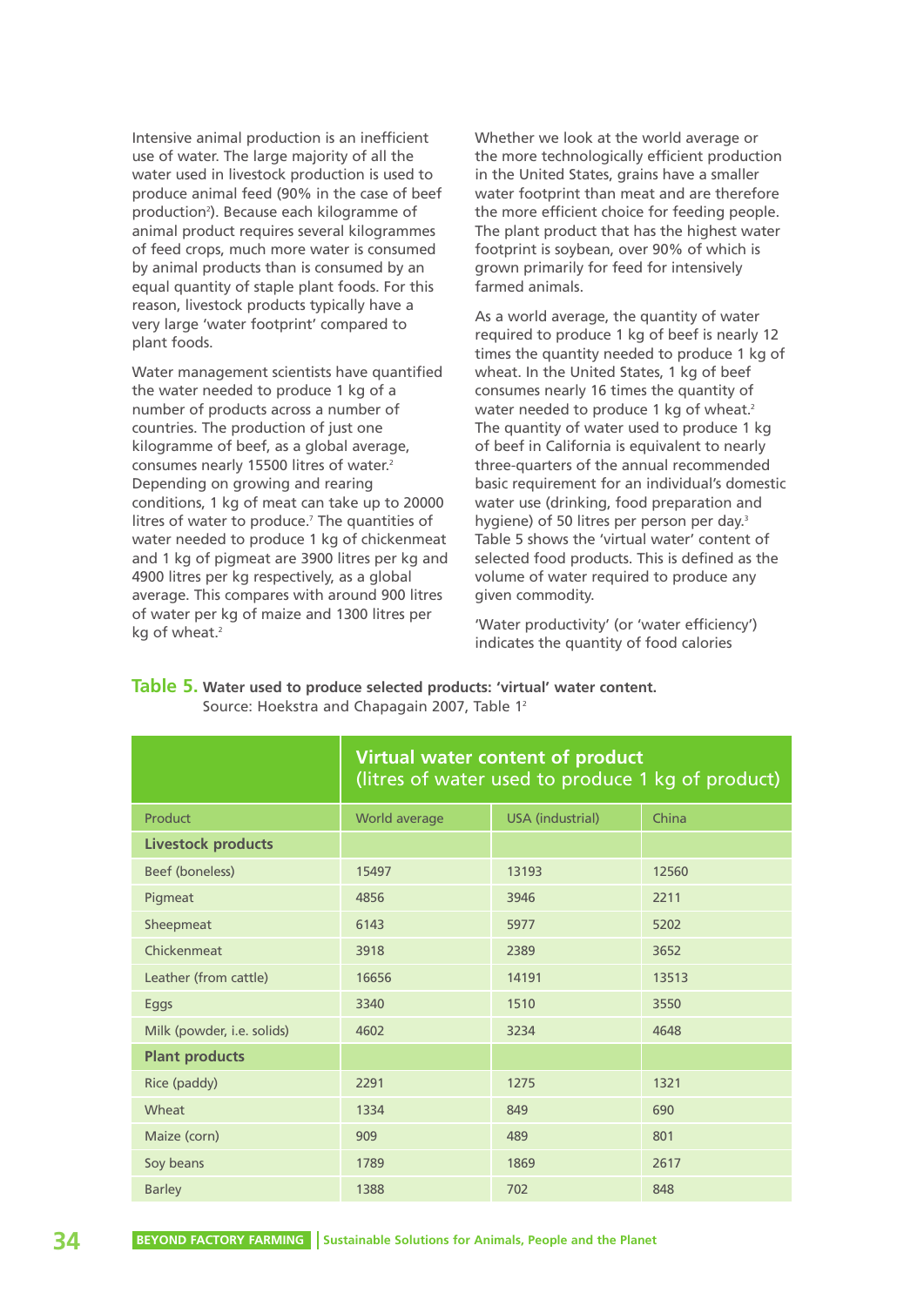Intensive animal production is an inefficient use of water. The large majority of all the water used in livestock production is used to produce animal feed (90% in the case of beef production[2]). Because each kilogramme of animal product requires several kilogrammes of feed crops, much more water is consumed by animal products than is consumed by an equal quantity of staple plant foods. For this reason, livestock products typically have a very large 'water footprint' compared to plant foods.

Water management scientists have quantified the water needed to produce 1 kg of a number of products across a number of countries. The production of just one kilogramme of beef, as a global average, consumes nearly 15500 litres of water.[2] Depending on growing and rearing conditions, 1 kg of meat can take up to 20000 litres of water to produce.[7] The quantities of water needed to produce 1 kg of chickenmeat and 1 kg of pigmeat are 3900 litres per kg and 4900 litres per kg respectively, as a global average. This compares with around 900 litres of water per kg of maize and 1300 litres per kg of wheat.[2]

Whether we look at the world average or the more technologically efficient production in the United States, grains have a smaller water footprint than meat and are therefore the more efficient choice for feeding people. The plant product that has the highest water footprint is soybean, over 90% of which is grown primarily for feed for intensively farmed animals.

As a world average, the quantity of water required to produce 1 kg of beef is nearly 12 times the quantity needed to produce 1 kg of wheat. In the United States, 1 kg of beef consumes nearly 16 times the quantity of water needed to produce 1 kg of wheat.[2] The quantity of water used to produce 1 kg of beef in California is equivalent to nearly three-quarters of the annual recommended basic requirement for an individual's domestic water use (drinking, food preparation and hygiene) of 50 litres per person per day.[3] Table 5 shows the 'virtual water' content of selected food products. This is defined as the volume of water required to produce any given commodity.

'Water productivity' (or 'water efficiency') indicates the quantity of food calories

**Table 5.** **Water used to produce selected products: 'virtual' water content.**
Source: Hoekstra and Chapagain 2007, Table 1[2]

| | Virtual water content of product (litres of water used to produce 1 kg of product) | | |
|---|---|---|---|
| Product | World average | USA (industrial) | China |
| **Livestock products** | | | |
| Beef (boneless) | 15497 | 13193 | 12560 |
| Pigmeat | 4856 | 3946 | 2211 |
| Sheepmeat | 6143 | 5977 | 5202 |
| Chickenmeat | 3918 | 2389 | 3652 |
| Leather (from cattle) | 16656 | 14191 | 13513 |
| Eggs | 3340 | 1510 | 3550 |
| Milk (powder, i.e. solids) | 4602 | 3234 | 4648 |
| **Plant products** | | | |
| Rice (paddy) | 2291 | 1275 | 1321 |
| Wheat | 1334 | 849 | 690 |
| Maize (corn) | 909 | 489 | 801 |
| Soy beans | 1789 | 1869 | 2617 |
| Barley | 1388 | 702 | 848 |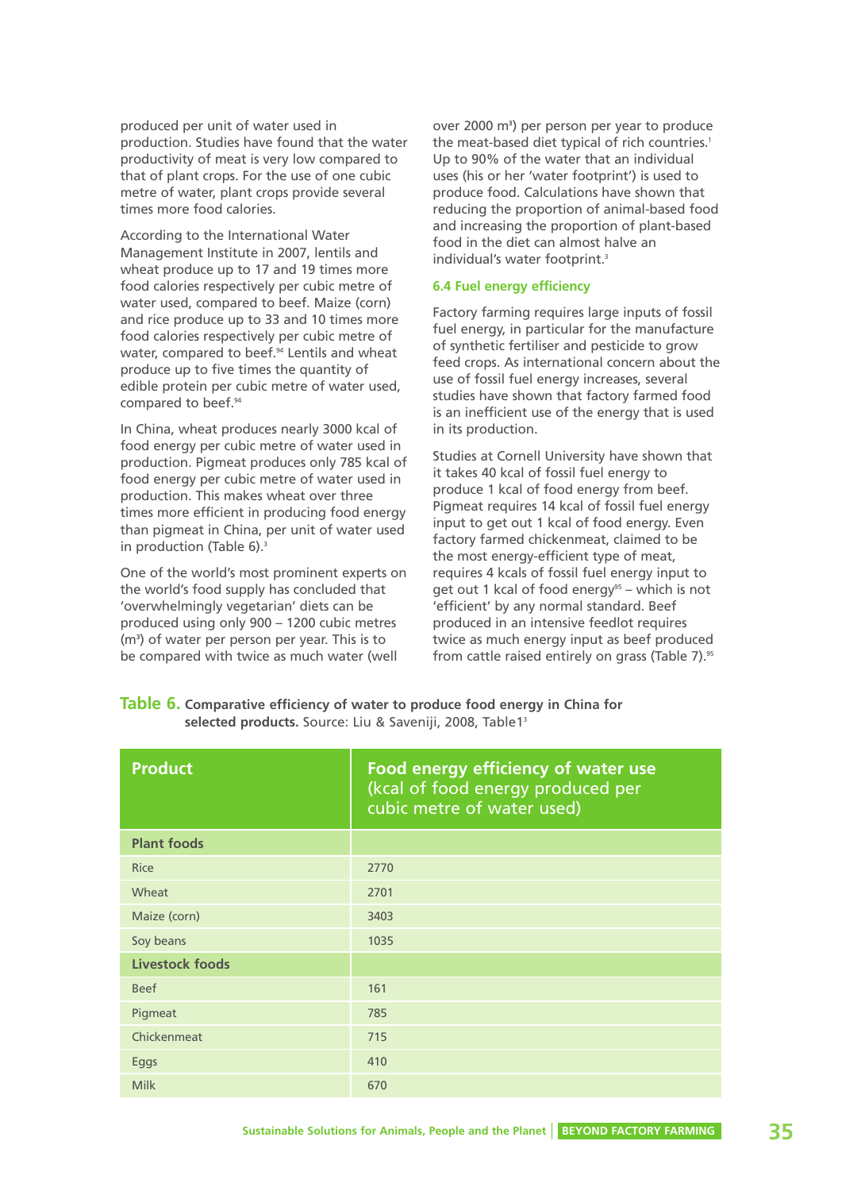produced per unit of water used in production. Studies have found that the water productivity of meat is very low compared to that of plant crops. For the use of one cubic metre of water, plant crops provide several times more food calories.

According to the International Water Management Institute in 2007, lentils and wheat produce up to 17 and 19 times more food calories respectively per cubic metre of water used, compared to beef. Maize (corn) and rice produce up to 33 and 10 times more food calories respectively per cubic metre of water, compared to beef.[94] Lentils and wheat produce up to five times the quantity of edible protein per cubic metre of water used, compared to beef.[94]

In China, wheat produces nearly 3000 kcal of food energy per cubic metre of water used in production. Pigmeat produces only 785 kcal of food energy per cubic metre of water used in production. This makes wheat over three times more efficient in producing food energy than pigmeat in China, per unit of water used in production (Table 6).[3]

One of the world's most prominent experts on the world's food supply has concluded that 'overwhelmingly vegetarian' diets can be produced using only 900 – 1200 cubic metres ($m^3$) of water per person per year. This is to be compared with twice as much water (well over 2000 $m^3$) per person per year to produce the meat-based diet typical of rich countries.[1] Up to 90% of the water that an individual uses (his or her 'water footprint') is used to produce food. Calculations have shown that reducing the proportion of animal-based food and increasing the proportion of plant-based food in the diet can almost halve an individual's water footprint.[3]

### 6.4 Fuel energy efficiency

Factory farming requires large inputs of fossil fuel energy, in particular for the manufacture of synthetic fertiliser and pesticide to grow feed crops. As international concern about the use of fossil fuel energy increases, several studies have shown that factory farmed food is an inefficient use of the energy that is used in its production.

Studies at Cornell University have shown that it takes 40 kcal of fossil fuel energy to produce 1 kcal of food energy from beef. Pigmeat requires 14 kcal of fossil fuel energy input to get out 1 kcal of food energy. Even factory farmed chickenmeat, claimed to be the most energy-efficient type of meat, requires 4 kcals of fossil fuel energy input to get out 1 kcal of food energy[95] – which is not 'efficient' by any normal standard. Beef produced in an intensive feedlot requires twice as much energy input as beef produced from cattle raised entirely on grass (Table 7).[95]

**Table 6. Comparative efficiency of water to produce food energy in China for selected products.** Source: Liu & Saveniji, 2008, Table1[3]

| Product | Food energy efficiency of water use (kcal of food energy produced per cubic metre of water used) |
|---|---|
| **Plant foods** | |
| Rice | 2770 |
| Wheat | 2701 |
| Maize (corn) | 3403 |
| Soy beans | 1035 |
| **Livestock foods** | |
| Beef | 161 |
| Pigmeat | 785 |
| Chickenmeat | 715 |
| Eggs | 410 |
| Milk | 670 |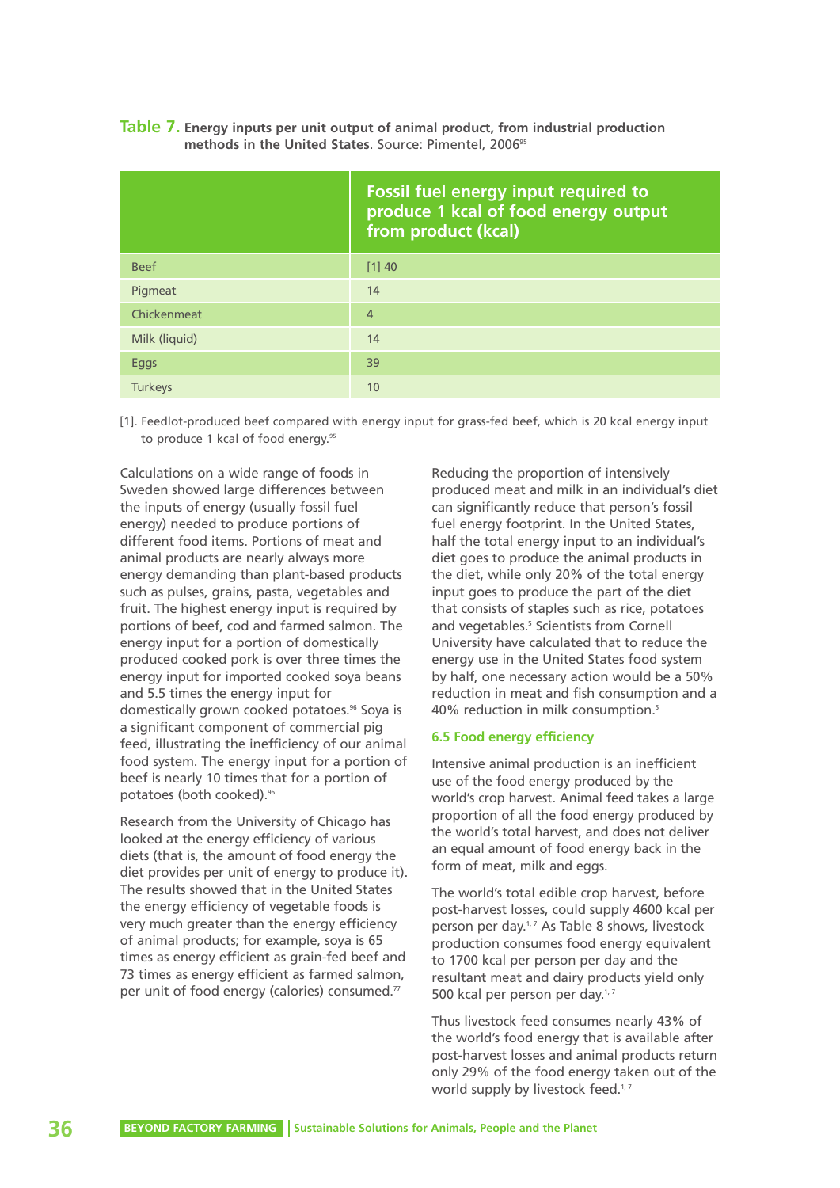**Table 7.** **Energy inputs per unit output of animal product, from industrial production methods in the United States**. Source: Pimentel, 2006[95]

| | Fossil fuel energy input required to produce 1 kcal of food energy output from product (kcal) |
|---|---|
| Beef | [1] 40 |
| Pigmeat | 14 |
| Chickenmeat | 4 |
| Milk (liquid) | 14 |
| Eggs | 39 |
| Turkeys | 10 |

[1]. Feedlot-produced beef compared with energy input for grass-fed beef, which is 20 kcal energy input to produce 1 kcal of food energy.[95]

Calculations on a wide range of foods in Sweden showed large differences between the inputs of energy (usually fossil fuel energy) needed to produce portions of different food items. Portions of meat and animal products are nearly always more energy demanding than plant-based products such as pulses, grains, pasta, vegetables and fruit. The highest energy input is required by portions of beef, cod and farmed salmon. The energy input for a portion of domestically produced cooked pork is over three times the energy input for imported cooked soya beans and 5.5 times the energy input for domestically grown cooked potatoes.[96] Soya is a significant component of commercial pig feed, illustrating the inefficiency of our animal food system. The energy input for a portion of beef is nearly 10 times that for a portion of potatoes (both cooked).[96]

Research from the University of Chicago has looked at the energy efficiency of various diets (that is, the amount of food energy the diet provides per unit of energy to produce it). The results showed that in the United States the energy efficiency of vegetable foods is very much greater than the energy efficiency of animal products; for example, soya is 65 times as energy efficient as grain-fed beef and 73 times as energy efficient as farmed salmon, per unit of food energy (calories) consumed.[77]

Reducing the proportion of intensively produced meat and milk in an individual's diet can significantly reduce that person's fossil fuel energy footprint. In the United States, half the total energy input to an individual's diet goes to produce the animal products in the diet, while only 20% of the total energy input goes to produce the part of the diet that consists of staples such as rice, potatoes and vegetables.[5] Scientists from Cornell University have calculated that to reduce the energy use in the United States food system by half, one necessary action would be a 50% reduction in meat and fish consumption and a 40% reduction in milk consumption.[5]

### 6.5 Food energy efficiency

Intensive animal production is an inefficient use of the food energy produced by the world's crop harvest. Animal feed takes a large proportion of all the food energy produced by the world's total harvest, and does not deliver an equal amount of food energy back in the form of meat, milk and eggs.

The world's total edible crop harvest, before post-harvest losses, could supply 4600 kcal per person per day.[1,7] As Table 8 shows, livestock production consumes food energy equivalent to 1700 kcal per person per day and the resultant meat and dairy products yield only 500 kcal per person per day.[1,7]

Thus livestock feed consumes nearly 43% of the world's food energy that is available after post-harvest losses and animal products return only 29% of the food energy taken out of the world supply by livestock feed.[1,7]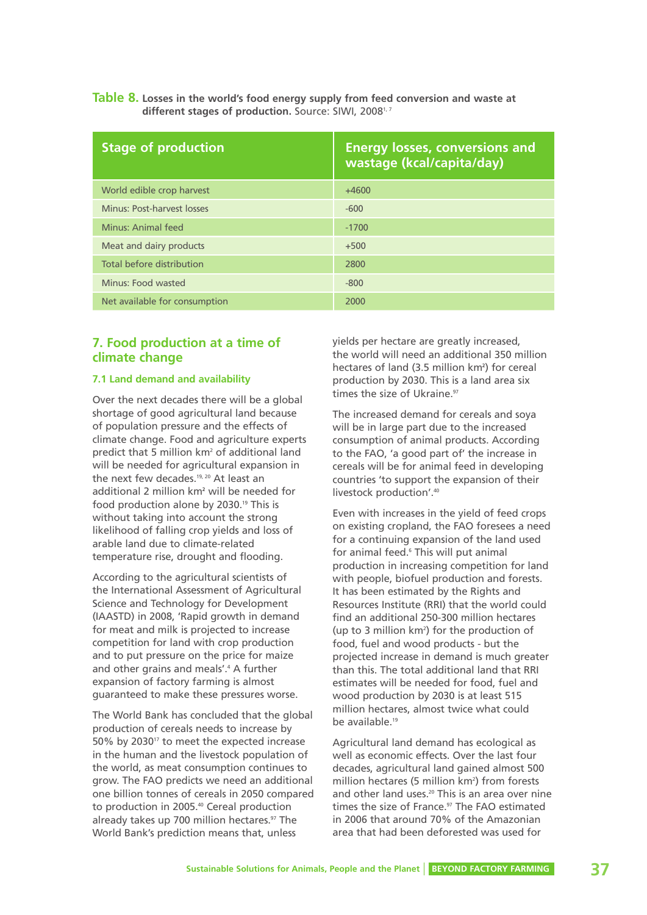**Table 8.** **Losses in the world's food energy supply from feed conversion and waste at different stages of production.** Source: SIWI, 2008[1, 7]

| Stage of production | Energy losses, conversions and wastage (kcal/capita/day) |
|---|---|
| World edible crop harvest | +4600 |
| Minus: Post-harvest losses | -600 |
| Minus: Animal feed | -1700 |
| Meat and dairy products | +500 |
| Total before distribution | 2800 |
| Minus: Food wasted | -800 |
| Net available for consumption | 2000 |

## 7. Food production at a time of climate change

### 7.1 Land demand and availability

Over the next decades there will be a global shortage of good agricultural land because of population pressure and the effects of climate change. Food and agriculture experts predict that 5 million km$^2$ of additional land will be needed for agricultural expansion in the next few decades.[19, 20] At least an additional 2 million km$^2$ will be needed for food production alone by 2030.[19] This is without taking into account the strong likelihood of falling crop yields and loss of arable land due to climate-related temperature rise, drought and flooding.

According to the agricultural scientists of the International Assessment of Agricultural Science and Technology for Development (IAASTD) in 2008, 'Rapid growth in demand for meat and milk is projected to increase competition for land with crop production and to put pressure on the price for maize and other grains and meals'.[4] A further expansion of factory farming is almost guaranteed to make these pressures worse.

The World Bank has concluded that the global production of cereals needs to increase by 50% by 2030[17] to meet the expected increase in the human and the livestock population of the world, as meat consumption continues to grow. The FAO predicts we need an additional one billion tonnes of cereals in 2050 compared to production in 2005.[40] Cereal production already takes up 700 million hectares.[97] The World Bank's prediction means that, unless yields per hectare are greatly increased, the world will need an additional 350 million hectares of land (3.5 million km$^2$) for cereal production by 2030. This is a land area six times the size of Ukraine.[97]

The increased demand for cereals and soya will be in large part due to the increased consumption of animal products. According to the FAO, 'a good part of' the increase in cereals will be for animal feed in developing countries 'to support the expansion of their livestock production'.[40]

Even with increases in the yield of feed crops on existing cropland, the FAO foresees a need for a continuing expansion of the land used for animal feed.[6] This will put animal production in increasing competition for land with people, biofuel production and forests. It has been estimated by the Rights and Resources Institute (RRI) that the world could find an additional 250-300 million hectares (up to 3 million km$^2$) for the production of food, fuel and wood products - but the projected increase in demand is much greater than this. The total additional land that RRI estimates will be needed for food, fuel and wood production by 2030 is at least 515 million hectares, almost twice what could be available.[19]

Agricultural land demand has ecological as well as economic effects. Over the last four decades, agricultural land gained almost 500 million hectares (5 million km$^2$) from forests and other land uses.[20] This is an area over nine times the size of France.[97] The FAO estimated in 2006 that around 70% of the Amazonian area that had been deforested was used for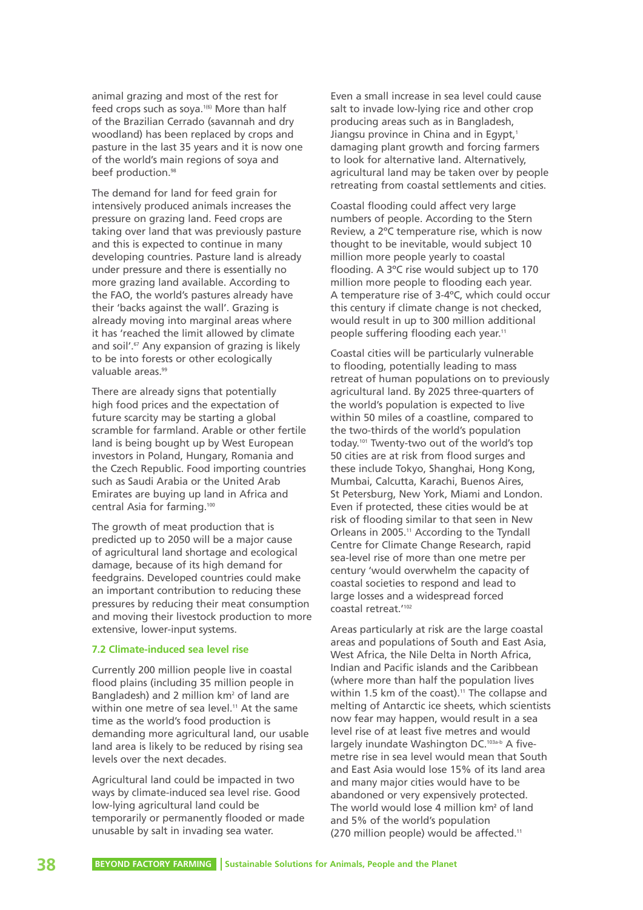animal grazing and most of the rest for feed crops such as soya.[1(6)] More than half of the Brazilian Cerrado (savannah and dry woodland) has been replaced by crops and pasture in the last 35 years and it is now one of the world's main regions of soya and beef production.[98]

The demand for land for feed grain for intensively produced animals increases the pressure on grazing land. Feed crops are taking over land that was previously pasture and this is expected to continue in many developing countries. Pasture land is already under pressure and there is essentially no more grazing land available. According to the FAO, the world's pastures already have their 'backs against the wall'. Grazing is already moving into marginal areas where it has 'reached the limit allowed by climate and soil'.[67] Any expansion of grazing is likely to be into forests or other ecologically valuable areas.[99]

There are already signs that potentially high food prices and the expectation of future scarcity may be starting a global scramble for farmland. Arable or other fertile land is being bought up by West European investors in Poland, Hungary, Romania and the Czech Republic. Food importing countries such as Saudi Arabia or the United Arab Emirates are buying up land in Africa and central Asia for farming.[100]

The growth of meat production that is predicted up to 2050 will be a major cause of agricultural land shortage and ecological damage, because of its high demand for feedgrains. Developed countries could make an important contribution to reducing these pressures by reducing their meat consumption and moving their livestock production to more extensive, lower-input systems.

### 7.2 Climate-induced sea level rise

Currently 200 million people live in coastal flood plains (including 35 million people in Bangladesh) and 2 million km$^2$ of land are within one metre of sea level.[11] At the same time as the world's food production is demanding more agricultural land, our usable land area is likely to be reduced by rising sea levels over the next decades.

Agricultural land could be impacted in two ways by climate-induced sea level rise. Good low-lying agricultural land could be temporarily or permanently flooded or made unusable by salt in invading sea water.

Even a small increase in sea level could cause salt to invade low-lying rice and other crop producing areas such as in Bangladesh, Jiangsu province in China and in Egypt,[1] damaging plant growth and forcing farmers to look for alternative land. Alternatively, agricultural land may be taken over by people retreating from coastal settlements and cities.

Coastal flooding could affect very large numbers of people. According to the Stern Review, a 2°C temperature rise, which is now thought to be inevitable, would subject 10 million more people yearly to coastal flooding. A 3°C rise would subject up to 170 million more people to flooding each year. A temperature rise of 3-4°C, which could occur this century if climate change is not checked, would result in up to 300 million additional people suffering flooding each year.[11]

Coastal cities will be particularly vulnerable to flooding, potentially leading to mass retreat of human populations on to previously agricultural land. By 2025 three-quarters of the world's population is expected to live within 50 miles of a coastline, compared to the two-thirds of the world's population today.[101] Twenty-two out of the world's top 50 cities are at risk from flood surges and these include Tokyo, Shanghai, Hong Kong, Mumbai, Calcutta, Karachi, Buenos Aires, St Petersburg, New York, Miami and London. Even if protected, these cities would be at risk of flooding similar to that seen in New Orleans in 2005.[11] According to the Tyndall Centre for Climate Change Research, rapid sea-level rise of more than one metre per century 'would overwhelm the capacity of coastal societies to respond and lead to large losses and a widespread forced coastal retreat.'[102]

Areas particularly at risk are the large coastal areas and populations of South and East Asia, West Africa, the Nile Delta in North Africa, Indian and Pacific islands and the Caribbean (where more than half the population lives within 1.5 km of the coast).[11] The collapse and melting of Antarctic ice sheets, which scientists now fear may happen, would result in a sea level rise of at least five metres and would largely inundate Washington DC.[103a-b] A five-metre rise in sea level would mean that South and East Asia would lose 15% of its land area and many major cities would have to be abandoned or very expensively protected. The world would lose 4 million km$^2$ of land and 5% of the world's population (270 million people) would be affected.[11]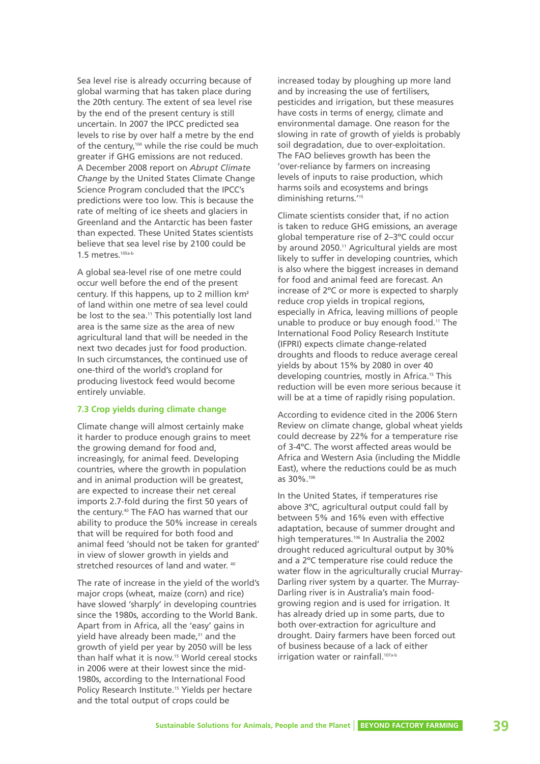Sea level rise is already occurring because of global warming that has taken place during the 20th century. The extent of sea level rise by the end of the present century is still uncertain. In 2007 the IPCC predicted sea levels to rise by over half a metre by the end of the century,[104] while the rise could be much greater if GHG emissions are not reduced. A December 2008 report on *Abrupt Climate Change* by the United States Climate Change Science Program concluded that the IPCC's predictions were too low. This is because the rate of melting of ice sheets and glaciers in Greenland and the Antarctic has been faster than expected. These United States scientists believe that sea level rise by 2100 could be 1.5 metres.[105a-b]

A global sea-level rise of one metre could occur well before the end of the present century. If this happens, up to 2 million km² of land within one metre of sea level could be lost to the sea.[11] This potentially lost land area is the same size as the area of new agricultural land that will be needed in the next two decades just for food production. In such circumstances, the continued use of one-third of the world's cropland for producing livestock feed would become entirely unviable.

### 7.3 Crop yields during climate change

Climate change will almost certainly make it harder to produce enough grains to meet the growing demand for food and, increasingly, for animal feed. Developing countries, where the growth in population and in animal production will be greatest, are expected to increase their net cereal imports 2.7-fold during the first 50 years of the century.[40] The FAO has warned that our ability to produce the 50% increase in cereals that will be required for both food and animal feed 'should not be taken for granted' in view of slower growth in yields and stretched resources of land and water.[40]

The rate of increase in the yield of the world's major crops (wheat, maize (corn) and rice) have slowed 'sharply' in developing countries since the 1980s, according to the World Bank. Apart from in Africa, all the 'easy' gains in yield have already been made,[31] and the growth of yield per year by 2050 will be less than half what it is now.[15] World cereal stocks in 2006 were at their lowest since the mid-1980s, according to the International Food Policy Research Institute.[15] Yields per hectare and the total output of crops could be increased today by ploughing up more land and by increasing the use of fertilisers, pesticides and irrigation, but these measures have costs in terms of energy, climate and environmental damage. One reason for the slowing in rate of growth of yields is probably soil degradation, due to over-exploitation. The FAO believes growth has been the 'over-reliance by farmers on increasing levels of inputs to raise production, which harms soils and ecosystems and brings diminishing returns.'[15]

Climate scientists consider that, if no action is taken to reduce GHG emissions, an average global temperature rise of 2–3°C could occur by around 2050.[11] Agricultural yields are most likely to suffer in developing countries, which is also where the biggest increases in demand for food and animal feed are forecast. An increase of 2°C or more is expected to sharply reduce crop yields in tropical regions, especially in Africa, leaving millions of people unable to produce or buy enough food.[11] The International Food Policy Research Institute (IFPRI) expects climate change-related droughts and floods to reduce average cereal yields by about 15% by 2080 in over 40 developing countries, mostly in Africa.[15] This reduction will be even more serious because it will be at a time of rapidly rising population.

According to evidence cited in the 2006 Stern Review on climate change, global wheat yields could decrease by 22% for a temperature rise of 3-4°C. The worst affected areas would be Africa and Western Asia (including the Middle East), where the reductions could be as much as 30%.[106]

In the United States, if temperatures rise above 3°C, agricultural output could fall by between 5% and 16% even with effective adaptation, because of summer drought and high temperatures.[106] In Australia the 2002 drought reduced agricultural output by 30% and a 2°C temperature rise could reduce the water flow in the agriculturally crucial Murray-Darling river system by a quarter. The Murray-Darling river is in Australia's main food-growing region and is used for irrigation. It has already dried up in some parts, due to both over-extraction for agriculture and drought. Dairy farmers have been forced out of business because of a lack of either irrigation water or rainfall.[107a-b]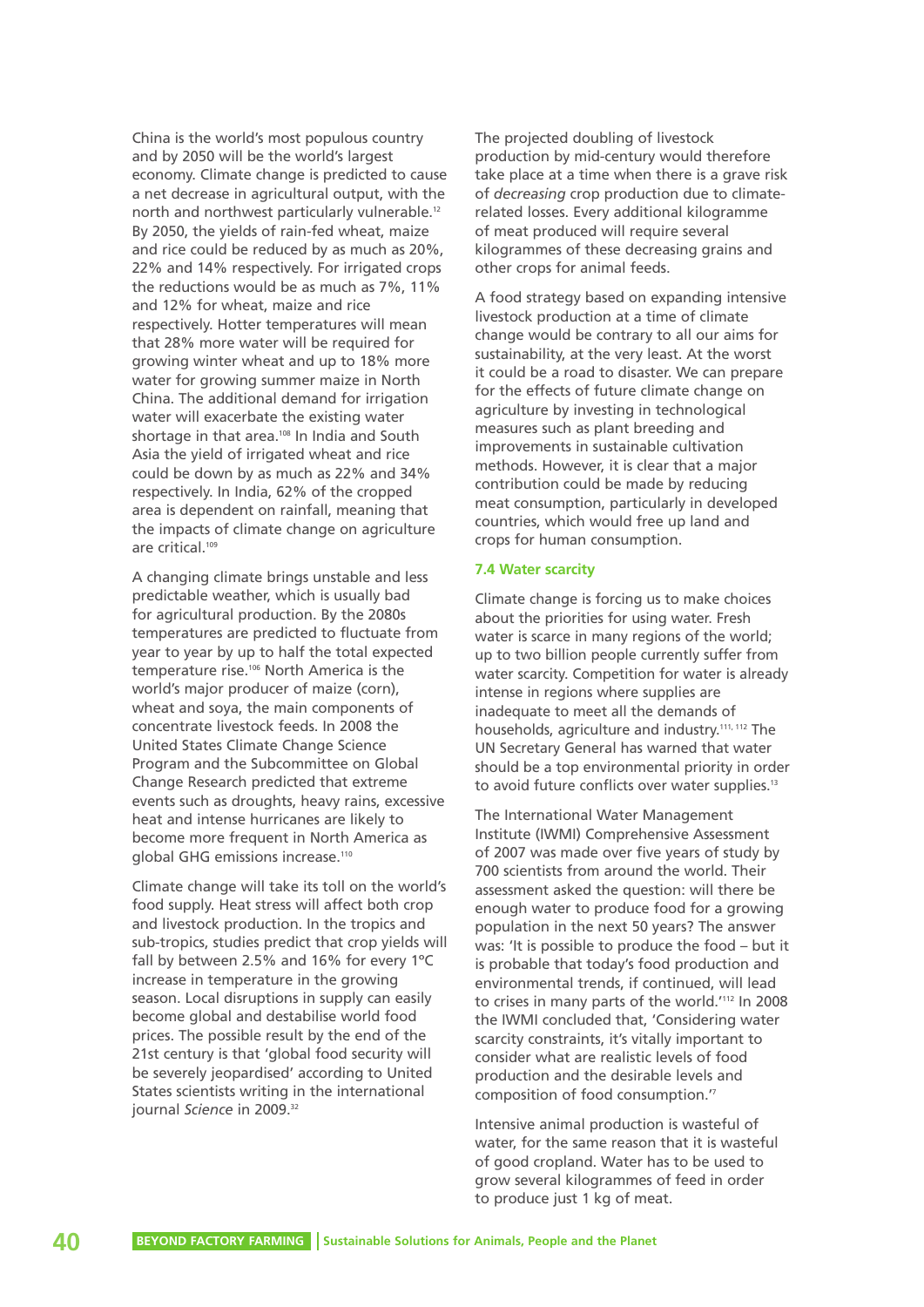China is the world's most populous country and by 2050 will be the world's largest economy. Climate change is predicted to cause a net decrease in agricultural output, with the north and northwest particularly vulnerable.[12] By 2050, the yields of rain-fed wheat, maize and rice could be reduced by as much as 20%, 22% and 14% respectively. For irrigated crops the reductions would be as much as 7%, 11% and 12% for wheat, maize and rice respectively. Hotter temperatures will mean that 28% more water will be required for growing winter wheat and up to 18% more water for growing summer maize in North China. The additional demand for irrigation water will exacerbate the existing water shortage in that area.[108] In India and South Asia the yield of irrigated wheat and rice could be down by as much as 22% and 34% respectively. In India, 62% of the cropped area is dependent on rainfall, meaning that the impacts of climate change on agriculture are critical.[109]

A changing climate brings unstable and less predictable weather, which is usually bad for agricultural production. By the 2080s temperatures are predicted to fluctuate from year to year by up to half the total expected temperature rise.[106] North America is the world's major producer of maize (corn), wheat and soya, the main components of concentrate livestock feeds. In 2008 the United States Climate Change Science Program and the Subcommittee on Global Change Research predicted that extreme events such as droughts, heavy rains, excessive heat and intense hurricanes are likely to become more frequent in North America as global GHG emissions increase.[110]

Climate change will take its toll on the world's food supply. Heat stress will affect both crop and livestock production. In the tropics and sub-tropics, studies predict that crop yields will fall by between 2.5% and 16% for every 1°C increase in temperature in the growing season. Local disruptions in supply can easily become global and destabilise world food prices. The possible result by the end of the 21st century is that 'global food security will be severely jeopardised' according to United States scientists writing in the international journal *Science* in 2009.[32]

The projected doubling of livestock production by mid-century would therefore take place at a time when there is a grave risk of *decreasing* crop production due to climate-related losses. Every additional kilogramme of meat produced will require several kilogrammes of these decreasing grains and other crops for animal feeds.

A food strategy based on expanding intensive livestock production at a time of climate change would be contrary to all our aims for sustainability, at the very least. At the worst it could be a road to disaster. We can prepare for the effects of future climate change on agriculture by investing in technological measures such as plant breeding and improvements in sustainable cultivation methods. However, it is clear that a major contribution could be made by reducing meat consumption, particularly in developed countries, which would free up land and crops for human consumption.

### 7.4 Water scarcity

Climate change is forcing us to make choices about the priorities for using water. Fresh water is scarce in many regions of the world; up to two billion people currently suffer from water scarcity. Competition for water is already intense in regions where supplies are inadequate to meet all the demands of households, agriculture and industry.[111, 112] The UN Secretary General has warned that water should be a top environmental priority in order to avoid future conflicts over water supplies.[13]

The International Water Management Institute (IWMI) Comprehensive Assessment of 2007 was made over five years of study by 700 scientists from around the world. Their assessment asked the question: will there be enough water to produce food for a growing population in the next 50 years? The answer was: 'It is possible to produce the food – but it is probable that today's food production and environmental trends, if continued, will lead to crises in many parts of the world.'[112] In 2008 the IWMI concluded that, 'Considering water scarcity constraints, it's vitally important to consider what are realistic levels of food production and the desirable levels and composition of food consumption.'[7]

Intensive animal production is wasteful of water, for the same reason that it is wasteful of good cropland. Water has to be used to grow several kilogrammes of feed in order to produce just 1 kg of meat.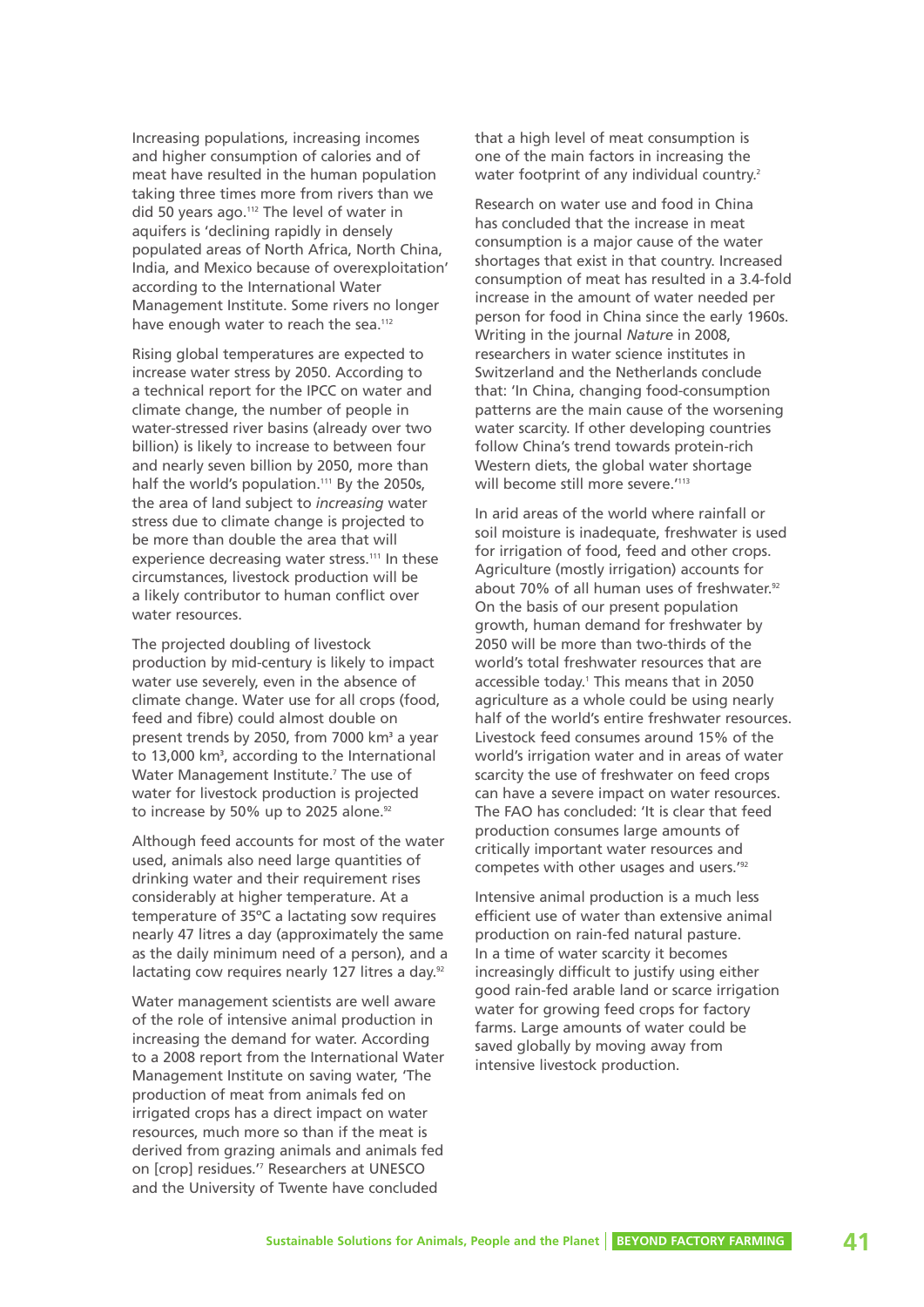Increasing populations, increasing incomes and higher consumption of calories and of meat have resulted in the human population taking three times more from rivers than we did 50 years ago.[112] The level of water in aquifers is 'declining rapidly in densely populated areas of North Africa, North China, India, and Mexico because of overexploitation' according to the International Water Management Institute. Some rivers no longer have enough water to reach the sea.[112]

Rising global temperatures are expected to increase water stress by 2050. According to a technical report for the IPCC on water and climate change, the number of people in water-stressed river basins (already over two billion) is likely to increase to between four and nearly seven billion by 2050, more than half the world's population.[111] By the 2050s, the area of land subject to *increasing* water stress due to climate change is projected to be more than double the area that will experience decreasing water stress.[111] In these circumstances, livestock production will be a likely contributor to human conflict over water resources.

The projected doubling of livestock production by mid-century is likely to impact water use severely, even in the absence of climate change. Water use for all crops (food, feed and fibre) could almost double on present trends by 2050, from 7000 km³ a year to 13,000 km³, according to the International Water Management Institute.[7] The use of water for livestock production is projected to increase by 50% up to 2025 alone.[92]

Although feed accounts for most of the water used, animals also need large quantities of drinking water and their requirement rises considerably at higher temperature. At a temperature of 35ºC a lactating sow requires nearly 47 litres a day (approximately the same as the daily minimum need of a person), and a lactating cow requires nearly 127 litres a day.[92]

Water management scientists are well aware of the role of intensive animal production in increasing the demand for water. According to a 2008 report from the International Water Management Institute on saving water, 'The production of meat from animals fed on irrigated crops has a direct impact on water resources, much more so than if the meat is derived from grazing animals and animals fed on [crop] residues.'[7] Researchers at UNESCO and the University of Twente have concluded that a high level of meat consumption is one of the main factors in increasing the water footprint of any individual country.[2]

Research on water use and food in China has concluded that the increase in meat consumption is a major cause of the water shortages that exist in that country. Increased consumption of meat has resulted in a 3.4-fold increase in the amount of water needed per person for food in China since the early 1960s. Writing in the journal *Nature* in 2008, researchers in water science institutes in Switzerland and the Netherlands conclude that: 'In China, changing food-consumption patterns are the main cause of the worsening water scarcity. If other developing countries follow China's trend towards protein-rich Western diets, the global water shortage will become still more severe.'[113]

In arid areas of the world where rainfall or soil moisture is inadequate, freshwater is used for irrigation of food, feed and other crops. Agriculture (mostly irrigation) accounts for about 70% of all human uses of freshwater.[92] On the basis of our present population growth, human demand for freshwater by 2050 will be more than two-thirds of the world's total freshwater resources that are accessible today.[1] This means that in 2050 agriculture as a whole could be using nearly half of the world's entire freshwater resources. Livestock feed consumes around 15% of the world's irrigation water and in areas of water scarcity the use of freshwater on feed crops can have a severe impact on water resources. The FAO has concluded: 'It is clear that feed production consumes large amounts of critically important water resources and competes with other usages and users.'[92]

Intensive animal production is a much less efficient use of water than extensive animal production on rain-fed natural pasture. In a time of water scarcity it becomes increasingly difficult to justify using either good rain-fed arable land or scarce irrigation water for growing feed crops for factory farms. Large amounts of water could be saved globally by moving away from intensive livestock production.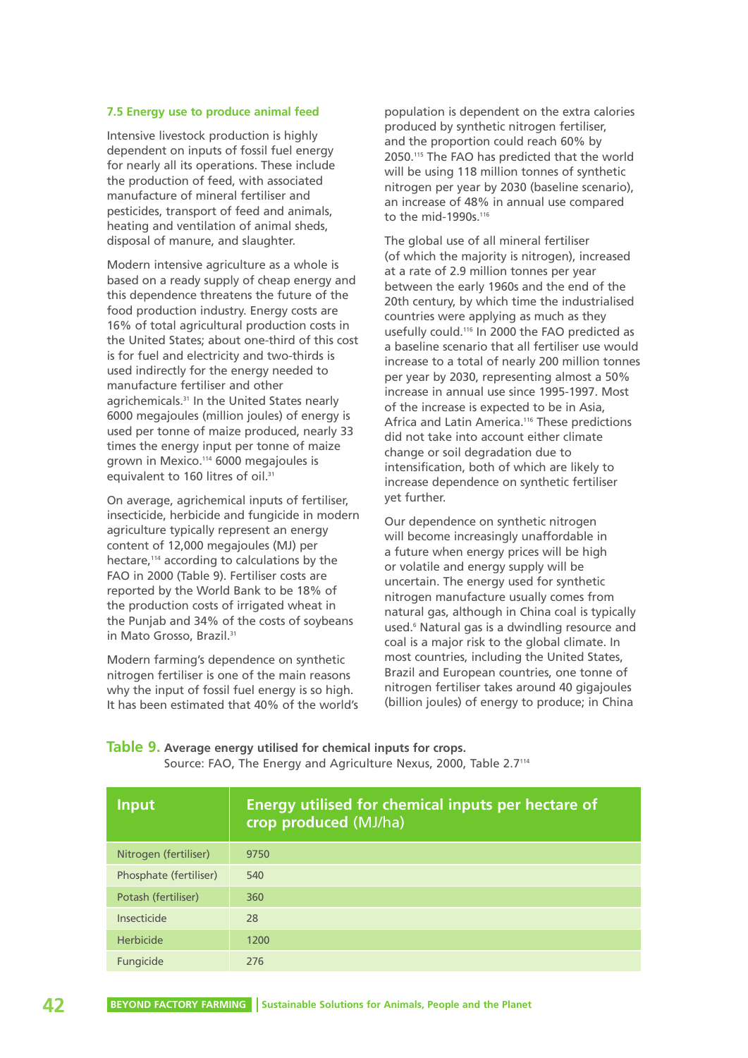### 7.5 Energy use to produce animal feed

Intensive livestock production is highly dependent on inputs of fossil fuel energy for nearly all its operations. These include the production of feed, with associated manufacture of mineral fertiliser and pesticides, transport of feed and animals, heating and ventilation of animal sheds, disposal of manure, and slaughter.

Modern intensive agriculture as a whole is based on a ready supply of cheap energy and this dependence threatens the future of the food production industry. Energy costs are 16% of total agricultural production costs in the United States; about one-third of this cost is for fuel and electricity and two-thirds is used indirectly for the energy needed to manufacture fertiliser and other agrichemicals.[31] In the United States nearly 6000 megajoules (million joules) of energy is used per tonne of maize produced, nearly 33 times the energy input per tonne of maize grown in Mexico.[114] 6000 megajoules is equivalent to 160 litres of oil.[31]

On average, agrichemical inputs of fertiliser, insecticide, herbicide and fungicide in modern agriculture typically represent an energy content of 12,000 megajoules (MJ) per hectare,[114] according to calculations by the FAO in 2000 (Table 9). Fertiliser costs are reported by the World Bank to be 18% of the production costs of irrigated wheat in the Punjab and 34% of the costs of soybeans in Mato Grosso, Brazil.[31]

Modern farming's dependence on synthetic nitrogen fertiliser is one of the main reasons why the input of fossil fuel energy is so high. It has been estimated that 40% of the world's population is dependent on the extra calories produced by synthetic nitrogen fertiliser, and the proportion could reach 60% by 2050.[115] The FAO has predicted that the world will be using 118 million tonnes of synthetic nitrogen per year by 2030 (baseline scenario), an increase of 48% in annual use compared to the mid-1990s.[116]

The global use of all mineral fertiliser (of which the majority is nitrogen), increased at a rate of 2.9 million tonnes per year between the early 1960s and the end of the 20th century, by which time the industrialised countries were applying as much as they usefully could.[116] In 2000 the FAO predicted as a baseline scenario that all fertiliser use would increase to a total of nearly 200 million tonnes per year by 2030, representing almost a 50% increase in annual use since 1995-1997. Most of the increase is expected to be in Asia, Africa and Latin America.[116] These predictions did not take into account either climate change or soil degradation due to intensification, both of which are likely to increase dependence on synthetic fertiliser yet further.

Our dependence on synthetic nitrogen will become increasingly unaffordable in a future when energy prices will be high or volatile and energy supply will be uncertain. The energy used for synthetic nitrogen manufacture usually comes from natural gas, although in China coal is typically used.[6] Natural gas is a dwindling resource and coal is a major risk to the global climate. In most countries, including the United States, Brazil and European countries, one tonne of nitrogen fertiliser takes around 40 gigajoules (billion joules) of energy to produce; in China

**Table 9. Average energy utilised for chemical inputs for crops.**
Source: FAO, The Energy and Agriculture Nexus, 2000, Table 2.7[114]

| Input | Energy utilised for chemical inputs per hectare of crop produced (MJ/ha) |
|---|---|
| Nitrogen (fertiliser) | 9750 |
| Phosphate (fertiliser) | 540 |
| Potash (fertiliser) | 360 |
| Insecticide | 28 |
| Herbicide | 1200 |
| Fungicide | 276 |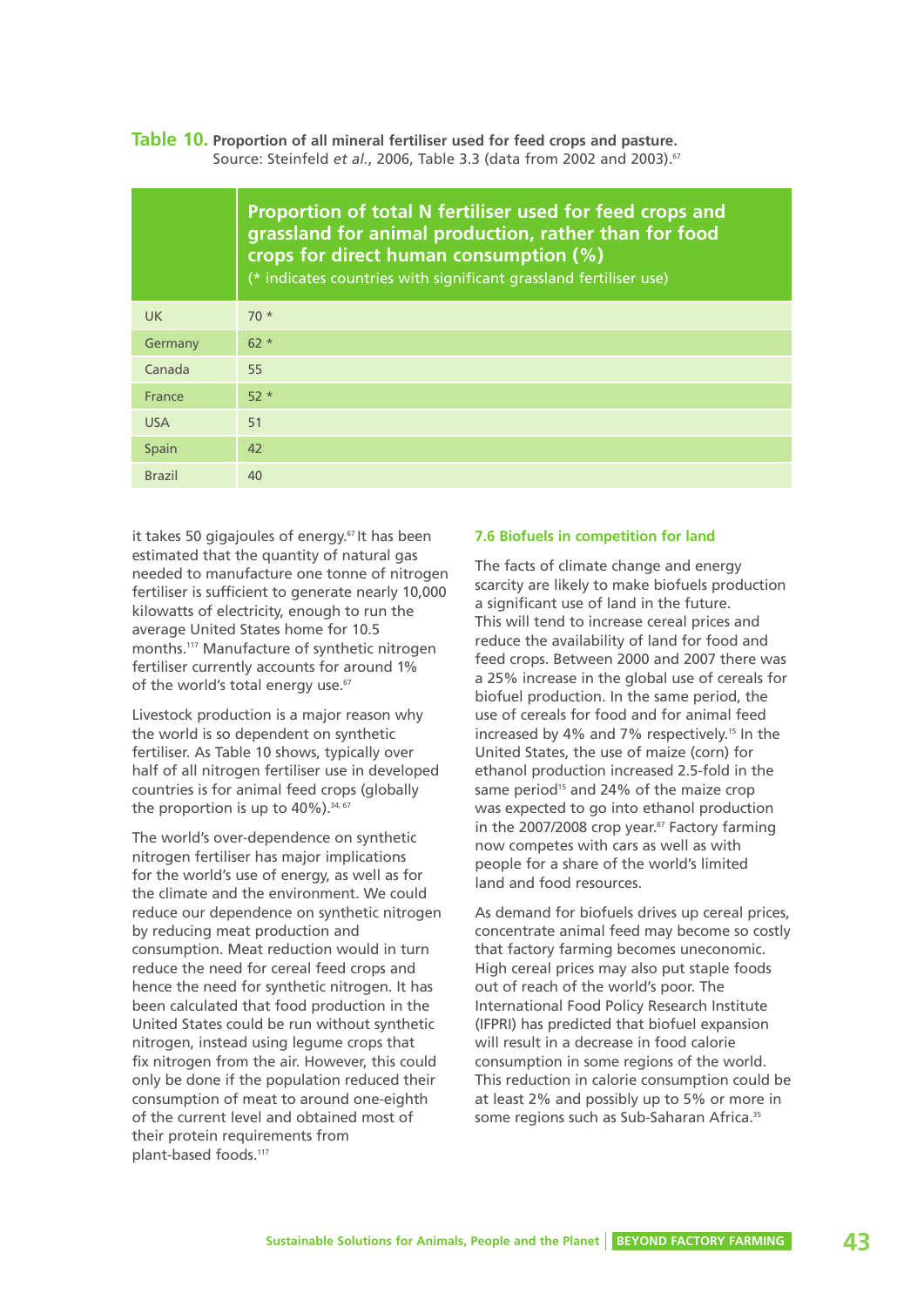**Table 10.** **Proportion of all mineral fertiliser used for feed crops and pasture.**
Source: Steinfeld *et al.*, 2006, Table 3.3 (data from 2002 and 2003).[67]

| | Proportion of total N fertiliser used for feed crops and grassland for animal production, rather than for food crops for direct human consumption (%) (* indicates countries with significant grassland fertiliser use) |
|---|---|
| UK | 70 * |
| Germany | 62 * |
| Canada | 55 |
| France | 52 * |
| USA | 51 |
| Spain | 42 |
| Brazil | 40 |

it takes 50 gigajoules of energy.[67] It has been estimated that the quantity of natural gas needed to manufacture one tonne of nitrogen fertiliser is sufficient to generate nearly 10,000 kilowatts of electricity, enough to run the average United States home for 10.5 months.[117] Manufacture of synthetic nitrogen fertiliser currently accounts for around 1% of the world's total energy use.[67]

Livestock production is a major reason why the world is so dependent on synthetic fertiliser. As Table 10 shows, typically over half of all nitrogen fertiliser use in developed countries is for animal feed crops (globally the proportion is up to 40%).[34, 67]

The world's over-dependence on synthetic nitrogen fertiliser has major implications for the world's use of energy, as well as for the climate and the environment. We could reduce our dependence on synthetic nitrogen by reducing meat production and consumption. Meat reduction would in turn reduce the need for cereal feed crops and hence the need for synthetic nitrogen. It has been calculated that food production in the United States could be run without synthetic nitrogen, instead using legume crops that fix nitrogen from the air. However, this could only be done if the population reduced their consumption of meat to around one-eighth of the current level and obtained most of their protein requirements from plant-based foods.[117]

### 7.6 Biofuels in competition for land

The facts of climate change and energy scarcity are likely to make biofuels production a significant use of land in the future. This will tend to increase cereal prices and reduce the availability of land for food and feed crops. Between 2000 and 2007 there was a 25% increase in the global use of cereals for biofuel production. In the same period, the use of cereals for food and for animal feed increased by 4% and 7% respectively.[15] In the United States, the use of maize (corn) for ethanol production increased 2.5-fold in the same period[15] and 24% of the maize crop was expected to go into ethanol production in the 2007/2008 crop year.[87] Factory farming now competes with cars as well as with people for a share of the world's limited land and food resources.

As demand for biofuels drives up cereal prices, concentrate animal feed may become so costly that factory farming becomes uneconomic. High cereal prices may also put staple foods out of reach of the world's poor. The International Food Policy Research Institute (IFPRI) has predicted that biofuel expansion will result in a decrease in food calorie consumption in some regions of the world. This reduction in calorie consumption could be at least 2% and possibly up to 5% or more in some regions such as Sub-Saharan Africa.[35]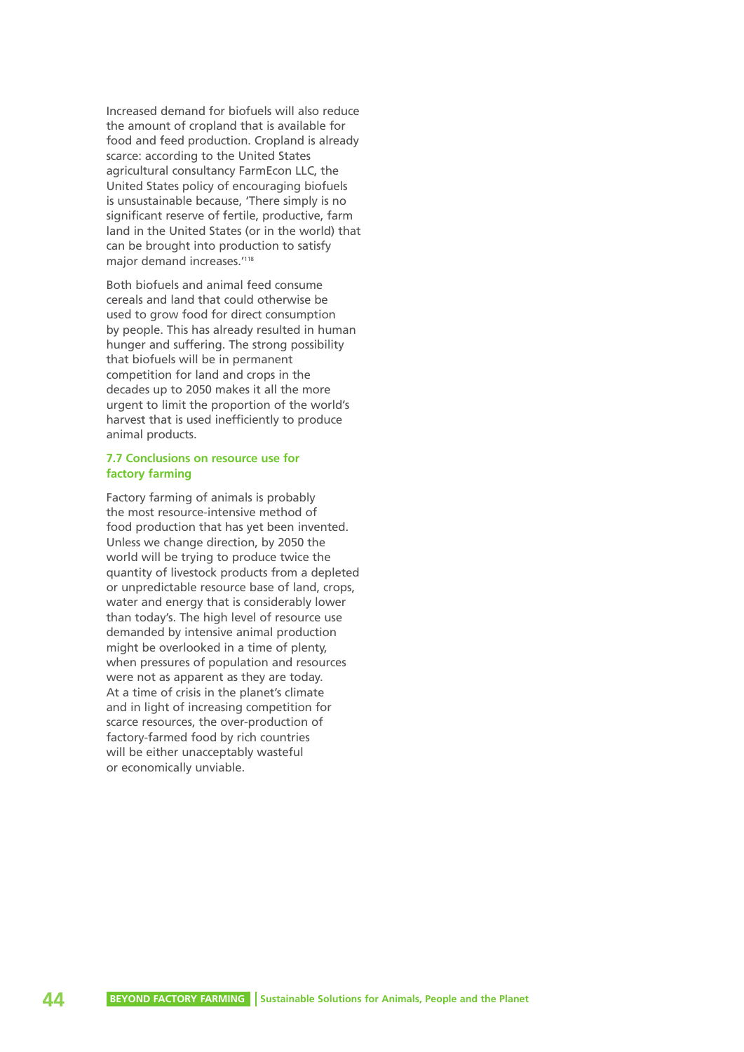Increased demand for biofuels will also reduce the amount of cropland that is available for food and feed production. Cropland is already scarce: according to the United States agricultural consultancy FarmEcon LLC, the United States policy of encouraging biofuels is unsustainable because, 'There simply is no significant reserve of fertile, productive, farm land in the United States (or in the world) that can be brought into production to satisfy major demand increases.'[118]

Both biofuels and animal feed consume cereals and land that could otherwise be used to grow food for direct consumption by people. This has already resulted in human hunger and suffering. The strong possibility that biofuels will be in permanent competition for land and crops in the decades up to 2050 makes it all the more urgent to limit the proportion of the world's harvest that is used inefficiently to produce animal products.

### 7.7 Conclusions on resource use for factory farming

Factory farming of animals is probably the most resource-intensive method of food production that has yet been invented. Unless we change direction, by 2050 the world will be trying to produce twice the quantity of livestock products from a depleted or unpredictable resource base of land, crops, water and energy that is considerably lower than today's. The high level of resource use demanded by intensive animal production might be overlooked in a time of plenty, when pressures of population and resources were not as apparent as they are today. At a time of crisis in the planet's climate and in light of increasing competition for scarce resources, the over-production of factory-farmed food by rich countries will be either unacceptably wasteful or economically unviable.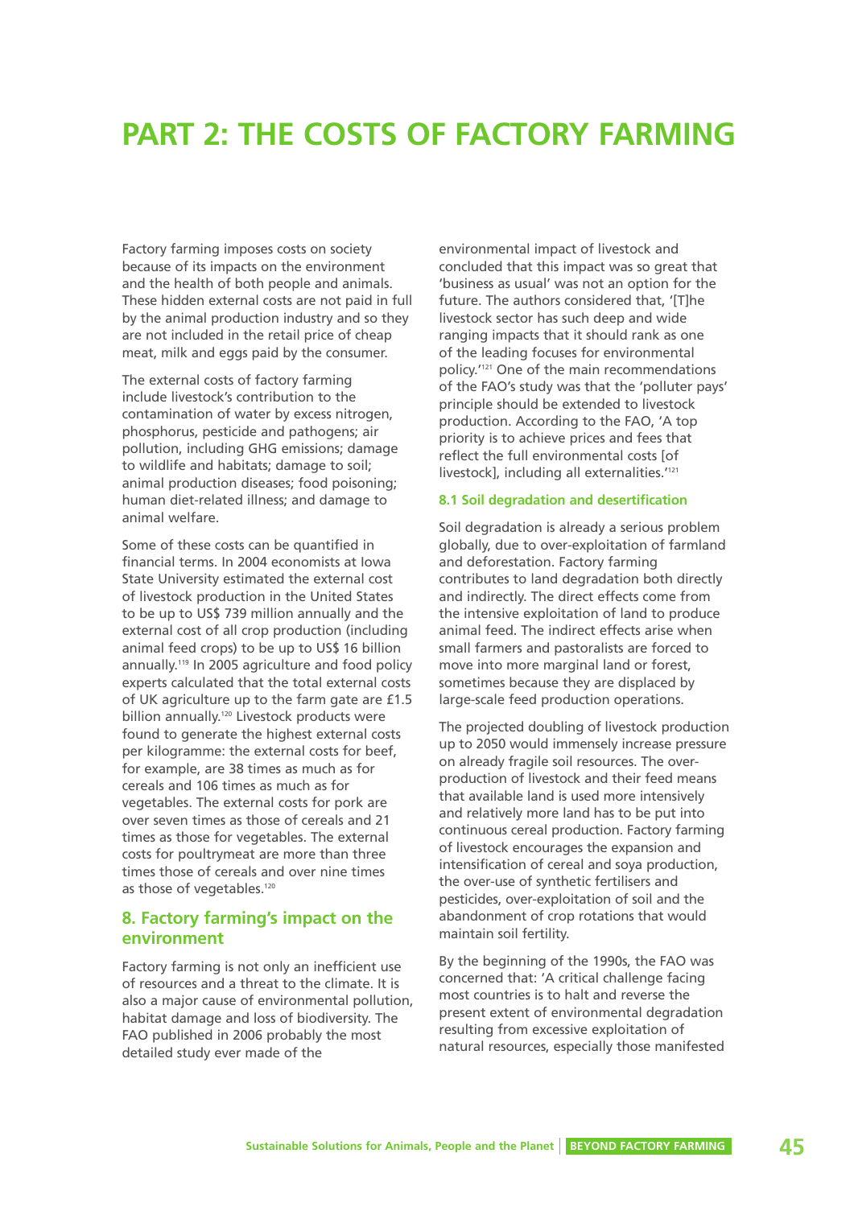# PART 2: THE COSTS OF FACTORY FARMING

Factory farming imposes costs on society because of its impacts on the environment and the health of both people and animals. These hidden external costs are not paid in full by the animal production industry and so they are not included in the retail price of cheap meat, milk and eggs paid by the consumer.

The external costs of factory farming include livestock's contribution to the contamination of water by excess nitrogen, phosphorus, pesticide and pathogens; air pollution, including GHG emissions; damage to wildlife and habitats; damage to soil; animal production diseases; food poisoning; human diet-related illness; and damage to animal welfare.

Some of these costs can be quantified in financial terms. In 2004 economists at Iowa State University estimated the external cost of livestock production in the United States to be up to US$ 739 million annually and the external cost of all crop production (including animal feed crops) to be up to US$ 16 billion annually.[119] In 2005 agriculture and food policy experts calculated that the total external costs of UK agriculture up to the farm gate are £1.5 billion annually.[120] Livestock products were found to generate the highest external costs per kilogramme: the external costs for beef, for example, are 38 times as much as for cereals and 106 times as much as for vegetables. The external costs for pork are over seven times as those of cereals and 21 times as those for vegetables. The external costs for poultrymeat are more than three times those of cereals and over nine times as those of vegetables.[120]

## 8. Factory farming's impact on the environment

Factory farming is not only an inefficient use of resources and a threat to the climate. It is also a major cause of environmental pollution, habitat damage and loss of biodiversity. The FAO published in 2006 probably the most detailed study ever made of the environmental impact of livestock and concluded that this impact was so great that 'business as usual' was not an option for the future. The authors considered that, '[T]he livestock sector has such deep and wide ranging impacts that it should rank as one of the leading focuses for environmental policy.'[121] One of the main recommendations of the FAO's study was that the 'polluter pays' principle should be extended to livestock production. According to the FAO, 'A top priority is to achieve prices and fees that reflect the full environmental costs [of livestock], including all externalities.'[121]

### 8.1 Soil degradation and desertification

Soil degradation is already a serious problem globally, due to over-exploitation of farmland and deforestation. Factory farming contributes to land degradation both directly and indirectly. The direct effects come from the intensive exploitation of land to produce animal feed. The indirect effects arise when small farmers and pastoralists are forced to move into more marginal land or forest, sometimes because they are displaced by large-scale feed production operations.

The projected doubling of livestock production up to 2050 would immensely increase pressure on already fragile soil resources. The over-production of livestock and their feed means that available land is used more intensively and relatively more land has to be put into continuous cereal production. Factory farming of livestock encourages the expansion and intensification of cereal and soya production, the over-use of synthetic fertilisers and pesticides, over-exploitation of soil and the abandonment of crop rotations that would maintain soil fertility.

By the beginning of the 1990s, the FAO was concerned that: 'A critical challenge facing most countries is to halt and reverse the present extent of environmental degradation resulting from excessive exploitation of natural resources, especially those manifested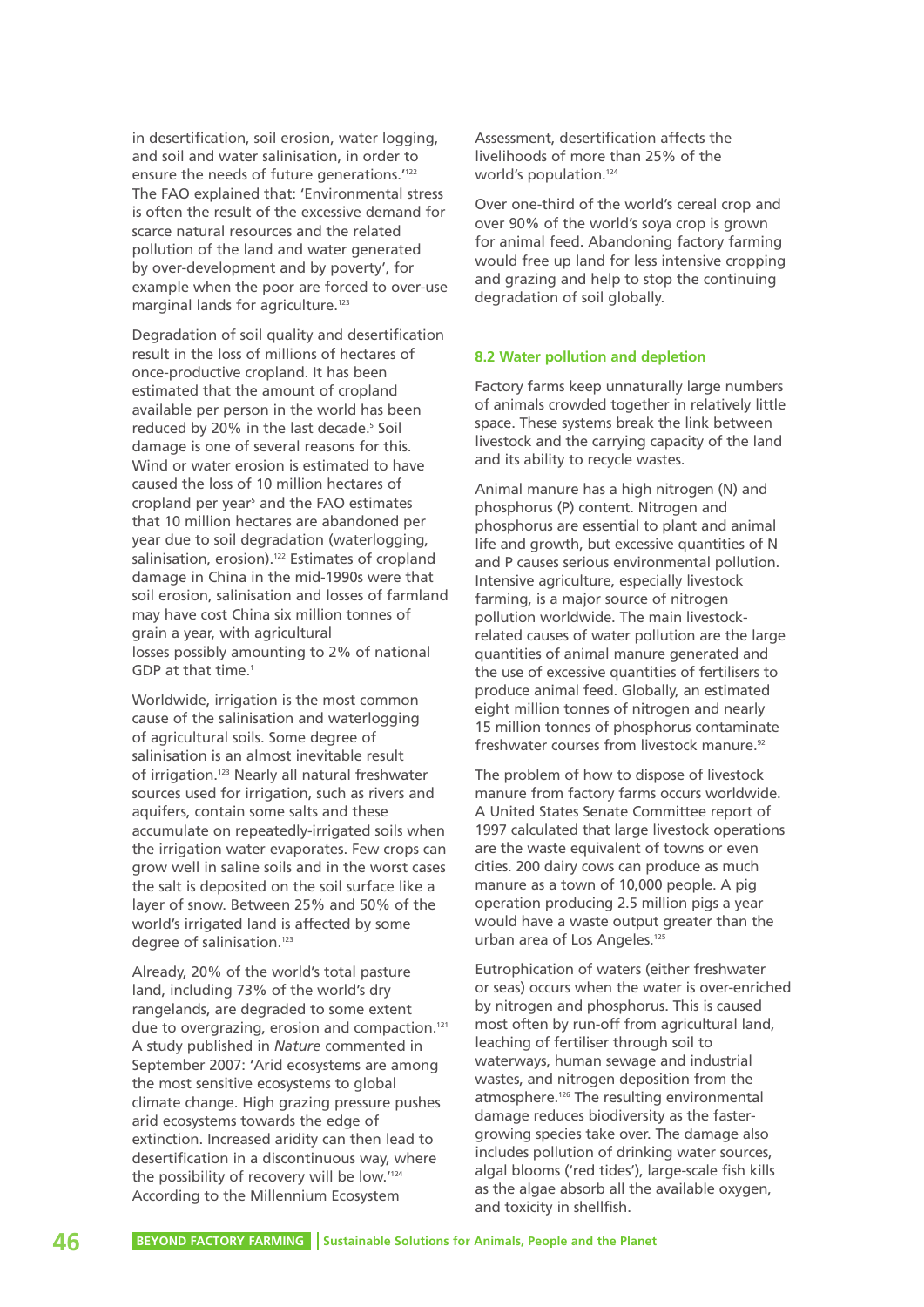in desertification, soil erosion, water logging, and soil and water salinisation, in order to ensure the needs of future generations.'[122] The FAO explained that: 'Environmental stress is often the result of the excessive demand for scarce natural resources and the related pollution of the land and water generated by over-development and by poverty', for example when the poor are forced to over-use marginal lands for agriculture.[123]

Degradation of soil quality and desertification result in the loss of millions of hectares of once-productive cropland. It has been estimated that the amount of cropland available per person in the world has been reduced by 20% in the last decade.[5] Soil damage is one of several reasons for this. Wind or water erosion is estimated to have caused the loss of 10 million hectares of cropland per year[5] and the FAO estimates that 10 million hectares are abandoned per year due to soil degradation (waterlogging, salinisation, erosion).[122] Estimates of cropland damage in China in the mid-1990s were that soil erosion, salinisation and losses of farmland may have cost China six million tonnes of grain a year, with agricultural losses possibly amounting to 2% of national GDP at that time.[1]

Worldwide, irrigation is the most common cause of the salinisation and waterlogging of agricultural soils. Some degree of salinisation is an almost inevitable result of irrigation.[123] Nearly all natural freshwater sources used for irrigation, such as rivers and aquifers, contain some salts and these accumulate on repeatedly-irrigated soils when the irrigation water evaporates. Few crops can grow well in saline soils and in the worst cases the salt is deposited on the soil surface like a layer of snow. Between 25% and 50% of the world's irrigated land is affected by some degree of salinisation.[123]

Already, 20% of the world's total pasture land, including 73% of the world's dry rangelands, are degraded to some extent due to overgrazing, erosion and compaction.[121] A study published in *Nature* commented in September 2007: 'Arid ecosystems are among the most sensitive ecosystems to global climate change. High grazing pressure pushes arid ecosystems towards the edge of extinction. Increased aridity can then lead to desertification in a discontinuous way, where the possibility of recovery will be low.'[124] According to the Millennium Ecosystem Assessment, desertification affects the livelihoods of more than 25% of the world's population.[124]

Over one-third of the world's cereal crop and over 90% of the world's soya crop is grown for animal feed. Abandoning factory farming would free up land for less intensive cropping and grazing and help to stop the continuing degradation of soil globally.

### 8.2 Water pollution and depletion

Factory farms keep unnaturally large numbers of animals crowded together in relatively little space. These systems break the link between livestock and the carrying capacity of the land and its ability to recycle wastes.

Animal manure has a high nitrogen (N) and phosphorus (P) content. Nitrogen and phosphorus are essential to plant and animal life and growth, but excessive quantities of N and P causes serious environmental pollution. Intensive agriculture, especially livestock farming, is a major source of nitrogen pollution worldwide. The main livestock-related causes of water pollution are the large quantities of animal manure generated and the use of excessive quantities of fertilisers to produce animal feed. Globally, an estimated eight million tonnes of nitrogen and nearly 15 million tonnes of phosphorus contaminate freshwater courses from livestock manure.[92]

The problem of how to dispose of livestock manure from factory farms occurs worldwide. A United States Senate Committee report of 1997 calculated that large livestock operations are the waste equivalent of towns or even cities. 200 dairy cows can produce as much manure as a town of 10,000 people. A pig operation producing 2.5 million pigs a year would have a waste output greater than the urban area of Los Angeles.[125]

Eutrophication of waters (either freshwater or seas) occurs when the water is over-enriched by nitrogen and phosphorus. This is caused most often by run-off from agricultural land, leaching of fertiliser through soil to waterways, human sewage and industrial wastes, and nitrogen deposition from the atmosphere.[126] The resulting environmental damage reduces biodiversity as the faster-growing species take over. The damage also includes pollution of drinking water sources, algal blooms ('red tides'), large-scale fish kills as the algae absorb all the available oxygen, and toxicity in shellfish.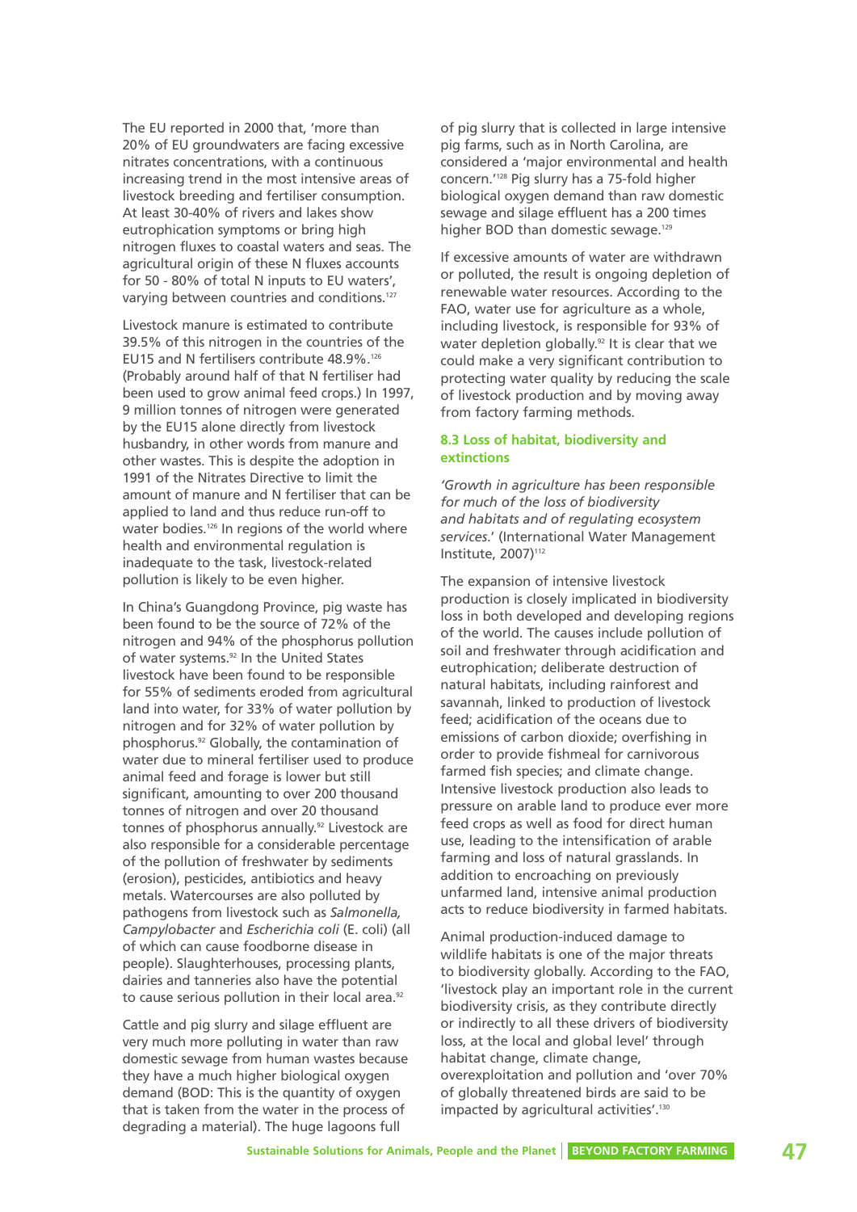The EU reported in 2000 that, 'more than 20% of EU groundwaters are facing excessive nitrates concentrations, with a continuous increasing trend in the most intensive areas of livestock breeding and fertiliser consumption. At least 30-40% of rivers and lakes show eutrophication symptoms or bring high nitrogen fluxes to coastal waters and seas. The agricultural origin of these N fluxes accounts for 50 - 80% of total N inputs to EU waters', varying between countries and conditions.[127]

Livestock manure is estimated to contribute 39.5% of this nitrogen in the countries of the EU15 and N fertilisers contribute 48.9%.[126] (Probably around half of that N fertiliser had been used to grow animal feed crops.) In 1997, 9 million tonnes of nitrogen were generated by the EU15 alone directly from livestock husbandry, in other words from manure and other wastes. This is despite the adoption in 1991 of the Nitrates Directive to limit the amount of manure and N fertiliser that can be applied to land and thus reduce run-off to water bodies.[126] In regions of the world where health and environmental regulation is inadequate to the task, livestock-related pollution is likely to be even higher.

In China's Guangdong Province, pig waste has been found to be the source of 72% of the nitrogen and 94% of the phosphorus pollution of water systems.[92] In the United States livestock have been found to be responsible for 55% of sediments eroded from agricultural land into water, for 33% of water pollution by nitrogen and for 32% of water pollution by phosphorus.[92] Globally, the contamination of water due to mineral fertiliser used to produce animal feed and forage is lower but still significant, amounting to over 200 thousand tonnes of nitrogen and over 20 thousand tonnes of phosphorus annually.[92] Livestock are also responsible for a considerable percentage of the pollution of freshwater by sediments (erosion), pesticides, antibiotics and heavy metals. Watercourses are also polluted by pathogens from livestock such as *Salmonella, Campylobacter* and *Escherichia coli* (E. coli) (all of which can cause foodborne disease in people). Slaughterhouses, processing plants, dairies and tanneries also have the potential to cause serious pollution in their local area.[92]

Cattle and pig slurry and silage effluent are very much more polluting in water than raw domestic sewage from human wastes because they have a much higher biological oxygen demand (BOD: This is the quantity of oxygen that is taken from the water in the process of degrading a material). The huge lagoons full of pig slurry that is collected in large intensive pig farms, such as in North Carolina, are considered a 'major environmental and health concern.'[128] Pig slurry has a 75-fold higher biological oxygen demand than raw domestic sewage and silage effluent has a 200 times higher BOD than domestic sewage.[129]

If excessive amounts of water are withdrawn or polluted, the result is ongoing depletion of renewable water resources. According to the FAO, water use for agriculture as a whole, including livestock, is responsible for 93% of water depletion globally.[92] It is clear that we could make a very significant contribution to protecting water quality by reducing the scale of livestock production and by moving away from factory farming methods.

### 8.3 Loss of habitat, biodiversity and extinctions

*'Growth in agriculture has been responsible for much of the loss of biodiversity and habitats and of regulating ecosystem services.'* (International Water Management Institute, 2007)[112]

The expansion of intensive livestock production is closely implicated in biodiversity loss in both developed and developing regions of the world. The causes include pollution of soil and freshwater through acidification and eutrophication; deliberate destruction of natural habitats, including rainforest and savannah, linked to production of livestock feed; acidification of the oceans due to emissions of carbon dioxide; overfishing in order to provide fishmeal for carnivorous farmed fish species; and climate change. Intensive livestock production also leads to pressure on arable land to produce ever more feed crops as well as food for direct human use, leading to the intensification of arable farming and loss of natural grasslands. In addition to encroaching on previously unfarmed land, intensive animal production acts to reduce biodiversity in farmed habitats.

Animal production-induced damage to wildlife habitats is one of the major threats to biodiversity globally. According to the FAO, 'livestock play an important role in the current biodiversity crisis, as they contribute directly or indirectly to all these drivers of biodiversity loss, at the local and global level' through habitat change, climate change, overexploitation and pollution and 'over 70% of globally threatened birds are said to be impacted by agricultural activities'.[130]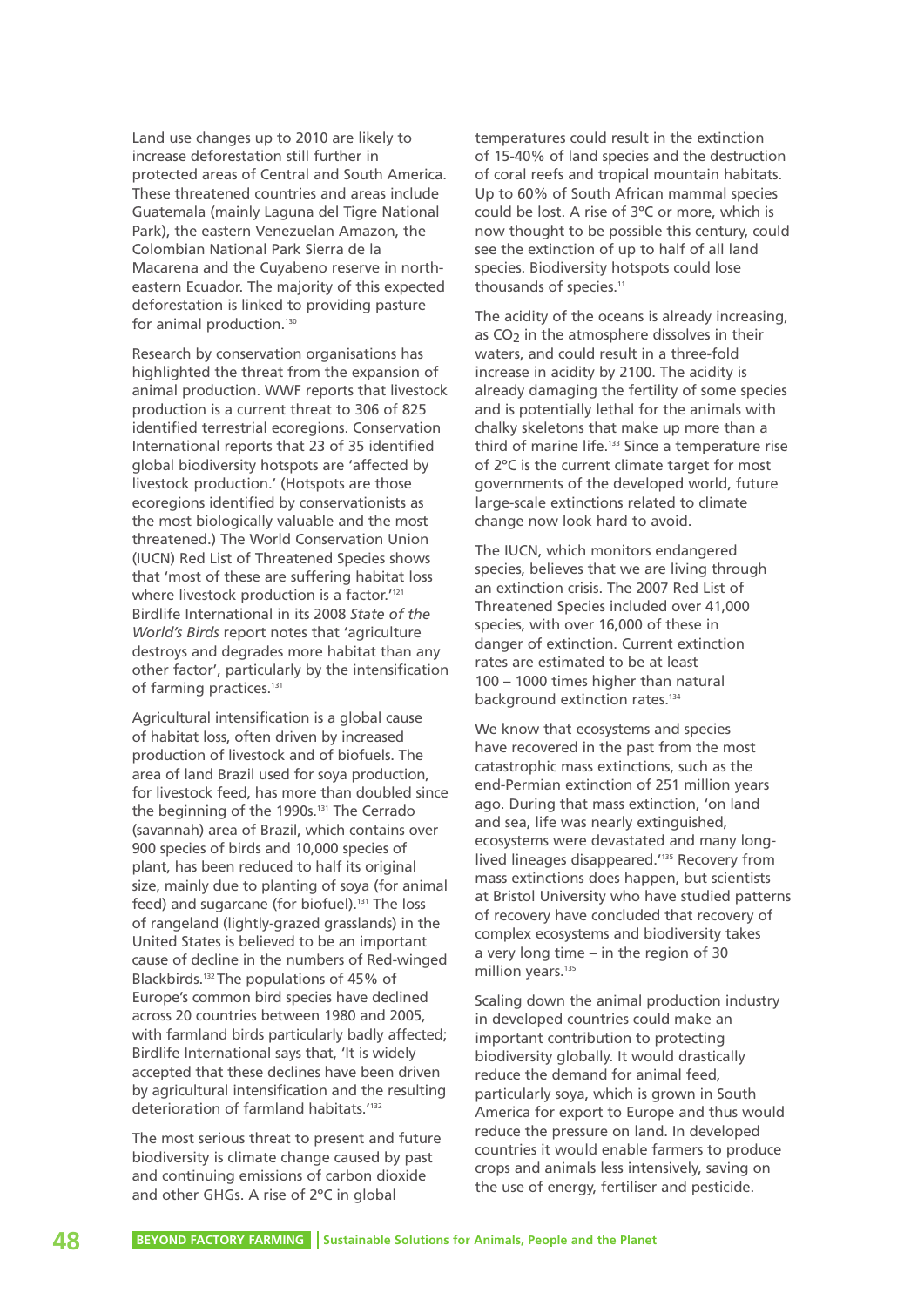Land use changes up to 2010 are likely to increase deforestation still further in protected areas of Central and South America. These threatened countries and areas include Guatemala (mainly Laguna del Tigre National Park), the eastern Venezuelan Amazon, the Colombian National Park Sierra de la Macarena and the Cuyabeno reserve in north-eastern Ecuador. The majority of this expected deforestation is linked to providing pasture for animal production.[130]

Research by conservation organisations has highlighted the threat from the expansion of animal production. WWF reports that livestock production is a current threat to 306 of 825 identified terrestrial ecoregions. Conservation International reports that 23 of 35 identified global biodiversity hotspots are 'affected by livestock production.' (Hotspots are those ecoregions identified by conservationists as the most biologically valuable and the most threatened.) The World Conservation Union (IUCN) Red List of Threatened Species shows that 'most of these are suffering habitat loss where livestock production is a factor.'[121] Birdlife International in its 2008 *State of the World's Birds* report notes that 'agriculture destroys and degrades more habitat than any other factor', particularly by the intensification of farming practices.[131]

Agricultural intensification is a global cause of habitat loss, often driven by increased production of livestock and of biofuels. The area of land Brazil used for soya production, for livestock feed, has more than doubled since the beginning of the 1990s.[131] The Cerrado (savannah) area of Brazil, which contains over 900 species of birds and 10,000 species of plant, has been reduced to half its original size, mainly due to planting of soya (for animal feed) and sugarcane (for biofuel).[131] The loss of rangeland (lightly-grazed grasslands) in the United States is believed to be an important cause of decline in the numbers of Red-winged Blackbirds.[132] The populations of 45% of Europe's common bird species have declined across 20 countries between 1980 and 2005, with farmland birds particularly badly affected; Birdlife International says that, 'It is widely accepted that these declines have been driven by agricultural intensification and the resulting deterioration of farmland habitats.'[132]

The most serious threat to present and future biodiversity is climate change caused by past and continuing emissions of carbon dioxide and other GHGs. A rise of 2°C in global temperatures could result in the extinction of 15-40% of land species and the destruction of coral reefs and tropical mountain habitats. Up to 60% of South African mammal species could be lost. A rise of 3°C or more, which is now thought to be possible this century, could see the extinction of up to half of all land species. Biodiversity hotspots could lose thousands of species.[11]

The acidity of the oceans is already increasing, as $CO_2$ in the atmosphere dissolves in their waters, and could result in a three-fold increase in acidity by 2100. The acidity is already damaging the fertility of some species and is potentially lethal for the animals with chalky skeletons that make up more than a third of marine life.[133] Since a temperature rise of 2°C is the current climate target for most governments of the developed world, future large-scale extinctions related to climate change now look hard to avoid.

The IUCN, which monitors endangered species, believes that we are living through an extinction crisis. The 2007 Red List of Threatened Species included over 41,000 species, with over 16,000 of these in danger of extinction. Current extinction rates are estimated to be at least 100 – 1000 times higher than natural background extinction rates.[134]

We know that ecosystems and species have recovered in the past from the most catastrophic mass extinctions, such as the end-Permian extinction of 251 million years ago. During that mass extinction, 'on land and sea, life was nearly extinguished, ecosystems were devastated and many long-lived lineages disappeared.'[135] Recovery from mass extinctions does happen, but scientists at Bristol University who have studied patterns of recovery have concluded that recovery of complex ecosystems and biodiversity takes a very long time – in the region of 30 million years.[135]

Scaling down the animal production industry in developed countries could make an important contribution to protecting biodiversity globally. It would drastically reduce the demand for animal feed, particularly soya, which is grown in South America for export to Europe and thus would reduce the pressure on land. In developed countries it would enable farmers to produce crops and animals less intensively, saving on the use of energy, fertiliser and pesticide.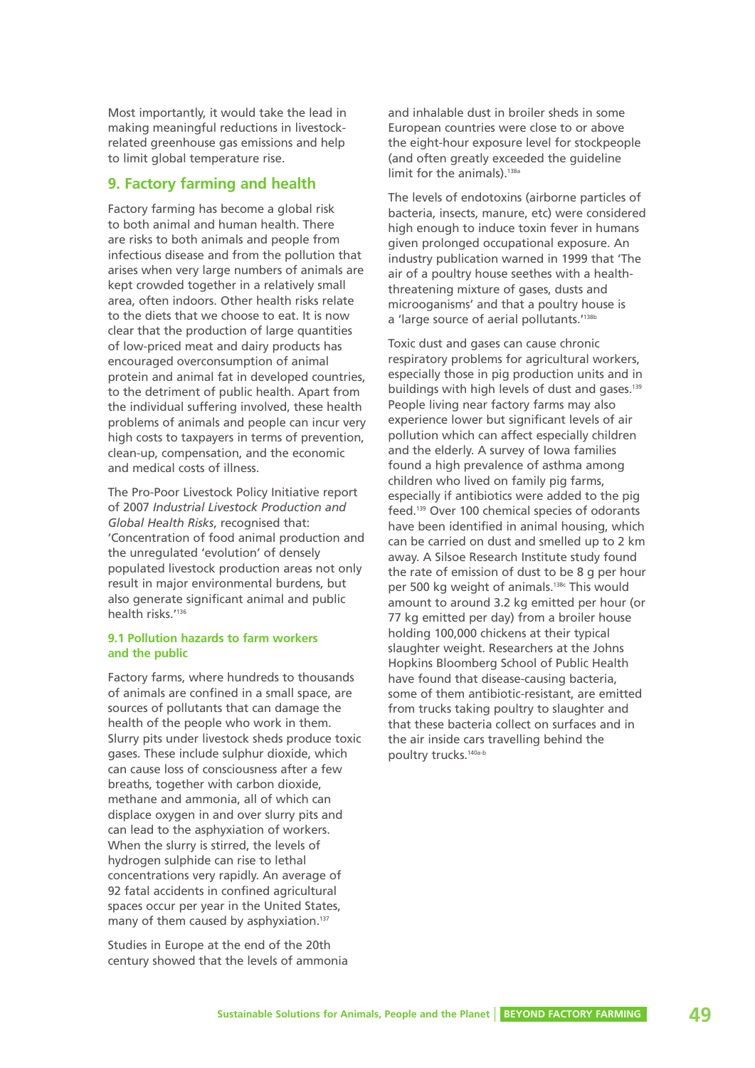Most importantly, it would take the lead in making meaningful reductions in livestock-related greenhouse gas emissions and help to limit global temperature rise.

## 9. Factory farming and health

Factory farming has become a global risk to both animal and human health. There are risks to both animals and people from infectious disease and from the pollution that arises when very large numbers of animals are kept crowded together in a relatively small area, often indoors. Other health risks relate to the diets that we choose to eat. It is now clear that the production of large quantities of low-priced meat and dairy products has encouraged overconsumption of animal protein and animal fat in developed countries, to the detriment of public health. Apart from the individual suffering involved, these health problems of animals and people can incur very high costs to taxpayers in terms of prevention, clean-up, compensation, and the economic and medical costs of illness.

The Pro-Poor Livestock Policy Initiative report of 2007 *Industrial Livestock Production and Global Health Risks*, recognised that: 'Concentration of food animal production and the unregulated 'evolution' of densely populated livestock production areas not only result in major environmental burdens, but also generate significant animal and public health risks.'[136]

### 9.1 Pollution hazards to farm workers and the public

Factory farms, where hundreds to thousands of animals are confined in a small space, are sources of pollutants that can damage the health of the people who work in them. Slurry pits under livestock sheds produce toxic gases. These include sulphur dioxide, which can cause loss of consciousness after a few breaths, together with carbon dioxide, methane and ammonia, all of which can displace oxygen in and over slurry pits and can lead to the asphyxiation of workers. When the slurry is stirred, the levels of hydrogen sulphide can rise to lethal concentrations very rapidly. An average of 92 fatal accidents in confined agricultural spaces occur per year in the United States, many of them caused by asphyxiation.[137]

Studies in Europe at the end of the 20th century showed that the levels of ammonia and inhalable dust in broiler sheds in some European countries were close to or above the eight-hour exposure level for stockpeople (and often greatly exceeded the guideline limit for the animals).[138a]

The levels of endotoxins (airborne particles of bacteria, insects, manure, etc) were considered high enough to induce toxin fever in humans given prolonged occupational exposure. An industry publication warned in 1999 that 'The air of a poultry house seethes with a health-threatening mixture of gases, dusts and microoganisms' and that a poultry house is a 'large source of aerial pollutants.'[138b]

Toxic dust and gases can cause chronic respiratory problems for agricultural workers, especially those in pig production units and in buildings with high levels of dust and gases.[139] People living near factory farms may also experience lower but significant levels of air pollution which can affect especially children and the elderly. A survey of Iowa families found a high prevalence of asthma among children who lived on family pig farms, especially if antibiotics were added to the pig feed.[139] Over 100 chemical species of odorants have been identified in animal housing, which can be carried on dust and smelled up to 2 km away. A Silsoe Research Institute study found the rate of emission of dust to be 8 g per hour per 500 kg weight of animals.[138c] This would amount to around 3.2 kg emitted per hour (or 77 kg emitted per day) from a broiler house holding 100,000 chickens at their typical slaughter weight. Researchers at the Johns Hopkins Bloomberg School of Public Health have found that disease-causing bacteria, some of them antibiotic-resistant, are emitted from trucks taking poultry to slaughter and that these bacteria collect on surfaces and in the air inside cars travelling behind the poultry trucks.[140a-b]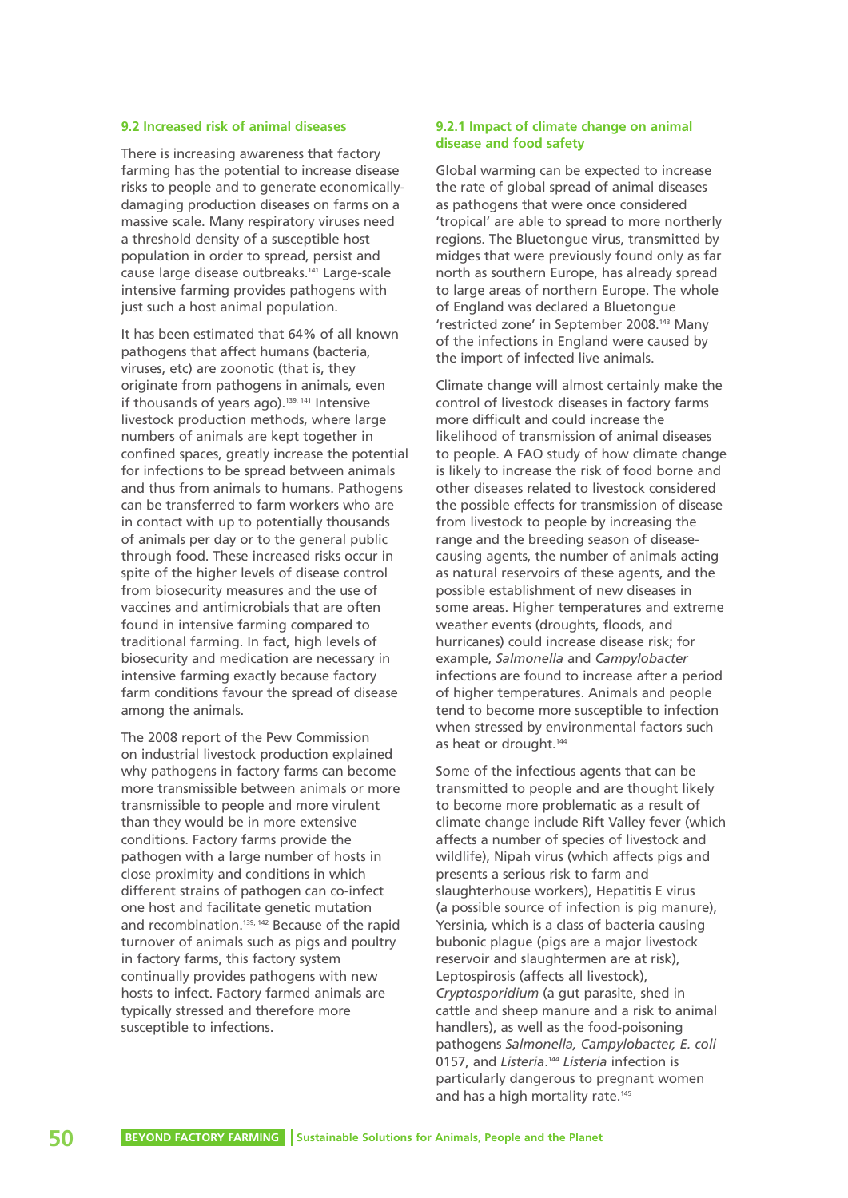### 9.2 Increased risk of animal diseases

There is increasing awareness that factory farming has the potential to increase disease risks to people and to generate economically-damaging production diseases on farms on a massive scale. Many respiratory viruses need a threshold density of a susceptible host population in order to spread, persist and cause large disease outbreaks.[141] Large-scale intensive farming provides pathogens with just such a host animal population.

It has been estimated that 64% of all known pathogens that affect humans (bacteria, viruses, etc) are zoonotic (that is, they originate from pathogens in animals, even if thousands of years ago).[139, 141] Intensive livestock production methods, where large numbers of animals are kept together in confined spaces, greatly increase the potential for infections to be spread between animals and thus from animals to humans. Pathogens can be transferred to farm workers who are in contact with up to potentially thousands of animals per day or to the general public through food. These increased risks occur in spite of the higher levels of disease control from biosecurity measures and the use of vaccines and antimicrobials that are often found in intensive farming compared to traditional farming. In fact, high levels of biosecurity and medication are necessary in intensive farming exactly because factory farm conditions favour the spread of disease among the animals.

The 2008 report of the Pew Commission on industrial livestock production explained why pathogens in factory farms can become more transmissible between animals or more transmissible to people and more virulent than they would be in more extensive conditions. Factory farms provide the pathogen with a large number of hosts in close proximity and conditions in which different strains of pathogen can co-infect one host and facilitate genetic mutation and recombination.[139, 142] Because of the rapid turnover of animals such as pigs and poultry in factory farms, this factory system continually provides pathogens with new hosts to infect. Factory farmed animals are typically stressed and therefore more susceptible to infections.

#### 9.2.1 Impact of climate change on animal disease and food safety

Global warming can be expected to increase the rate of global spread of animal diseases as pathogens that were once considered 'tropical' are able to spread to more northerly regions. The Bluetongue virus, transmitted by midges that were previously found only as far north as southern Europe, has already spread to large areas of northern Europe. The whole of England was declared a Bluetongue 'restricted zone' in September 2008.[143] Many of the infections in England were caused by the import of infected live animals.

Climate change will almost certainly make the control of livestock diseases in factory farms more difficult and could increase the likelihood of transmission of animal diseases to people. A FAO study of how climate change is likely to increase the risk of food borne and other diseases related to livestock considered the possible effects for transmission of disease from livestock to people by increasing the range and the breeding season of disease-causing agents, the number of animals acting as natural reservoirs of these agents, and the possible establishment of new diseases in some areas. Higher temperatures and extreme weather events (droughts, floods, and hurricanes) could increase disease risk; for example, *Salmonella* and *Campylobacter* infections are found to increase after a period of higher temperatures. Animals and people tend to become more susceptible to infection when stressed by environmental factors such as heat or drought.[144]

Some of the infectious agents that can be transmitted to people and are thought likely to become more problematic as a result of climate change include Rift Valley fever (which affects a number of species of livestock and wildlife), Nipah virus (which affects pigs and presents a serious risk to farm and slaughterhouse workers), Hepatitis E virus (a possible source of infection is pig manure), Yersinia, which is a class of bacteria causing bubonic plague (pigs are a major livestock reservoir and slaughtermen are at risk), Leptospirosis (affects all livestock), *Cryptosporidium* (a gut parasite, shed in cattle and sheep manure and a risk to animal handlers), as well as the food-poisoning pathogens *Salmonella, Campylobacter, E. coli* 0157, and *Listeria*.[144] *Listeria* infection is particularly dangerous to pregnant women and has a high mortality rate.[145]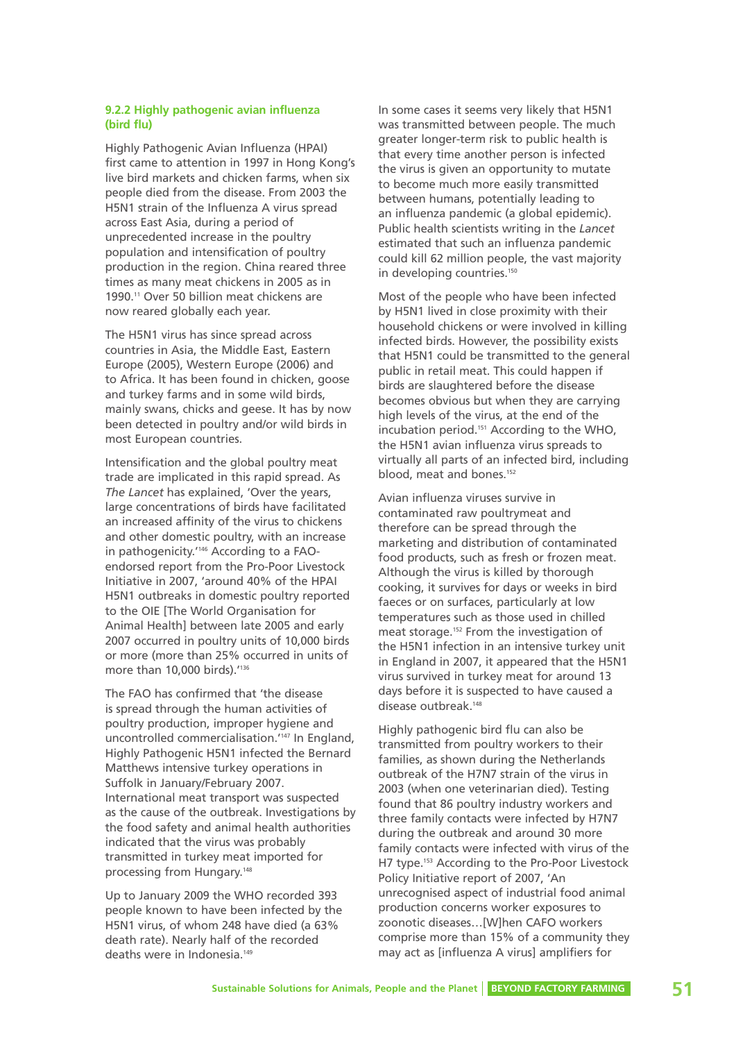### 9.2.2 Highly pathogenic avian influenza (bird flu)

Highly Pathogenic Avian Influenza (HPAI) first came to attention in 1997 in Hong Kong's live bird markets and chicken farms, when six people died from the disease. From 2003 the H5N1 strain of the Influenza A virus spread across East Asia, during a period of unprecedented increase in the poultry population and intensification of poultry production in the region. China reared three times as many meat chickens in 2005 as in 1990.[11] Over 50 billion meat chickens are now reared globally each year.

The H5N1 virus has since spread across countries in Asia, the Middle East, Eastern Europe (2005), Western Europe (2006) and to Africa. It has been found in chicken, goose and turkey farms and in some wild birds, mainly swans, chicks and geese. It has by now been detected in poultry and/or wild birds in most European countries.

Intensification and the global poultry meat trade are implicated in this rapid spread. As *The Lancet* has explained, 'Over the years, large concentrations of birds have facilitated an increased affinity of the virus to chickens and other domestic poultry, with an increase in pathogenicity.'[146] According to a FAO-endorsed report from the Pro-Poor Livestock Initiative in 2007, 'around 40% of the HPAI H5N1 outbreaks in domestic poultry reported to the OIE [The World Organisation for Animal Health] between late 2005 and early 2007 occurred in poultry units of 10,000 birds or more (more than 25% occurred in units of more than 10,000 birds).'[136]

The FAO has confirmed that 'the disease is spread through the human activities of poultry production, improper hygiene and uncontrolled commercialisation.'[147] In England, Highly Pathogenic H5N1 infected the Bernard Matthews intensive turkey operations in Suffolk in January/February 2007. International meat transport was suspected as the cause of the outbreak. Investigations by the food safety and animal health authorities indicated that the virus was probably transmitted in turkey meat imported for processing from Hungary.[148]

Up to January 2009 the WHO recorded 393 people known to have been infected by the H5N1 virus, of whom 248 have died (a 63% death rate). Nearly half of the recorded deaths were in Indonesia.[149]

In some cases it seems very likely that H5N1 was transmitted between people. The much greater longer-term risk to public health is that every time another person is infected the virus is given an opportunity to mutate to become much more easily transmitted between humans, potentially leading to an influenza pandemic (a global epidemic). Public health scientists writing in the *Lancet* estimated that such an influenza pandemic could kill 62 million people, the vast majority in developing countries.[150]

Most of the people who have been infected by H5N1 lived in close proximity with their household chickens or were involved in killing infected birds. However, the possibility exists that H5N1 could be transmitted to the general public in retail meat. This could happen if birds are slaughtered before the disease becomes obvious but when they are carrying high levels of the virus, at the end of the incubation period.[151] According to the WHO, the H5N1 avian influenza virus spreads to virtually all parts of an infected bird, including blood, meat and bones.[152]

Avian influenza viruses survive in contaminated raw poultrymeat and therefore can be spread through the marketing and distribution of contaminated food products, such as fresh or frozen meat. Although the virus is killed by thorough cooking, it survives for days or weeks in bird faeces or on surfaces, particularly at low temperatures such as those used in chilled meat storage.[152] From the investigation of the H5N1 infection in an intensive turkey unit in England in 2007, it appeared that the H5N1 virus survived in turkey meat for around 13 days before it is suspected to have caused a disease outbreak.[148]

Highly pathogenic bird flu can also be transmitted from poultry workers to their families, as shown during the Netherlands outbreak of the H7N7 strain of the virus in 2003 (when one veterinarian died). Testing found that 86 poultry industry workers and three family contacts were infected by H7N7 during the outbreak and around 30 more family contacts were infected with virus of the H7 type.[153] According to the Pro-Poor Livestock Policy Initiative report of 2007, 'An unrecognised aspect of industrial food animal production concerns worker exposures to zoonotic diseases…[W]hen CAFO workers comprise more than 15% of a community they may act as [influenza A virus] amplifiers for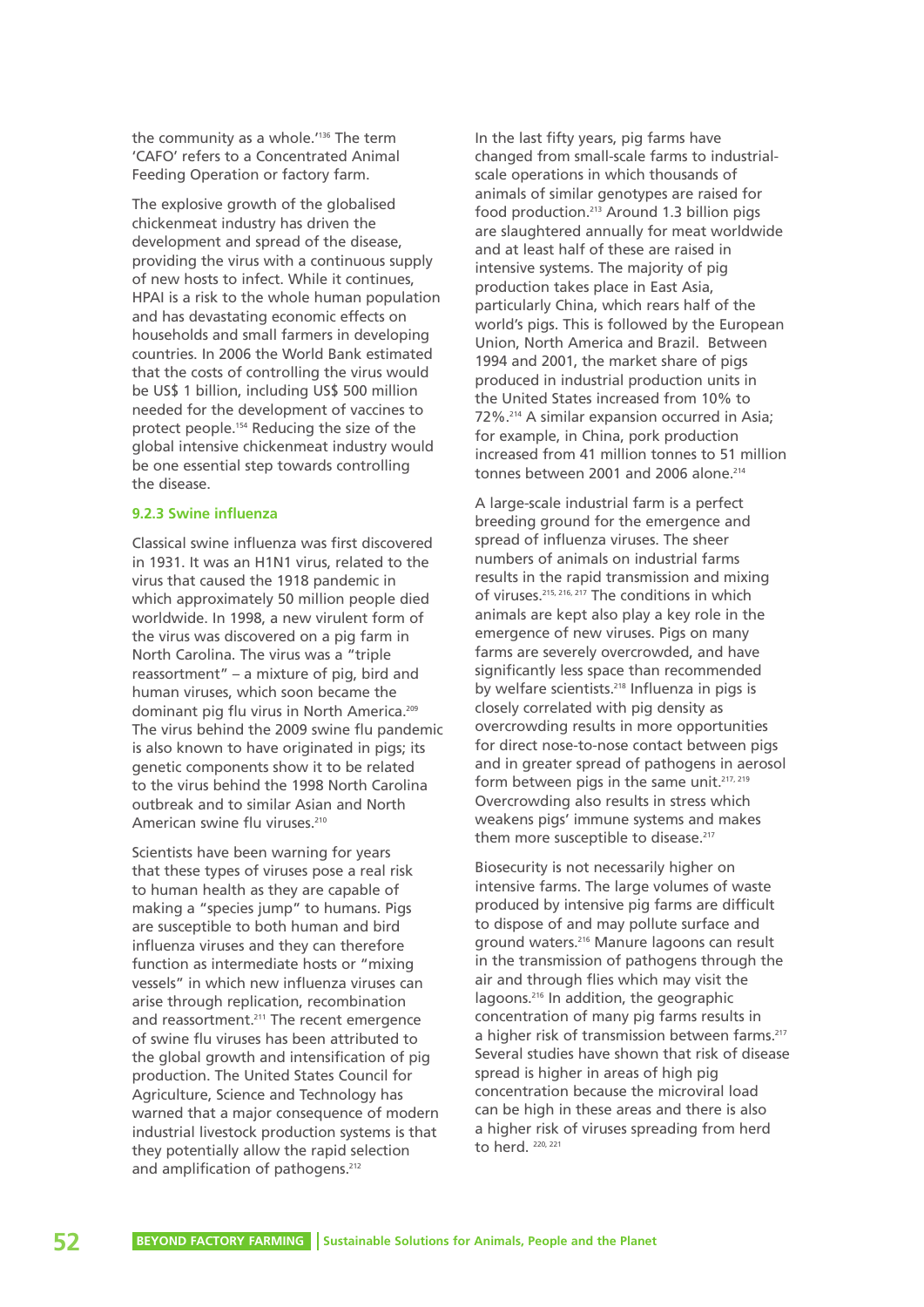the community as a whole.'[136] The term 'CAFO' refers to a Concentrated Animal Feeding Operation or factory farm.

The explosive growth of the globalised chickenmeat industry has driven the development and spread of the disease, providing the virus with a continuous supply of new hosts to infect. While it continues, HPAI is a risk to the whole human population and has devastating economic effects on households and small farmers in developing countries. In 2006 the World Bank estimated that the costs of controlling the virus would be US$ 1 billion, including US$ 500 million needed for the development of vaccines to protect people.[154] Reducing the size of the global intensive chickenmeat industry would be one essential step towards controlling the disease.

### 9.2.3 Swine influenza

Classical swine influenza was first discovered in 1931. It was an H1N1 virus, related to the virus that caused the 1918 pandemic in which approximately 50 million people died worldwide. In 1998, a new virulent form of the virus was discovered on a pig farm in North Carolina. The virus was a "triple reassortment" – a mixture of pig, bird and human viruses, which soon became the dominant pig flu virus in North America.[209] The virus behind the 2009 swine flu pandemic is also known to have originated in pigs; its genetic components show it to be related to the virus behind the 1998 North Carolina outbreak and to similar Asian and North American swine flu viruses.[210]

Scientists have been warning for years that these types of viruses pose a real risk to human health as they are capable of making a "species jump" to humans. Pigs are susceptible to both human and bird influenza viruses and they can therefore function as intermediate hosts or "mixing vessels" in which new influenza viruses can arise through replication, recombination and reassortment.[211] The recent emergence of swine flu viruses has been attributed to the global growth and intensification of pig production. The United States Council for Agriculture, Science and Technology has warned that a major consequence of modern industrial livestock production systems is that they potentially allow the rapid selection and amplification of pathogens.[212]

In the last fifty years, pig farms have changed from small-scale farms to industrial-scale operations in which thousands of animals of similar genotypes are raised for food production.[213] Around 1.3 billion pigs are slaughtered annually for meat worldwide and at least half of these are raised in intensive systems. The majority of pig production takes place in East Asia, particularly China, which rears half of the world's pigs. This is followed by the European Union, North America and Brazil. Between 1994 and 2001, the market share of pigs produced in industrial production units in the United States increased from 10% to 72%.[214] A similar expansion occurred in Asia; for example, in China, pork production increased from 41 million tonnes to 51 million tonnes between 2001 and 2006 alone.[214]

A large-scale industrial farm is a perfect breeding ground for the emergence and spread of influenza viruses. The sheer numbers of animals on industrial farms results in the rapid transmission and mixing of viruses.[215, 216, 217] The conditions in which animals are kept also play a key role in the emergence of new viruses. Pigs on many farms are severely overcrowded, and have significantly less space than recommended by welfare scientists.[218] Influenza in pigs is closely correlated with pig density as overcrowding results in more opportunities for direct nose-to-nose contact between pigs and in greater spread of pathogens in aerosol form between pigs in the same unit.[217, 219] Overcrowding also results in stress which weakens pigs' immune systems and makes them more susceptible to disease.[217]

Biosecurity is not necessarily higher on intensive farms. The large volumes of waste produced by intensive pig farms are difficult to dispose of and may pollute surface and ground waters.[216] Manure lagoons can result in the transmission of pathogens through the air and through flies which may visit the lagoons.[216] In addition, the geographic concentration of many pig farms results in a higher risk of transmission between farms.[217] Several studies have shown that risk of disease spread is higher in areas of high pig concentration because the microviral load can be high in these areas and there is also a higher risk of viruses spreading from herd to herd. [220, 221]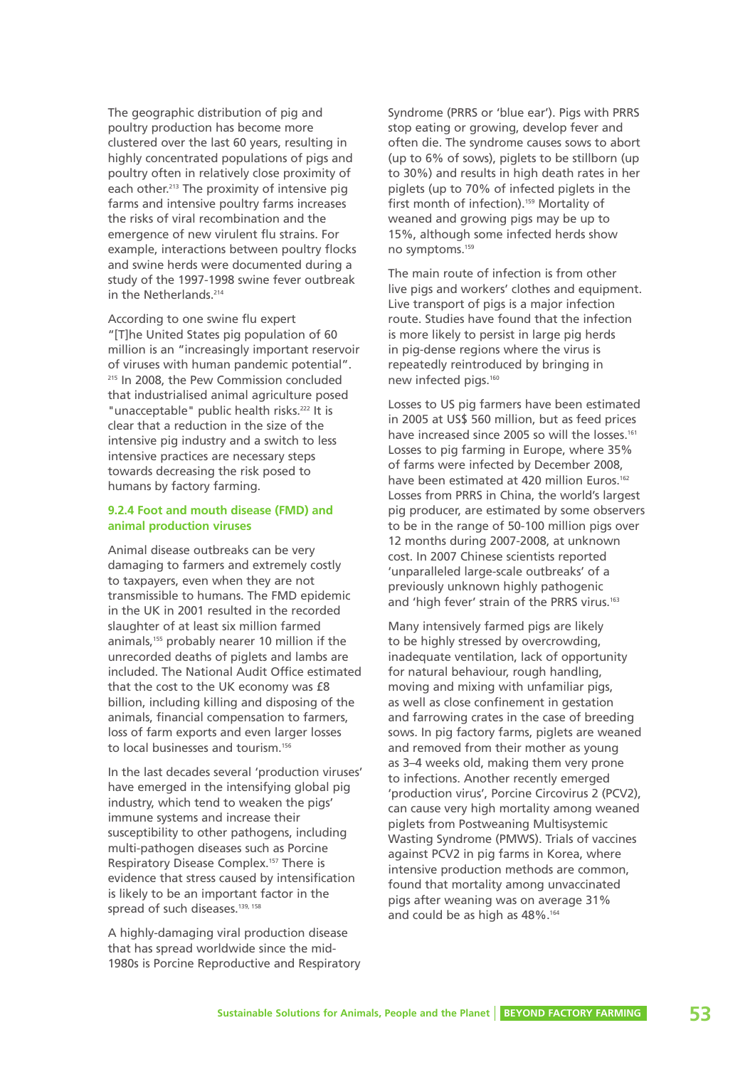The geographic distribution of pig and poultry production has become more clustered over the last 60 years, resulting in highly concentrated populations of pigs and poultry often in relatively close proximity of each other.[213] The proximity of intensive pig farms and intensive poultry farms increases the risks of viral recombination and the emergence of new virulent flu strains. For example, interactions between poultry flocks and swine herds were documented during a study of the 1997-1998 swine fever outbreak in the Netherlands.[214]

According to one swine flu expert "[T]he United States pig population of 60 million is an "increasingly important reservoir of viruses with human pandemic potential".[215] In 2008, the Pew Commission concluded that industrialised animal agriculture posed "unacceptable" public health risks.[222] It is clear that a reduction in the size of the intensive pig industry and a switch to less intensive practices are necessary steps towards decreasing the risk posed to humans by factory farming.

### 9.2.4 Foot and mouth disease (FMD) and animal production viruses

Animal disease outbreaks can be very damaging to farmers and extremely costly to taxpayers, even when they are not transmissible to humans. The FMD epidemic in the UK in 2001 resulted in the recorded slaughter of at least six million farmed animals,[155] probably nearer 10 million if the unrecorded deaths of piglets and lambs are included. The National Audit Office estimated that the cost to the UK economy was £8 billion, including killing and disposing of the animals, financial compensation to farmers, loss of farm exports and even larger losses to local businesses and tourism.[156]

In the last decades several 'production viruses' have emerged in the intensifying global pig industry, which tend to weaken the pigs' immune systems and increase their susceptibility to other pathogens, including multi-pathogen diseases such as Porcine Respiratory Disease Complex.[157] There is evidence that stress caused by intensification is likely to be an important factor in the spread of such diseases.[139, 158]

A highly-damaging viral production disease that has spread worldwide since the mid-1980s is Porcine Reproductive and Respiratory Syndrome (PRRS or 'blue ear'). Pigs with PRRS stop eating or growing, develop fever and often die. The syndrome causes sows to abort (up to 6% of sows), piglets to be stillborn (up to 30%) and results in high death rates in her piglets (up to 70% of infected piglets in the first month of infection).[159] Mortality of weaned and growing pigs may be up to 15%, although some infected herds show no symptoms.[159]

The main route of infection is from other live pigs and workers' clothes and equipment. Live transport of pigs is a major infection route. Studies have found that the infection is more likely to persist in large pig herds in pig-dense regions where the virus is repeatedly reintroduced by bringing in new infected pigs.[160]

Losses to US pig farmers have been estimated in 2005 at US$ 560 million, but as feed prices have increased since 2005 so will the losses.[161] Losses to pig farming in Europe, where 35% of farms were infected by December 2008, have been estimated at 420 million Euros.[162] Losses from PRRS in China, the world's largest pig producer, are estimated by some observers to be in the range of 50-100 million pigs over 12 months during 2007-2008, at unknown cost. In 2007 Chinese scientists reported 'unparalleled large-scale outbreaks' of a previously unknown highly pathogenic and 'high fever' strain of the PRRS virus.[163]

Many intensively farmed pigs are likely to be highly stressed by overcrowding, inadequate ventilation, lack of opportunity for natural behaviour, rough handling, moving and mixing with unfamiliar pigs, as well as close confinement in gestation and farrowing crates in the case of breeding sows. In pig factory farms, piglets are weaned and removed from their mother as young as 3–4 weeks old, making them very prone to infections. Another recently emerged 'production virus', Porcine Circovirus 2 (PCV2), can cause very high mortality among weaned piglets from Postweaning Multisystemic Wasting Syndrome (PMWS). Trials of vaccines against PCV2 in pig farms in Korea, where intensive production methods are common, found that mortality among unvaccinated pigs after weaning was on average 31% and could be as high as 48%.[164]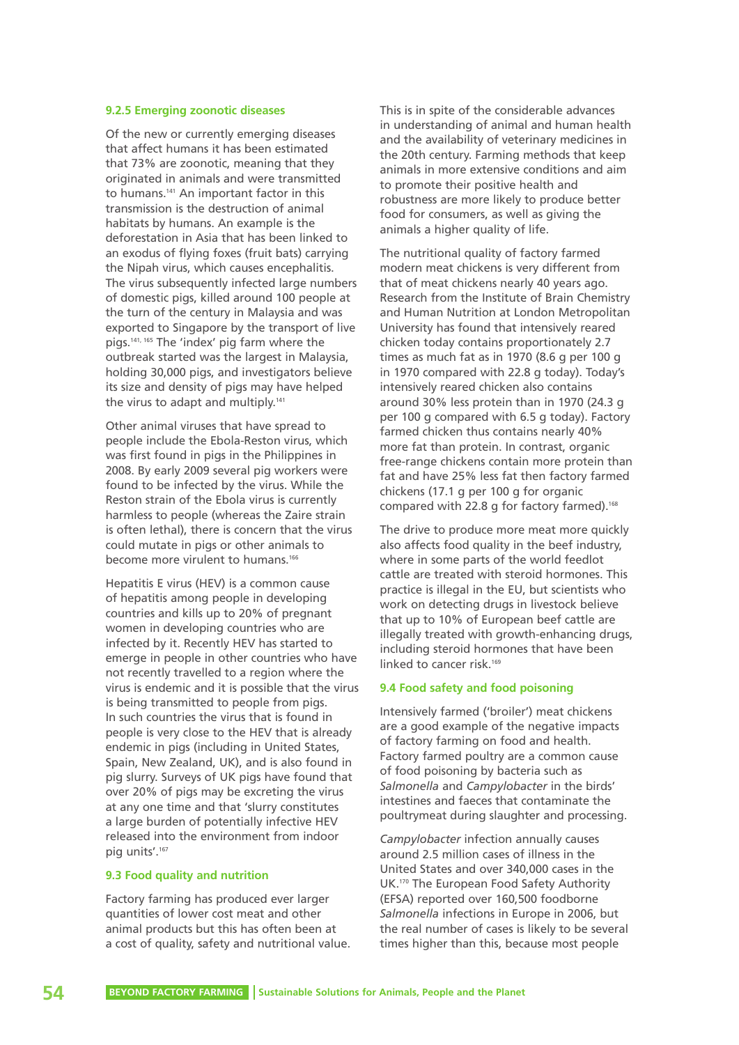### 9.2.5 Emerging zoonotic diseases

Of the new or currently emerging diseases that affect humans it has been estimated that 73% are zoonotic, meaning that they originated in animals and were transmitted to humans.[141] An important factor in this transmission is the destruction of animal habitats by humans. An example is the deforestation in Asia that has been linked to an exodus of flying foxes (fruit bats) carrying the Nipah virus, which causes encephalitis. The virus subsequently infected large numbers of domestic pigs, killed around 100 people at the turn of the century in Malaysia and was exported to Singapore by the transport of live pigs.[141, 165] The 'index' pig farm where the outbreak started was the largest in Malaysia, holding 30,000 pigs, and investigators believe its size and density of pigs may have helped the virus to adapt and multiply.[141]

Other animal viruses that have spread to people include the Ebola-Reston virus, which was first found in pigs in the Philippines in 2008. By early 2009 several pig workers were found to be infected by the virus. While the Reston strain of the Ebola virus is currently harmless to people (whereas the Zaire strain is often lethal), there is concern that the virus could mutate in pigs or other animals to become more virulent to humans.[166]

Hepatitis E virus (HEV) is a common cause of hepatitis among people in developing countries and kills up to 20% of pregnant women in developing countries who are infected by it. Recently HEV has started to emerge in people in other countries who have not recently travelled to a region where the virus is endemic and it is possible that the virus is being transmitted to people from pigs. In such countries the virus that is found in people is very close to the HEV that is already endemic in pigs (including in United States, Spain, New Zealand, UK), and is also found in pig slurry. Surveys of UK pigs have found that over 20% of pigs may be excreting the virus at any one time and that 'slurry constitutes a large burden of potentially infective HEV released into the environment from indoor pig units'.[167]

### 9.3 Food quality and nutrition

Factory farming has produced ever larger quantities of lower cost meat and other animal products but this has often been at a cost of quality, safety and nutritional value. This is in spite of the considerable advances in understanding of animal and human health and the availability of veterinary medicines in the 20th century. Farming methods that keep animals in more extensive conditions and aim to promote their positive health and robustness are more likely to produce better food for consumers, as well as giving the animals a higher quality of life.

The nutritional quality of factory farmed modern meat chickens is very different from that of meat chickens nearly 40 years ago. Research from the Institute of Brain Chemistry and Human Nutrition at London Metropolitan University has found that intensively reared chicken today contains proportionately 2.7 times as much fat as in 1970 (8.6 g per 100 g in 1970 compared with 22.8 g today). Today's intensively reared chicken also contains around 30% less protein than in 1970 (24.3 g per 100 g compared with 6.5 g today). Factory farmed chicken thus contains nearly 40% more fat than protein. In contrast, organic free-range chickens contain more protein than fat and have 25% less fat then factory farmed chickens (17.1 g per 100 g for organic compared with 22.8 g for factory farmed).[168]

The drive to produce more meat more quickly also affects food quality in the beef industry, where in some parts of the world feedlot cattle are treated with steroid hormones. This practice is illegal in the EU, but scientists who work on detecting drugs in livestock believe that up to 10% of European beef cattle are illegally treated with growth-enhancing drugs, including steroid hormones that have been linked to cancer risk.[169]

### 9.4 Food safety and food poisoning

Intensively farmed ('broiler') meat chickens are a good example of the negative impacts of factory farming on food and health. Factory farmed poultry are a common cause of food poisoning by bacteria such as *Salmonella* and *Campylobacter* in the birds' intestines and faeces that contaminate the poultrymeat during slaughter and processing.

*Campylobacter* infection annually causes around 2.5 million cases of illness in the United States and over 340,000 cases in the UK.[170] The European Food Safety Authority (EFSA) reported over 160,500 foodborne *Salmonella* infections in Europe in 2006, but the real number of cases is likely to be several times higher than this, because most people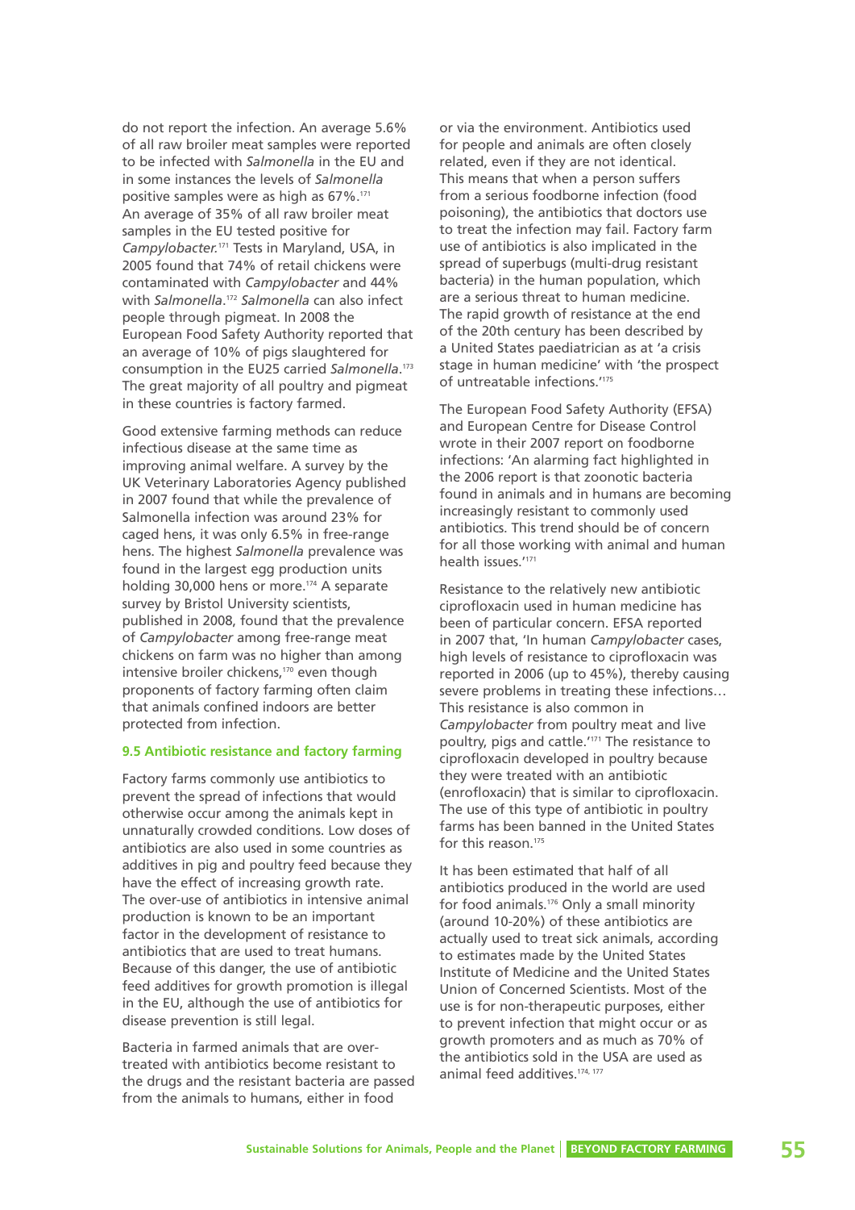do not report the infection. An average 5.6% of all raw broiler meat samples were reported to be infected with *Salmonella* in the EU and in some instances the levels of *Salmonella* positive samples were as high as 67%.[171] An average of 35% of all raw broiler meat samples in the EU tested positive for *Campylobacter.*[171] Tests in Maryland, USA, in 2005 found that 74% of retail chickens were contaminated with *Campylobacter* and 44% with *Salmonella*.[172] *Salmonella* can also infect people through pigmeat. In 2008 the European Food Safety Authority reported that an average of 10% of pigs slaughtered for consumption in the EU25 carried *Salmonella*.[173] The great majority of all poultry and pigmeat in these countries is factory farmed.

Good extensive farming methods can reduce infectious disease at the same time as improving animal welfare. A survey by the UK Veterinary Laboratories Agency published in 2007 found that while the prevalence of Salmonella infection was around 23% for caged hens, it was only 6.5% in free-range hens. The highest *Salmonella* prevalence was found in the largest egg production units holding 30,000 hens or more.[174] A separate survey by Bristol University scientists, published in 2008, found that the prevalence of *Campylobacter* among free-range meat chickens on farm was no higher than among intensive broiler chickens,[170] even though proponents of factory farming often claim that animals confined indoors are better protected from infection.

### 9.5 Antibiotic resistance and factory farming

Factory farms commonly use antibiotics to prevent the spread of infections that would otherwise occur among the animals kept in unnaturally crowded conditions. Low doses of antibiotics are also used in some countries as additives in pig and poultry feed because they have the effect of increasing growth rate. The over-use of antibiotics in intensive animal production is known to be an important factor in the development of resistance to antibiotics that are used to treat humans. Because of this danger, the use of antibiotic feed additives for growth promotion is illegal in the EU, although the use of antibiotics for disease prevention is still legal.

Bacteria in farmed animals that are over-treated with antibiotics become resistant to the drugs and the resistant bacteria are passed from the animals to humans, either in food or via the environment. Antibiotics used for people and animals are often closely related, even if they are not identical. This means that when a person suffers from a serious foodborne infection (food poisoning), the antibiotics that doctors use to treat the infection may fail. Factory farm use of antibiotics is also implicated in the spread of superbugs (multi-drug resistant bacteria) in the human population, which are a serious threat to human medicine. The rapid growth of resistance at the end of the 20th century has been described by a United States paediatrician as at 'a crisis stage in human medicine' with 'the prospect of untreatable infections.'[175]

The European Food Safety Authority (EFSA) and European Centre for Disease Control wrote in their 2007 report on foodborne infections: 'An alarming fact highlighted in the 2006 report is that zoonotic bacteria found in animals and in humans are becoming increasingly resistant to commonly used antibiotics. This trend should be of concern for all those working with animal and human health issues.'[171]

Resistance to the relatively new antibiotic ciprofloxacin used in human medicine has been of particular concern. EFSA reported in 2007 that, 'In human *Campylobacter* cases, high levels of resistance to ciprofloxacin was reported in 2006 (up to 45%), thereby causing severe problems in treating these infections… This resistance is also common in *Campylobacter* from poultry meat and live poultry, pigs and cattle.'[171] The resistance to ciprofloxacin developed in poultry because they were treated with an antibiotic (enrofloxacin) that is similar to ciprofloxacin. The use of this type of antibiotic in poultry farms has been banned in the United States for this reason.[175]

It has been estimated that half of all antibiotics produced in the world are used for food animals.[176] Only a small minority (around 10-20%) of these antibiotics are actually used to treat sick animals, according to estimates made by the United States Institute of Medicine and the United States Union of Concerned Scientists. Most of the use is for non-therapeutic purposes, either to prevent infection that might occur or as growth promoters and as much as 70% of the antibiotics sold in the USA are used as animal feed additives.[174, 177]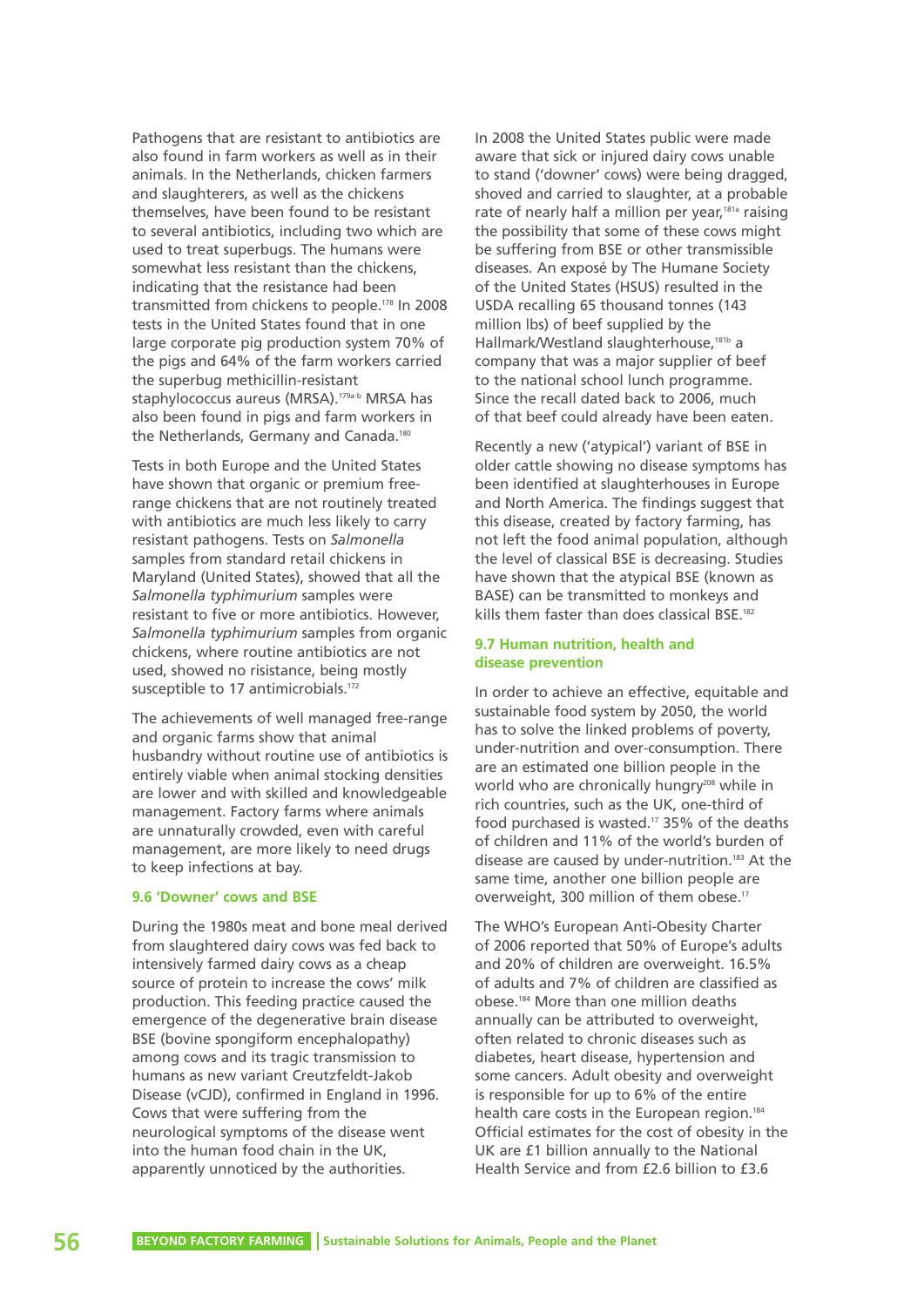Pathogens that are resistant to antibiotics are also found in farm workers as well as in their animals. In the Netherlands, chicken farmers and slaughterers, as well as the chickens themselves, have been found to be resistant to several antibiotics, including two which are used to treat superbugs. The humans were somewhat less resistant than the chickens, indicating that the resistance had been transmitted from chickens to people.[178] In 2008 tests in the United States found that in one large corporate pig production system 70% of the pigs and 64% of the farm workers carried the superbug methicillin-resistant staphylococcus aureus (MRSA).[179a-b] MRSA has also been found in pigs and farm workers in the Netherlands, Germany and Canada.[180]

Tests in both Europe and the United States have shown that organic or premium free-range chickens that are not routinely treated with antibiotics are much less likely to carry resistant pathogens. Tests on *Salmonella* samples from standard retail chickens in Maryland (United States), showed that all the *Salmonella typhimurium* samples were resistant to five or more antibiotics. However, *Salmonella typhimurium* samples from organic chickens, where routine antibiotics are not used, showed no risistance, being mostly susceptible to 17 antimicrobials.[172]

The achievements of well managed free-range and organic farms show that animal husbandry without routine use of antibiotics is entirely viable when animal stocking densities are lower and with skilled and knowledgeable management. Factory farms where animals are unnaturally crowded, even with careful management, are more likely to need drugs to keep infections at bay.

### 9.6 'Downer' cows and BSE

During the 1980s meat and bone meal derived from slaughtered dairy cows was fed back to intensively farmed dairy cows as a cheap source of protein to increase the cows' milk production. This feeding practice caused the emergence of the degenerative brain disease BSE (bovine spongiform encephalopathy) among cows and its tragic transmission to humans as new variant Creutzfeldt-Jakob Disease (vCJD), confirmed in England in 1996. Cows that were suffering from the neurological symptoms of the disease went into the human food chain in the UK, apparently unnoticed by the authorities.

In 2008 the United States public were made aware that sick or injured dairy cows unable to stand ('downer' cows) were being dragged, shoved and carried to slaughter, at a probable rate of nearly half a million per year,[181a] raising the possibility that some of these cows might be suffering from BSE or other transmissible diseases. An exposé by The Humane Society of the United States (HSUS) resulted in the USDA recalling 65 thousand tonnes (143 million lbs) of beef supplied by the Hallmark/Westland slaughterhouse,[181b] a company that was a major supplier of beef to the national school lunch programme. Since the recall dated back to 2006, much of that beef could already have been eaten.

Recently a new ('atypical') variant of BSE in older cattle showing no disease symptoms has been identified at slaughterhouses in Europe and North America. The findings suggest that this disease, created by factory farming, has not left the food animal population, although the level of classical BSE is decreasing. Studies have shown that the atypical BSE (known as BASE) can be transmitted to monkeys and kills them faster than does classical BSE.[182]

### 9.7 Human nutrition, health and disease prevention

In order to achieve an effective, equitable and sustainable food system by 2050, the world has to solve the linked problems of poverty, under-nutrition and over-consumption. There are an estimated one billion people in the world who are chronically hungry[208] while in rich countries, such as the UK, one-third of food purchased is wasted.[17] 35% of the deaths of children and 11% of the world's burden of disease are caused by under-nutrition.[183] At the same time, another one billion people are overweight, 300 million of them obese.[17]

The WHO's European Anti-Obesity Charter of 2006 reported that 50% of Europe's adults and 20% of children are overweight. 16.5% of adults and 7% of children are classified as obese.[184] More than one million deaths annually can be attributed to overweight, often related to chronic diseases such as diabetes, heart disease, hypertension and some cancers. Adult obesity and overweight is responsible for up to 6% of the entire health care costs in the European region.[184] Official estimates for the cost of obesity in the UK are £1 billion annually to the National Health Service and from £2.6 billion to £3.6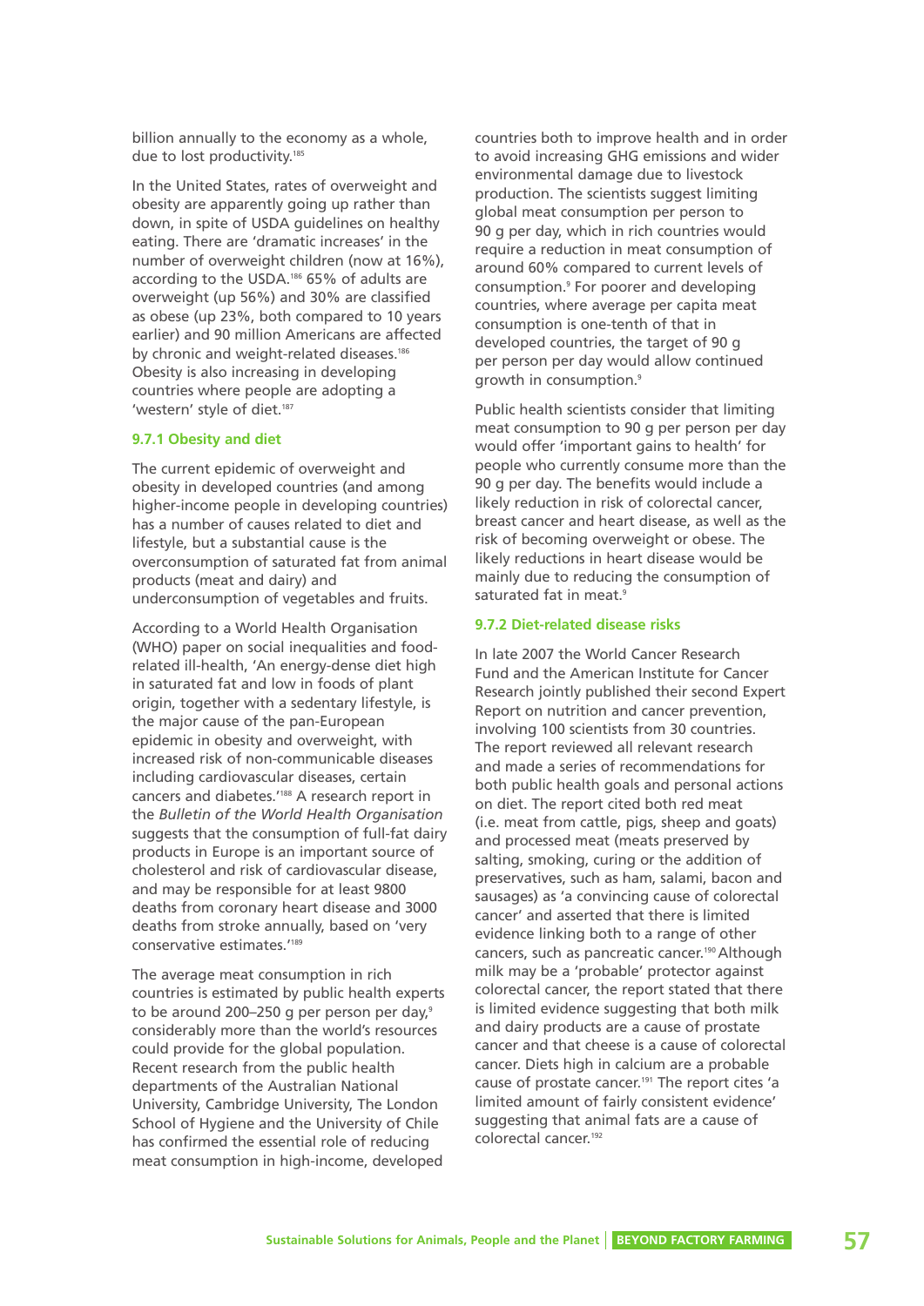billion annually to the economy as a whole, due to lost productivity.[185]

In the United States, rates of overweight and obesity are apparently going up rather than down, in spite of USDA guidelines on healthy eating. There are 'dramatic increases' in the number of overweight children (now at 16%), according to the USDA.[186] 65% of adults are overweight (up 56%) and 30% are classified as obese (up 23%, both compared to 10 years earlier) and 90 million Americans are affected by chronic and weight-related diseases.[186] Obesity is also increasing in developing countries where people are adopting a 'western' style of diet.[187]

### 9.7.1 Obesity and diet

The current epidemic of overweight and obesity in developed countries (and among higher-income people in developing countries) has a number of causes related to diet and lifestyle, but a substantial cause is the overconsumption of saturated fat from animal products (meat and dairy) and underconsumption of vegetables and fruits.

According to a World Health Organisation (WHO) paper on social inequalities and food-related ill-health, 'An energy-dense diet high in saturated fat and low in foods of plant origin, together with a sedentary lifestyle, is the major cause of the pan-European epidemic in obesity and overweight, with increased risk of non-communicable diseases including cardiovascular diseases, certain cancers and diabetes.'[188] A research report in the *Bulletin of the World Health Organisation* suggests that the consumption of full-fat dairy products in Europe is an important source of cholesterol and risk of cardiovascular disease, and may be responsible for at least 9800 deaths from coronary heart disease and 3000 deaths from stroke annually, based on 'very conservative estimates.'[189]

The average meat consumption in rich countries is estimated by public health experts to be around 200–250 g per person per day,[9] considerably more than the world's resources could provide for the global population. Recent research from the public health departments of the Australian National University, Cambridge University, The London School of Hygiene and the University of Chile has confirmed the essential role of reducing meat consumption in high-income, developed countries both to improve health and in order to avoid increasing GHG emissions and wider environmental damage due to livestock production. The scientists suggest limiting global meat consumption per person to 90 g per day, which in rich countries would require a reduction in meat consumption of around 60% compared to current levels of consumption.[9] For poorer and developing countries, where average per capita meat consumption is one-tenth of that in developed countries, the target of 90 g per person per day would allow continued growth in consumption.[9]

Public health scientists consider that limiting meat consumption to 90 g per person per day would offer 'important gains to health' for people who currently consume more than the 90 g per day. The benefits would include a likely reduction in risk of colorectal cancer, breast cancer and heart disease, as well as the risk of becoming overweight or obese. The likely reductions in heart disease would be mainly due to reducing the consumption of saturated fat in meat.[9]

### 9.7.2 Diet-related disease risks

In late 2007 the World Cancer Research Fund and the American Institute for Cancer Research jointly published their second Expert Report on nutrition and cancer prevention, involving 100 scientists from 30 countries. The report reviewed all relevant research and made a series of recommendations for both public health goals and personal actions on diet. The report cited both red meat (i.e. meat from cattle, pigs, sheep and goats) and processed meat (meats preserved by salting, smoking, curing or the addition of preservatives, such as ham, salami, bacon and sausages) as 'a convincing cause of colorectal cancer' and asserted that there is limited evidence linking both to a range of other cancers, such as pancreatic cancer.[190] Although milk may be a 'probable' protector against colorectal cancer, the report stated that there is limited evidence suggesting that both milk and dairy products are a cause of prostate cancer and that cheese is a cause of colorectal cancer. Diets high in calcium are a probable cause of prostate cancer.[191] The report cites 'a limited amount of fairly consistent evidence' suggesting that animal fats are a cause of colorectal cancer.[192]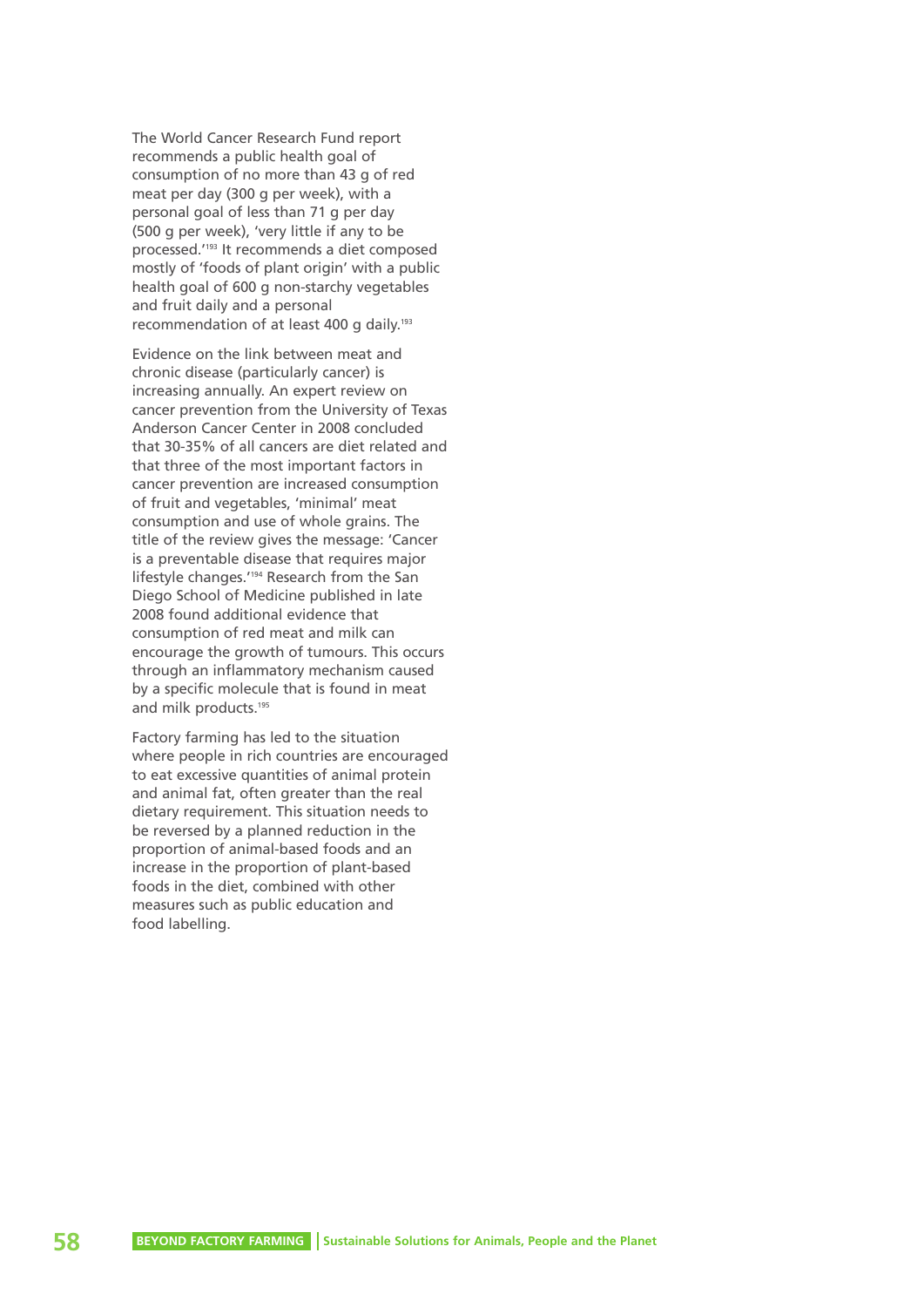The World Cancer Research Fund report recommends a public health goal of consumption of no more than 43 g of red meat per day (300 g per week), with a personal goal of less than 71 g per day (500 g per week), 'very little if any to be processed.'[193] It recommends a diet composed mostly of 'foods of plant origin' with a public health goal of 600 g non-starchy vegetables and fruit daily and a personal recommendation of at least 400 g daily.[193]

Evidence on the link between meat and chronic disease (particularly cancer) is increasing annually. An expert review on cancer prevention from the University of Texas Anderson Cancer Center in 2008 concluded that 30-35% of all cancers are diet related and that three of the most important factors in cancer prevention are increased consumption of fruit and vegetables, 'minimal' meat consumption and use of whole grains. The title of the review gives the message: 'Cancer is a preventable disease that requires major lifestyle changes.'[194] Research from the San Diego School of Medicine published in late 2008 found additional evidence that consumption of red meat and milk can encourage the growth of tumours. This occurs through an inflammatory mechanism caused by a specific molecule that is found in meat and milk products.[195]

Factory farming has led to the situation where people in rich countries are encouraged to eat excessive quantities of animal protein and animal fat, often greater than the real dietary requirement. This situation needs to be reversed by a planned reduction in the proportion of animal-based foods and an increase in the proportion of plant-based foods in the diet, combined with other measures such as public education and food labelling.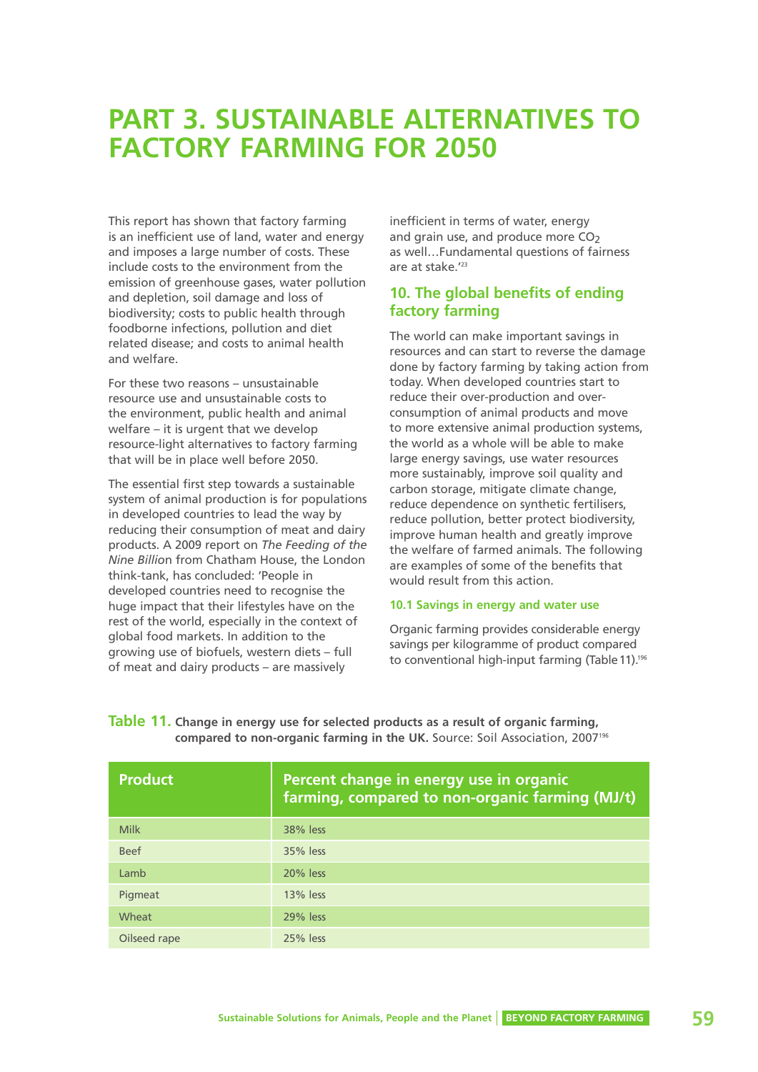# PART 3. SUSTAINABLE ALTERNATIVES TO FACTORY FARMING FOR 2050

This report has shown that factory farming is an inefficient use of land, water and energy and imposes a large number of costs. These include costs to the environment from the emission of greenhouse gases, water pollution and depletion, soil damage and loss of biodiversity; costs to public health through foodborne infections, pollution and diet related disease; and costs to animal health and welfare.

For these two reasons – unsustainable resource use and unsustainable costs to the environment, public health and animal welfare – it is urgent that we develop resource-light alternatives to factory farming that will be in place well before 2050.

The essential first step towards a sustainable system of animal production is for populations in developed countries to lead the way by reducing their consumption of meat and dairy products. A 2009 report on *The Feeding of the Nine Billion* from Chatham House, the London think-tank, has concluded: 'People in developed countries need to recognise the huge impact that their lifestyles have on the rest of the world, especially in the context of global food markets. In addition to the growing use of biofuels, western diets – full of meat and dairy products – are massively inefficient in terms of water, energy and grain use, and produce more $CO_2$ as well…Fundamental questions of fairness are at stake.'[23]

## 10. The global benefits of ending factory farming

The world can make important savings in resources and can start to reverse the damage done by factory farming by taking action from today. When developed countries start to reduce their over-production and over-consumption of animal products and move to more extensive animal production systems, the world as a whole will be able to make large energy savings, use water resources more sustainably, improve soil quality and carbon storage, mitigate climate change, reduce dependence on synthetic fertilisers, reduce pollution, better protect biodiversity, improve human health and greatly improve the welfare of farmed animals. The following are examples of some of the benefits that would result from this action.

### 10.1 Savings in energy and water use

Organic farming provides considerable energy savings per kilogramme of product compared to conventional high-input farming (Table 11).[196]

**Table 11. Change in energy use for selected products as a result of organic farming, compared to non-organic farming in the UK.** Source: Soil Association, 2007[196]

| Product | Percent change in energy use in organic farming, compared to non-organic farming (MJ/t) |
|---|---|
| Milk | 38% less |
| Beef | 35% less |
| Lamb | 20% less |
| Pigmeat | 13% less |
| Wheat | 29% less |
| Oilseed rape | 25% less |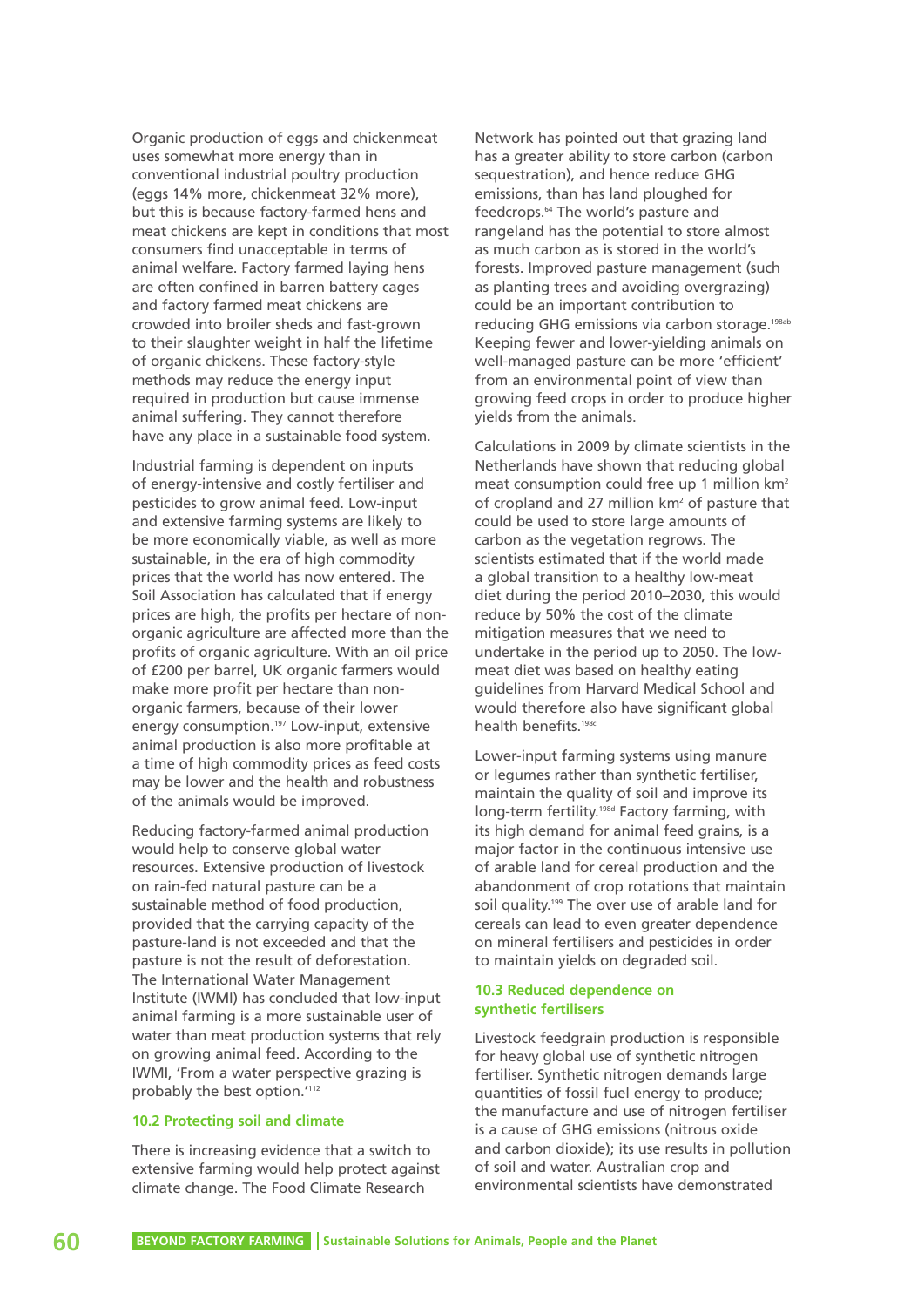Organic production of eggs and chickenmeat uses somewhat more energy than in conventional industrial poultry production (eggs 14% more, chickenmeat 32% more), but this is because factory-farmed hens and meat chickens are kept in conditions that most consumers find unacceptable in terms of animal welfare. Factory farmed laying hens are often confined in barren battery cages and factory farmed meat chickens are crowded into broiler sheds and fast-grown to their slaughter weight in half the lifetime of organic chickens. These factory-style methods may reduce the energy input required in production but cause immense animal suffering. They cannot therefore have any place in a sustainable food system.

Industrial farming is dependent on inputs of energy-intensive and costly fertiliser and pesticides to grow animal feed. Low-input and extensive farming systems are likely to be more economically viable, as well as more sustainable, in the era of high commodity prices that the world has now entered. The Soil Association has calculated that if energy prices are high, the profits per hectare of non-organic agriculture are affected more than the profits of organic agriculture. With an oil price of £200 per barrel, UK organic farmers would make more profit per hectare than non-organic farmers, because of their lower energy consumption.[197] Low-input, extensive animal production is also more profitable at a time of high commodity prices as feed costs may be lower and the health and robustness of the animals would be improved.

Reducing factory-farmed animal production would help to conserve global water resources. Extensive production of livestock on rain-fed natural pasture can be a sustainable method of food production, provided that the carrying capacity of the pasture-land is not exceeded and that the pasture is not the result of deforestation. The International Water Management Institute (IWMI) has concluded that low-input animal farming is a more sustainable user of water than meat production systems that rely on growing animal feed. According to the IWMI, 'From a water perspective grazing is probably the best option.'[112]

### 10.2 Protecting soil and climate

There is increasing evidence that a switch to extensive farming would help protect against climate change. The Food Climate Research Network has pointed out that grazing land has a greater ability to store carbon (carbon sequestration), and hence reduce GHG emissions, than has land ploughed for feedcrops.[64] The world's pasture and rangeland has the potential to store almost as much carbon as is stored in the world's forests. Improved pasture management (such as planting trees and avoiding overgrazing) could be an important contribution to reducing GHG emissions via carbon storage.[198ab] Keeping fewer and lower-yielding animals on well-managed pasture can be more 'efficient' from an environmental point of view than growing feed crops in order to produce higher yields from the animals.

Calculations in 2009 by climate scientists in the Netherlands have shown that reducing global meat consumption could free up 1 million km$^2$ of cropland and 27 million km$^2$ of pasture that could be used to store large amounts of carbon as the vegetation regrows. The scientists estimated that if the world made a global transition to a healthy low-meat diet during the period 2010–2030, this would reduce by 50% the cost of the climate mitigation measures that we need to undertake in the period up to 2050. The low-meat diet was based on healthy eating guidelines from Harvard Medical School and would therefore also have significant global health benefits.[198c]

Lower-input farming systems using manure or legumes rather than synthetic fertiliser, maintain the quality of soil and improve its long-term fertility.[198d] Factory farming, with its high demand for animal feed grains, is a major factor in the continuous intensive use of arable land for cereal production and the abandonment of crop rotations that maintain soil quality.[199] The over use of arable land for cereals can lead to even greater dependence on mineral fertilisers and pesticides in order to maintain yields on degraded soil.

### 10.3 Reduced dependence on synthetic fertilisers

Livestock feedgrain production is responsible for heavy global use of synthetic nitrogen fertiliser. Synthetic nitrogen demands large quantities of fossil fuel energy to produce; the manufacture and use of nitrogen fertiliser is a cause of GHG emissions (nitrous oxide and carbon dioxide); its use results in pollution of soil and water. Australian crop and environmental scientists have demonstrated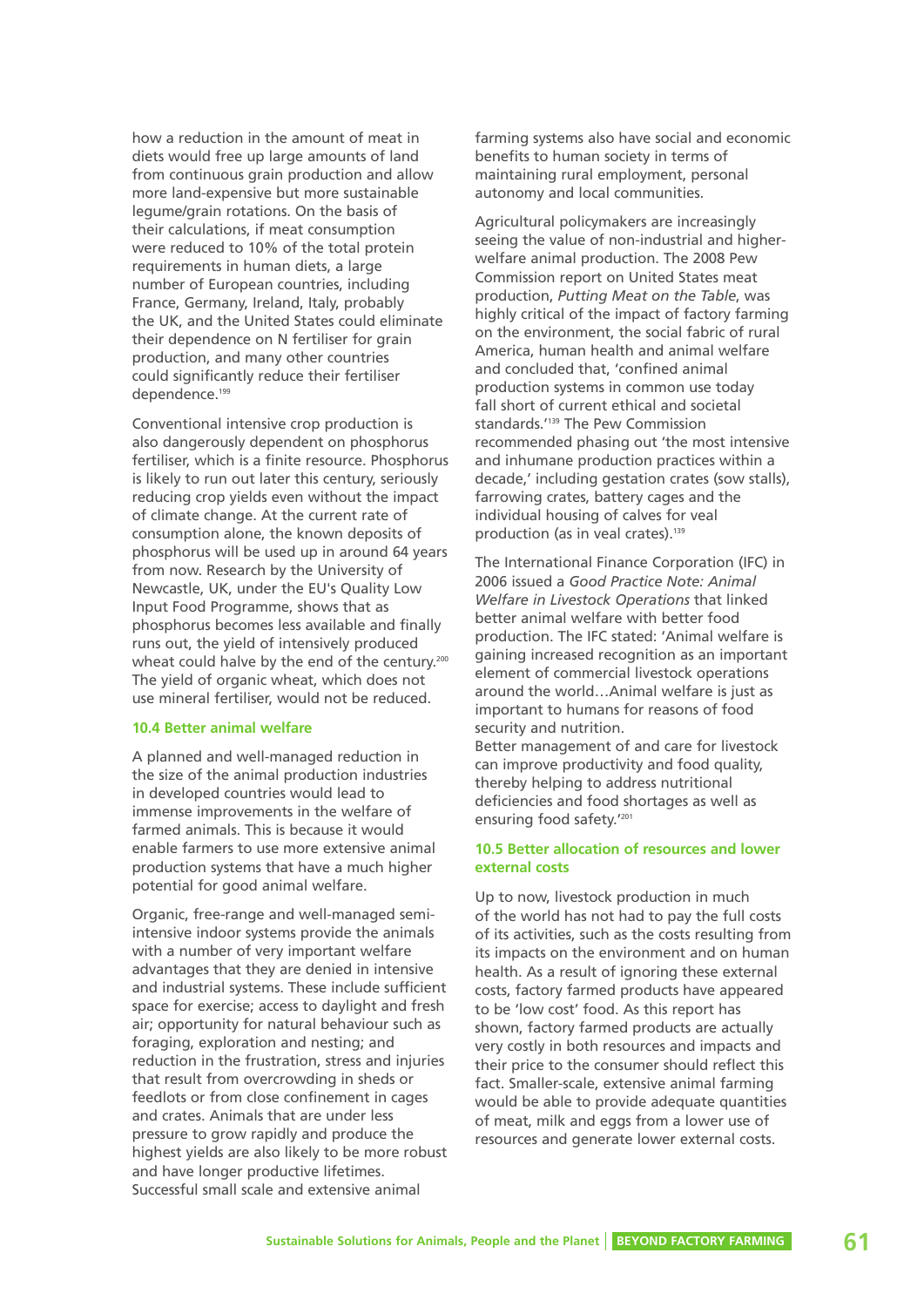how a reduction in the amount of meat in diets would free up large amounts of land from continuous grain production and allow more land-expensive but more sustainable legume/grain rotations. On the basis of their calculations, if meat consumption were reduced to 10% of the total protein requirements in human diets, a large number of European countries, including France, Germany, Ireland, Italy, probably the UK, and the United States could eliminate their dependence on N fertiliser for grain production, and many other countries could significantly reduce their fertiliser dependence.[199]

Conventional intensive crop production is also dangerously dependent on phosphorus fertiliser, which is a finite resource. Phosphorus is likely to run out later this century, seriously reducing crop yields even without the impact of climate change. At the current rate of consumption alone, the known deposits of phosphorus will be used up in around 64 years from now. Research by the University of Newcastle, UK, under the EU's Quality Low Input Food Programme, shows that as phosphorus becomes less available and finally runs out, the yield of intensively produced wheat could halve by the end of the century.[200] The yield of organic wheat, which does not use mineral fertiliser, would not be reduced.

### 10.4 Better animal welfare

A planned and well-managed reduction in the size of the animal production industries in developed countries would lead to immense improvements in the welfare of farmed animals. This is because it would enable farmers to use more extensive animal production systems that have a much higher potential for good animal welfare.

Organic, free-range and well-managed semi-intensive indoor systems provide the animals with a number of very important welfare advantages that they are denied in intensive and industrial systems. These include sufficient space for exercise; access to daylight and fresh air; opportunity for natural behaviour such as foraging, exploration and nesting; and reduction in the frustration, stress and injuries that result from overcrowding in sheds or feedlots or from close confinement in cages and crates. Animals that are under less pressure to grow rapidly and produce the highest yields are also likely to be more robust and have longer productive lifetimes. Successful small scale and extensive animal farming systems also have social and economic benefits to human society in terms of maintaining rural employment, personal autonomy and local communities.

Agricultural policymakers are increasingly seeing the value of non-industrial and higher-welfare animal production. The 2008 Pew Commission report on United States meat production, *Putting Meat on the Table*, was highly critical of the impact of factory farming on the environment, the social fabric of rural America, human health and animal welfare and concluded that, 'confined animal production systems in common use today fall short of current ethical and societal standards.'[139] The Pew Commission recommended phasing out 'the most intensive and inhumane production practices within a decade,' including gestation crates (sow stalls), farrowing crates, battery cages and the individual housing of calves for veal production (as in veal crates).[139]

The International Finance Corporation (IFC) in 2006 issued a *Good Practice Note: Animal Welfare in Livestock Operations* that linked better animal welfare with better food production. The IFC stated: 'Animal welfare is gaining increased recognition as an important element of commercial livestock operations around the world…Animal welfare is just as important to humans for reasons of food security and nutrition.
Better management of and care for livestock can improve productivity and food quality, thereby helping to address nutritional deficiencies and food shortages as well as ensuring food safety.'[201]

### 10.5 Better allocation of resources and lower external costs

Up to now, livestock production in much of the world has not had to pay the full costs of its activities, such as the costs resulting from its impacts on the environment and on human health. As a result of ignoring these external costs, factory farmed products have appeared to be 'low cost' food. As this report has shown, factory farmed products are actually very costly in both resources and impacts and their price to the consumer should reflect this fact. Smaller-scale, extensive animal farming would be able to provide adequate quantities of meat, milk and eggs from a lower use of resources and generate lower external costs.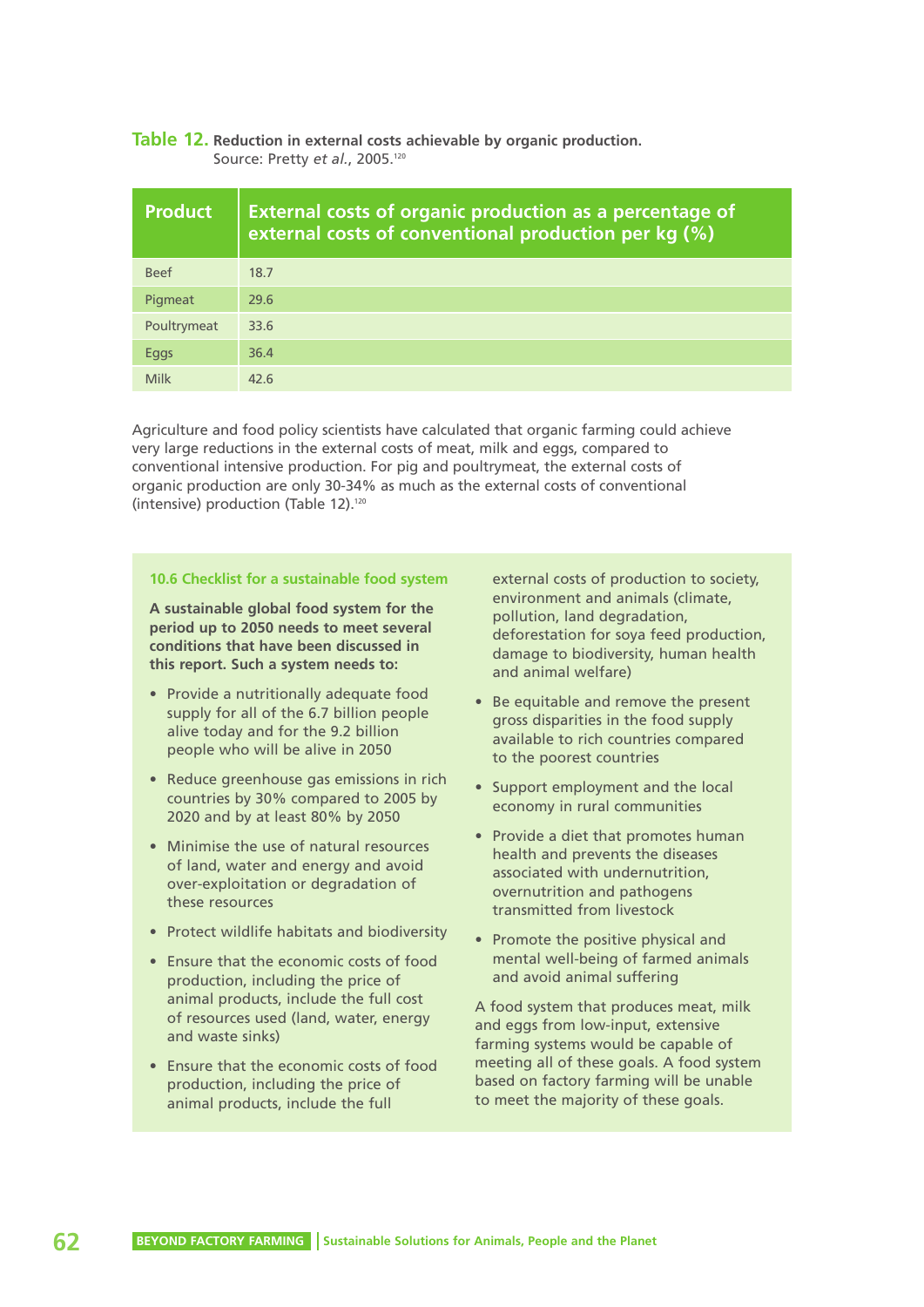**Table 12.** **Reduction in external costs achievable by organic production.**
Source: Pretty *et al.*, 2005.[120]

| Product | External costs of organic production as a percentage of external costs of conventional production per kg (%) |
|---|---|
| Beef | 18.7 |
| Pigmeat | 29.6 |
| Poultrymeat | 33.6 |
| Eggs | 36.4 |
| Milk | 42.6 |

Agriculture and food policy scientists have calculated that organic farming could achieve very large reductions in the external costs of meat, milk and eggs, compared to conventional intensive production. For pig and poultrymeat, the external costs of organic production are only 30-34% as much as the external costs of conventional (intensive) production (Table 12).[120]

### 10.6 Checklist for a sustainable food system

**A sustainable global food system for the period up to 2050 needs to meet several conditions that have been discussed in this report. Such a system needs to:**

- Provide a nutritionally adequate food supply for all of the 6.7 billion people alive today and for the 9.2 billion people who will be alive in 2050
- Reduce greenhouse gas emissions in rich countries by 30% compared to 2005 by 2020 and by at least 80% by 2050
- Minimise the use of natural resources of land, water and energy and avoid over-exploitation or degradation of these resources
- Protect wildlife habitats and biodiversity
- Ensure that the economic costs of food production, including the price of animal products, include the full cost of resources used (land, water, energy and waste sinks)
- Ensure that the economic costs of food production, including the price of animal products, include the full external costs of production to society, environment and animals (climate, pollution, land degradation, deforestation for soya feed production, damage to biodiversity, human health and animal welfare)
- Be equitable and remove the present gross disparities in the food supply available to rich countries compared to the poorest countries
- Support employment and the local economy in rural communities
- Provide a diet that promotes human health and prevents the diseases associated with undernutrition, overnutrition and pathogens transmitted from livestock
- Promote the positive physical and mental well-being of farmed animals and avoid animal suffering

A food system that produces meat, milk and eggs from low-input, extensive farming systems would be capable of meeting all of these goals. A food system based on factory farming will be unable to meet the majority of these goals.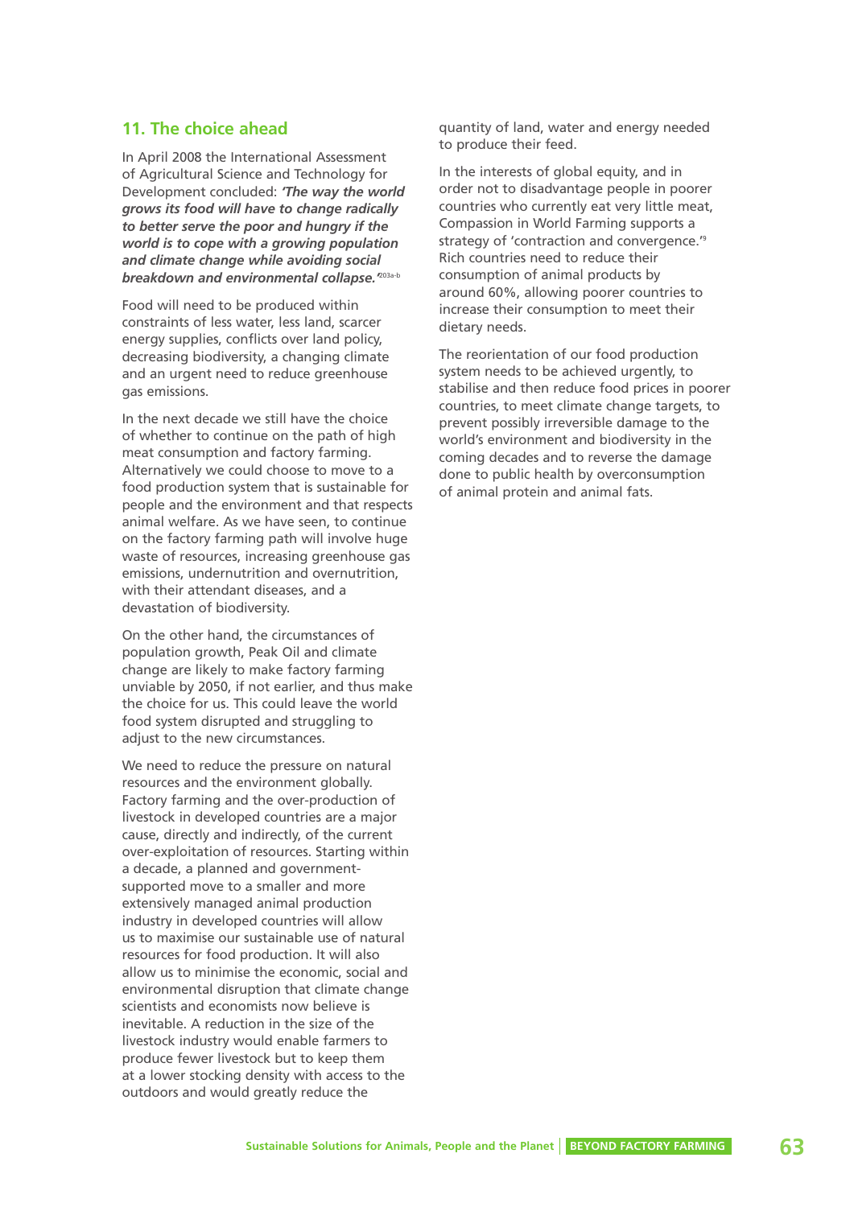## 11. The choice ahead

In April 2008 the International Assessment of Agricultural Science and Technology for Development concluded: ***'The way the world grows its food will have to change radically to better serve the poor and hungry if the world is to cope with a growing population and climate change while avoiding social breakdown and environmental collapse.'***[203a-b]

Food will need to be produced within constraints of less water, less land, scarcer energy supplies, conflicts over land policy, decreasing biodiversity, a changing climate and an urgent need to reduce greenhouse gas emissions.

In the next decade we still have the choice of whether to continue on the path of high meat consumption and factory farming. Alternatively we could choose to move to a food production system that is sustainable for people and the environment and that respects animal welfare. As we have seen, to continue on the factory farming path will involve huge waste of resources, increasing greenhouse gas emissions, undernutrition and overnutrition, with their attendant diseases, and a devastation of biodiversity.

On the other hand, the circumstances of population growth, Peak Oil and climate change are likely to make factory farming unviable by 2050, if not earlier, and thus make the choice for us. This could leave the world food system disrupted and struggling to adjust to the new circumstances.

We need to reduce the pressure on natural resources and the environment globally. Factory farming and the over-production of livestock in developed countries are a major cause, directly and indirectly, of the current over-exploitation of resources. Starting within a decade, a planned and government-supported move to a smaller and more extensively managed animal production industry in developed countries will allow us to maximise our sustainable use of natural resources for food production. It will also allow us to minimise the economic, social and environmental disruption that climate change scientists and economists now believe is inevitable. A reduction in the size of the livestock industry would enable farmers to produce fewer livestock but to keep them at a lower stocking density with access to the outdoors and would greatly reduce the quantity of land, water and energy needed to produce their feed.

In the interests of global equity, and in order not to disadvantage people in poorer countries who currently eat very little meat, Compassion in World Farming supports a strategy of 'contraction and convergence.'[9] Rich countries need to reduce their consumption of animal products by around 60%, allowing poorer countries to increase their consumption to meet their dietary needs.

The reorientation of our food production system needs to be achieved urgently, to stabilise and then reduce food prices in poorer countries, to meet climate change targets, to prevent possibly irreversible damage to the world's environment and biodiversity in the coming decades and to reverse the damage done to public health by overconsumption of animal protein and animal fats.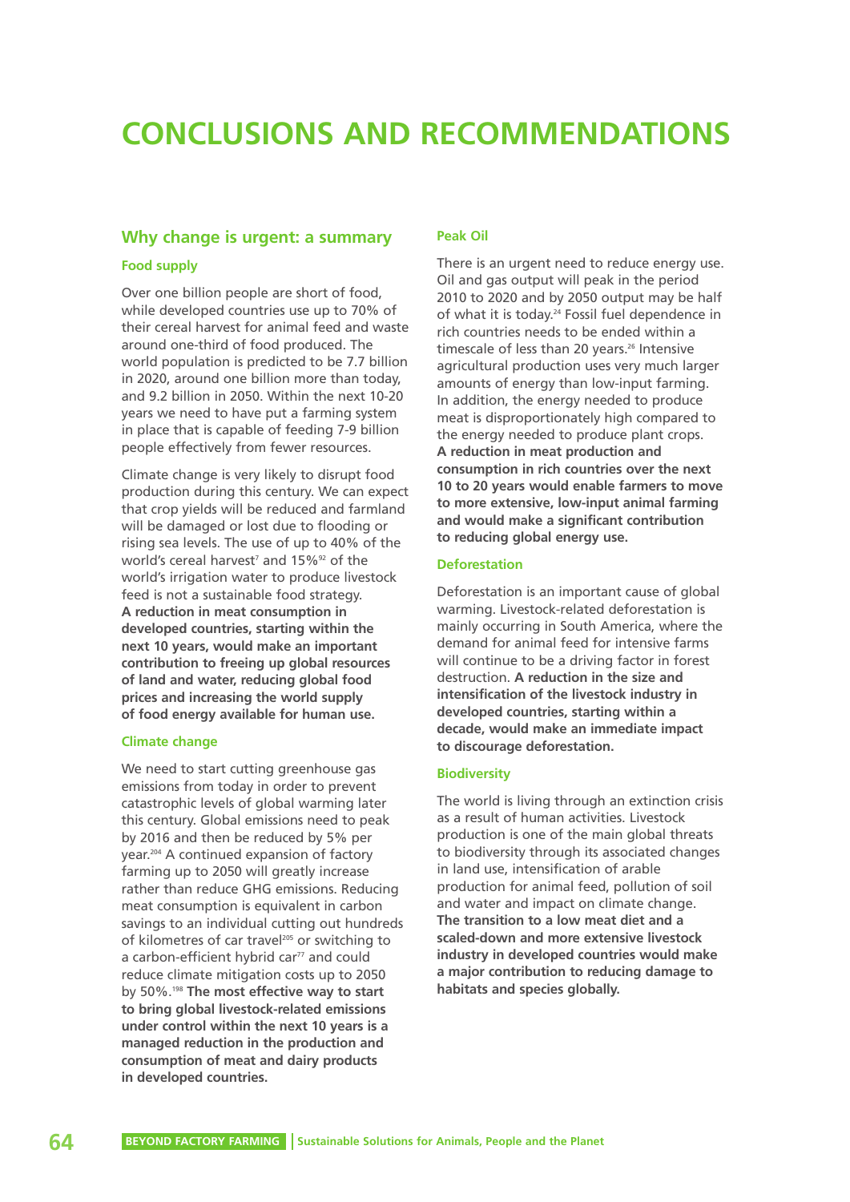# CONCLUSIONS AND RECOMMENDATIONS

## Why change is urgent: a summary

### Food supply

Over one billion people are short of food, while developed countries use up to 70% of their cereal harvest for animal feed and waste around one-third of food produced. The world population is predicted to be 7.7 billion in 2020, around one billion more than today, and 9.2 billion in 2050. Within the next 10-20 years we need to have put a farming system in place that is capable of feeding 7-9 billion people effectively from fewer resources.

Climate change is very likely to disrupt food production during this century. We can expect that crop yields will be reduced and farmland will be damaged or lost due to flooding or rising sea levels. The use of up to 40% of the world's cereal harvest[7] and 15%[92] of the world's irrigation water to produce livestock feed is not a sustainable food strategy. **A reduction in meat consumption in developed countries, starting within the next 10 years, would make an important contribution to freeing up global resources of land and water, reducing global food prices and increasing the world supply of food energy available for human use.**

### Climate change

We need to start cutting greenhouse gas emissions from today in order to prevent catastrophic levels of global warming later this century. Global emissions need to peak by 2016 and then be reduced by 5% per year.[204] A continued expansion of factory farming up to 2050 will greatly increase rather than reduce GHG emissions. Reducing meat consumption is equivalent in carbon savings to an individual cutting out hundreds of kilometres of car travel[205] or switching to a carbon-efficient hybrid car[77] and could reduce climate mitigation costs up to 2050 by 50%.[198] **The most effective way to start to bring global livestock-related emissions under control within the next 10 years is a managed reduction in the production and consumption of meat and dairy products in developed countries.**

### Peak Oil

There is an urgent need to reduce energy use. Oil and gas output will peak in the period 2010 to 2020 and by 2050 output may be half of what it is today.[24] Fossil fuel dependence in rich countries needs to be ended within a timescale of less than 20 years.[26] Intensive agricultural production uses very much larger amounts of energy than low-input farming. In addition, the energy needed to produce meat is disproportionately high compared to the energy needed to produce plant crops. **A reduction in meat production and consumption in rich countries over the next 10 to 20 years would enable farmers to move to more extensive, low-input animal farming and would make a significant contribution to reducing global energy use.**

### Deforestation

Deforestation is an important cause of global warming. Livestock-related deforestation is mainly occurring in South America, where the demand for animal feed for intensive farms will continue to be a driving factor in forest destruction. **A reduction in the size and intensification of the livestock industry in developed countries, starting within a decade, would make an immediate impact to discourage deforestation.**

### Biodiversity

The world is living through an extinction crisis as a result of human activities. Livestock production is one of the main global threats to biodiversity through its associated changes in land use, intensification of arable production for animal feed, pollution of soil and water and impact on climate change. **The transition to a low meat diet and a scaled-down and more extensive livestock industry in developed countries would make a major contribution to reducing damage to habitats and species globally.**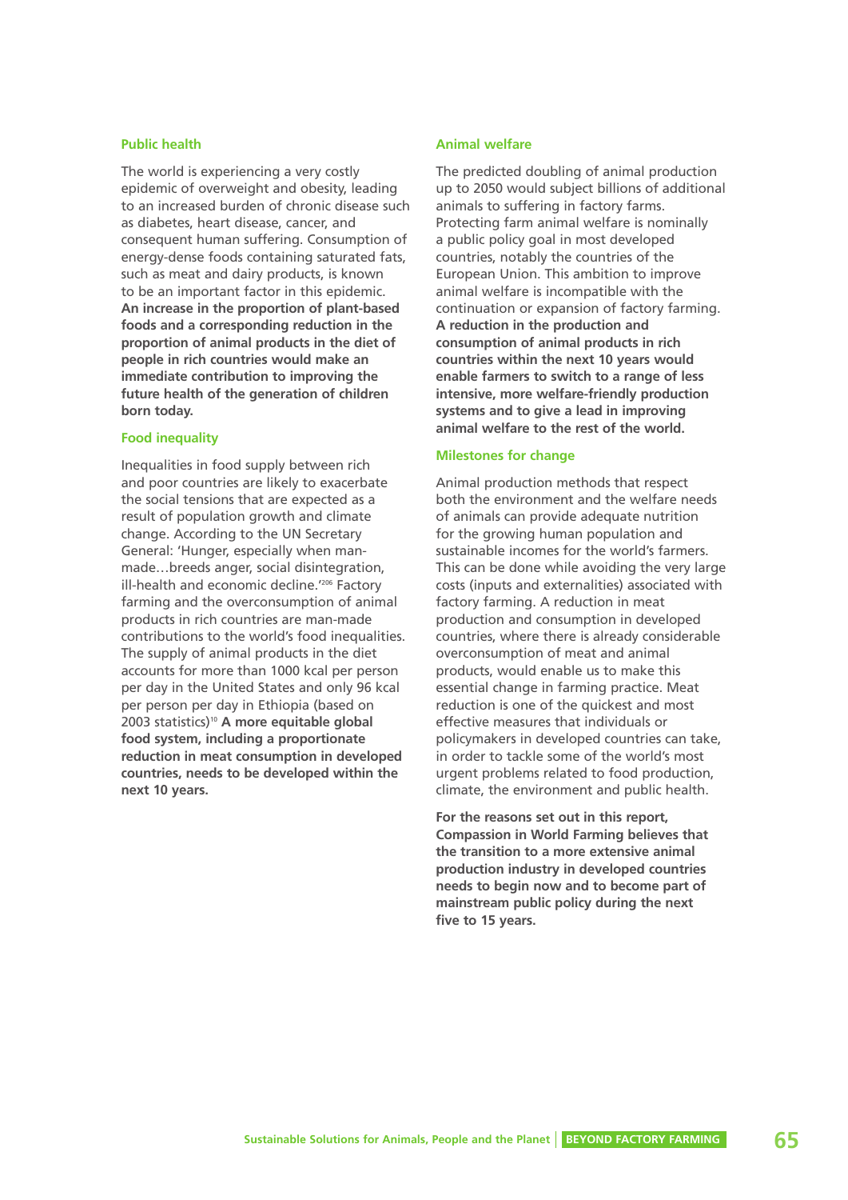### Public health

The world is experiencing a very costly epidemic of overweight and obesity, leading to an increased burden of chronic disease such as diabetes, heart disease, cancer, and consequent human suffering. Consumption of energy-dense foods containing saturated fats, such as meat and dairy products, is known to be an important factor in this epidemic. **An increase in the proportion of plant-based foods and a corresponding reduction in the proportion of animal products in the diet of people in rich countries would make an immediate contribution to improving the future health of the generation of children born today.**

### Food inequality

Inequalities in food supply between rich and poor countries are likely to exacerbate the social tensions that are expected as a result of population growth and climate change. According to the UN Secretary General: 'Hunger, especially when man-made…breeds anger, social disintegration, ill-health and economic decline.'[206] Factory farming and the overconsumption of animal products in rich countries are man-made contributions to the world's food inequalities. The supply of animal products in the diet accounts for more than 1000 kcal per person per day in the United States and only 96 kcal per person per day in Ethiopia (based on 2003 statistics)[10] **A more equitable global food system, including a proportionate reduction in meat consumption in developed countries, needs to be developed within the next 10 years.**

### Animal welfare

The predicted doubling of animal production up to 2050 would subject billions of additional animals to suffering in factory farms. Protecting farm animal welfare is nominally a public policy goal in most developed countries, notably the countries of the European Union. This ambition to improve animal welfare is incompatible with the continuation or expansion of factory farming. **A reduction in the production and consumption of animal products in rich countries within the next 10 years would enable farmers to switch to a range of less intensive, more welfare-friendly production systems and to give a lead in improving animal welfare to the rest of the world.**

### Milestones for change

Animal production methods that respect both the environment and the welfare needs of animals can provide adequate nutrition for the growing human population and sustainable incomes for the world's farmers. This can be done while avoiding the very large costs (inputs and externalities) associated with factory farming. A reduction in meat production and consumption in developed countries, where there is already considerable overconsumption of meat and animal products, would enable us to make this essential change in farming practice. Meat reduction is one of the quickest and most effective measures that individuals or policymakers in developed countries can take, in order to tackle some of the world's most urgent problems related to food production, climate, the environment and public health.

**For the reasons set out in this report, Compassion in World Farming believes that the transition to a more extensive animal production industry in developed countries needs to begin now and to become part of mainstream public policy during the next five to 15 years.**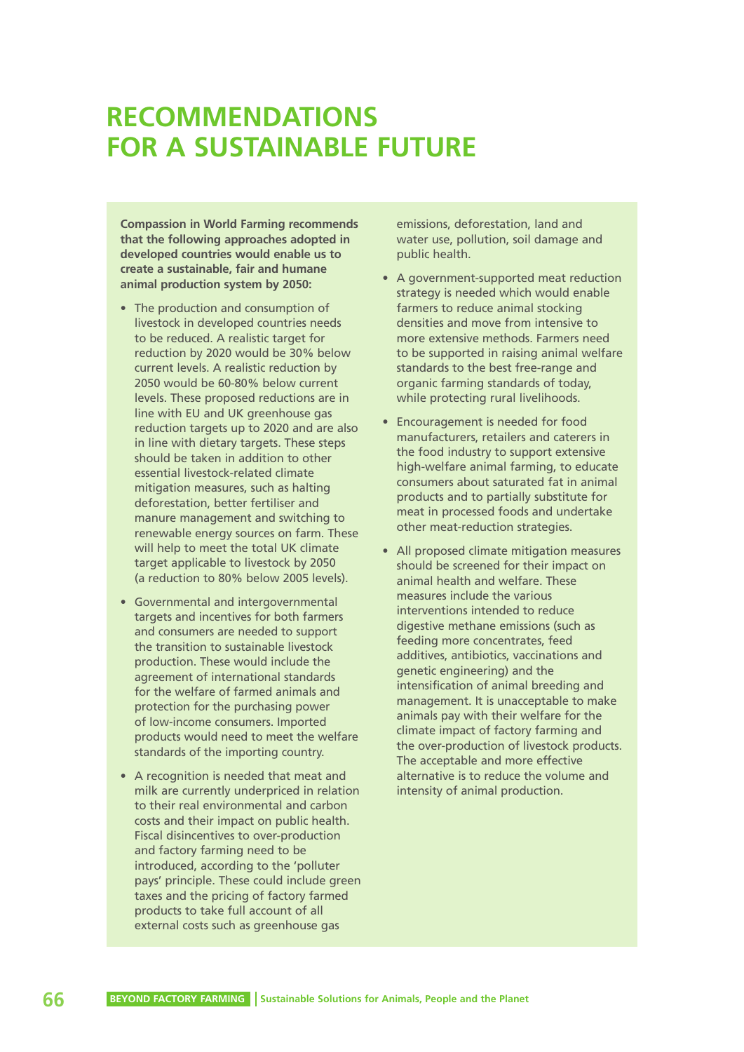# RECOMMENDATIONS FOR A SUSTAINABLE FUTURE

**Compassion in World Farming recommends that the following approaches adopted in developed countries would enable us to create a sustainable, fair and humane animal production system by 2050:**

- The production and consumption of livestock in developed countries needs to be reduced. A realistic target for reduction by 2020 would be 30% below current levels. A realistic reduction by 2050 would be 60-80% below current levels. These proposed reductions are in line with EU and UK greenhouse gas reduction targets up to 2020 and are also in line with dietary targets. These steps should be taken in addition to other essential livestock-related climate mitigation measures, such as halting deforestation, better fertiliser and manure management and switching to renewable energy sources on farm. These will help to meet the total UK climate target applicable to livestock by 2050 (a reduction to 80% below 2005 levels).

- Governmental and intergovernmental targets and incentives for both farmers and consumers are needed to support the transition to sustainable livestock production. These would include the agreement of international standards for the welfare of farmed animals and protection for the purchasing power of low-income consumers. Imported products would need to meet the welfare standards of the importing country.

- A recognition is needed that meat and milk are currently underpriced in relation to their real environmental and carbon costs and their impact on public health. Fiscal disincentives to over-production and factory farming need to be introduced, according to the 'polluter pays' principle. These could include green taxes and the pricing of factory farmed products to take full account of all external costs such as greenhouse gas emissions, deforestation, land and water use, pollution, soil damage and public health.

- A government-supported meat reduction strategy is needed which would enable farmers to reduce animal stocking densities and move from intensive to more extensive methods. Farmers need to be supported in raising animal welfare standards to the best free-range and organic farming standards of today, while protecting rural livelihoods.

- Encouragement is needed for food manufacturers, retailers and caterers in the food industry to support extensive high-welfare animal farming, to educate consumers about saturated fat in animal products and to partially substitute for meat in processed foods and undertake other meat-reduction strategies.

- All proposed climate mitigation measures should be screened for their impact on animal health and welfare. These measures include the various interventions intended to reduce digestive methane emissions (such as feeding more concentrates, feed additives, antibiotics, vaccinations and genetic engineering) and the intensification of animal breeding and management. It is unacceptable to make animals pay with their welfare for the climate impact of factory farming and the over-production of livestock products. The acceptable and more effective alternative is to reduce the volume and intensity of animal production.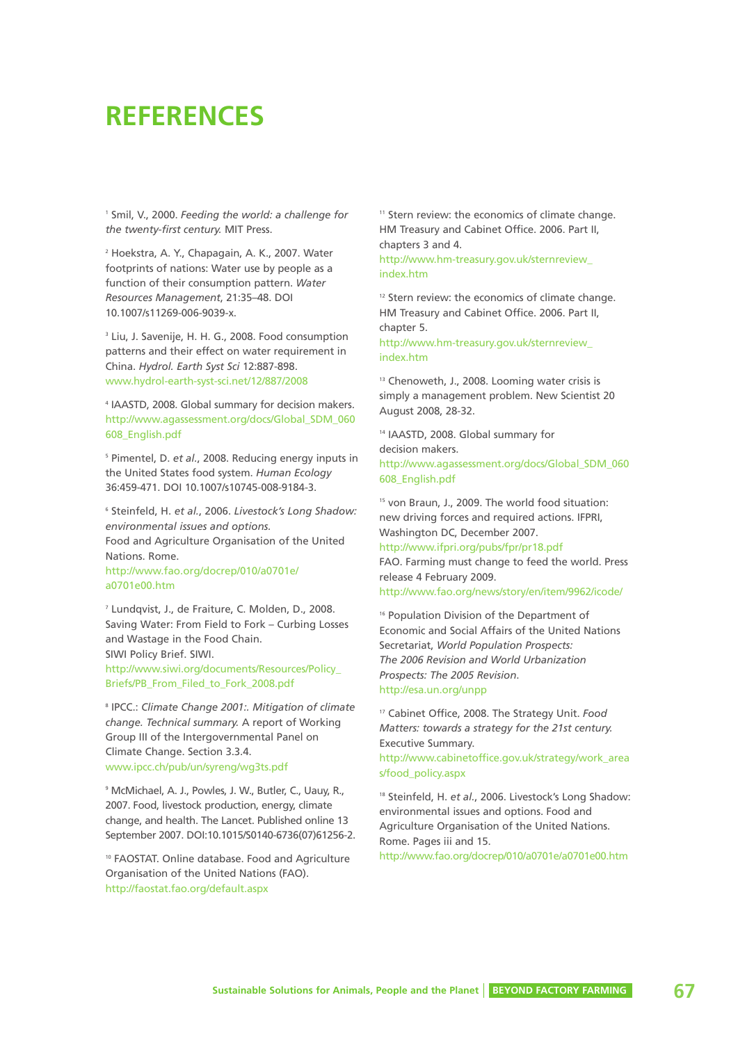# REFERENCES

[1] Smil, V., 2000. *Feeding the world: a challenge for the twenty-first century.* MIT Press.

[2] Hoekstra, A. Y., Chapagain, A. K., 2007. Water footprints of nations: Water use by people as a function of their consumption pattern. *Water Resources Management*, 21:35–48. DOI 10.1007/s11269-006-9039-x.

[3] Liu, J. Savenije, H. H. G., 2008. Food consumption patterns and their effect on water requirement in China. *Hydrol. Earth Syst Sci* 12:887-898. www.hydrol-earth-syst-sci.net/12/887/2008

[4] IAASTD, 2008. Global summary for decision makers. http://www.agassessment.org/docs/Global_SDM_060608_English.pdf

[5] Pimentel, D. *et al*., 2008. Reducing energy inputs in the United States food system. *Human Ecology* 36:459-471. DOI 10.1007/s10745-008-9184-3.

[6] Steinfeld, H. *et al*., 2006. *Livestock's Long Shadow: environmental issues and options.* Food and Agriculture Organisation of the United Nations. Rome. http://www.fao.org/docrep/010/a0701e/a0701e00.htm

[7] Lundqvist, J., de Fraiture, C. Molden, D., 2008. Saving Water: From Field to Fork – Curbing Losses and Wastage in the Food Chain. SIWI Policy Brief. SIWI. http://www.siwi.org/documents/Resources/Policy_Briefs/PB_From_Filed_to_Fork_2008.pdf

[8] IPCC.: *Climate Change 2001:. Mitigation of climate change. Technical summary.* A report of Working Group III of the Intergovernmental Panel on Climate Change. Section 3.3.4. www.ipcc.ch/pub/un/syreng/wg3ts.pdf

[9] McMichael, A. J., Powles, J. W., Butler, C., Uauy, R., 2007. Food, livestock production, energy, climate change, and health. The Lancet. Published online 13 September 2007. DOI:10.1015/S0140-6736(07)61256-2.

[10] FAOSTAT. Online database. Food and Agriculture Organisation of the United Nations (FAO). http://faostat.fao.org/default.aspx

[11] Stern review: the economics of climate change. HM Treasury and Cabinet Office. 2006. Part II, chapters 3 and 4. http://www.hm-treasury.gov.uk/sternreview_index.htm

[12] Stern review: the economics of climate change. HM Treasury and Cabinet Office. 2006. Part II, chapter 5. http://www.hm-treasury.gov.uk/sternreview_index.htm

[13] Chenoweth, J., 2008. Looming water crisis is simply a management problem. New Scientist 20 August 2008, 28-32.

[14] IAASTD, 2008. Global summary for decision makers. http://www.agassessment.org/docs/Global_SDM_060608_English.pdf

[15] von Braun, J., 2009. The world food situation: new driving forces and required actions. IFPRI, Washington DC, December 2007. http://www.ifpri.org/pubs/fpr/pr18.pdf
FAO. Farming must change to feed the world. Press release 4 February 2009. http://www.fao.org/news/story/en/item/9962/icode/

[16] Population Division of the Department of Economic and Social Affairs of the United Nations Secretariat, *World Population Prospects: The 2006 Revision and World Urbanization Prospects: The 2005 Revision*. http://esa.un.org/unpp

[17] Cabinet Office, 2008. The Strategy Unit. *Food Matters: towards a strategy for the 21st century.* Executive Summary. http://www.cabinetoffice.gov.uk/strategy/work_areas/food_policy.aspx

[18] Steinfeld, H. *et al*., 2006. Livestock's Long Shadow: environmental issues and options. Food and Agriculture Organisation of the United Nations. Rome. Pages iii and 15. http://www.fao.org/docrep/010/a0701e/a0701e00.htm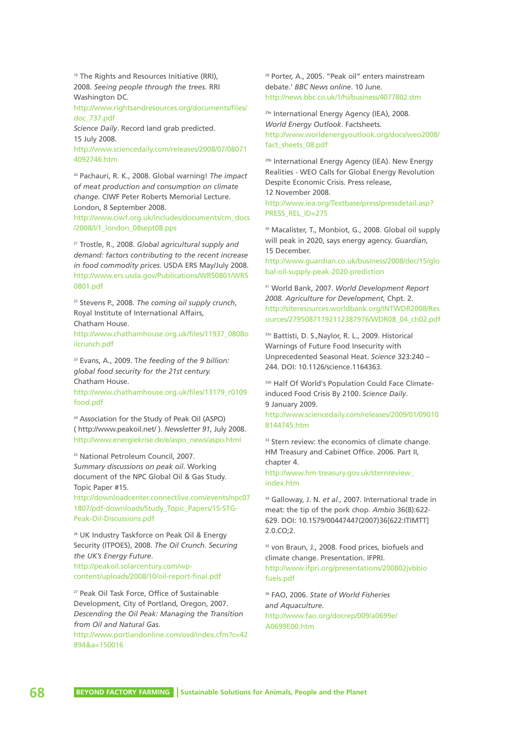[19] The Rights and Resources Initiative (RRI), 2008. *Seeing people through the trees.* RRI Washington DC.
http://www.rightsandresources.org/documents/files/doc_737.pdf
*Science Daily*. Record land grab predicted. 15 July 2008.
http://www.sciencedaily.com/releases/2008/07/080714092746.htm

[20] Pachauri, R. K., 2008. Global warning! *The impact of meat production and consumption on climate change.* CIWF Peter Roberts Memorial Lecture. London, 8 September 2008.
http://www.ciwf.org.uk/includes/documents/cm_docs/2008/l/1_london_08sept08.pps

[21] Trostle, R., 2008. *Global agricultural supply and demand: factors contributing to the recent increase in food commodity prices.* USDA ERS May/July 2008.
http://www.ers.usda.gov/Publications/WRS0801/WRS0801.pdf

[22] Stevens P., 2008. *The coming oil supply crunch*, Royal Institute of International Affairs, Chatham House.
http://www.chathamhouse.org.uk/files/11937_0808oilcrunch.pdf

[23] Evans, A., 2009. T*he feeding of the 9 billion: global food security for the 21st century.* Chatham House.
http://www.chathamhouse.org.uk/files/13179_r0109food.pdf

[24] Association for the Study of Peak Oil (ASPO) ( http://www.peakoil.net/ ). *Newsletter 91*, July 2008.
http://www.energiekrise.de/e/aspo_news/aspo.html

[25] National Petroleum Council, 2007. *Summary discussions on peak oil*. Working document of the NPC Global Oil & Gas Study. Topic Paper #15.
http://downloadcenter.connectlive.com/events/npc071807/pdf-downloads/Study_Topic_Papers/15-STG-Peak-Oil-Discussions.pdf

[26] UK Industry Taskforce on Peak Oil & Energy Security (ITPOES), 2008. *The Oil Crunch. Securing the UK's Energy Future*.
http://peakoil.solarcentury.com/wp-content/uploads/2008/10/oil-report-final.pdf

[27] Peak Oil Task Force, Office of Sustainable Development, City of Portland, Oregon, 2007. *Descending the Oil Peak: Managing the Transition from Oil and Natural Gas*.
http://www.portlandonline.com/osd/index.cfm?c=42894&a=150016

[28] Porter, A., 2005. "Peak oil" enters mainstream debate.' *BBC News online*. 10 June.
http://news.bbc.co.uk/1/hi/business/4077802.stm

[29a] International Energy Agency (IEA), 2008. *World Energy Outlook*. Factsheets.
http://www.worldenergyoutlook.org/docs/weo2008/fact_sheets_08.pdf

[29b] International Energy Agency (IEA). New Energy Realities - WEO Calls for Global Energy Revolution Despite Economic Crisis. Press release, 12 November 2008.
http://www.iea.org/Textbase/press/pressdetail.asp?PRESS_REL_ID=275

[30] Macalister, T., Monbiot, G., 2008. Global oil supply will peak in 2020, says energy agency. *Guardian*, 15 December.
http://www.guardian.co.uk/business/2008/dec/15/global-oil-supply-peak-2020-prediction

[31] World Bank, 2007. *World Development Report 2008. Agriculture for Development*, Chpt. 2.
http://siteresources.worldbank.org/INTWDR2008/Resources/2795087-1192112387976/WDR08_04_ch02.pdf

[32a] Battisti, D. S.,Naylor, R. L., 2009. Historical Warnings of Future Food Insecurity with Unprecedented Seasonal Heat. *Science* 323:240 – 244. DOI: 10.1126/science.1164363.

[32b] Half Of World's Population Could Face Climate-induced Food Crisis By 2100. *Science Daily*. 9 January 2009.
http://www.sciencedaily.com/releases/2009/01/090108144745.htm

[33] Stern review: the economics of climate change. HM Treasury and Cabinet Office. 2006. Part II, chapter 4.
http://www.hm-treasury.gov.uk/sternreview_index.htm

[34] Galloway, J. N. *et al.*, 2007. International trade in meat: the tip of the pork chop. *Ambio* 36(8):622-629. DOI: 10.1579/00447447(2007)36[622:ITIMTT]2.0.CO;2.

[35] von Braun, J., 2008. Food prices, biofuels and climate change. Presentation. IFPRI.
http://www.ifpri.org/presentations/200802jvbbiofuels.pdf

[36] FAO, 2006. *State of World Fisheries and Aquaculture.*
http://www.fao.org/docrep/009/a0699e/A0699E00.htm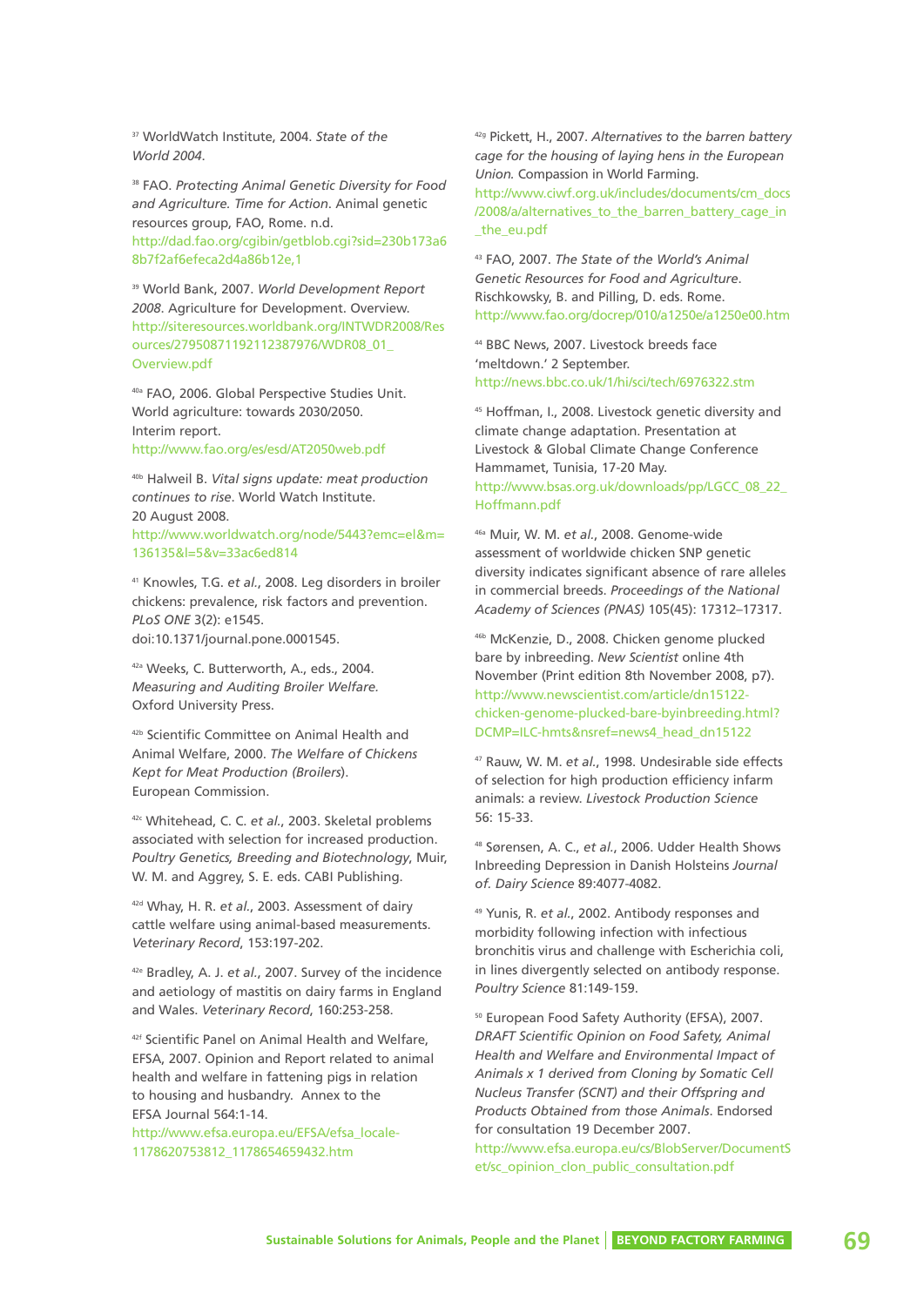[37] WorldWatch Institute, 2004. *State of the World 2004.*

[38] FAO. *Protecting Animal Genetic Diversity for Food and Agriculture. Time for Action.* Animal genetic resources group, FAO, Rome. n.d. http://dad.fao.org/cgibin/getblob.cgi?sid=230b173a68b7f2af6efeca2d4a86b12e,1

[39] World Bank, 2007. *World Development Report 2008.* Agriculture for Development. Overview. http://siteresources.worldbank.org/INTWDR2008/Resources/2795087-1192112387976/WDR08_01_Overview.pdf

[40a] FAO, 2006. Global Perspective Studies Unit. World agriculture: towards 2030/2050. Interim report. http://www.fao.org/es/esd/AT2050web.pdf

[40b] Halweil B. *Vital signs update: meat production continues to rise.* World Watch Institute. 20 August 2008. http://www.worldwatch.org/node/5443?emc=el&m=136135&l=5&v=33ac6ed814

[41] Knowles, T.G. *et al.*, 2008. Leg disorders in broiler chickens: prevalence, risk factors and prevention. *PLoS ONE* 3(2): e1545. doi:10.1371/journal.pone.0001545.

[42a] Weeks, C. Butterworth, A., eds., 2004. *Measuring and Auditing Broiler Welfare.* Oxford University Press.

[42b] Scientific Committee on Animal Health and Animal Welfare, 2000. *The Welfare of Chickens Kept for Meat Production (Broilers).* European Commission.

[42c] Whitehead, C. C. *et al.*, 2003. Skeletal problems associated with selection for increased production. *Poultry Genetics, Breeding and Biotechnology*, Muir, W. M. and Aggrey, S. E. eds. CABI Publishing.

[42d] Whay, H. R. *et al.*, 2003. Assessment of dairy cattle welfare using animal-based measurements. *Veterinary Record*, 153:197-202.

[42e] Bradley, A. J. *et al.*, 2007. Survey of the incidence and aetiology of mastitis on dairy farms in England and Wales. *Veterinary Record*, 160:253-258.

[42f] Scientific Panel on Animal Health and Welfare, EFSA, 2007. Opinion and Report related to animal health and welfare in fattening pigs in relation to housing and husbandry. Annex to the EFSA Journal 564:1-14. http://www.efsa.europa.eu/EFSA/efsa_locale-1178620753812_1178654659432.htm

[42g] Pickett, H., 2007. *Alternatives to the barren battery cage for the housing of laying hens in the European Union.* Compassion in World Farming. http://www.ciwf.org.uk/includes/documents/cm_docs/2008/a/alternatives_to_the_barren_battery_cage_in_the_eu.pdf

[43] FAO, 2007. *The State of the World's Animal Genetic Resources for Food and Agriculture.* Rischkowsky, B. and Pilling, D. eds. Rome. http://www.fao.org/docrep/010/a1250e/a1250e00.htm

[44] BBC News, 2007. Livestock breeds face 'meltdown.' 2 September. http://news.bbc.co.uk/1/hi/sci/tech/6976322.stm

[45] Hoffman, I., 2008. Livestock genetic diversity and climate change adaptation. Presentation at Livestock & Global Climate Change Conference Hammamet, Tunisia, 17-20 May. http://www.bsas.org.uk/downloads/pp/LGCC_08_22_Hoffmann.pdf

[46a] Muir, W. M. *et al.*, 2008. Genome-wide assessment of worldwide chicken SNP genetic diversity indicates significant absence of rare alleles in commercial breeds. *Proceedings of the National Academy of Sciences (PNAS)* 105(45): 17312–17317.

[46b] McKenzie, D., 2008. Chicken genome plucked bare by inbreeding. *New Scientist* online 4th November (Print edition 8th November 2008, p7). http://www.newscientist.com/article/dn15122-chicken-genome-plucked-bare-byinbreeding.html?DCMP=ILC-hmts&nsref=news4_head_dn15122

[47] Rauw, W. M. *et al.*, 1998. Undesirable side effects of selection for high production efficiency infarm animals: a review. *Livestock Production Science* 56: 15-33.

[48] Sørensen, A. C., *et al.*, 2006. Udder Health Shows Inbreeding Depression in Danish Holsteins *Journal of. Dairy Science* 89:4077-4082.

[49] Yunis, R. *et al.*, 2002. Antibody responses and morbidity following infection with infectious bronchitis virus and challenge with Escherichia coli, in lines divergently selected on antibody response. *Poultry Science* 81:149-159.

[50] European Food Safety Authority (EFSA), 2007. *DRAFT Scientific Opinion on Food Safety, Animal Health and Welfare and Environmental Impact of Animals x 1 derived from Cloning by Somatic Cell Nucleus Transfer (SCNT) and their Offspring and Products Obtained from those Animals.* Endorsed for consultation 19 December 2007. http://www.efsa.europa.eu/cs/BlobServer/DocumentSet/sc_opinion_clon_public_consultation.pdf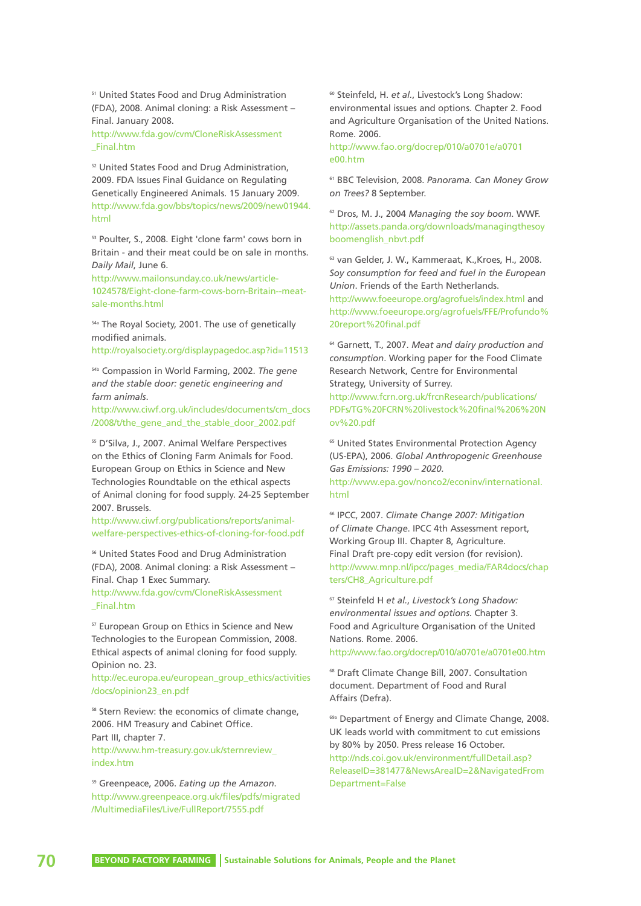[51] United States Food and Drug Administration (FDA), 2008. Animal cloning: a Risk Assessment – Final. January 2008. http://www.fda.gov/cvm/CloneRiskAssessment_Final.htm

[52] United States Food and Drug Administration, 2009. FDA Issues Final Guidance on Regulating Genetically Engineered Animals. 15 January 2009. http://www.fda.gov/bbs/topics/news/2009/new01944.html

[53] Poulter, S., 2008. Eight 'clone farm' cows born in Britain - and their meat could be on sale in months. *Daily Mail*, June 6. http://www.mailonsunday.co.uk/news/article-1024578/Eight-clone-farm-cows-born-Britain--meat-sale-months.html

[54a] The Royal Society, 2001. The use of genetically modified animals. http://royalsociety.org/displaypagedoc.asp?id=11513

[54b] Compassion in World Farming, 2002. *The gene and the stable door: genetic engineering and farm animals*. http://www.ciwf.org.uk/includes/documents/cm_docs/2008/t/the_gene_and_the_stable_door_2002.pdf

[55] D'Silva, J., 2007. Animal Welfare Perspectives on the Ethics of Cloning Farm Animals for Food. European Group on Ethics in Science and New Technologies Roundtable on the ethical aspects of Animal cloning for food supply. 24-25 September 2007. Brussels. http://www.ciwf.org/publications/reports/animal-welfare-perspectives-ethics-of-cloning-for-food.pdf

[56] United States Food and Drug Administration (FDA), 2008. Animal cloning: a Risk Assessment – Final. Chap 1 Exec Summary. http://www.fda.gov/cvm/CloneRiskAssessment_Final.htm

[57] European Group on Ethics in Science and New Technologies to the European Commission, 2008. Ethical aspects of animal cloning for food supply. Opinion no. 23. http://ec.europa.eu/european_group_ethics/activities/docs/opinion23_en.pdf

[58] Stern Review: the economics of climate change, 2006. HM Treasury and Cabinet Office. Part III, chapter 7. http://www.hm-treasury.gov.uk/sternreview_index.htm

[59] Greenpeace, 2006. *Eating up the Amazon*. http://www.greenpeace.org.uk/files/pdfs/migrated/MultimediaFiles/Live/FullReport/7555.pdf

[60] Steinfeld, H. *et al.*, Livestock's Long Shadow: environmental issues and options. Chapter 2. Food and Agriculture Organisation of the United Nations. Rome. 2006. http://www.fao.org/docrep/010/a0701e/a0701e00.htm

[61] BBC Television, 2008. *Panorama. Can Money Grow on Trees?* 8 September.

[62] Dros, M. J., 2004 *Managing the soy boom*. WWF. http://assets.panda.org/downloads/managingthesoyboomenglish_nbvt.pdf

[63] van Gelder, J. W., Kammeraat, K.,Kroes, H., 2008. *Soy consumption for feed and fuel in the European Union*. Friends of the Earth Netherlands. http://www.foeeurope.org/agrofuels/index.html and http://www.foeeurope.org/agrofuels/FFE/Profundo%20report%20final.pdf

[64] Garnett, T., 2007. *Meat and dairy production and consumption*. Working paper for the Food Climate Research Network, Centre for Environmental Strategy, University of Surrey. http://www.fcrn.org.uk/frcnResearch/publications/PDFs/TG%20FCRN%20livestock%20final%206%20Nov%20.pdf

[65] United States Environmental Protection Agency (US-EPA), 2006. *Global Anthropogenic Greenhouse Gas Emissions: 1990 – 2020*. http://www.epa.gov/nonco2/econinv/international.html

[66] IPCC, 2007. *Climate Change 2007: Mitigation of Climate Change*. IPCC 4th Assessment report, Working Group III. Chapter 8, Agriculture. Final Draft pre-copy edit version (for revision). http://www.mnp.nl/ipcc/pages_media/FAR4docs/chapters/CH8_Agriculture.pdf

[67] Steinfeld H *et al.*, *Livestock's Long Shadow: environmental issues and options*. Chapter 3. Food and Agriculture Organisation of the United Nations. Rome. 2006. http://www.fao.org/docrep/010/a0701e/a0701e00.htm

[68] Draft Climate Change Bill, 2007. Consultation document. Department of Food and Rural Affairs (Defra).

[69a] Department of Energy and Climate Change, 2008. UK leads world with commitment to cut emissions by 80% by 2050. Press release 16 October. http://nds.coi.gov.uk/environment/fullDetail.asp?ReleaseID=381477&NewsAreaID=2&NavigatedFromDepartment=False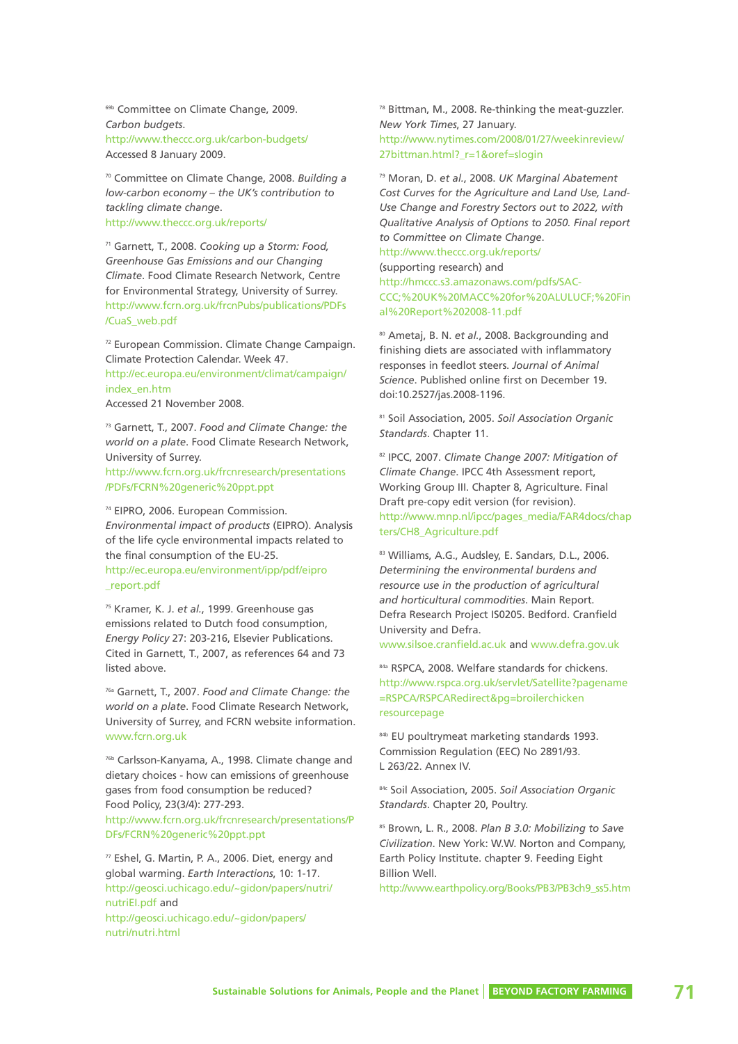[69b] Committee on Climate Change, 2009. *Carbon budgets*. http://www.theccc.org.uk/carbon-budgets/ Accessed 8 January 2009.

[70] Committee on Climate Change, 2008. *Building a low-carbon economy – the UK's contribution to tackling climate change*. http://www.theccc.org.uk/reports/

[71] Garnett, T., 2008. *Cooking up a Storm: Food, Greenhouse Gas Emissions and our Changing Climate*. Food Climate Research Network, Centre for Environmental Strategy, University of Surrey. http://www.fcrn.org.uk/frcnPubs/publications/PDFs/CuaS_web.pdf

[72] European Commission. Climate Change Campaign. Climate Protection Calendar. Week 47. http://ec.europa.eu/environment/climat/campaign/index_en.htm Accessed 21 November 2008.

[73] Garnett, T., 2007. *Food and Climate Change: the world on a plate*. Food Climate Research Network, University of Surrey. http://www.fcrn.org.uk/frcnresearch/presentations/PDFs/FCRN%20generic%20ppt.ppt

[74] EIPRO, 2006. European Commission. *Environmental impact of products* (EIPRO). Analysis of the life cycle environmental impacts related to the final consumption of the EU-25. http://ec.europa.eu/environment/ipp/pdf/eipro_report.pdf

[75] Kramer, K. J. *et al*., 1999. Greenhouse gas emissions related to Dutch food consumption, *Energy Policy* 27: 203-216, Elsevier Publications. Cited in Garnett, T., 2007, as references 64 and 73 listed above.

[76a] Garnett, T., 2007. *Food and Climate Change: the world on a plate*. Food Climate Research Network, University of Surrey, and FCRN website information. www.fcrn.org.uk

[76b] Carlsson-Kanyama, A., 1998. Climate change and dietary choices - how can emissions of greenhouse gases from food consumption be reduced? Food Policy, 23(3/4): 277-293. http://www.fcrn.org.uk/frcnresearch/presentations/PDFs/FCRN%20generic%20ppt.ppt

[77] Eshel, G. Martin, P. A., 2006. Diet, energy and global warming. *Earth Interactions*, 10: 1-17. http://geosci.uchicago.edu/~gidon/papers/nutri/nutriEI.pdf and http://geosci.uchicago.edu/~gidon/papers/nutri/nutri.html

[78] Bittman, M., 2008. Re-thinking the meat-guzzler. *New York Times*, 27 January. http://www.nytimes.com/2008/01/27/weekinreview/27bittman.html?_r=1&oref=slogin

[79] Moran, D. *et al*., 2008. *UK Marginal Abatement Cost Curves for the Agriculture and Land Use, Land-Use Change and Forestry Sectors out to 2022, with Qualitative Analysis of Options to 2050. Final report to Committee on Climate Change*. http://www.theccc.org.uk/reports/ (supporting research) and http://hmccc.s3.amazonaws.com/pdfs/SAC-CCC;%20UK%20MACC%20for%20ALULUCF;%20Final%20Report%202008-11.pdf

[80] Ametaj, B. N. *et al*., 2008. Backgrounding and finishing diets are associated with inflammatory responses in feedlot steers. *Journal of Animal Science*. Published online first on December 19. doi:10.2527/jas.2008-1196.

[81] Soil Association, 2005. *Soil Association Organic Standards*. Chapter 11.

[82] IPCC, 2007. *Climate Change 2007: Mitigation of Climate Change*. IPCC 4th Assessment report, Working Group III. Chapter 8, Agriculture. Final Draft pre-copy edit version (for revision). http://www.mnp.nl/ipcc/pages_media/FAR4docs/chapters/CH8_Agriculture.pdf

[83] Williams, A.G., Audsley, E. Sandars, D.L., 2006. *Determining the environmental burdens and resource use in the production of agricultural and horticultural commodities*. Main Report. Defra Research Project IS0205. Bedford. Cranfield University and Defra. www.silsoe.cranfield.ac.uk and www.defra.gov.uk

[84a] RSPCA, 2008. Welfare standards for chickens. http://www.rspca.org.uk/servlet/Satellite?pagename=RSPCA/RSPCARedirect&pg=broilerchickenresourcepage

[84b] EU poultrymeat marketing standards 1993. Commission Regulation (EEC) No 2891/93. L 263/22. Annex IV.

[84c] Soil Association, 2005. *Soil Association Organic Standards*. Chapter 20, Poultry.

[85] Brown, L. R., 2008. *Plan B 3.0: Mobilizing to Save Civilization*. New York: W.W. Norton and Company, Earth Policy Institute. chapter 9. Feeding Eight Billion Well. http://www.earthpolicy.org/Books/PB3/PB3ch9_ss5.htm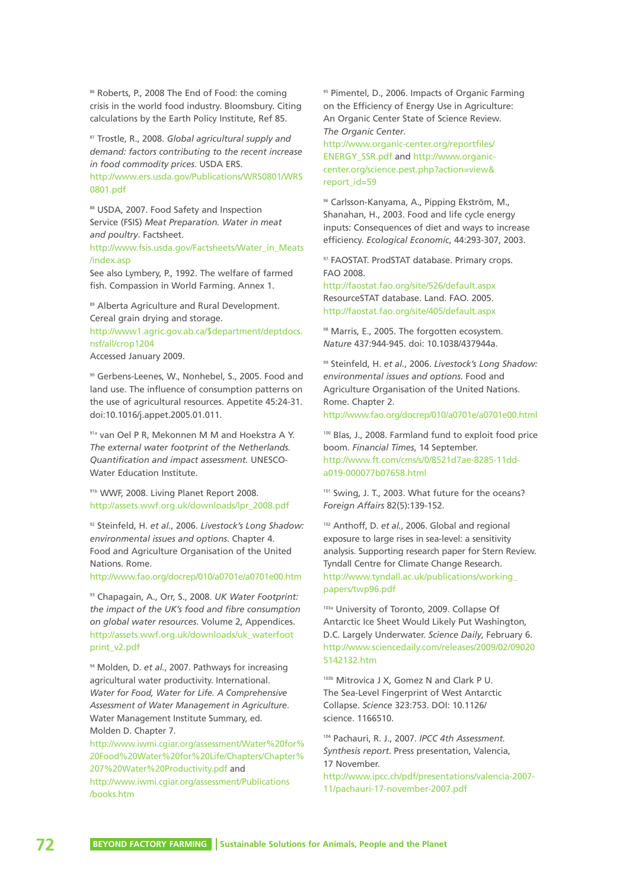[86] Roberts, P., 2008 The End of Food: the coming crisis in the world food industry. Bloomsbury. Citing calculations by the Earth Policy Institute, Ref 85.

[87] Trostle, R., 2008. *Global agricultural supply and demand: factors contributing to the recent increase in food commodity prices*. USDA ERS. http://www.ers.usda.gov/Publications/WRS0801/WRS0801.pdf

[88] USDA, 2007. Food Safety and Inspection Service (FSIS) *Meat Preparation. Water in meat and poultry*. Factsheet. http://www.fsis.usda.gov/Factsheets/Water_in_Meats/index.asp
See also Lymbery, P., 1992. The welfare of farmed fish. Compassion in World Farming. Annex 1.

[89] Alberta Agriculture and Rural Development. Cereal grain drying and storage. http://www1.agric.gov.ab.ca/$department/deptdocs.nsf/all/crop1204
Accessed January 2009.

[90] Gerbens-Leenes, W., Nonhebel, S., 2005. Food and land use. The influence of consumption patterns on the use of agricultural resources. Appetite 45:24-31. doi:10.1016/j.appet.2005.01.011.

[91a] van Oel P R, Mekonnen M M and Hoekstra A Y. *The external water footprint of the Netherlands. Quantification and impact assessment.* UNESCO-Water Education Institute.

[91b] WWF, 2008. Living Planet Report 2008. http://assets.wwf.org.uk/downloads/lpr_2008.pdf

[92] Steinfeld, H. *et al*., 2006. *Livestock's Long Shadow: environmental issues and options*. Chapter 4. Food and Agriculture Organisation of the United Nations. Rome. http://www.fao.org/docrep/010/a0701e/a0701e00.htm

[93] Chapagain, A., Orr, S., 2008. *UK Water Footprint: the impact of the UK's food and fibre consumption on global water resources*. Volume 2, Appendices. http://assets.wwf.org.uk/downloads/uk_waterfootprint_v2.pdf

[94] Molden, D. *et al*., 2007. Pathways for increasing agricultural water productivity. International. *Water for Food, Water for Life. A Comprehensive Assessment of Water Management in Agriculture*. Water Management Institute Summary, ed. Molden D. Chapter 7. http://www.iwmi.cgiar.org/assessment/Water%20for%20Food%20Water%20for%20Life/Chapters/Chapter%207%20Water%20Productivity.pdf and http://www.iwmi.cgiar.org/assessment/Publications/books.htm

[95] Pimentel, D., 2006. Impacts of Organic Farming on the Efficiency of Energy Use in Agriculture: An Organic Center State of Science Review. *The Organic Center*. http://www.organic-center.org/reportfiles/ENERGY_SSR.pdf and http://www.organic-center.org/science.pest.php?action=view&report_id=59

[96] Carlsson-Kanyama, A., Pipping Ekström, M., Shanahan, H., 2003. Food and life cycle energy inputs: Consequences of diet and ways to increase efficiency. *Ecological Economic*, 44:293-307, 2003.

[97] FAOSTAT. ProdSTAT database. Primary crops. FAO 2008. http://faostat.fao.org/site/526/default.aspx
ResourceSTAT database. Land. FAO. 2005. http://faostat.fao.org/site/405/default.aspx

[98] Marris, E., 2005. The forgotten ecosystem. *Nature* 437:944-945. doi: 10.1038/437944a.

[99] Steinfeld, H. *et al*., 2006. *Livestock's Long Shadow: environmental issues and options*. Food and Agriculture Organisation of the United Nations. Rome. Chapter 2. http://www.fao.org/docrep/010/a0701e/a0701e00.html

[100] Blas, J., 2008. Farmland fund to exploit food price boom. *Financial Times*, 14 September. http://www.ft.com/cms/s/0/8521d7ae-8285-11dd-a019-000077b07658.html

[101] Swing, J. T., 2003. What future for the oceans? *Foreign Affairs* 82(5):139-152.

[102] Anthoff, D. *et al*., 2006. Global and regional exposure to large rises in sea-level: a sensitivity analysis. Supporting research paper for Stern Review. Tyndall Centre for Climate Change Research. http://www.tyndall.ac.uk/publications/working_papers/twp96.pdf

[103a] University of Toronto, 2009. Collapse Of Antarctic Ice Sheet Would Likely Put Washington, D.C. Largely Underwater. *Science Daily*, February 6. http://www.sciencedaily.com/releases/2009/02/090205142132.htm

[103b] Mitrovica J X, Gomez N and Clark P U. The Sea-Level Fingerprint of West Antarctic Collapse. *Science* 323:753. DOI: 10.1126/science. 1166510.

[104] Pachauri, R. J., 2007. *IPCC 4th Assessment. Synthesis report*. Press presentation, Valencia, 17 November. http://www.ipcc.ch/pdf/presentations/valencia-2007-11/pachauri-17-november-2007.pdf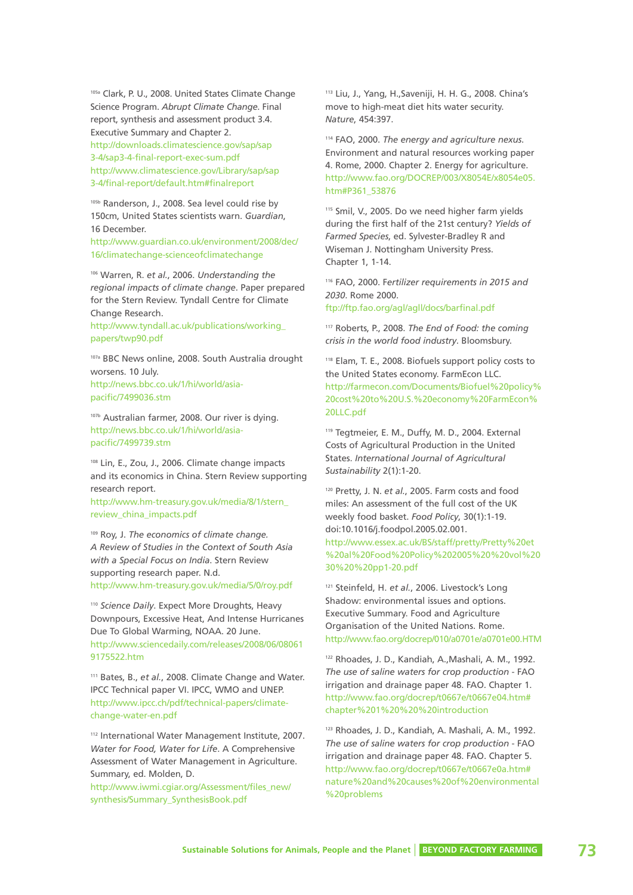[105a] Clark, P. U., 2008. United States Climate Change Science Program. *Abrupt Climate Change*. Final report, synthesis and assessment product 3.4. Executive Summary and Chapter 2.
http://downloads.climatescience.gov/sap/sap3-4/sap3-4-final-report-exec-sum.pdf
http://www.climatescience.gov/Library/sap/sap3-4/final-report/default.htm#finalreport

[105b] Randerson, J., 2008. Sea level could rise by 150cm, United States scientists warn. *Guardian*, 16 December.
http://www.guardian.co.uk/environment/2008/dec/16/climatechange-scienceofclimatechange

[106] Warren, R. *et al.*, 2006. *Understanding the regional impacts of climate change*. Paper prepared for the Stern Review. Tyndall Centre for Climate Change Research.
http://www.tyndall.ac.uk/publications/working_papers/twp90.pdf

[107a] BBC News online, 2008. South Australia drought worsens. 10 July.
http://news.bbc.co.uk/1/hi/world/asia-pacific/7499036.stm

[107b] Australian farmer, 2008. Our river is dying.
http://news.bbc.co.uk/1/hi/world/asia-pacific/7499739.stm

[108] Lin, E., Zou, J., 2006. Climate change impacts and its economics in China. Stern Review supporting research report.
http://www.hm-treasury.gov.uk/media/8/1/stern_review_china_impacts.pdf

[109] Roy, J. *The economics of climate change. A Review of Studies in the Context of South Asia with a Special Focus on India*. Stern Review supporting research paper. N.d.
http://www.hm-treasury.gov.uk/media/5/0/roy.pdf

[110] *Science Daily*. Expect More Droughts, Heavy Downpours, Excessive Heat, And Intense Hurricanes Due To Global Warming, NOAA. 20 June.
http://www.sciencedaily.com/releases/2008/06/080619175522.htm

[111] Bates, B., *et al.*, 2008. Climate Change and Water. IPCC Technical paper VI. IPCC, WMO and UNEP.
http://www.ipcc.ch/pdf/technical-papers/climate-change-water-en.pdf

[112] International Water Management Institute, 2007. *Water for Food, Water for Life*. A Comprehensive Assessment of Water Management in Agriculture. Summary, ed. Molden, D.
http://www.iwmi.cgiar.org/Assessment/files_new/synthesis/Summary_SynthesisBook.pdf

[113] Liu, J., Yang, H.,Saveniji, H. H. G., 2008. China's move to high-meat diet hits water security. *Nature*, 454:397.

[114] FAO, 2000. *The energy and agriculture nexus*. Environment and natural resources working paper 4. Rome, 2000. Chapter 2. Energy for agriculture.
http://www.fao.org/DOCREP/003/X8054E/x8054e05.htm#P361_53876

[115] Smil, V., 2005. Do we need higher farm yields during the first half of the 21st century? *Yields of Farmed Species*, ed. Sylvester-Bradley R and Wiseman J. Nottingham University Press. Chapter 1, 1-14.

[116] FAO, 2000. F*ertilizer requirements in 2015 and 2030*. Rome 2000.
ftp://ftp.fao.org/agl/agll/docs/barfinal.pdf

[117] Roberts, P., 2008. *The End of Food: the coming crisis in the world food industry*. Bloomsbury.

[118] Elam, T. E., 2008. Biofuels support policy costs to the United States economy. FarmEcon LLC.
http://farmecon.com/Documents/Biofuel%20policy%20cost%20to%20U.S.%20economy%20FarmEcon%20LLC.pdf

[119] Tegtmeier, E. M., Duffy, M. D., 2004. External Costs of Agricultural Production in the United States. *International Journal of Agricultural Sustainability* 2(1):1-20.

[120] Pretty, J. N. *et al.*, 2005. Farm costs and food miles: An assessment of the full cost of the UK weekly food basket. *Food Policy*, 30(1):1-19. doi:10.1016/j.foodpol.2005.02.001.
http://www.essex.ac.uk/BS/staff/pretty/Pretty%20et%20al%20Food%20Policy%202005%20%20vol%2030%20%20pp1-20.pdf

[121] Steinfeld, H. *et al.*, 2006. Livestock's Long Shadow: environmental issues and options. Executive Summary. Food and Agriculture Organisation of the United Nations. Rome.
http://www.fao.org/docrep/010/a0701e/a0701e00.HTM

[122] Rhoades, J. D., Kandiah, A.,Mashali, A. M., 1992. *The use of saline waters for crop production* - FAO irrigation and drainage paper 48. FAO. Chapter 1.
http://www.fao.org/docrep/t0667e/t0667e04.htm#chapter%201%20%20%20introduction

[123] Rhoades, J. D., Kandiah, A. Mashali, A. M., 1992. *The use of saline waters for crop production* - FAO irrigation and drainage paper 48. FAO. Chapter 5.
http://www.fao.org/docrep/t0667e/t0667e0a.htm#nature%20and%20causes%20of%20environmental%20problems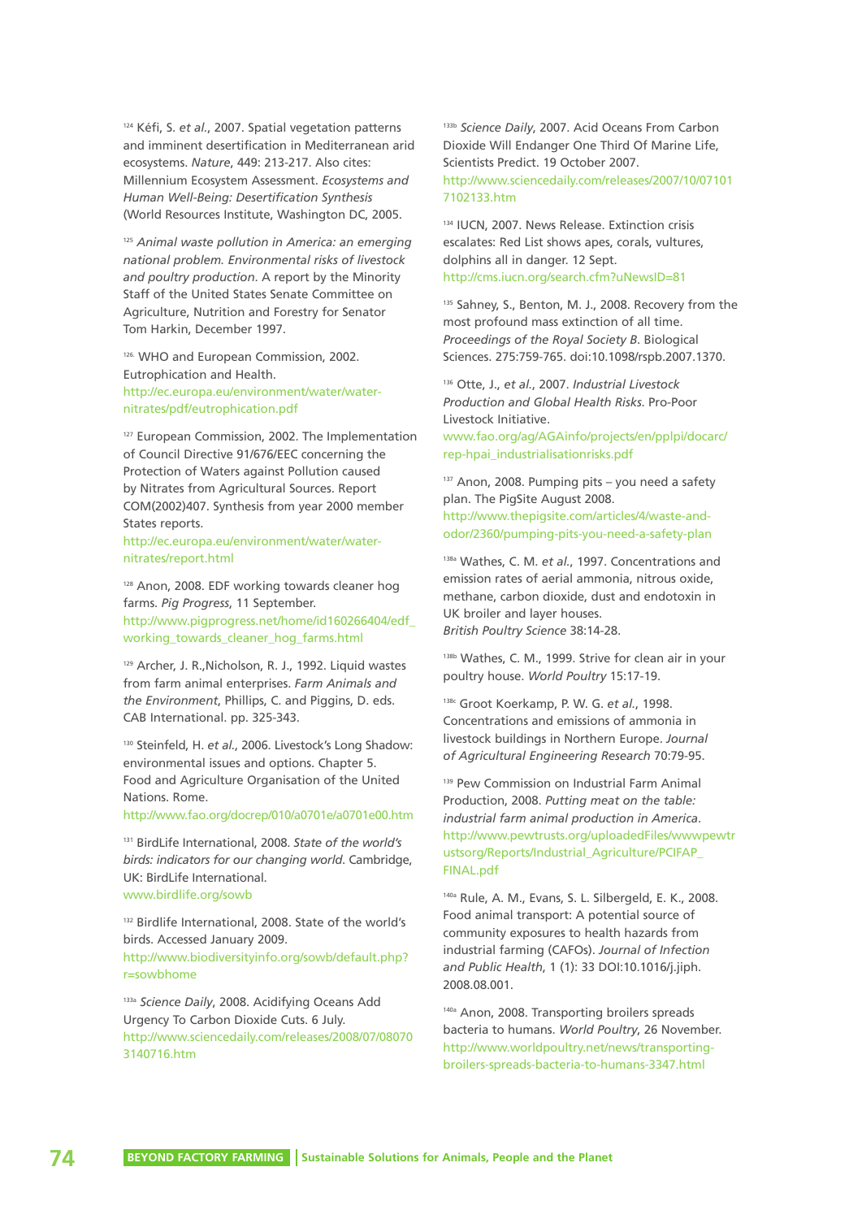[124] Kéfi, S. *et al.*, 2007. Spatial vegetation patterns and imminent desertification in Mediterranean arid ecosystems. *Nature*, 449: 213-217. Also cites: Millennium Ecosystem Assessment. *Ecosystems and Human Well-Being: Desertification Synthesis* (World Resources Institute, Washington DC, 2005.

[125] *Animal waste pollution in America: an emerging national problem. Environmental risks of livestock and poultry production*. A report by the Minority Staff of the United States Senate Committee on Agriculture, Nutrition and Forestry for Senator Tom Harkin, December 1997.

[126] WHO and European Commission, 2002. Eutrophication and Health. http://ec.europa.eu/environment/water/water-nitrates/pdf/eutrophication.pdf

[127] European Commission, 2002. The Implementation of Council Directive 91/676/EEC concerning the Protection of Waters against Pollution caused by Nitrates from Agricultural Sources. Report COM(2002)407. Synthesis from year 2000 member States reports. http://ec.europa.eu/environment/water/water-nitrates/report.html

[128] Anon, 2008. EDF working towards cleaner hog farms. *Pig Progress*, 11 September. http://www.pigprogress.net/home/id160266404/edf_working_towards_cleaner_hog_farms.html

[129] Archer, J. R.,Nicholson, R. J., 1992. Liquid wastes from farm animal enterprises. *Farm Animals and the Environment*, Phillips, C. and Piggins, D. eds. CAB International. pp. 325-343.

[130] Steinfeld, H. *et al.*, 2006. Livestock's Long Shadow: environmental issues and options. Chapter 5. Food and Agriculture Organisation of the United Nations. Rome. http://www.fao.org/docrep/010/a0701e/a0701e00.htm

[131] BirdLife International, 2008. *State of the world's birds: indicators for our changing world*. Cambridge, UK: BirdLife International. www.birdlife.org/sowb

[132] Birdlife International, 2008. State of the world's birds. Accessed January 2009. http://www.biodiversityinfo.org/sowb/default.php?r=sowbhome

[133a] *Science Daily*, 2008. Acidifying Oceans Add Urgency To Carbon Dioxide Cuts. 6 July. http://www.sciencedaily.com/releases/2008/07/080703140716.htm

[133b] *Science Daily*, 2007. Acid Oceans From Carbon Dioxide Will Endanger One Third Of Marine Life, Scientists Predict. 19 October 2007. http://www.sciencedaily.com/releases/2007/10/071017102133.htm

[134] IUCN, 2007. News Release. Extinction crisis escalates: Red List shows apes, corals, vultures, dolphins all in danger. 12 Sept. http://cms.iucn.org/search.cfm?uNewsID=81

[135] Sahney, S., Benton, M. J., 2008. Recovery from the most profound mass extinction of all time. *Proceedings of the Royal Society B*. Biological Sciences. 275:759-765. doi:10.1098/rspb.2007.1370.

[136] Otte, J., *et al.*, 2007. *Industrial Livestock Production and Global Health Risks*. Pro-Poor Livestock Initiative. www.fao.org/ag/AGAinfo/projects/en/pplpi/docarc/rep-hpai_industrialisationrisks.pdf

[137] Anon, 2008. Pumping pits – you need a safety plan. The PigSite August 2008. http://www.thepigsite.com/articles/4/waste-and-odor/2360/pumping-pits-you-need-a-safety-plan

[138a] Wathes, C. M. *et al.*, 1997. Concentrations and emission rates of aerial ammonia, nitrous oxide, methane, carbon dioxide, dust and endotoxin in UK broiler and layer houses. *British Poultry Science* 38:14-28.

[138b] Wathes, C. M., 1999. Strive for clean air in your poultry house. *World Poultry* 15:17-19.

[138c] Groot Koerkamp, P. W. G. *et al.*, 1998. Concentrations and emissions of ammonia in livestock buildings in Northern Europe. *Journal of Agricultural Engineering Research* 70:79-95.

[139] Pew Commission on Industrial Farm Animal Production, 2008. *Putting meat on the table: industrial farm animal production in America*. http://www.pewtrusts.org/uploadedFiles/wwwpewtrustsorg/Reports/Industrial_Agriculture/PCIFAP_FINAL.pdf

[140a] Rule, A. M., Evans, S. L. Silbergeld, E. K., 2008. Food animal transport: A potential source of community exposures to health hazards from industrial farming (CAFOs). *Journal of Infection and Public Health*, 1 (1): 33 DOI:10.1016/j.jiph.2008.08.001.

[140a] Anon, 2008. Transporting broilers spreads bacteria to humans. *World Poultry*, 26 November. http://www.worldpoultry.net/news/transporting-broilers-spreads-bacteria-to-humans-3347.html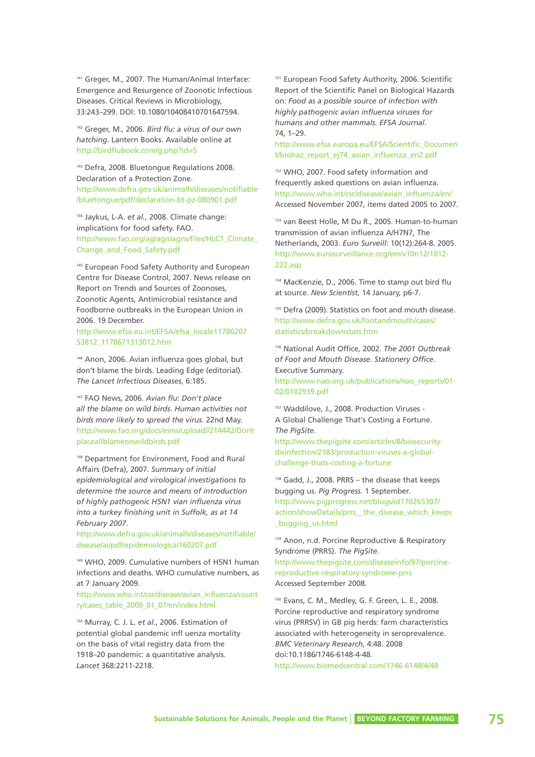[141] Greger, M., 2007. The Human/Animal Interface: Emergence and Resurgence of Zoonotic Infectious Diseases. Critical Reviews in Microbiology, 33:243–299. DOI: 10.1080/10408410701647594.

[142] Greger, M., 2006. *Bird flu: a virus of our own hatching*. Lantern Books. Available online at http://birdflubook.com/g.php?id=5

[143] Defra, 2008. Bluetongue Regulations 2008. Declaration of a Protection Zone. http://www.defra.gov.uk/animalh/diseases/notifiable/bluetongue/pdf/declaration-bt-pz-080901.pdf

[144] Jaykus, L-A. *et al*., 2008. Climate change: implications for food safety. FAO. http://www.fao.org/ag/agn/agns/files/HLC1_Climate_Change_and_Food_Safety.pdf

[145] European Food Safety Authority and European Centre for Disease Control, 2007. News release on Report on Trends and Sources of Zoonoses, Zoonotic Agents, Antimicrobial resistance and Foodborne outbreaks in the European Union in 2006. 19 December. http://www.efsa.eu.int/EFSA/efsa_locale1178620753812_1178671313012.htm

[146] Anon, 2006. Avian influenza goes global, but don't blame the birds. Leading Edge (editorial). *The Lancet Infectious Diseases*, 6:185.

[147] FAO News, 2006. *Avian flu: Don't place all the blame on wild birds. Human activities not birds more likely to spread the virus*. 22nd May. http://www.fao.org/docs/eims/upload//214442/Dontplaceallblameonwildbirds.pdf

[148] Department for Environment, Food and Rural Affairs (Defra), 2007. *Summary of initial epidemiological and virological investigations to determine the source and means of introduction of highly pathogenic H5N1 vian influenza virus into a turkey finishing unit in Suffolk, as at 14 February 2007*. http://www.defra.gov.uk/animalh/diseases/notifiable/disease/ai/pdf/epidemiological160207.pdf

[149] WHO, 2009. Cumulative numbers of H5N1 human infections and deaths. WHO cumulative numbers, as at 7 January 2009. http://www.who.int/csr/disease/avian_influenza/country/cases_table_2009_01_07/en/index.html

[150] Murray, C. J. L. *et al*., 2006. Estimation of potential global pandemic infl uenza mortality on the basis of vital registry data from the 1918–20 pandemic: a quantitative analysis. *Lancet* 368:2211-2218.

[151] European Food Safety Authority, 2006. Scientific Report of the Scientific Panel on Biological Hazards on: *Food as a possible source of infection with highly pathogenic avian influenza viruses for humans and other mammals. EFSA Journal*. 74, 1–29. http://www.efsa.europa.eu/EFSA/Scientific_Document/biohaz_report_ej74_avian_influenza_en2.pdf

[152] WHO, 2007. Food safety information and frequently asked questions on avian influenza. http://www.who.int/csr/disease/avian_influenza/en/ Accessed November 2007, items dated 2005 to 2007.

[153] van Beest Holle, M Du R., 2005. Human-to-human transmission of avian influenza A/H7N7, The Netherlands, 2003. *Euro Surveill*: 10(12):264-8. 2005. http://www.eurosurveillance.org/em/v10n12/1012-222.asp

[154] MacKenzie, D., 2006. Time to stamp out bird flu at source. *New Scientist*, 14 January, p6-7.

[155] Defra (2009). Statistics on foot and mouth disease. http://www.defra.gov.uk/footandmouth/cases/statistics/breakdownstats.htm

[156] National Audit Office, 2002. *The 2001 Outbreak of Foot and Mouth Disease. Stationery Office*. Executive Summary. http://www.nao.org.uk/publications/nao_reports/01-02/0102939.pdf

[157] Waddilove, J., 2008. Production Viruses - A Global Challenge That's Costing a Fortune. *The PigSite*. http://www.thepigsite.com/articles/8/biosecurity-disinfection/2183/production-viruses-a-global-challenge-thats-costing-a-fortune

[158] Gadd, J., 2008. PRRS – the disease that keeps bugging us. *Pig Progress*. 1 September. http://www.pigprogress.net/blogs/id170265307/action/showDetails/prrs__the_disease_which_keeps_bugging_us.html

[159] Anon, n.d. Porcine Reproductive & Respiratory Syndrome (PRRS). *The PigSite*. http://www.thepigsite.com/diseaseinfo/97/porcine-reproductive-respiratory-syndrome-prrs Accessed September 2008.

[160] Evans, C. M., Medley, G. F. Green, L. E., 2008. Porcine reproductive and respiratory syndrome virus (PRRSV) in GB pig herds: farm characteristics associated with heterogeneity in seroprevalence. *BMC Veterinary Research*, 4:48. 2008 doi:10.1186/1746-6148-4-48. http://www.biomedcentral.com/1746-6148/4/48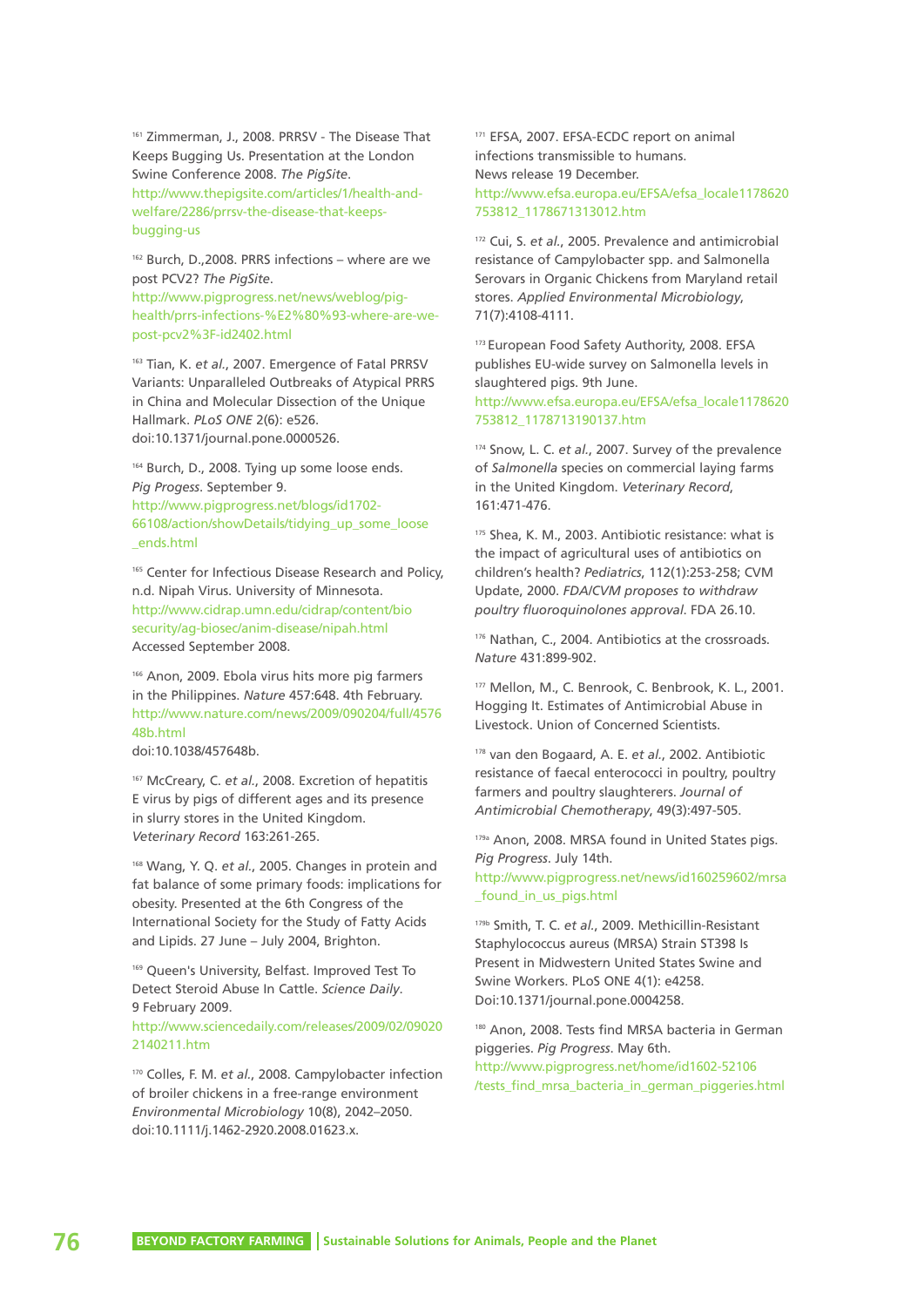[161] Zimmerman, J., 2008. PRRSV - The Disease That Keeps Bugging Us. Presentation at the London Swine Conference 2008. *The PigSite*. http://www.thepigsite.com/articles/1/health-and-welfare/2286/prrsv-the-disease-that-keeps-bugging-us

[162] Burch, D.,2008. PRRS infections – where are we post PCV2? *The PigSite*. http://www.pigprogress.net/news/weblog/pig-health/prrs-infections-%E2%80%93-where-are-we-post-pcv2%3F-id2402.html

[163] Tian, K. *et al.*, 2007. Emergence of Fatal PRRSV Variants: Unparalleled Outbreaks of Atypical PRRS in China and Molecular Dissection of the Unique Hallmark. *PLoS ONE* 2(6): e526. doi:10.1371/journal.pone.0000526.

[164] Burch, D., 2008. Tying up some loose ends. *Pig Progess*. September 9. http://www.pigprogress.net/blogs/id1702-66108/action/showDetails/tidying_up_some_loose_ends.html

[165] Center for Infectious Disease Research and Policy, n.d. Nipah Virus. University of Minnesota. http://www.cidrap.umn.edu/cidrap/content/biosecurity/ag-biosec/anim-disease/nipah.html Accessed September 2008.

[166] Anon, 2009. Ebola virus hits more pig farmers in the Philippines. *Nature* 457:648. 4th February. http://www.nature.com/news/2009/090204/full/457648b.html doi:10.1038/457648b.

[167] McCreary, C. *et al.*, 2008. Excretion of hepatitis E virus by pigs of different ages and its presence in slurry stores in the United Kingdom. *Veterinary Record* 163:261-265.

[168] Wang, Y. Q. *et al.*, 2005. Changes in protein and fat balance of some primary foods: implications for obesity. Presented at the 6th Congress of the International Society for the Study of Fatty Acids and Lipids. 27 June – July 2004, Brighton.

[169] Queen's University, Belfast. Improved Test To Detect Steroid Abuse In Cattle. *Science Daily*. 9 February 2009. http://www.sciencedaily.com/releases/2009/02/090202140211.htm

[170] Colles, F. M. *et al.*, 2008. Campylobacter infection of broiler chickens in a free-range environment *Environmental Microbiology* 10(8), 2042–2050. doi:10.1111/j.1462-2920.2008.01623.x.

[171] EFSA, 2007. EFSA-ECDC report on animal infections transmissible to humans. News release 19 December. http://www.efsa.europa.eu/EFSA/efsa_locale1178620753812_1178671313012.htm

[172] Cui, S. *et al.*, 2005. Prevalence and antimicrobial resistance of Campylobacter spp. and Salmonella Serovars in Organic Chickens from Maryland retail stores. *Applied Environmental Microbiology*, 71(7):4108-4111.

[173] European Food Safety Authority, 2008. EFSA publishes EU-wide survey on Salmonella levels in slaughtered pigs. 9th June. http://www.efsa.europa.eu/EFSA/efsa_locale1178620753812_1178713190137.htm

[174] Snow, L. C. *et al.*, 2007. Survey of the prevalence of *Salmonella* species on commercial laying farms in the United Kingdom. *Veterinary Record*, 161:471-476.

[175] Shea, K. M., 2003. Antibiotic resistance: what is the impact of agricultural uses of antibiotics on children's health? *Pediatrics*, 112(1):253-258; CVM Update, 2000. *FDA/CVM proposes to withdraw poultry fluoroquinolones approval*. FDA 26.10.

[176] Nathan, C., 2004. Antibiotics at the crossroads. *Nature* 431:899-902.

[177] Mellon, M., C. Benrook, C. Benbrook, K. L., 2001. Hogging It. Estimates of Antimicrobial Abuse in Livestock. Union of Concerned Scientists.

[178] van den Bogaard, A. E. *et al.*, 2002. Antibiotic resistance of faecal enterococci in poultry, poultry farmers and poultry slaughterers. *Journal of Antimicrobial Chemotherapy*, 49(3):497-505.

[179a] Anon, 2008. MRSA found in United States pigs. *Pig Progress*. July 14th. http://www.pigprogress.net/news/id160259602/mrsa_found_in_us_pigs.html

[179b] Smith, T. C. *et al.*, 2009. Methicillin-Resistant Staphylococcus aureus (MRSA) Strain ST398 Is Present in Midwestern United States Swine and Swine Workers. PLoS ONE 4(1): e4258. Doi:10.1371/journal.pone.0004258.

[180] Anon, 2008. Tests find MRSA bacteria in German piggeries. *Pig Progress*. May 6th. http://www.pigprogress.net/home/id1602-52106/tests_find_mrsa_bacteria_in_german_piggeries.html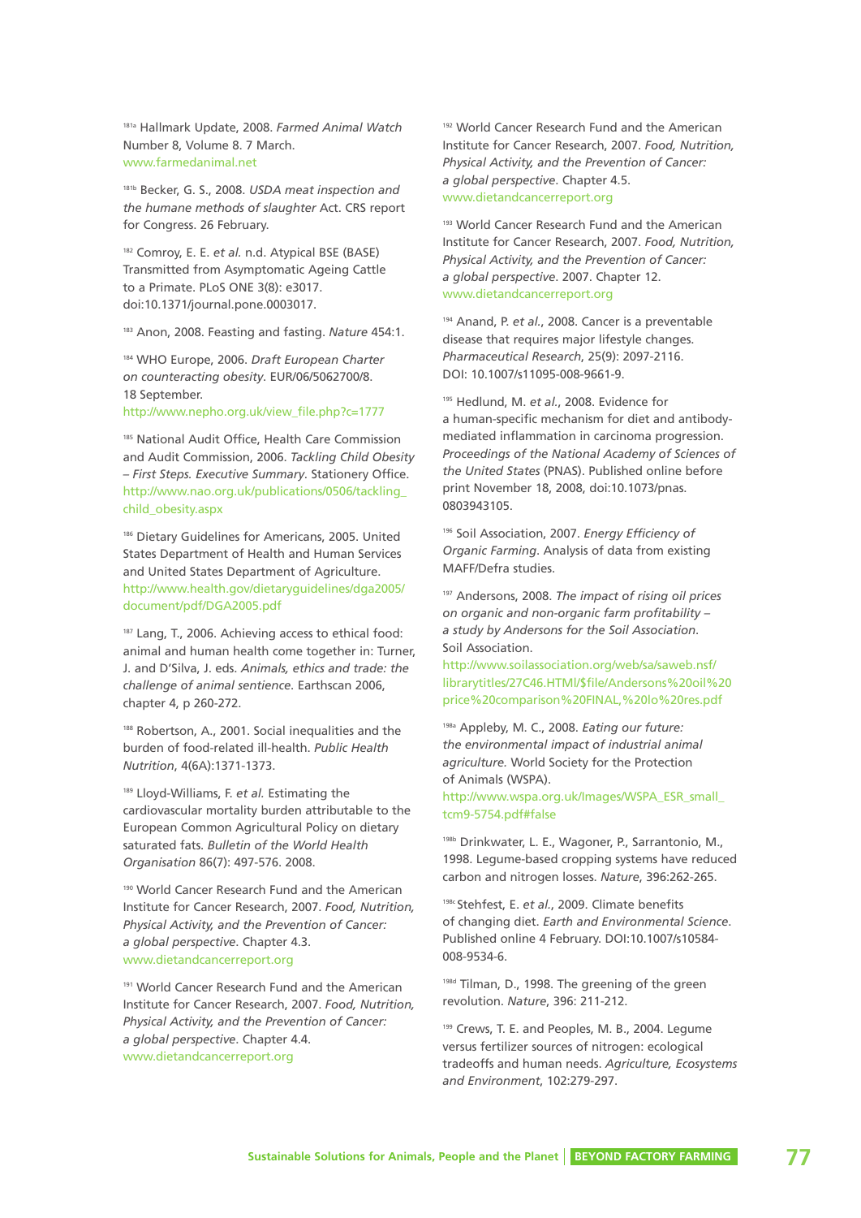[181a] Hallmark Update, 2008. *Farmed Animal Watch* Number 8, Volume 8. 7 March. www.farmedanimal.net

[181b] Becker, G. S., 2008. *USDA meat inspection and the humane methods of slaughter* Act. CRS report for Congress. 26 February.

[182] Comroy, E. E. *et al.* n.d. Atypical BSE (BASE) Transmitted from Asymptomatic Ageing Cattle to a Primate. PLoS ONE 3(8): e3017. doi:10.1371/journal.pone.0003017.

[183] Anon, 2008. Feasting and fasting. *Nature* 454:1.

[184] WHO Europe, 2006. *Draft European Charter on counteracting obesity*. EUR/06/5062700/8. 18 September. http://www.nepho.org.uk/view_file.php?c=1777

[185] National Audit Office, Health Care Commission and Audit Commission, 2006. *Tackling Child Obesity – First Steps. Executive Summary*. Stationery Office. http://www.nao.org.uk/publications/0506/tackling_child_obesity.aspx

[186] Dietary Guidelines for Americans, 2005. United States Department of Health and Human Services and United States Department of Agriculture. http://www.health.gov/dietaryguidelines/dga2005/document/pdf/DGA2005.pdf

[187] Lang, T., 2006. Achieving access to ethical food: animal and human health come together in: Turner, J. and D'Silva, J. eds. *Animals, ethics and trade: the challenge of animal sentience*. Earthscan 2006, chapter 4, p 260-272.

[188] Robertson, A., 2001. Social inequalities and the burden of food-related ill-health. *Public Health Nutrition*, 4(6A):1371-1373.

[189] Lloyd-Williams, F. *et al.* Estimating the cardiovascular mortality burden attributable to the European Common Agricultural Policy on dietary saturated fats. *Bulletin of the World Health Organisation* 86(7): 497-576. 2008.

[190] World Cancer Research Fund and the American Institute for Cancer Research, 2007. *Food, Nutrition, Physical Activity, and the Prevention of Cancer: a global perspective*. Chapter 4.3. www.dietandcancerreport.org

[191] World Cancer Research Fund and the American Institute for Cancer Research, 2007. *Food, Nutrition, Physical Activity, and the Prevention of Cancer: a global perspective*. Chapter 4.4. www.dietandcancerreport.org

[192] World Cancer Research Fund and the American Institute for Cancer Research, 2007. *Food, Nutrition, Physical Activity, and the Prevention of Cancer: a global perspective*. Chapter 4.5. www.dietandcancerreport.org

[193] World Cancer Research Fund and the American Institute for Cancer Research, 2007. *Food, Nutrition, Physical Activity, and the Prevention of Cancer: a global perspective*. 2007. Chapter 12. www.dietandcancerreport.org

[194] Anand, P. *et al.*, 2008. Cancer is a preventable disease that requires major lifestyle changes. *Pharmaceutical Research*, 25(9): 2097-2116. DOI: 10.1007/s11095-008-9661-9.

[195] Hedlund, M. *et al.*, 2008. Evidence for a human-specific mechanism for diet and antibody-mediated inflammation in carcinoma progression. *Proceedings of the National Academy of Sciences of the United States* (PNAS). Published online before print November 18, 2008, doi:10.1073/pnas.0803943105.

[196] Soil Association, 2007. *Energy Efficiency of Organic Farming*. Analysis of data from existing MAFF/Defra studies.

[197] Andersons, 2008. *The impact of rising oil prices on organic and non-organic farm profitability – a study by Andersons for the Soil Association*. Soil Association. http://www.soilassociation.org/web/sa/saweb.nsf/librarytitles/27C46.HTMl/$file/Andersons%20oil%20price%20comparison%20FINAL,%20lo%20res.pdf

[198a] Appleby, M. C., 2008. *Eating our future: the environmental impact of industrial animal agriculture.* World Society for the Protection of Animals (WSPA). http://www.wspa.org.uk/Images/WSPA_ESR_small_tcm9-5754.pdf#false

[198b] Drinkwater, L. E., Wagoner, P., Sarrantonio, M., 1998. Legume-based cropping systems have reduced carbon and nitrogen losses. *Nature*, 396:262-265.

[198c] Stehfest, E. *et al.*, 2009. Climate benefits of changing diet. *Earth and Environmental Science*. Published online 4 February. DOI:10.1007/s10584-008-9534-6.

[198d] Tilman, D., 1998. The greening of the green revolution. *Nature*, 396: 211-212.

[199] Crews, T. E. and Peoples, M. B., 2004. Legume versus fertilizer sources of nitrogen: ecological tradeoffs and human needs. *Agriculture, Ecosystems and Environment*, 102:279-297.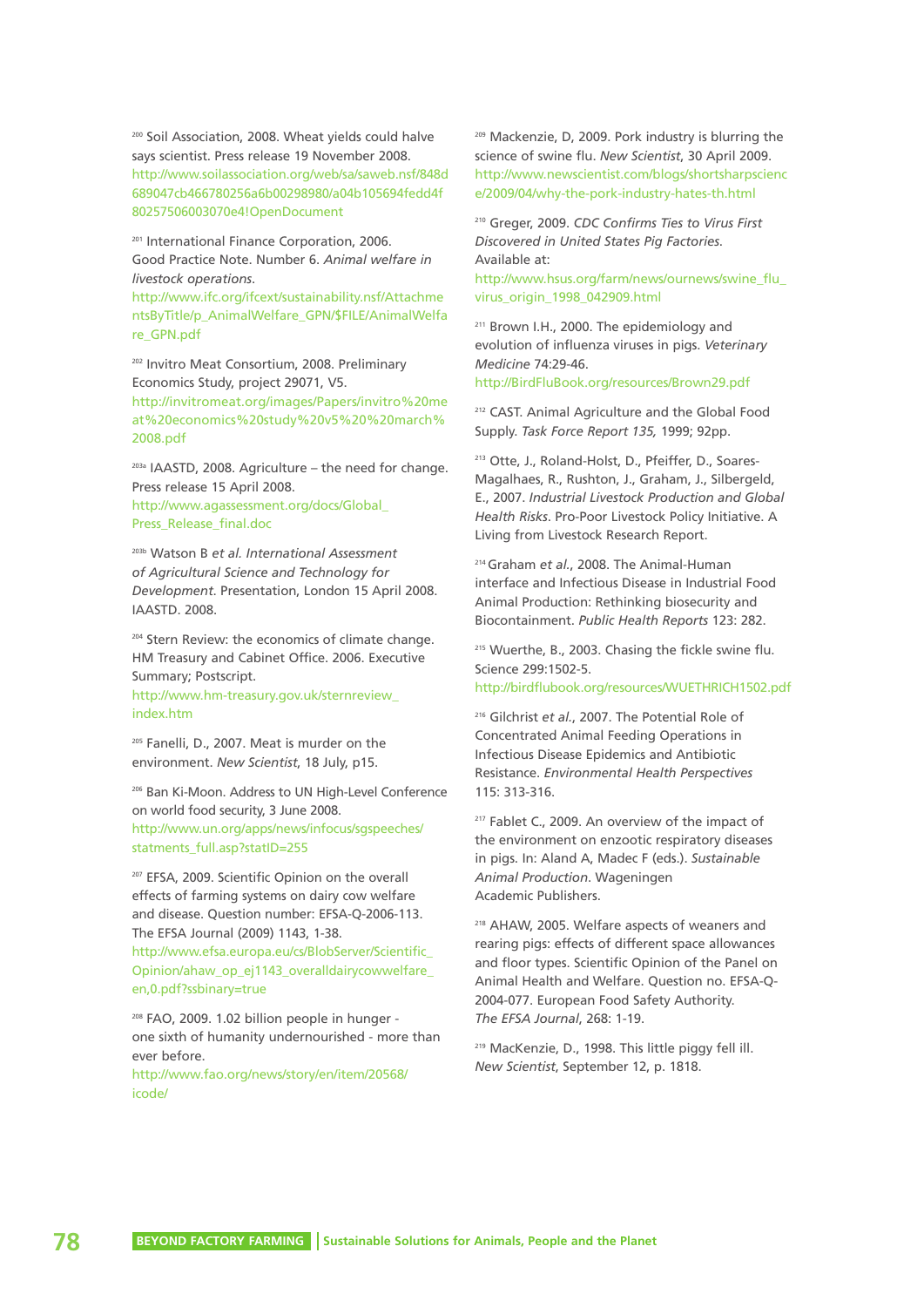[200] Soil Association, 2008. Wheat yields could halve says scientist. Press release 19 November 2008. http://www.soilassociation.org/web/sa/saweb.nsf/848d689047cb466780256a6b00298980/a04b105694fedd4f80257506003070e4!OpenDocument

[201] International Finance Corporation, 2006. Good Practice Note. Number 6. *Animal welfare in livestock operations*. http://www.ifc.org/ifcext/sustainability.nsf/AttachmentsByTitle/p_AnimalWelfare_GPN/$FILE/AnimalWelfare_GPN.pdf

[202] Invitro Meat Consortium, 2008. Preliminary Economics Study, project 29071, V5. http://invitromeat.org/images/Papers/invitro%20meat%20economics%20study%20v5%20%20march%2008.pdf

[203a] IAASTD, 2008. Agriculture – the need for change. Press release 15 April 2008. http://www.agassessment.org/docs/Global_Press_Release_final.doc

[203b] Watson B *et al. International Assessment of Agricultural Science and Technology for Development*. Presentation, London 15 April 2008. IAASTD. 2008.

[204] Stern Review: the economics of climate change. HM Treasury and Cabinet Office. 2006. Executive Summary; Postscript. http://www.hm-treasury.gov.uk/sternreview_index.htm

[205] Fanelli, D., 2007. Meat is murder on the environment. *New Scientist*, 18 July, p15.

[206] Ban Ki-Moon. Address to UN High-Level Conference on world food security, 3 June 2008. http://www.un.org/apps/news/infocus/sgspeeches/statments_full.asp?statID=255

[207] EFSA, 2009. Scientific Opinion on the overall effects of farming systems on dairy cow welfare and disease. Question number: EFSA-Q-2006-113. The EFSA Journal (2009) 1143, 1-38. http://www.efsa.europa.eu/cs/BlobServer/Scientific_Opinion/ahaw_op_ej1143_overalldairycowwelfare_en,0.pdf?ssbinary=true

[208] FAO, 2009. 1.02 billion people in hunger - one sixth of humanity undernourished - more than ever before. http://www.fao.org/news/story/en/item/20568/icode/

[209] Mackenzie, D, 2009. Pork industry is blurring the science of swine flu. *New Scientist*, 30 April 2009. http://www.newscientist.com/blogs/shortsharpscience/2009/04/why-the-pork-industry-hates-th.html

[210] Greger, 2009. *CDC Confirms Ties to Virus First Discovered in United States Pig Factories.* Available at: http://www.hsus.org/farm/news/ournews/swine_flu_virus_origin_1998_042909.html

[211] Brown I.H., 2000. The epidemiology and evolution of influenza viruses in pigs. *Veterinary Medicine* 74:29-46. http://BirdFluBook.org/resources/Brown29.pdf

[212] CAST. Animal Agriculture and the Global Food Supply. *Task Force Report 135,* 1999; 92pp.

[213] Otte, J., Roland-Holst, D., Pfeiffer, D., Soares-Magalhaes, R., Rushton, J., Graham, J., Silbergeld, E., 2007. *Industrial Livestock Production and Global Health Risks*. Pro-Poor Livestock Policy Initiative. A Living from Livestock Research Report.

[214] Graham *et al.*, 2008. The Animal-Human interface and Infectious Disease in Industrial Food Animal Production: Rethinking biosecurity and Biocontainment. *Public Health Reports* 123: 282.

[215] Wuerthe, B., 2003. Chasing the fickle swine flu. Science 299:1502-5. http://birdflubook.org/resources/WUETHRICH1502.pdf

[216] Gilchrist *et al.*, 2007. The Potential Role of Concentrated Animal Feeding Operations in Infectious Disease Epidemics and Antibiotic Resistance. *Environmental Health Perspectives* 115: 313-316.

[217] Fablet C., 2009. An overview of the impact of the environment on enzootic respiratory diseases in pigs. In: Aland A, Madec F (eds.). *Sustainable Animal Production*. Wageningen Academic Publishers.

[218] AHAW, 2005. Welfare aspects of weaners and rearing pigs: effects of different space allowances and floor types. Scientific Opinion of the Panel on Animal Health and Welfare. Question no. EFSA-Q-2004-077. European Food Safety Authority. *The EFSA Journal*, 268: 1-19.

[219] MacKenzie, D., 1998. This little piggy fell ill. *New Scientist*, September 12, p. 1818.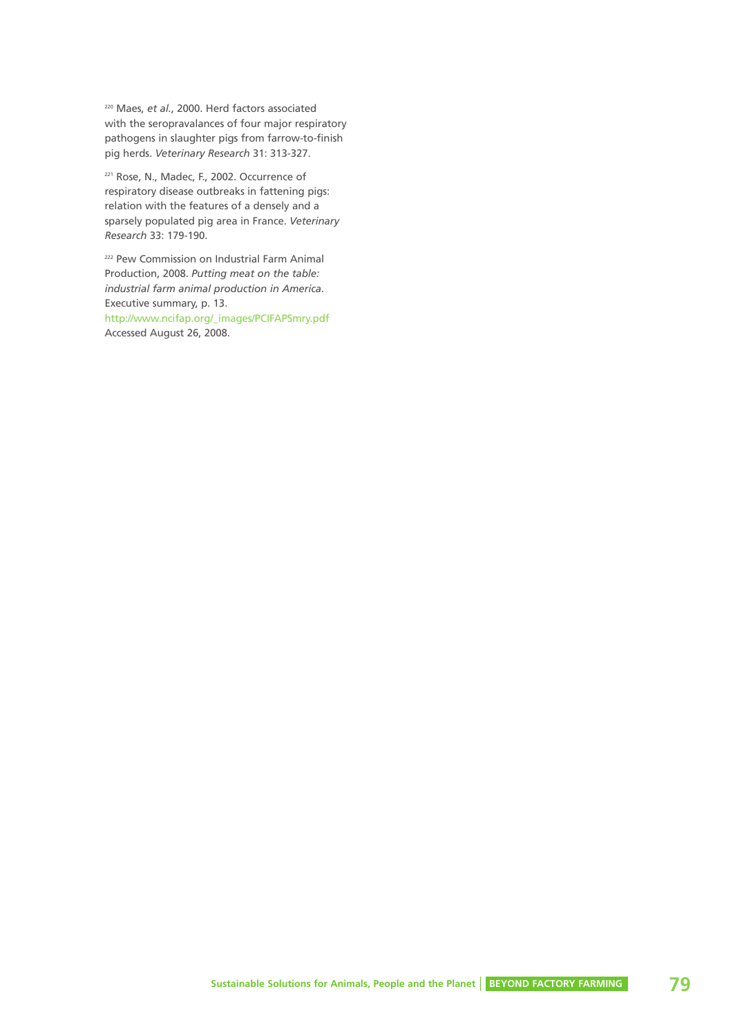[220] Maes, *et al.*, 2000. Herd factors associated with the seropravalances of four major respiratory pathogens in slaughter pigs from farrow-to-finish pig herds. *Veterinary Research* 31: 313-327.

[221] Rose, N., Madec, F., 2002. Occurrence of respiratory disease outbreaks in fattening pigs: relation with the features of a densely and a sparsely populated pig area in France. *Veterinary Research* 33: 179-190.

[222] Pew Commission on Industrial Farm Animal Production, 2008. *Putting meat on the table: industrial farm animal production in America*. Executive summary, p. 13.
http://www.ncifap.org/_images/PCIFAPSmry.pdf
Accessed August 26, 2008.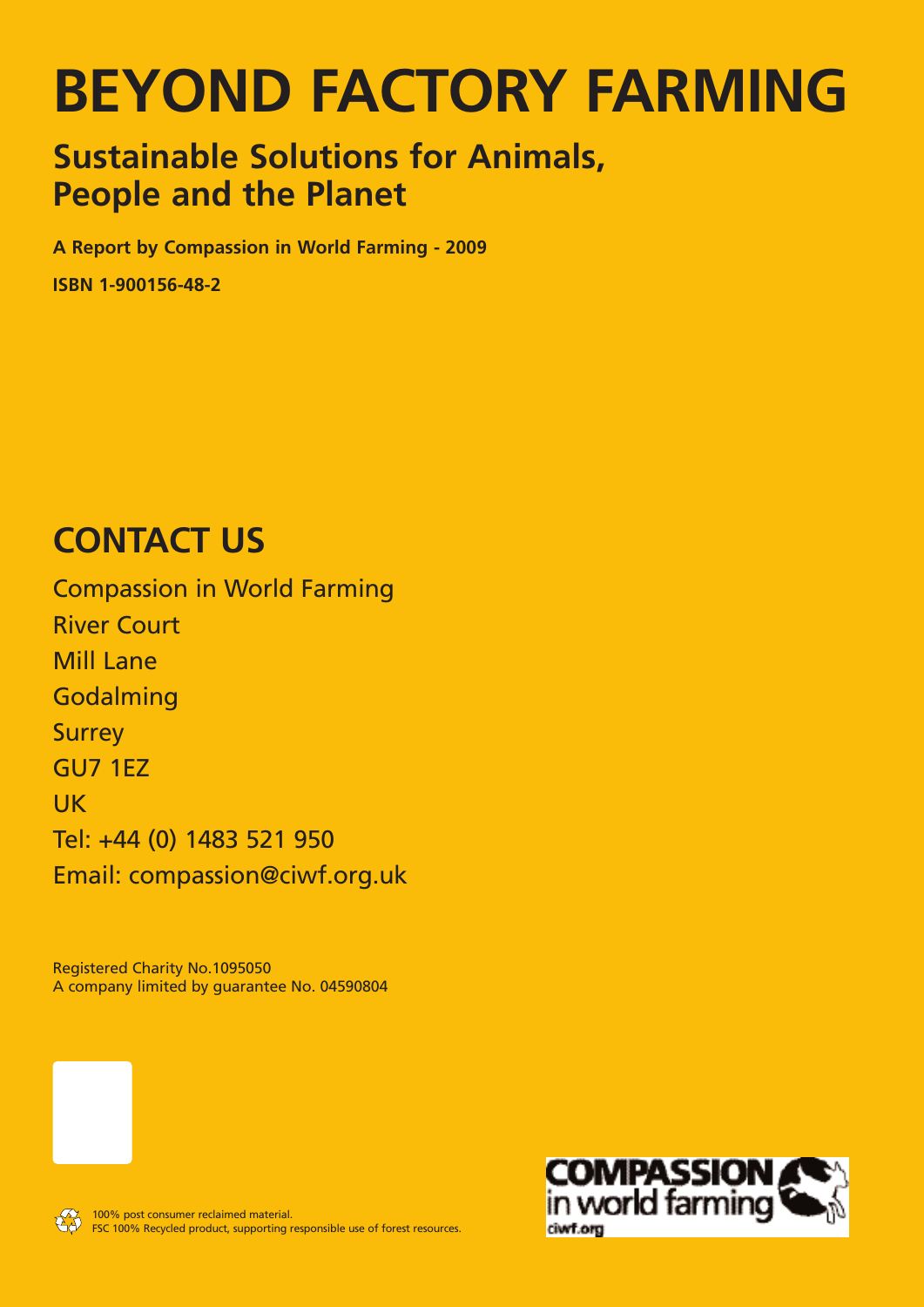# BEYOND FACTORY FARMING

## Sustainable Solutions for Animals, People and the Planet

**A Report by Compassion in World Farming - 2009**

**ISBN 1-900156-48-2**

## CONTACT US

Compassion in World Farming
River Court
Mill Lane
Godalming
Surrey
GU7 1EZ
UK
Tel: +44 (0) 1483 521 950
Email: compassion@ciwf.org.uk

Registered Charity No.1095050
A company limited by guarantee No. 04590804

100% post consumer reclaimed material.
FSC 100% Recycled product, supporting responsible use of forest resources.

COMPASSION in world farming
ciwf.org